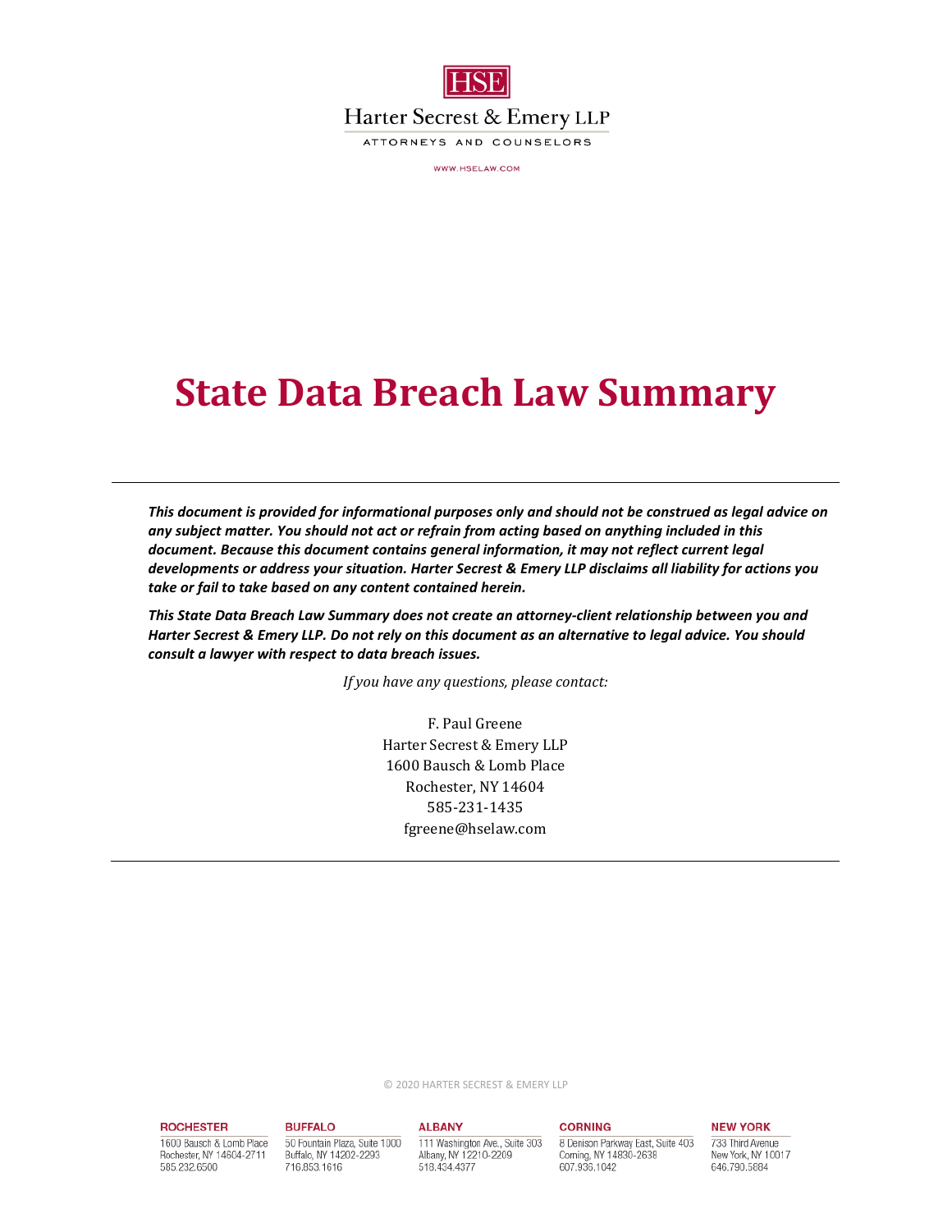HSE

Harter Secrest & Emery LLP

ATTORNEYS AND COUNSELORS

WWW.HSELAW.COM

# State Data Breach Law Summary

***This document is provided for informational purposes only and should not be construed as legal advice on any subject matter. You should not act or refrain from acting based on anything included in this document. Because this document contains general information, it may not reflect current legal developments or address your situation. Harter Secrest & Emery LLP disclaims all liability for actions you take or fail to take based on any content contained herein.***

***This State Data Breach Law Summary does not create an attorney-client relationship between you and Harter Secrest & Emery LLP. Do not rely on this document as an alternative to legal advice. You should consult a lawyer with respect to data breach issues.***

*If you have any questions, please contact:*

F. Paul Greene
Harter Secrest & Emery LLP
1600 Bausch & Lomb Place
Rochester, NY 14604
585-231-1435
fgreene@hselaw.com

© 2020 HARTER SECREST & EMERY LLP

**ROCHESTER**
1600 Bausch & Lomb Place
Rochester, NY 14604-2711
585.232.6500

**BUFFALO**
50 Fountain Plaza, Suite 1000
Buffalo, NY 14202-2293
716.853.1616

**ALBANY**
111 Washington Ave., Suite 303
Albany, NY 12210-2209
518.434.4377

**CORNING**
8 Denison Parkway East, Suite 403
Corning, NY 14830-2638
607.936.1042

**NEW YORK**
733 Third Avenue
New York, NY 10017
646.790.5884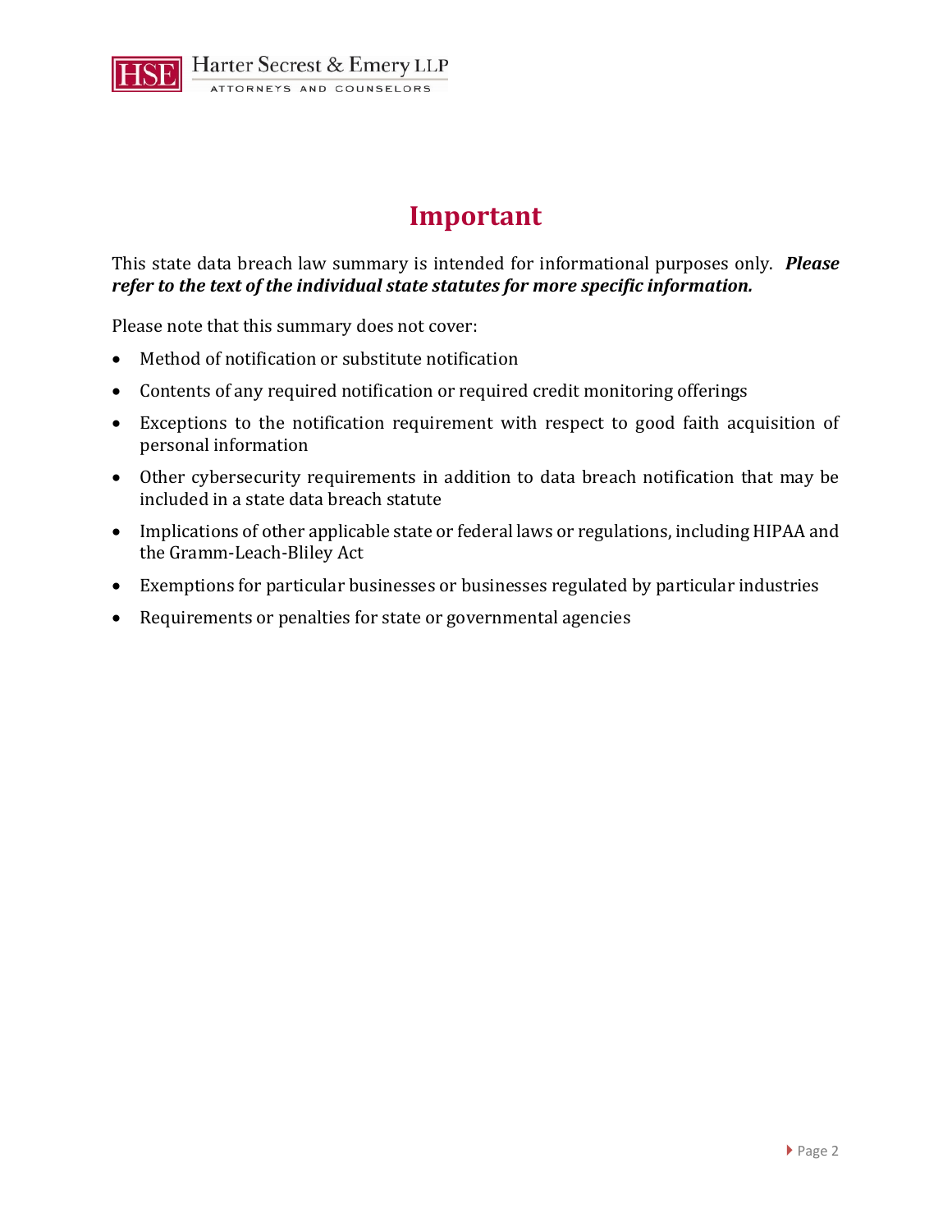# Important

This state data breach law summary is intended for informational purposes only. ***Please refer to the text of the individual state statutes for more specific information.***

Please note that this summary does not cover:

- Method of notification or substitute notification
- Contents of any required notification or required credit monitoring offerings
- Exceptions to the notification requirement with respect to good faith acquisition of personal information
- Other cybersecurity requirements in addition to data breach notification that may be included in a state data breach statute
- Implications of other applicable state or federal laws or regulations, including HIPAA and the Gramm-Leach-Bliley Act
- Exemptions for particular businesses or businesses regulated by particular industries
- Requirements or penalties for state or governmental agencies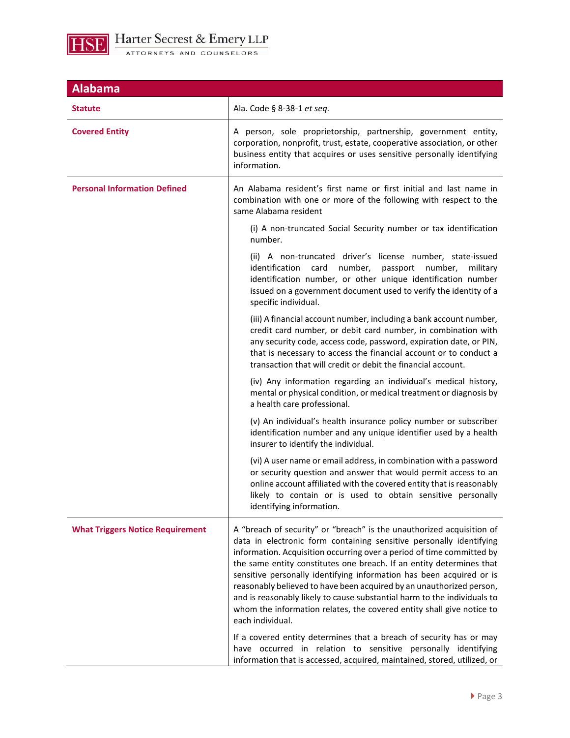| Alabama | |
|---|---|
| **Statute** | Ala. Code § 8-38-1 *et seq.* |
| **Covered Entity** | A person, sole proprietorship, partnership, government entity, corporation, nonprofit, trust, estate, cooperative association, or other business entity that acquires or uses sensitive personally identifying information. |
| **Personal Information Defined** | An Alabama resident's first name or first initial and last name in combination with one or more of the following with respect to the same Alabama resident<br><br>(i) A non-truncated Social Security number or tax identification number.<br><br>(ii) A non-truncated driver's license number, state-issued identification card number, passport number, military identification number, or other unique identification number issued on a government document used to verify the identity of a specific individual.<br><br>(iii) A financial account number, including a bank account number, credit card number, or debit card number, in combination with any security code, access code, password, expiration date, or PIN, that is necessary to access the financial account or to conduct a transaction that will credit or debit the financial account.<br><br>(iv) Any information regarding an individual's medical history, mental or physical condition, or medical treatment or diagnosis by a health care professional.<br><br>(v) An individual's health insurance policy number or subscriber identification number and any unique identifier used by a health insurer to identify the individual.<br><br>(vi) A user name or email address, in combination with a password or security question and answer that would permit access to an online account affiliated with the covered entity that is reasonably likely to contain or is used to obtain sensitive personally identifying information. |
| **What Triggers Notice Requirement** | A "breach of security" or "breach" is the unauthorized acquisition of data in electronic form containing sensitive personally identifying information. Acquisition occurring over a period of time committed by the same entity constitutes one breach. If an entity determines that sensitive personally identifying information has been acquired or is reasonably believed to have been acquired by an unauthorized person, and is reasonably likely to cause substantial harm to the individuals to whom the information relates, the covered entity shall give notice to each individual.<br><br>If a covered entity determines that a breach of security has or may have occurred in relation to sensitive personally identifying information that is accessed, acquired, maintained, stored, utilized, or |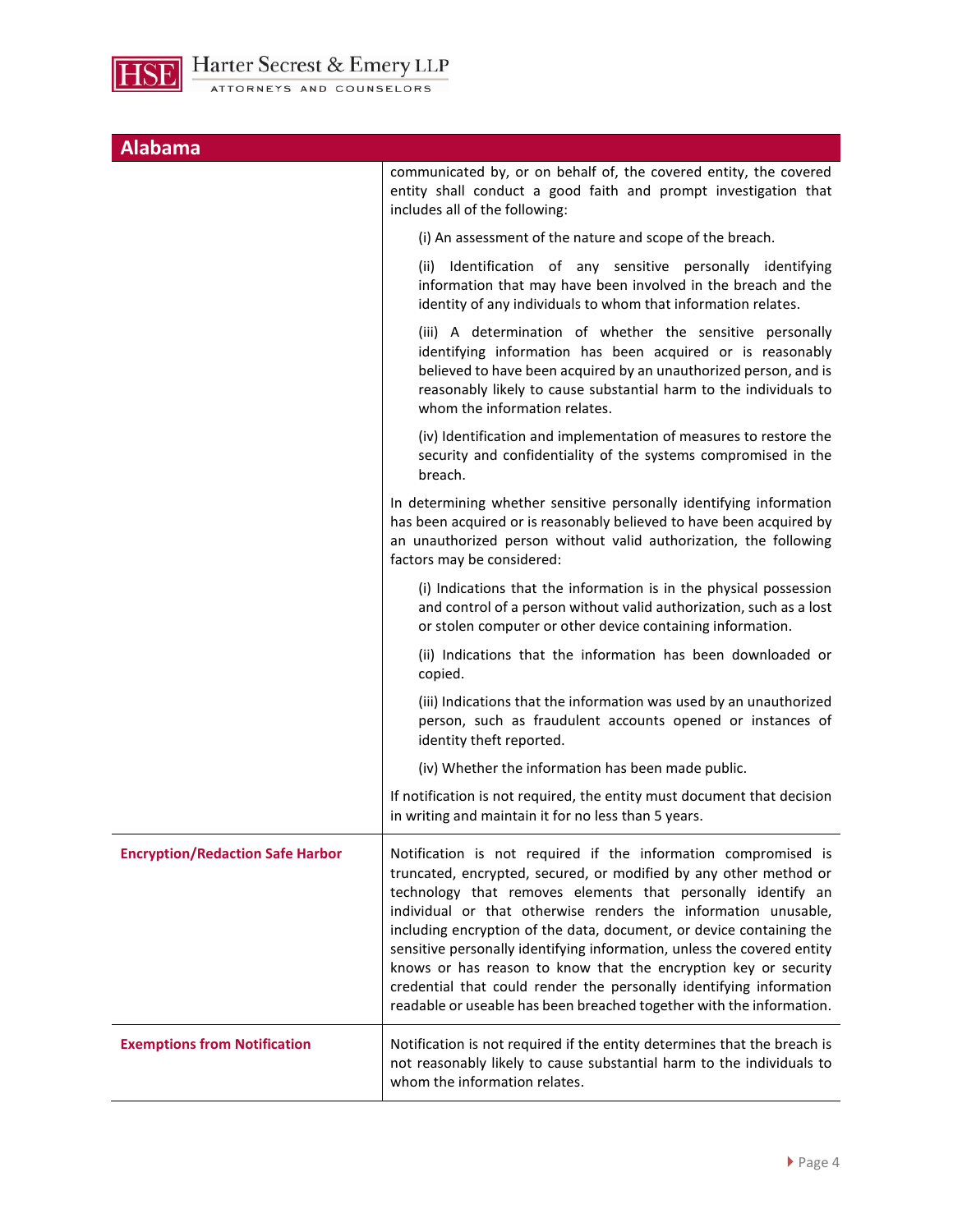## Alabama

| | |
|---|---|
| | communicated by, or on behalf of, the covered entity, the covered entity shall conduct a good faith and prompt investigation that includes all of the following:<br><br>(i) An assessment of the nature and scope of the breach.<br><br>(ii) Identification of any sensitive personally identifying information that may have been involved in the breach and the identity of any individuals to whom that information relates.<br><br>(iii) A determination of whether the sensitive personally identifying information has been acquired or is reasonably believed to have been acquired by an unauthorized person, and is reasonably likely to cause substantial harm to the individuals to whom the information relates.<br><br>(iv) Identification and implementation of measures to restore the security and confidentiality of the systems compromised in the breach.<br><br>In determining whether sensitive personally identifying information has been acquired or is reasonably believed to have been acquired by an unauthorized person without valid authorization, the following factors may be considered:<br><br>(i) Indications that the information is in the physical possession and control of a person without valid authorization, such as a lost or stolen computer or other device containing information.<br><br>(ii) Indications that the information has been downloaded or copied.<br><br>(iii) Indications that the information was used by an unauthorized person, such as fraudulent accounts opened or instances of identity theft reported.<br><br>(iv) Whether the information has been made public.<br><br>If notification is not required, the entity must document that decision in writing and maintain it for no less than 5 years. |
| **Encryption/Redaction Safe Harbor** | Notification is not required if the information compromised is truncated, encrypted, secured, or modified by any other method or technology that removes elements that personally identify an individual or that otherwise renders the information unusable, including encryption of the data, document, or device containing the sensitive personally identifying information, unless the covered entity knows or has reason to know that the encryption key or security credential that could render the personally identifying information readable or useable has been breached together with the information. |
| **Exemptions from Notification** | Notification is not required if the entity determines that the breach is not reasonably likely to cause substantial harm to the individuals to whom the information relates. |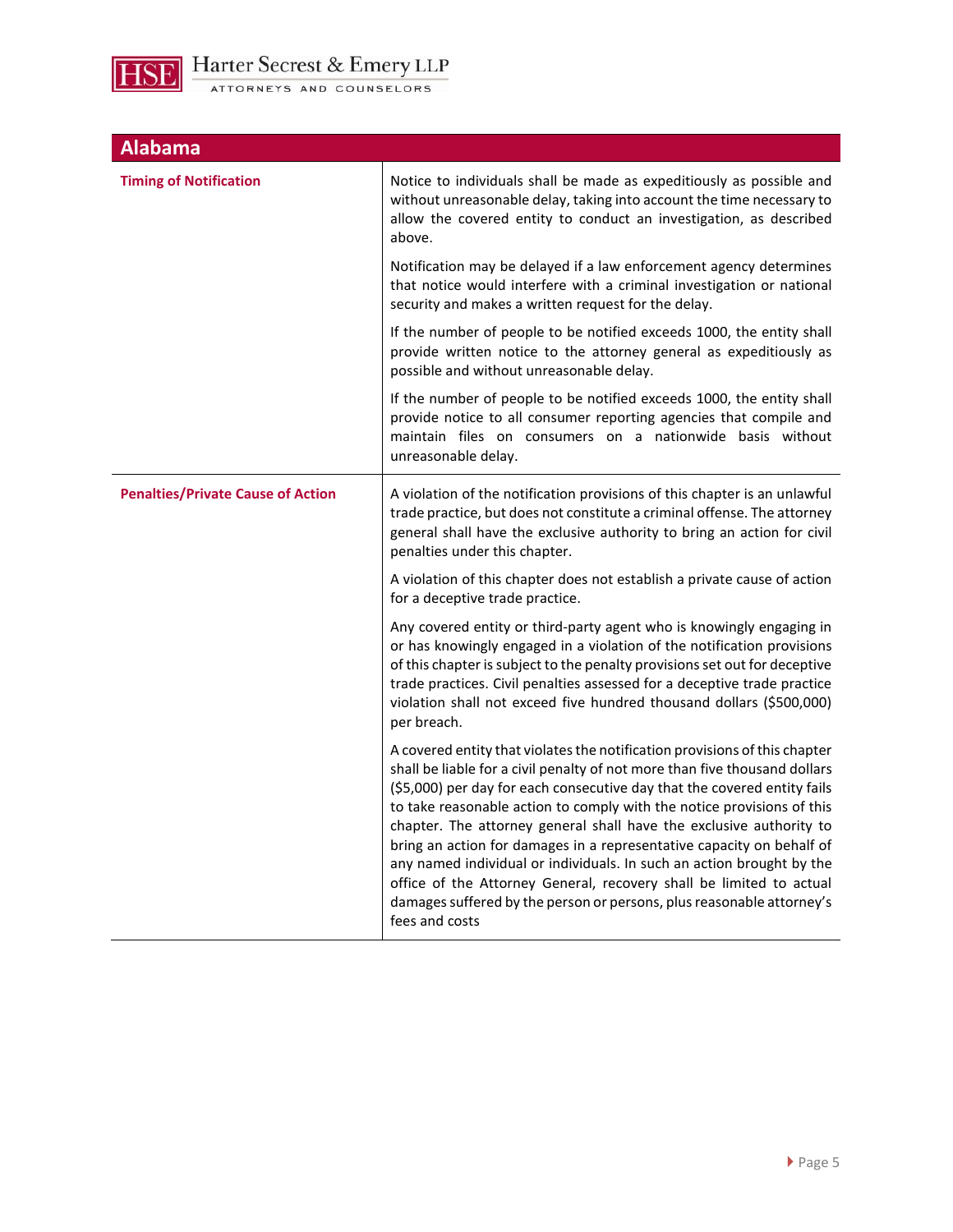| Alabama | |
|---|---|
| **Timing of Notification** | Notice to individuals shall be made as expeditiously as possible and without unreasonable delay, taking into account the time necessary to allow the covered entity to conduct an investigation, as described above.<br><br>Notification may be delayed if a law enforcement agency determines that notice would interfere with a criminal investigation or national security and makes a written request for the delay.<br><br>If the number of people to be notified exceeds 1000, the entity shall provide written notice to the attorney general as expeditiously as possible and without unreasonable delay.<br><br>If the number of people to be notified exceeds 1000, the entity shall provide notice to all consumer reporting agencies that compile and maintain files on consumers on a nationwide basis without unreasonable delay. |
| **Penalties/Private Cause of Action** | A violation of the notification provisions of this chapter is an unlawful trade practice, but does not constitute a criminal offense. The attorney general shall have the exclusive authority to bring an action for civil penalties under this chapter.<br><br>A violation of this chapter does not establish a private cause of action for a deceptive trade practice.<br><br>Any covered entity or third-party agent who is knowingly engaging in or has knowingly engaged in a violation of the notification provisions of this chapter is subject to the penalty provisions set out for deceptive trade practices. Civil penalties assessed for a deceptive trade practice violation shall not exceed five hundred thousand dollars ($500,000) per breach.<br><br>A covered entity that violates the notification provisions of this chapter shall be liable for a civil penalty of not more than five thousand dollars ($5,000) per day for each consecutive day that the covered entity fails to take reasonable action to comply with the notice provisions of this chapter. The attorney general shall have the exclusive authority to bring an action for damages in a representative capacity on behalf of any named individual or individuals. In such an action brought by the office of the Attorney General, recovery shall be limited to actual damages suffered by the person or persons, plus reasonable attorney's fees and costs |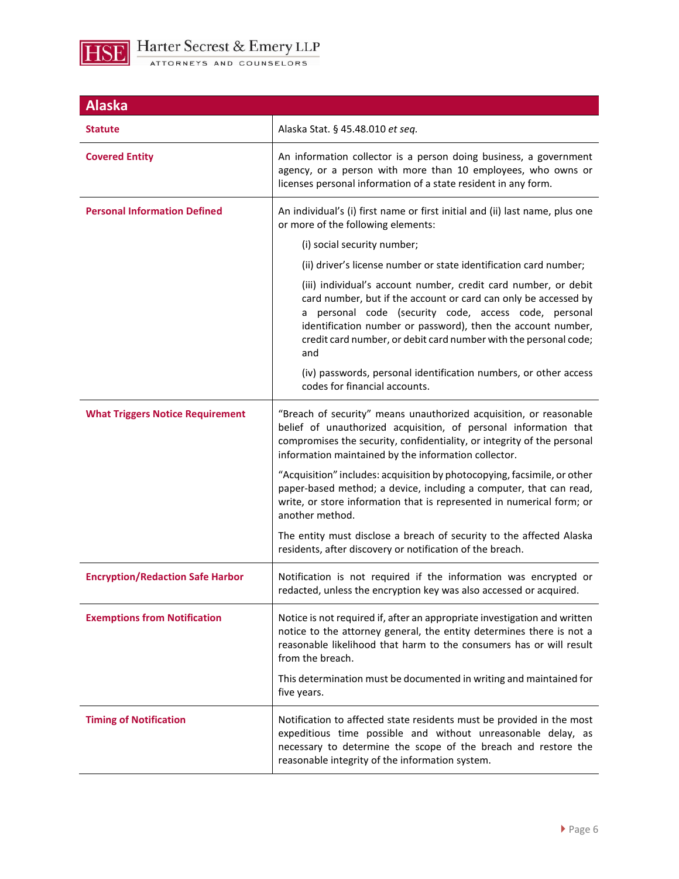## Alaska

| | |
|---|---|
| **Statute** | Alaska Stat. § 45.48.010 *et seq.* |
| **Covered Entity** | An information collector is a person doing business, a government agency, or a person with more than 10 employees, who owns or licenses personal information of a state resident in any form. |
| **Personal Information Defined** | An individual's (i) first name or first initial and (ii) last name, plus one or more of the following elements:<br>(i) social security number;<br>(ii) driver's license number or state identification card number;<br>(iii) individual's account number, credit card number, or debit card number, but if the account or card can only be accessed by a personal code (security code, access code, personal identification number or password), then the account number, credit card number, or debit card number with the personal code; and<br>(iv) passwords, personal identification numbers, or other access codes for financial accounts. |
| **What Triggers Notice Requirement** | "Breach of security" means unauthorized acquisition, or reasonable belief of unauthorized acquisition, of personal information that compromises the security, confidentiality, or integrity of the personal information maintained by the information collector.<br>"Acquisition" includes: acquisition by photocopying, facsimile, or other paper-based method; a device, including a computer, that can read, write, or store information that is represented in numerical form; or another method.<br>The entity must disclose a breach of security to the affected Alaska residents, after discovery or notification of the breach. |
| **Encryption/Redaction Safe Harbor** | Notification is not required if the information was encrypted or redacted, unless the encryption key was also accessed or acquired. |
| **Exemptions from Notification** | Notice is not required if, after an appropriate investigation and written notice to the attorney general, the entity determines there is not a reasonable likelihood that harm to the consumers has or will result from the breach.<br>This determination must be documented in writing and maintained for five years. |
| **Timing of Notification** | Notification to affected state residents must be provided in the most expeditious time possible and without unreasonable delay, as necessary to determine the scope of the breach and restore the reasonable integrity of the information system. |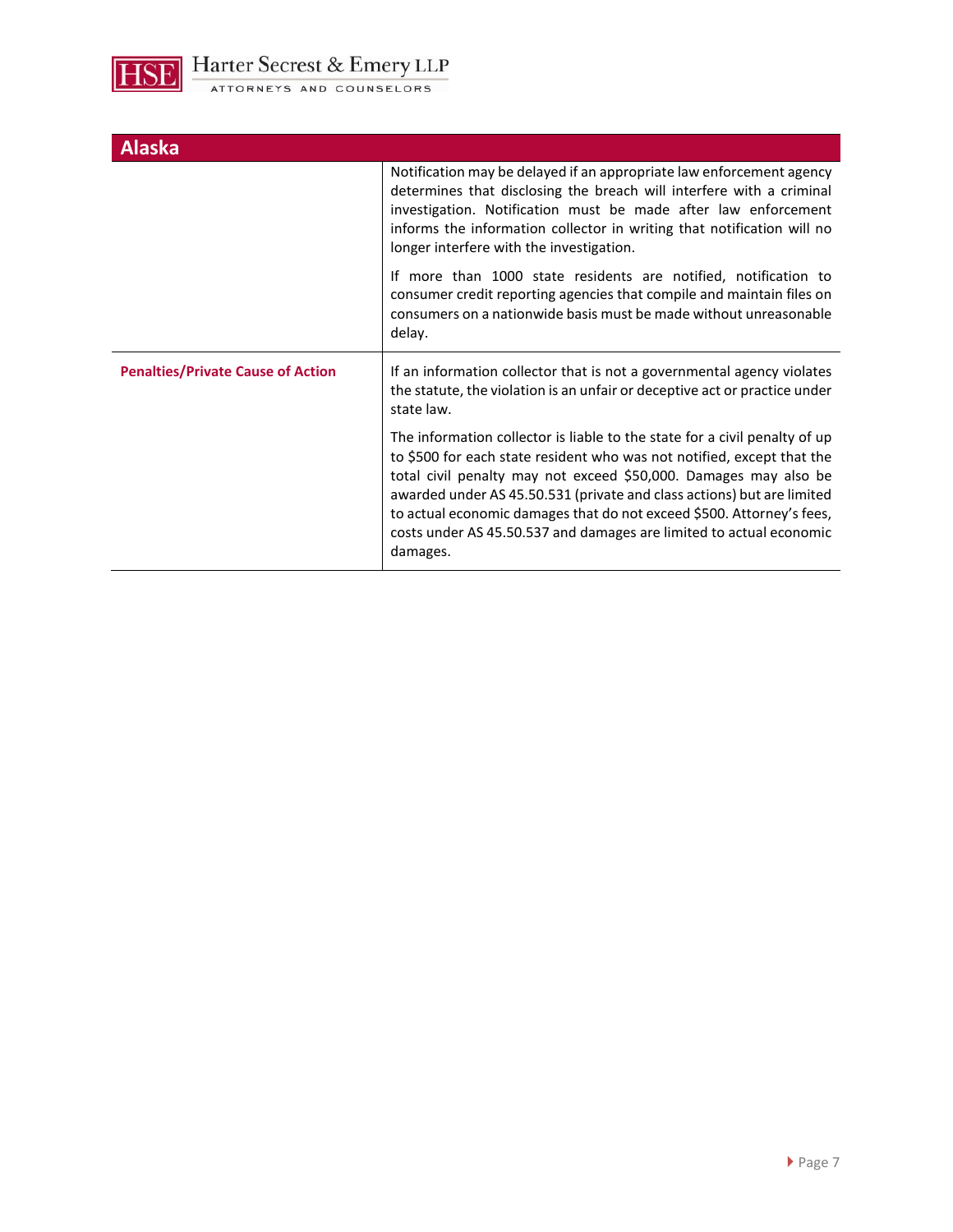| Alaska | |
|---|---|
| | Notification may be delayed if an appropriate law enforcement agency determines that disclosing the breach will interfere with a criminal investigation. Notification must be made after law enforcement informs the information collector in writing that notification will no longer interfere with the investigation.<br><br>If more than 1000 state residents are notified, notification to consumer credit reporting agencies that compile and maintain files on consumers on a nationwide basis must be made without unreasonable delay. |
| **Penalties/Private Cause of Action** | If an information collector that is not a governmental agency violates the statute, the violation is an unfair or deceptive act or practice under state law.<br><br>The information collector is liable to the state for a civil penalty of up to $500 for each state resident who was not notified, except that the total civil penalty may not exceed $50,000. Damages may also be awarded under AS 45.50.531 (private and class actions) but are limited to actual economic damages that do not exceed $500. Attorney's fees, costs under AS 45.50.537 and damages are limited to actual economic damages. |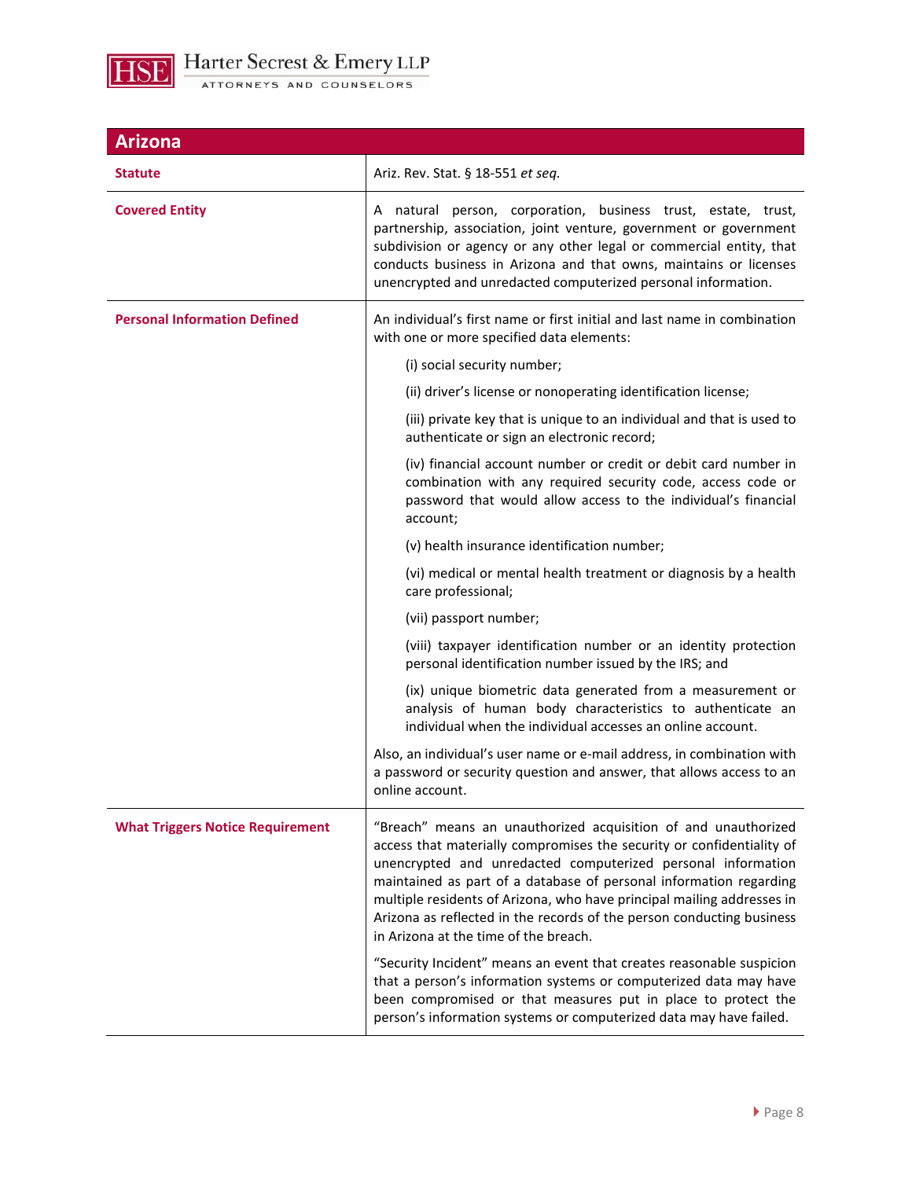## Arizona

| | |
|---|---|
| **Statute** | Ariz. Rev. Stat. § 18-551 *et seq.* |
| **Covered Entity** | A natural person, corporation, business trust, estate, trust, partnership, association, joint venture, government or government subdivision or agency or any other legal or commercial entity, that conducts business in Arizona and that owns, maintains or licenses unencrypted and unredacted computerized personal information. |
| **Personal Information Defined** | An individual's first name or first initial and last name in combination with one or more specified data elements:<br><br>(i) social security number;<br><br>(ii) driver's license or nonoperating identification license;<br><br>(iii) private key that is unique to an individual and that is used to authenticate or sign an electronic record;<br><br>(iv) financial account number or credit or debit card number in combination with any required security code, access code or password that would allow access to the individual's financial account;<br><br>(v) health insurance identification number;<br><br>(vi) medical or mental health treatment or diagnosis by a health care professional;<br><br>(vii) passport number;<br><br>(viii) taxpayer identification number or an identity protection personal identification number issued by the IRS; and<br><br>(ix) unique biometric data generated from a measurement or analysis of human body characteristics to authenticate an individual when the individual accesses an online account.<br><br>Also, an individual's user name or e-mail address, in combination with a password or security question and answer, that allows access to an online account. |
| **What Triggers Notice Requirement** | "Breach" means an unauthorized acquisition of and unauthorized access that materially compromises the security or confidentiality of unencrypted and unredacted computerized personal information maintained as part of a database of personal information regarding multiple residents of Arizona, who have principal mailing addresses in Arizona as reflected in the records of the person conducting business in Arizona at the time of the breach.<br><br>"Security Incident" means an event that creates reasonable suspicion that a person's information systems or computerized data may have been compromised or that measures put in place to protect the person's information systems or computerized data may have failed. |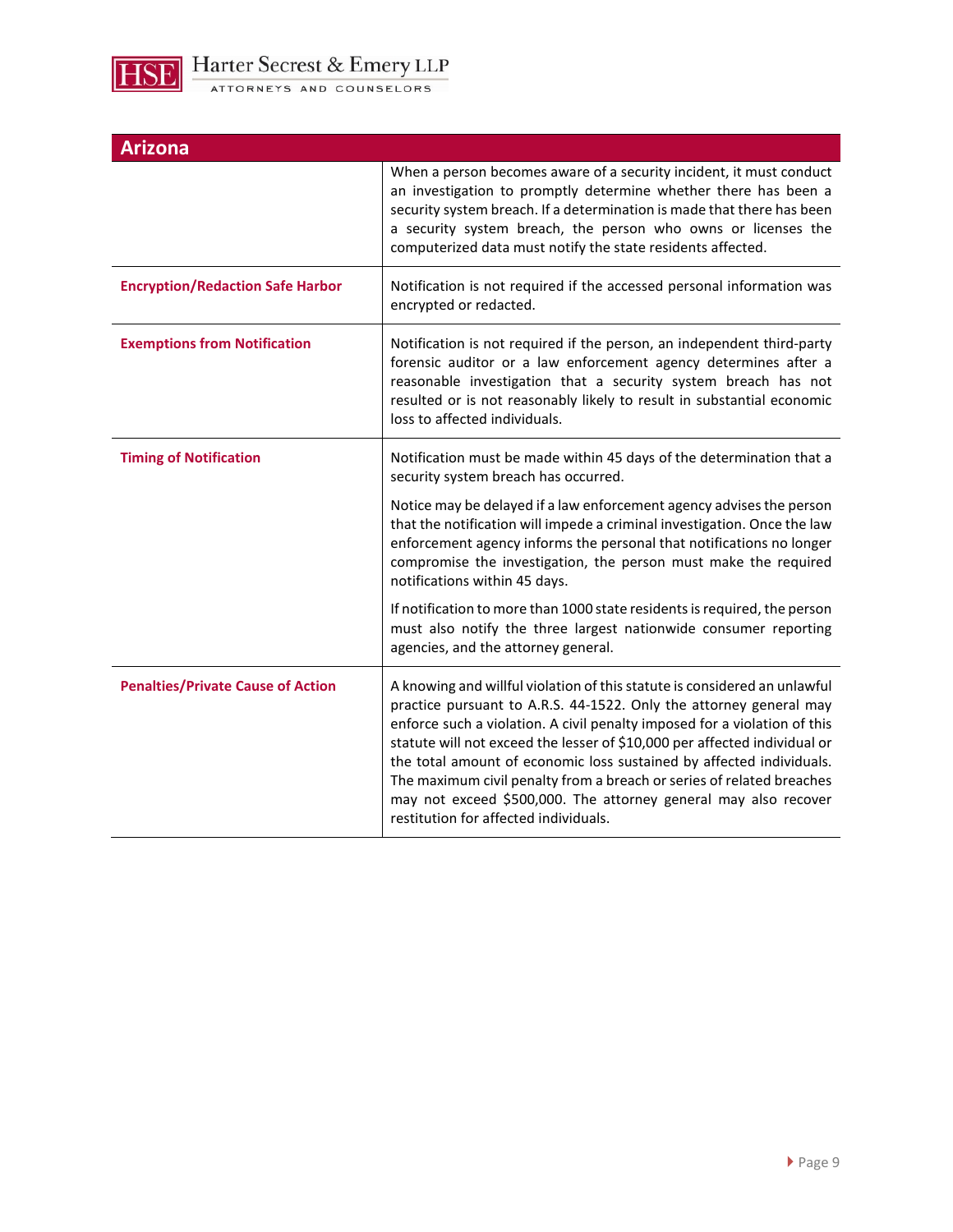| Arizona | |
|---|---|
| | When a person becomes aware of a security incident, it must conduct an investigation to promptly determine whether there has been a security system breach. If a determination is made that there has been a security system breach, the person who owns or licenses the computerized data must notify the state residents affected. |
| **Encryption/Redaction Safe Harbor** | Notification is not required if the accessed personal information was encrypted or redacted. |
| **Exemptions from Notification** | Notification is not required if the person, an independent third-party forensic auditor or a law enforcement agency determines after a reasonable investigation that a security system breach has not resulted or is not reasonably likely to result in substantial economic loss to affected individuals. |
| **Timing of Notification** | Notification must be made within 45 days of the determination that a security system breach has occurred.<br><br>Notice may be delayed if a law enforcement agency advises the person that the notification will impede a criminal investigation. Once the law enforcement agency informs the personal that notifications no longer compromise the investigation, the person must make the required notifications within 45 days.<br><br>If notification to more than 1000 state residents is required, the person must also notify the three largest nationwide consumer reporting agencies, and the attorney general. |
| **Penalties/Private Cause of Action** | A knowing and willful violation of this statute is considered an unlawful practice pursuant to A.R.S. 44-1522. Only the attorney general may enforce such a violation. A civil penalty imposed for a violation of this statute will not exceed the lesser of $10,000 per affected individual or the total amount of economic loss sustained by affected individuals. The maximum civil penalty from a breach or series of related breaches may not exceed $500,000. The attorney general may also recover restitution for affected individuals. |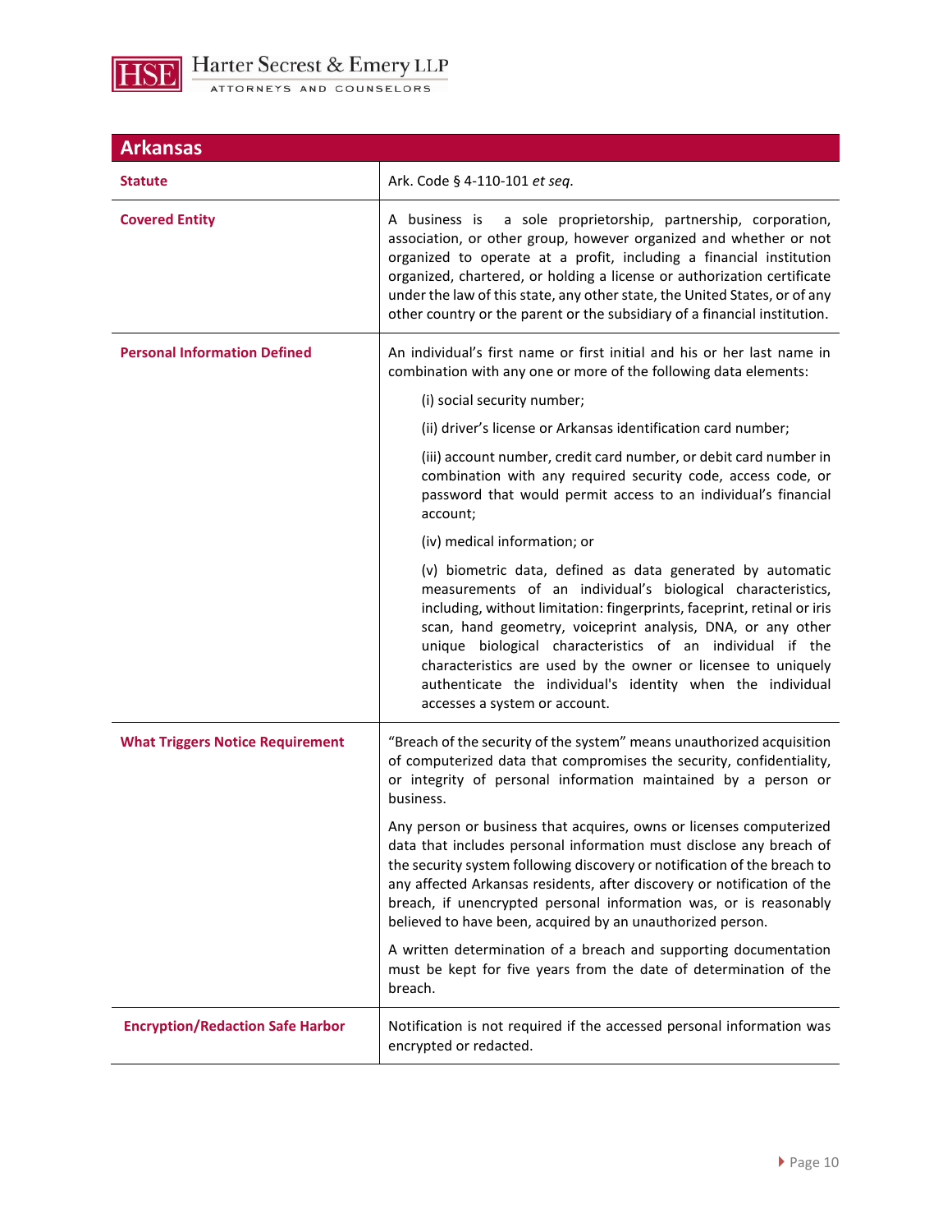## Arkansas

| | |
|---|---|
| **Statute** | Ark. Code § 4-110-101 *et seq.* |
| **Covered Entity** | A business is a sole proprietorship, partnership, corporation, association, or other group, however organized and whether or not organized to operate at a profit, including a financial institution organized, chartered, or holding a license or authorization certificate under the law of this state, any other state, the United States, or of any other country or the parent or the subsidiary of a financial institution. |
| **Personal Information Defined** | An individual's first name or first initial and his or her last name in combination with any one or more of the following data elements:<br><br>(i) social security number;<br><br>(ii) driver's license or Arkansas identification card number;<br><br>(iii) account number, credit card number, or debit card number in combination with any required security code, access code, or password that would permit access to an individual's financial account;<br><br>(iv) medical information; or<br><br>(v) biometric data, defined as data generated by automatic measurements of an individual's biological characteristics, including, without limitation: fingerprints, faceprint, retinal or iris scan, hand geometry, voiceprint analysis, DNA, or any other unique biological characteristics of an individual if the characteristics are used by the owner or licensee to uniquely authenticate the individual's identity when the individual accesses a system or account. |
| **What Triggers Notice Requirement** | "Breach of the security of the system" means unauthorized acquisition of computerized data that compromises the security, confidentiality, or integrity of personal information maintained by a person or business.<br><br>Any person or business that acquires, owns or licenses computerized data that includes personal information must disclose any breach of the security system following discovery or notification of the breach to any affected Arkansas residents, after discovery or notification of the breach, if unencrypted personal information was, or is reasonably believed to have been, acquired by an unauthorized person.<br><br>A written determination of a breach and supporting documentation must be kept for five years from the date of determination of the breach. |
| **Encryption/Redaction Safe Harbor** | Notification is not required if the accessed personal information was encrypted or redacted. |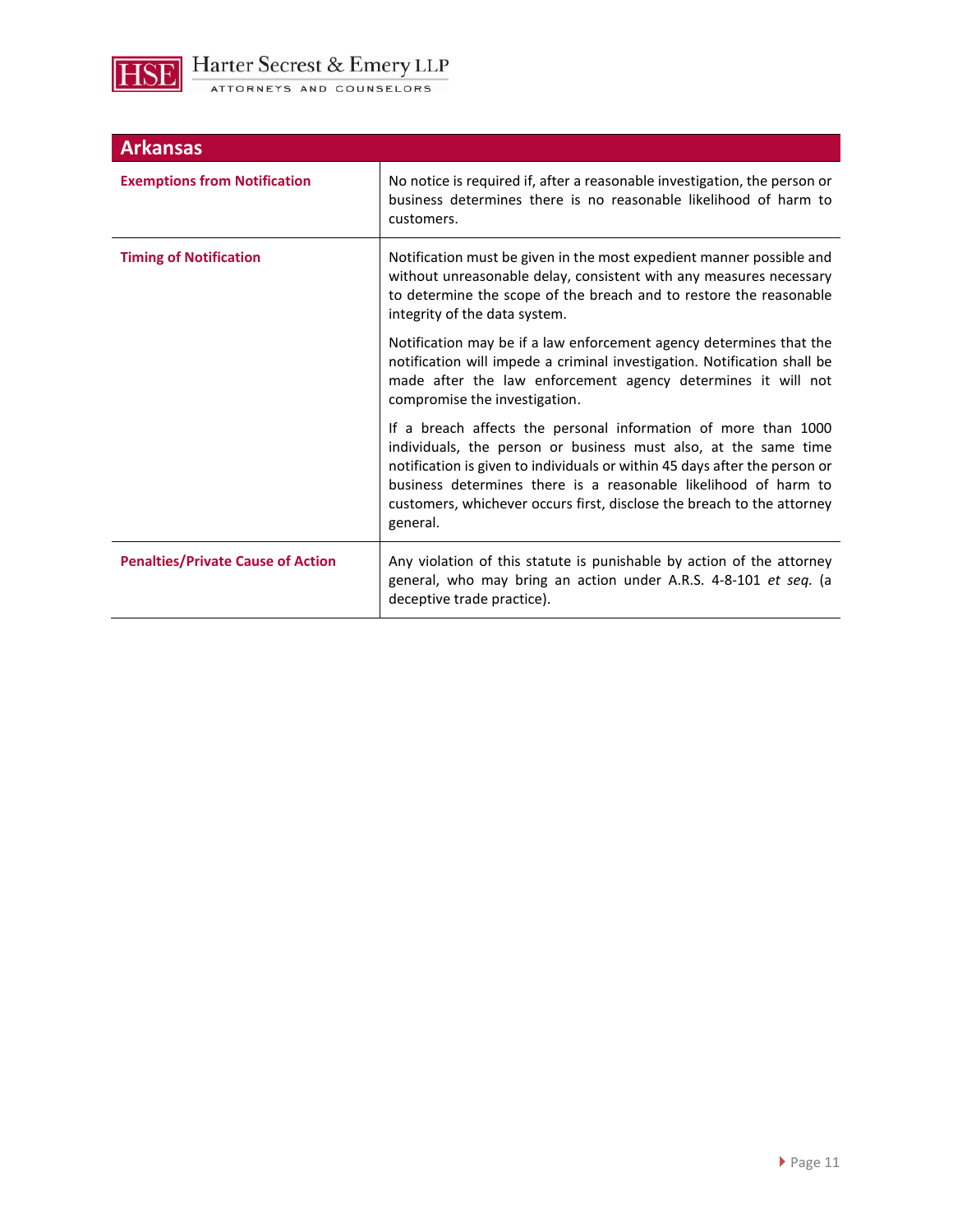| Arkansas | |
|---|---|
| **Exemptions from Notification** | No notice is required if, after a reasonable investigation, the person or business determines there is no reasonable likelihood of harm to customers. |
| **Timing of Notification** | Notification must be given in the most expedient manner possible and without unreasonable delay, consistent with any measures necessary to determine the scope of the breach and to restore the reasonable integrity of the data system.<br><br>Notification may be if a law enforcement agency determines that the notification will impede a criminal investigation. Notification shall be made after the law enforcement agency determines it will not compromise the investigation.<br><br>If a breach affects the personal information of more than 1000 individuals, the person or business must also, at the same time notification is given to individuals or within 45 days after the person or business determines there is a reasonable likelihood of harm to customers, whichever occurs first, disclose the breach to the attorney general. |
| **Penalties/Private Cause of Action** | Any violation of this statute is punishable by action of the attorney general, who may bring an action under A.R.S. 4-8-101 *et seq.* (a deceptive trade practice). |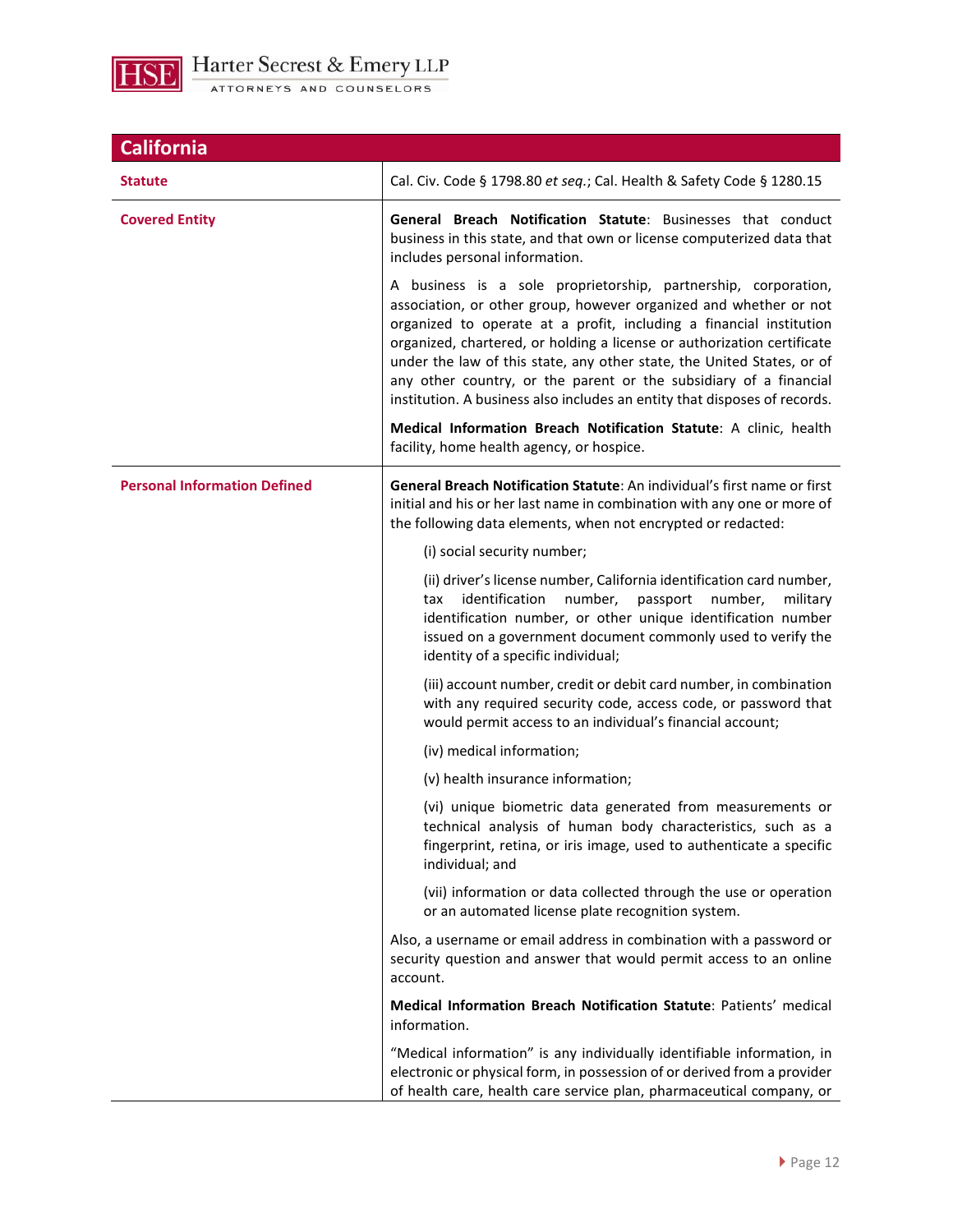| California | |
|---|---|
| **Statute** | Cal. Civ. Code § 1798.80 *et seq.*; Cal. Health & Safety Code § 1280.15 |
| **Covered Entity** | **General Breach Notification Statute**: Businesses that conduct business in this state, and that own or license computerized data that includes personal information.<br><br>A business is a sole proprietorship, partnership, corporation, association, or other group, however organized and whether or not organized to operate at a profit, including a financial institution organized, chartered, or holding a license or authorization certificate under the law of this state, any other state, the United States, or of any other country, or the parent or the subsidiary of a financial institution. A business also includes an entity that disposes of records.<br><br>**Medical Information Breach Notification Statute**: A clinic, health facility, home health agency, or hospice. |
| **Personal Information Defined** | **General Breach Notification Statute**: An individual's first name or first initial and his or her last name in combination with any one or more of the following data elements, when not encrypted or redacted:<br><br>(i) social security number;<br><br>(ii) driver's license number, California identification card number, tax identification number, passport number, military identification number, or other unique identification number issued on a government document commonly used to verify the identity of a specific individual;<br><br>(iii) account number, credit or debit card number, in combination with any required security code, access code, or password that would permit access to an individual's financial account;<br><br>(iv) medical information;<br><br>(v) health insurance information;<br><br>(vi) unique biometric data generated from measurements or technical analysis of human body characteristics, such as a fingerprint, retina, or iris image, used to authenticate a specific individual; and<br><br>(vii) information or data collected through the use or operation or an automated license plate recognition system.<br><br>Also, a username or email address in combination with a password or security question and answer that would permit access to an online account.<br><br>**Medical Information Breach Notification Statute**: Patients' medical information.<br><br>"Medical information" is any individually identifiable information, in electronic or physical form, in possession of or derived from a provider of health care, health care service plan, pharmaceutical company, or |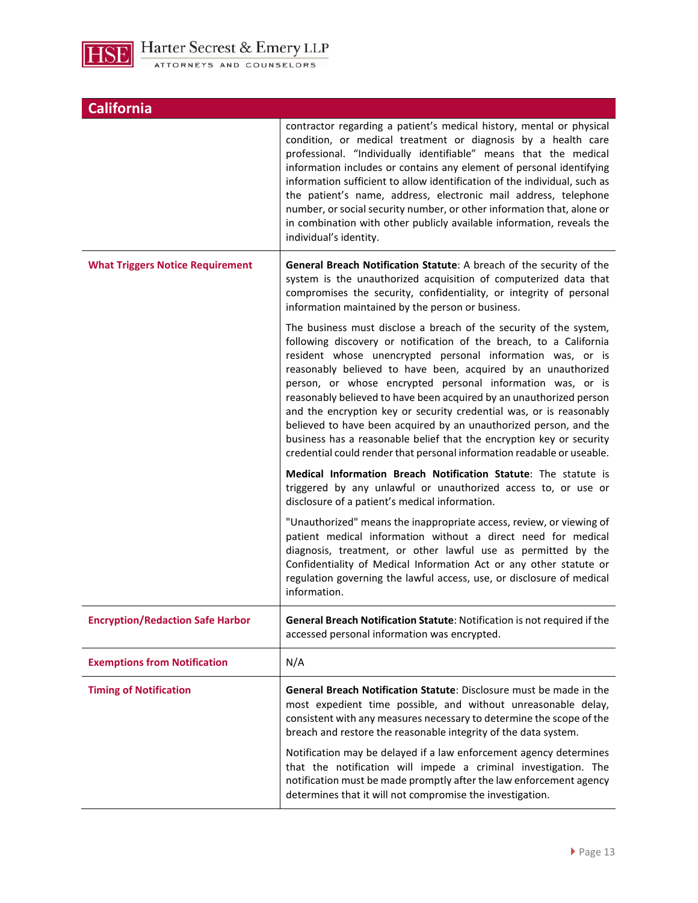## California

| | |
|---|---|
| | contractor regarding a patient's medical history, mental or physical condition, or medical treatment or diagnosis by a health care professional. "Individually identifiable" means that the medical information includes or contains any element of personal identifying information sufficient to allow identification of the individual, such as the patient's name, address, electronic mail address, telephone number, or social security number, or other information that, alone or in combination with other publicly available information, reveals the individual's identity. |
| **What Triggers Notice Requirement** | **General Breach Notification Statute**: A breach of the security of the system is the unauthorized acquisition of computerized data that compromises the security, confidentiality, or integrity of personal information maintained by the person or business.<br><br>The business must disclose a breach of the security of the system, following discovery or notification of the breach, to a California resident whose unencrypted personal information was, or is reasonably believed to have been, acquired by an unauthorized person, or whose encrypted personal information was, or is reasonably believed to have been acquired by an unauthorized person and the encryption key or security credential was, or is reasonably believed to have been acquired by an unauthorized person, and the business has a reasonable belief that the encryption key or security credential could render that personal information readable or useable.<br><br>**Medical Information Breach Notification Statute**: The statute is triggered by any unlawful or unauthorized access to, or use or disclosure of a patient's medical information.<br><br>"Unauthorized" means the inappropriate access, review, or viewing of patient medical information without a direct need for medical diagnosis, treatment, or other lawful use as permitted by the Confidentiality of Medical Information Act or any other statute or regulation governing the lawful access, use, or disclosure of medical information. |
| **Encryption/Redaction Safe Harbor** | **General Breach Notification Statute**: Notification is not required if the accessed personal information was encrypted. |
| **Exemptions from Notification** | N/A |
| **Timing of Notification** | **General Breach Notification Statute**: Disclosure must be made in the most expedient time possible, and without unreasonable delay, consistent with any measures necessary to determine the scope of the breach and restore the reasonable integrity of the data system.<br><br>Notification may be delayed if a law enforcement agency determines that the notification will impede a criminal investigation. The notification must be made promptly after the law enforcement agency determines that it will not compromise the investigation. |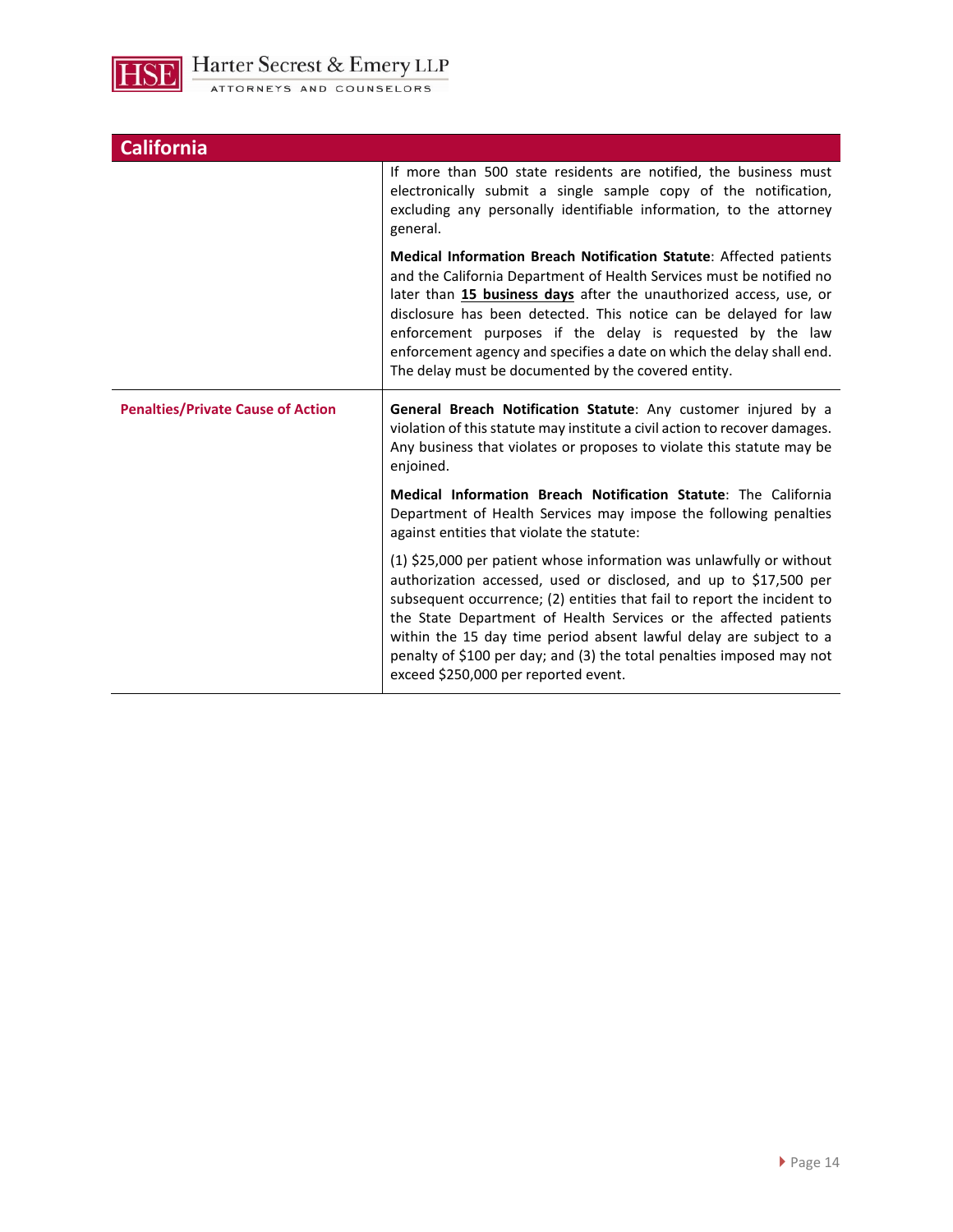| California | |
|---|---|
| | If more than 500 state residents are notified, the business must electronically submit a single sample copy of the notification, excluding any personally identifiable information, to the attorney general.<br><br>**Medical Information Breach Notification Statute**: Affected patients and the California Department of Health Services must be notified no later than **15 business days** after the unauthorized access, use, or disclosure has been detected. This notice can be delayed for law enforcement purposes if the delay is requested by the law enforcement agency and specifies a date on which the delay shall end. The delay must be documented by the covered entity. |
| **Penalties/Private Cause of Action** | **General Breach Notification Statute**: Any customer injured by a violation of this statute may institute a civil action to recover damages. Any business that violates or proposes to violate this statute may be enjoined.<br><br>**Medical Information Breach Notification Statute**: The California Department of Health Services may impose the following penalties against entities that violate the statute:<br><br>(1) $25,000 per patient whose information was unlawfully or without authorization accessed, used or disclosed, and up to $17,500 per subsequent occurrence; (2) entities that fail to report the incident to the State Department of Health Services or the affected patients within the 15 day time period absent lawful delay are subject to a penalty of $100 per day; and (3) the total penalties imposed may not exceed $250,000 per reported event. |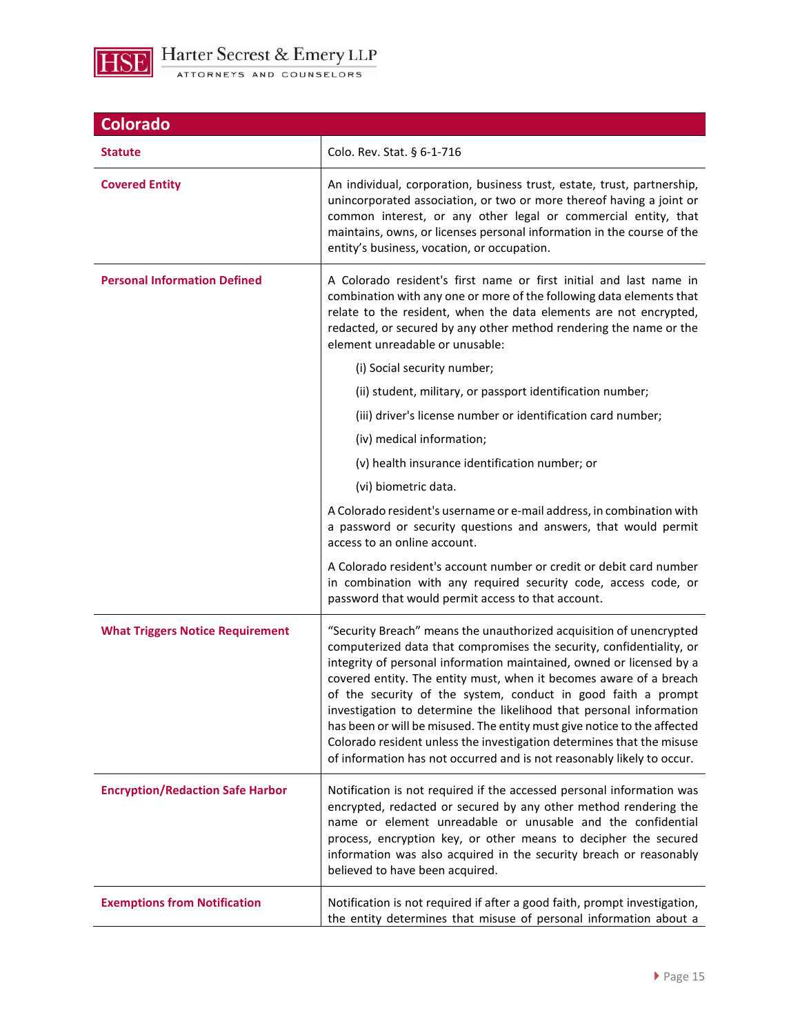## Colorado

| | |
|---|---|
| **Statute** | Colo. Rev. Stat. § 6-1-716 |
| **Covered Entity** | An individual, corporation, business trust, estate, trust, partnership, unincorporated association, or two or more thereof having a joint or common interest, or any other legal or commercial entity, that maintains, owns, or licenses personal information in the course of the entity's business, vocation, or occupation. |
| **Personal Information Defined** | A Colorado resident's first name or first initial and last name in combination with any one or more of the following data elements that relate to the resident, when the data elements are not encrypted, redacted, or secured by any other method rendering the name or the element unreadable or unusable:<br><br>(i) Social security number;<br><br>(ii) student, military, or passport identification number;<br><br>(iii) driver's license number or identification card number;<br><br>(iv) medical information;<br><br>(v) health insurance identification number; or<br><br>(vi) biometric data.<br><br>A Colorado resident's username or e-mail address, in combination with a password or security questions and answers, that would permit access to an online account.<br><br>A Colorado resident's account number or credit or debit card number in combination with any required security code, access code, or password that would permit access to that account. |
| **What Triggers Notice Requirement** | "Security Breach" means the unauthorized acquisition of unencrypted computerized data that compromises the security, confidentiality, or integrity of personal information maintained, owned or licensed by a covered entity. The entity must, when it becomes aware of a breach of the security of the system, conduct in good faith a prompt investigation to determine the likelihood that personal information has been or will be misused. The entity must give notice to the affected Colorado resident unless the investigation determines that the misuse of information has not occurred and is not reasonably likely to occur. |
| **Encryption/Redaction Safe Harbor** | Notification is not required if the accessed personal information was encrypted, redacted or secured by any other method rendering the name or element unreadable or unusable and the confidential process, encryption key, or other means to decipher the secured information was also acquired in the security breach or reasonably believed to have been acquired. |
| **Exemptions from Notification** | Notification is not required if after a good faith, prompt investigation, the entity determines that misuse of personal information about a |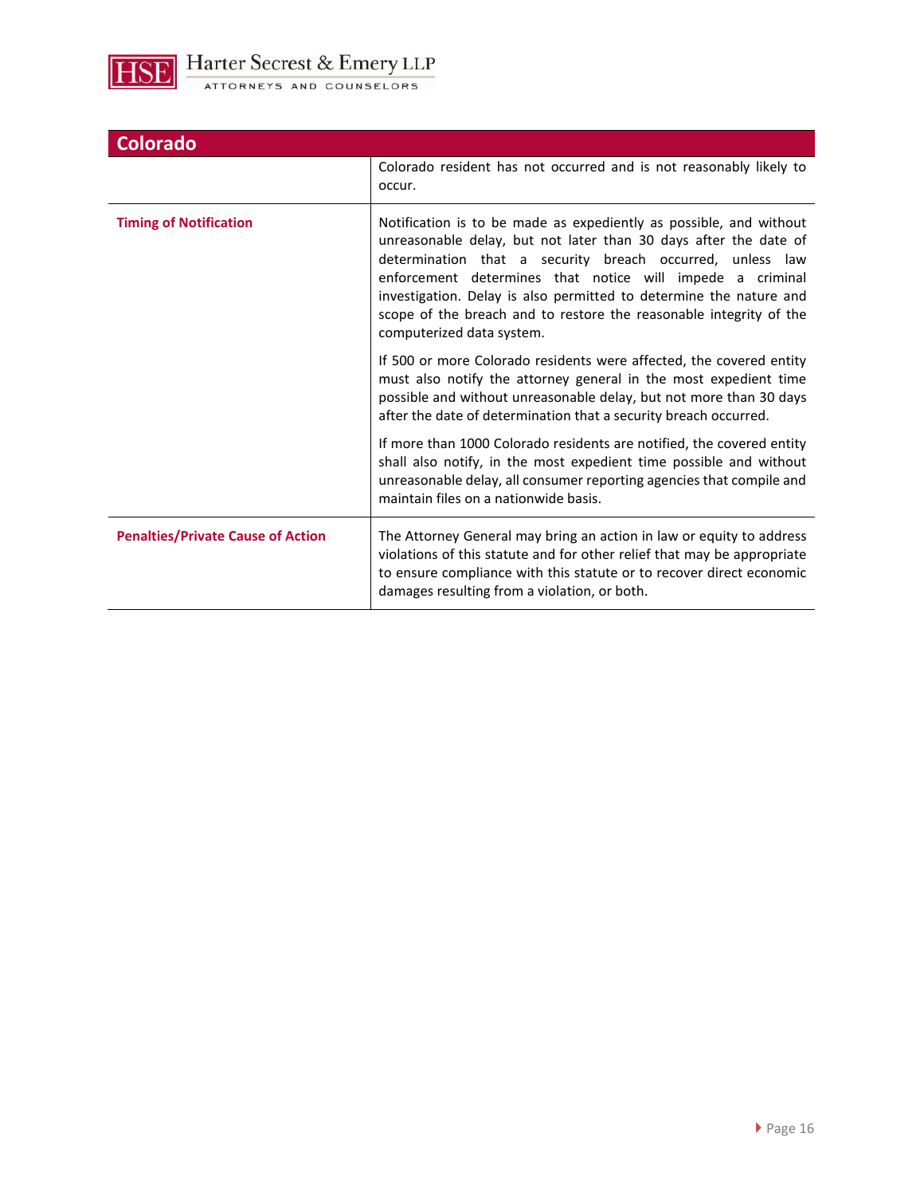| Colorado | |
|---|---|
| | Colorado resident has not occurred and is not reasonably likely to occur. |
| **Timing of Notification** | Notification is to be made as expediently as possible, and without unreasonable delay, but not later than 30 days after the date of determination that a security breach occurred, unless law enforcement determines that notice will impede a criminal investigation. Delay is also permitted to determine the nature and scope of the breach and to restore the reasonable integrity of the computerized data system.<br><br>If 500 or more Colorado residents were affected, the covered entity must also notify the attorney general in the most expedient time possible and without unreasonable delay, but not more than 30 days after the date of determination that a security breach occurred.<br><br>If more than 1000 Colorado residents are notified, the covered entity shall also notify, in the most expedient time possible and without unreasonable delay, all consumer reporting agencies that compile and maintain files on a nationwide basis. |
| **Penalties/Private Cause of Action** | The Attorney General may bring an action in law or equity to address violations of this statute and for other relief that may be appropriate to ensure compliance with this statute or to recover direct economic damages resulting from a violation, or both. |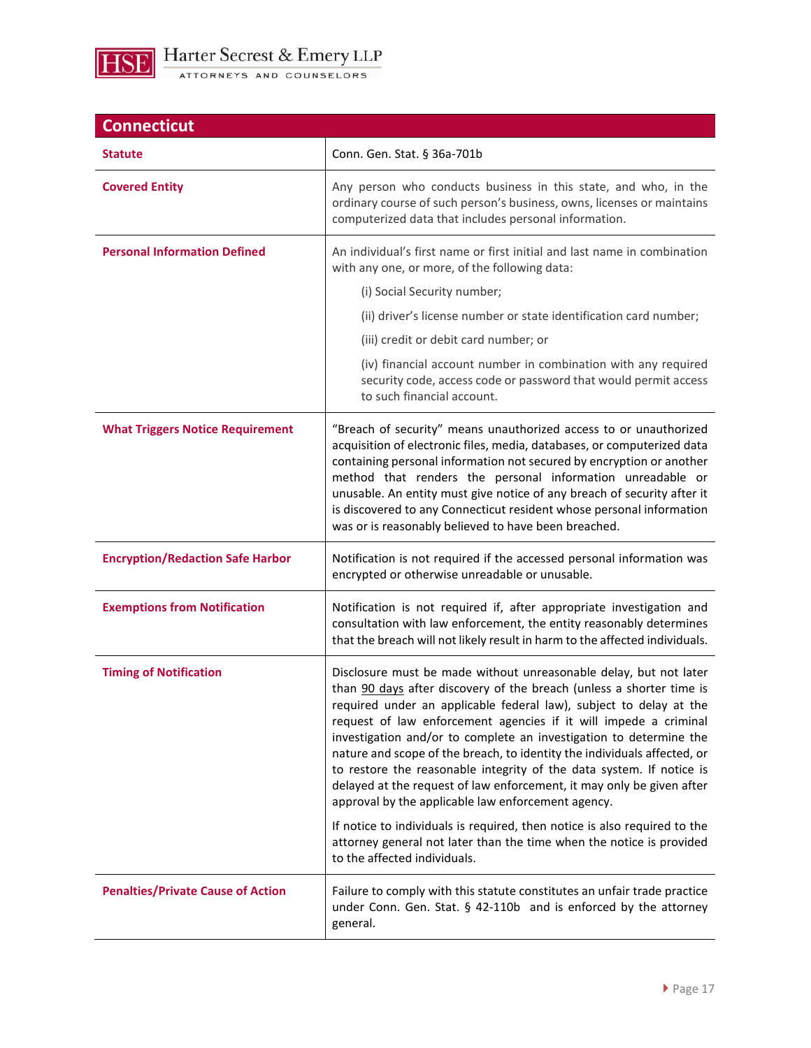## Connecticut

| | |
|---|---|
| **Statute** | Conn. Gen. Stat. § 36a-701b |
| **Covered Entity** | Any person who conducts business in this state, and who, in the ordinary course of such person's business, owns, licenses or maintains computerized data that includes personal information. |
| **Personal Information Defined** | An individual's first name or first initial and last name in combination with any one, or more, of the following data:<br>(i) Social Security number;<br>(ii) driver's license number or state identification card number;<br>(iii) credit or debit card number; or<br>(iv) financial account number in combination with any required security code, access code or password that would permit access to such financial account. |
| **What Triggers Notice Requirement** | "Breach of security" means unauthorized access to or unauthorized acquisition of electronic files, media, databases, or computerized data containing personal information not secured by encryption or another method that renders the personal information unreadable or unusable. An entity must give notice of any breach of security after it is discovered to any Connecticut resident whose personal information was or is reasonably believed to have been breached. |
| **Encryption/Redaction Safe Harbor** | Notification is not required if the accessed personal information was encrypted or otherwise unreadable or unusable. |
| **Exemptions from Notification** | Notification is not required if, after appropriate investigation and consultation with law enforcement, the entity reasonably determines that the breach will not likely result in harm to the affected individuals. |
| **Timing of Notification** | Disclosure must be made without unreasonable delay, but not later than 90 days after discovery of the breach (unless a shorter time is required under an applicable federal law), subject to delay at the request of law enforcement agencies if it will impede a criminal investigation and/or to complete an investigation to determine the nature and scope of the breach, to identity the individuals affected, or to restore the reasonable integrity of the data system. If notice is delayed at the request of law enforcement, it may only be given after approval by the applicable law enforcement agency.<br>If notice to individuals is required, then notice is also required to the attorney general not later than the time when the notice is provided to the affected individuals. |
| **Penalties/Private Cause of Action** | Failure to comply with this statute constitutes an unfair trade practice under Conn. Gen. Stat. § 42-110b and is enforced by the attorney general. |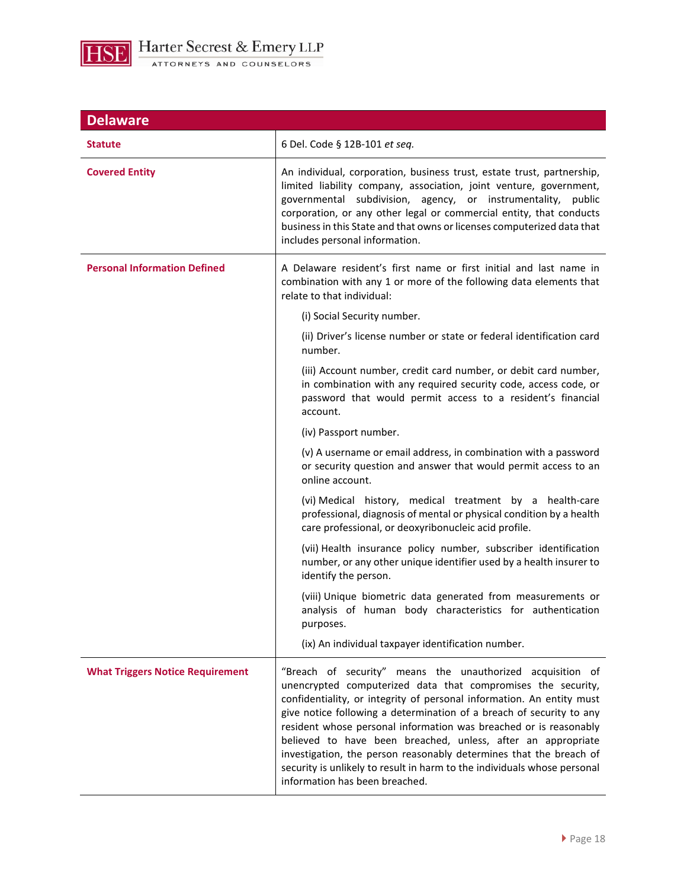| Delaware | |
|---|---|
| **Statute** | 6 Del. Code § 12B-101 *et seq.* |
| **Covered Entity** | An individual, corporation, business trust, estate trust, partnership, limited liability company, association, joint venture, government, governmental subdivision, agency, or instrumentality, public corporation, or any other legal or commercial entity, that conducts business in this State and that owns or licenses computerized data that includes personal information. |
| **Personal Information Defined** | A Delaware resident's first name or first initial and last name in combination with any 1 or more of the following data elements that relate to that individual:<br><br>(i) Social Security number.<br><br>(ii) Driver's license number or state or federal identification card number.<br><br>(iii) Account number, credit card number, or debit card number, in combination with any required security code, access code, or password that would permit access to a resident's financial account.<br><br>(iv) Passport number.<br><br>(v) A username or email address, in combination with a password or security question and answer that would permit access to an online account.<br><br>(vi) Medical history, medical treatment by a health-care professional, diagnosis of mental or physical condition by a health care professional, or deoxyribonucleic acid profile.<br><br>(vii) Health insurance policy number, subscriber identification number, or any other unique identifier used by a health insurer to identify the person.<br><br>(viii) Unique biometric data generated from measurements or analysis of human body characteristics for authentication purposes.<br><br>(ix) An individual taxpayer identification number. |
| **What Triggers Notice Requirement** | "Breach of security" means the unauthorized acquisition of unencrypted computerized data that compromises the security, confidentiality, or integrity of personal information. An entity must give notice following a determination of a breach of security to any resident whose personal information was breached or is reasonably believed to have been breached, unless, after an appropriate investigation, the person reasonably determines that the breach of security is unlikely to result in harm to the individuals whose personal information has been breached. |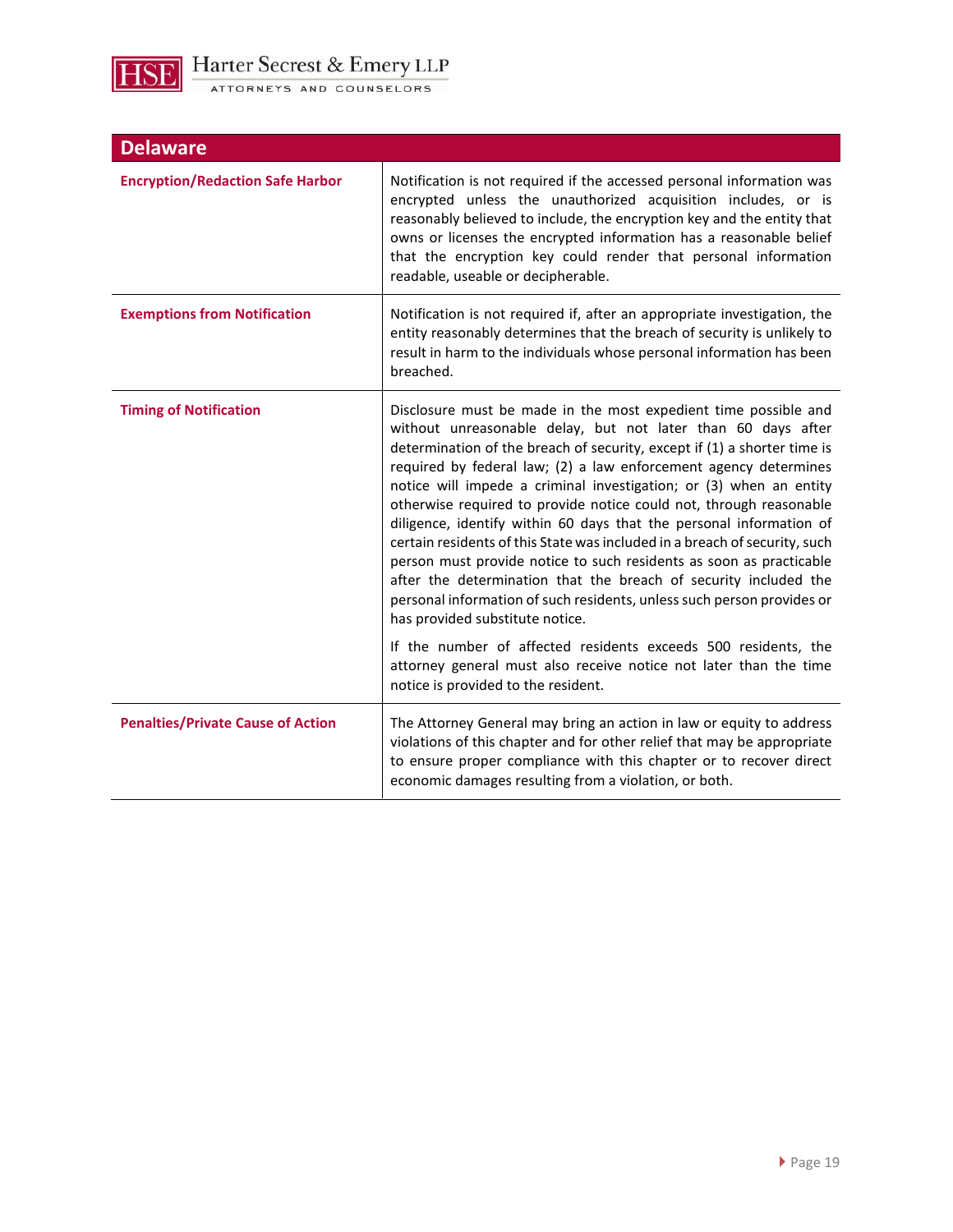| Delaware | |
|---|---|
| **Encryption/Redaction Safe Harbor** | Notification is not required if the accessed personal information was encrypted unless the unauthorized acquisition includes, or is reasonably believed to include, the encryption key and the entity that owns or licenses the encrypted information has a reasonable belief that the encryption key could render that personal information readable, useable or decipherable. |
| **Exemptions from Notification** | Notification is not required if, after an appropriate investigation, the entity reasonably determines that the breach of security is unlikely to result in harm to the individuals whose personal information has been breached. |
| **Timing of Notification** | Disclosure must be made in the most expedient time possible and without unreasonable delay, but not later than 60 days after determination of the breach of security, except if (1) a shorter time is required by federal law; (2) a law enforcement agency determines notice will impede a criminal investigation; or (3) when an entity otherwise required to provide notice could not, through reasonable diligence, identify within 60 days that the personal information of certain residents of this State was included in a breach of security, such person must provide notice to such residents as soon as practicable after the determination that the breach of security included the personal information of such residents, unless such person provides or has provided substitute notice.<br><br>If the number of affected residents exceeds 500 residents, the attorney general must also receive notice not later than the time notice is provided to the resident. |
| **Penalties/Private Cause of Action** | The Attorney General may bring an action in law or equity to address violations of this chapter and for other relief that may be appropriate to ensure proper compliance with this chapter or to recover direct economic damages resulting from a violation, or both. |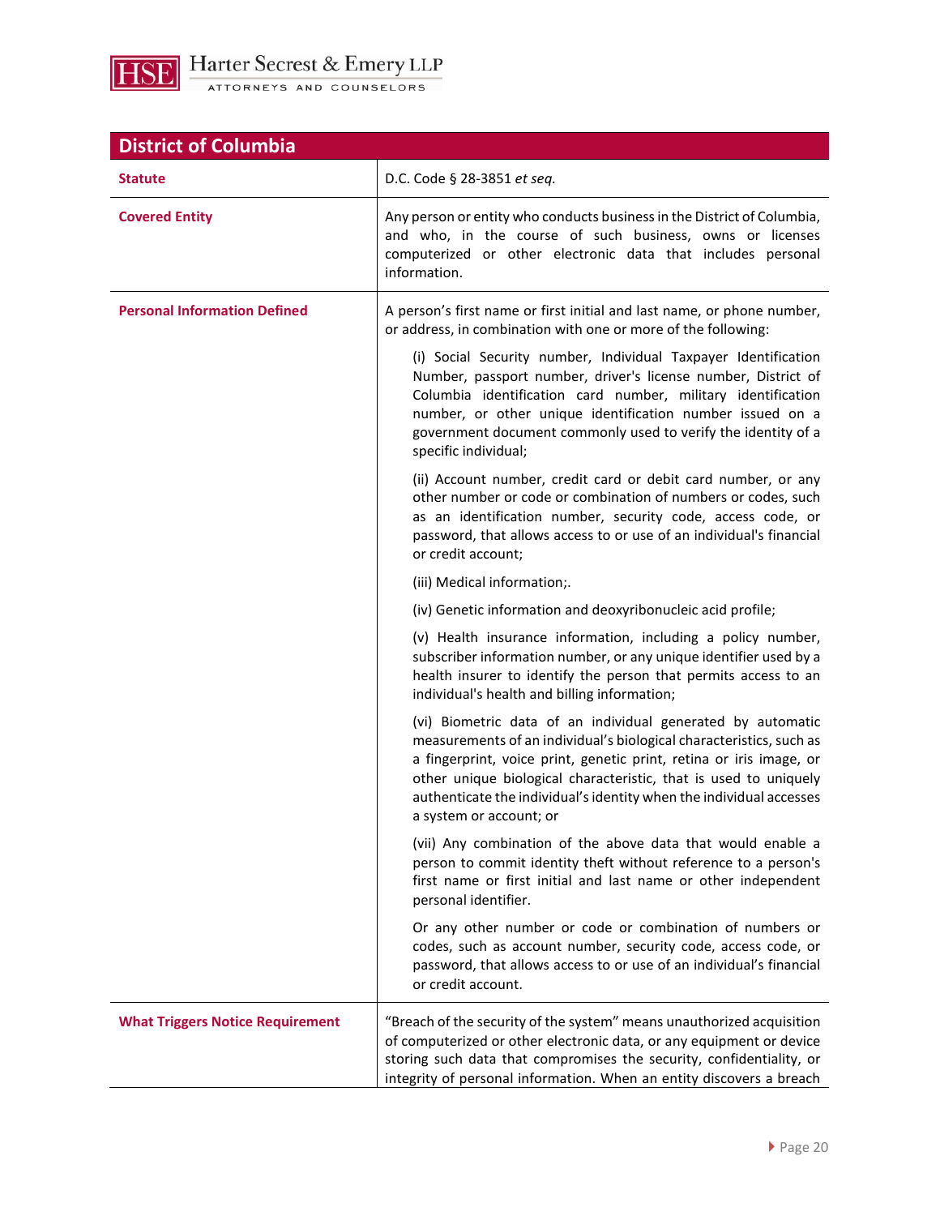## District of Columbia

| | |
|---|---|
| **Statute** | D.C. Code § 28-3851 *et seq.* |
| **Covered Entity** | Any person or entity who conducts business in the District of Columbia, and who, in the course of such business, owns or licenses computerized or other electronic data that includes personal information. |
| **Personal Information Defined** | A person's first name or first initial and last name, or phone number, or address, in combination with one or more of the following:<br><br>(i) Social Security number, Individual Taxpayer Identification Number, passport number, driver's license number, District of Columbia identification card number, military identification number, or other unique identification number issued on a government document commonly used to verify the identity of a specific individual;<br><br>(ii) Account number, credit card or debit card number, or any other number or code or combination of numbers or codes, such as an identification number, security code, access code, or password, that allows access to or use of an individual's financial or credit account;<br><br>(iii) Medical information;.<br><br>(iv) Genetic information and deoxyribonucleic acid profile;<br><br>(v) Health insurance information, including a policy number, subscriber information number, or any unique identifier used by a health insurer to identify the person that permits access to an individual's health and billing information;<br><br>(vi) Biometric data of an individual generated by automatic measurements of an individual's biological characteristics, such as a fingerprint, voice print, genetic print, retina or iris image, or other unique biological characteristic, that is used to uniquely authenticate the individual's identity when the individual accesses a system or account; or<br><br>(vii) Any combination of the above data that would enable a person to commit identity theft without reference to a person's first name or first initial and last name or other independent personal identifier.<br><br>Or any other number or code or combination of numbers or codes, such as account number, security code, access code, or password, that allows access to or use of an individual's financial or credit account. |
| **What Triggers Notice Requirement** | "Breach of the security of the system" means unauthorized acquisition of computerized or other electronic data, or any equipment or device storing such data that compromises the security, confidentiality, or integrity of personal information. When an entity discovers a breach |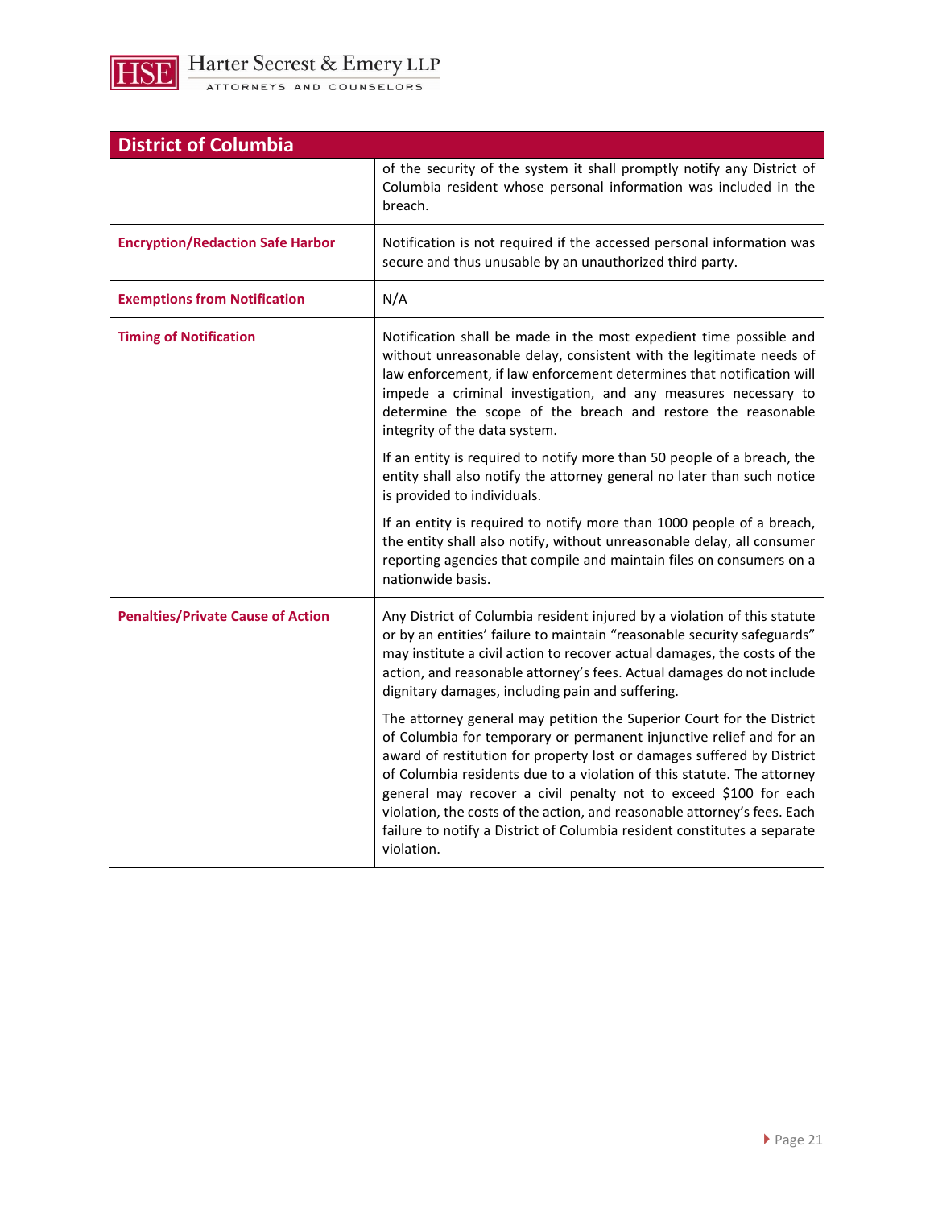| District of Columbia | |
|---|---|
| | of the security of the system it shall promptly notify any District of Columbia resident whose personal information was included in the breach. |
| **Encryption/Redaction Safe Harbor** | Notification is not required if the accessed personal information was secure and thus unusable by an unauthorized third party. |
| **Exemptions from Notification** | N/A |
| **Timing of Notification** | Notification shall be made in the most expedient time possible and without unreasonable delay, consistent with the legitimate needs of law enforcement, if law enforcement determines that notification will impede a criminal investigation, and any measures necessary to determine the scope of the breach and restore the reasonable integrity of the data system.<br><br>If an entity is required to notify more than 50 people of a breach, the entity shall also notify the attorney general no later than such notice is provided to individuals.<br><br>If an entity is required to notify more than 1000 people of a breach, the entity shall also notify, without unreasonable delay, all consumer reporting agencies that compile and maintain files on consumers on a nationwide basis. |
| **Penalties/Private Cause of Action** | Any District of Columbia resident injured by a violation of this statute or by an entities' failure to maintain "reasonable security safeguards" may institute a civil action to recover actual damages, the costs of the action, and reasonable attorney's fees. Actual damages do not include dignitary damages, including pain and suffering.<br><br>The attorney general may petition the Superior Court for the District of Columbia for temporary or permanent injunctive relief and for an award of restitution for property lost or damages suffered by District of Columbia residents due to a violation of this statute. The attorney general may recover a civil penalty not to exceed $100 for each violation, the costs of the action, and reasonable attorney's fees. Each failure to notify a District of Columbia resident constitutes a separate violation. |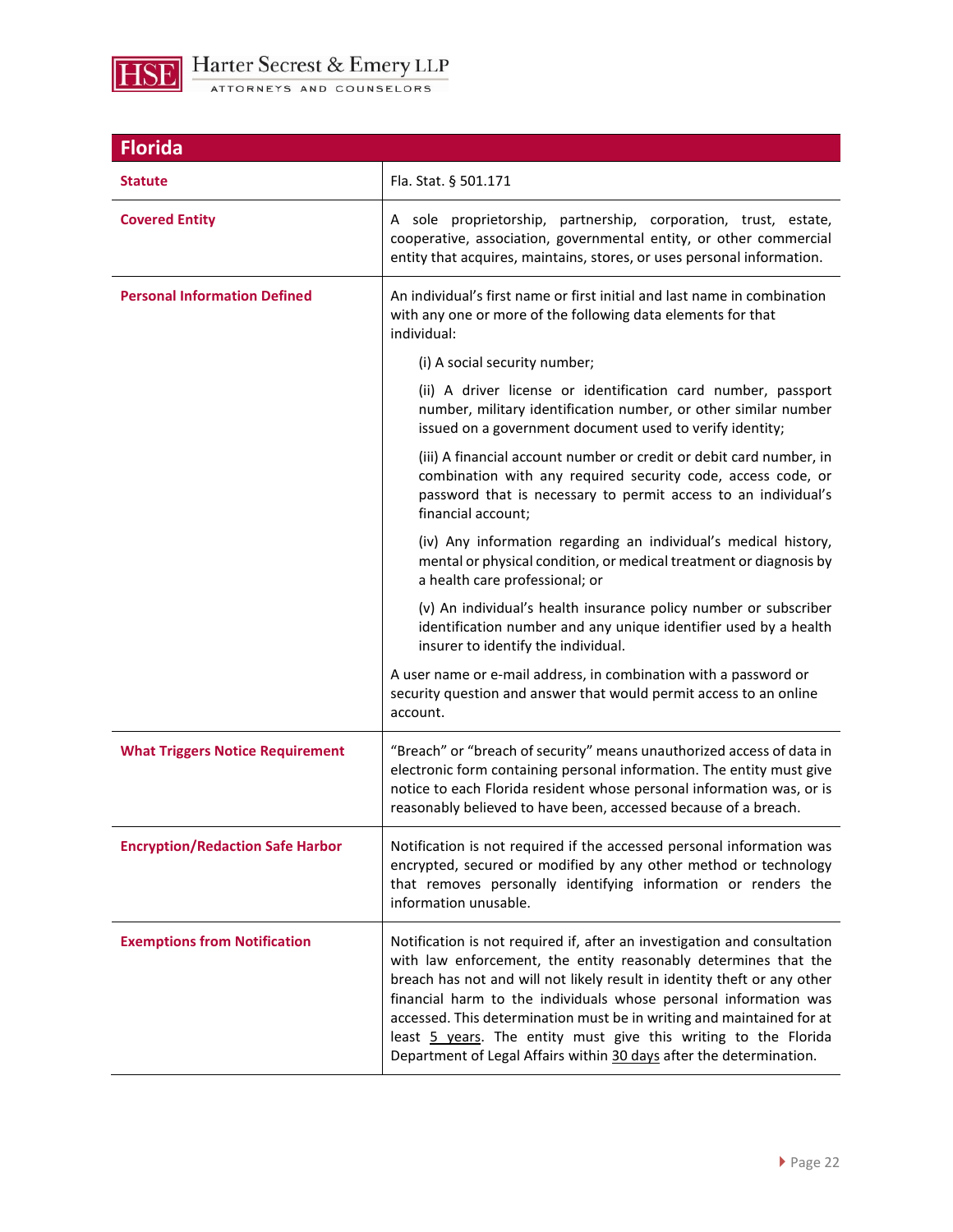## Florida

| | |
|---|---|
| **Statute** | Fla. Stat. § 501.171 |
| **Covered Entity** | A sole proprietorship, partnership, corporation, trust, estate, cooperative, association, governmental entity, or other commercial entity that acquires, maintains, stores, or uses personal information. |
| **Personal Information Defined** | An individual's first name or first initial and last name in combination with any one or more of the following data elements for that individual:<br><br>(i) A social security number;<br><br>(ii) A driver license or identification card number, passport number, military identification number, or other similar number issued on a government document used to verify identity;<br><br>(iii) A financial account number or credit or debit card number, in combination with any required security code, access code, or password that is necessary to permit access to an individual's financial account;<br><br>(iv) Any information regarding an individual's medical history, mental or physical condition, or medical treatment or diagnosis by a health care professional; or<br><br>(v) An individual's health insurance policy number or subscriber identification number and any unique identifier used by a health insurer to identify the individual.<br><br>A user name or e-mail address, in combination with a password or security question and answer that would permit access to an online account. |
| **What Triggers Notice Requirement** | "Breach" or "breach of security" means unauthorized access of data in electronic form containing personal information. The entity must give notice to each Florida resident whose personal information was, or is reasonably believed to have been, accessed because of a breach. |
| **Encryption/Redaction Safe Harbor** | Notification is not required if the accessed personal information was encrypted, secured or modified by any other method or technology that removes personally identifying information or renders the information unusable. |
| **Exemptions from Notification** | Notification is not required if, after an investigation and consultation with law enforcement, the entity reasonably determines that the breach has not and will not likely result in identity theft or any other financial harm to the individuals whose personal information was accessed. This determination must be in writing and maintained for at least 5 years. The entity must give this writing to the Florida Department of Legal Affairs within 30 days after the determination. |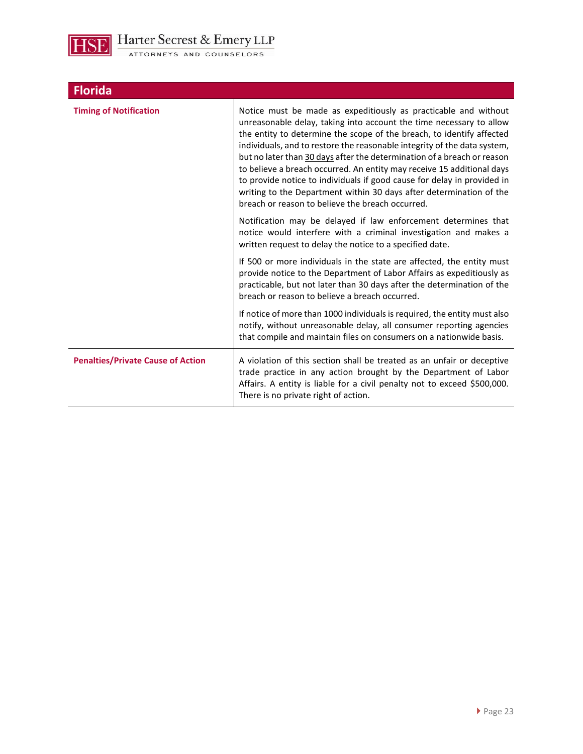## Florida

| | |
|---|---|
| **Timing of Notification** | Notice must be made as expeditiously as practicable and without unreasonable delay, taking into account the time necessary to allow the entity to determine the scope of the breach, to identify affected individuals, and to restore the reasonable integrity of the data system, but no later than 30 days after the determination of a breach or reason to believe a breach occurred. An entity may receive 15 additional days to provide notice to individuals if good cause for delay in provided in writing to the Department within 30 days after determination of the breach or reason to believe the breach occurred.<br><br>Notification may be delayed if law enforcement determines that notice would interfere with a criminal investigation and makes a written request to delay the notice to a specified date.<br><br>If 500 or more individuals in the state are affected, the entity must provide notice to the Department of Labor Affairs as expeditiously as practicable, but not later than 30 days after the determination of the breach or reason to believe a breach occurred.<br><br>If notice of more than 1000 individuals is required, the entity must also notify, without unreasonable delay, all consumer reporting agencies that compile and maintain files on consumers on a nationwide basis. |
| **Penalties/Private Cause of Action** | A violation of this section shall be treated as an unfair or deceptive trade practice in any action brought by the Department of Labor Affairs. A entity is liable for a civil penalty not to exceed $500,000. There is no private right of action. |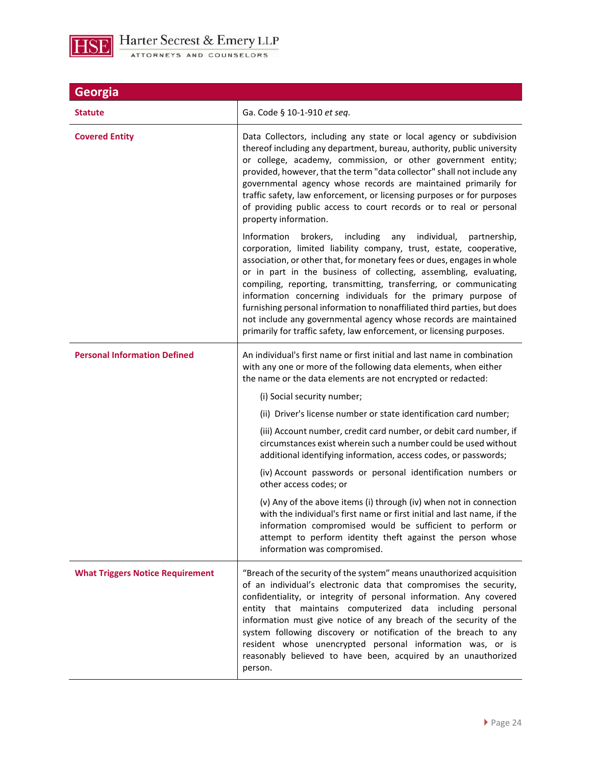## Georgia

| | |
|---|---|
| **Statute** | Ga. Code § 10-1-910 *et seq.* |
| **Covered Entity** | Data Collectors, including any state or local agency or subdivision thereof including any department, bureau, authority, public university or college, academy, commission, or other government entity; provided, however, that the term "data collector" shall not include any governmental agency whose records are maintained primarily for traffic safety, law enforcement, or licensing purposes or for purposes of providing public access to court records or to real or personal property information.<br><br>Information brokers, including any individual, partnership, corporation, limited liability company, trust, estate, cooperative, association, or other that, for monetary fees or dues, engages in whole or in part in the business of collecting, assembling, evaluating, compiling, reporting, transmitting, transferring, or communicating information concerning individuals for the primary purpose of furnishing personal information to nonaffiliated third parties, but does not include any governmental agency whose records are maintained primarily for traffic safety, law enforcement, or licensing purposes. |
| **Personal Information Defined** | An individual's first name or first initial and last name in combination with any one or more of the following data elements, when either the name or the data elements are not encrypted or redacted:<br><br>(i) Social security number;<br><br>(ii) Driver's license number or state identification card number;<br><br>(iii) Account number, credit card number, or debit card number, if circumstances exist wherein such a number could be used without additional identifying information, access codes, or passwords;<br><br>(iv) Account passwords or personal identification numbers or other access codes; or<br><br>(v) Any of the above items (i) through (iv) when not in connection with the individual's first name or first initial and last name, if the information compromised would be sufficient to perform or attempt to perform identity theft against the person whose information was compromised. |
| **What Triggers Notice Requirement** | "Breach of the security of the system" means unauthorized acquisition of an individual's electronic data that compromises the security, confidentiality, or integrity of personal information. Any covered entity that maintains computerized data including personal information must give notice of any breach of the security of the system following discovery or notification of the breach to any resident whose unencrypted personal information was, or is reasonably believed to have been, acquired by an unauthorized person. |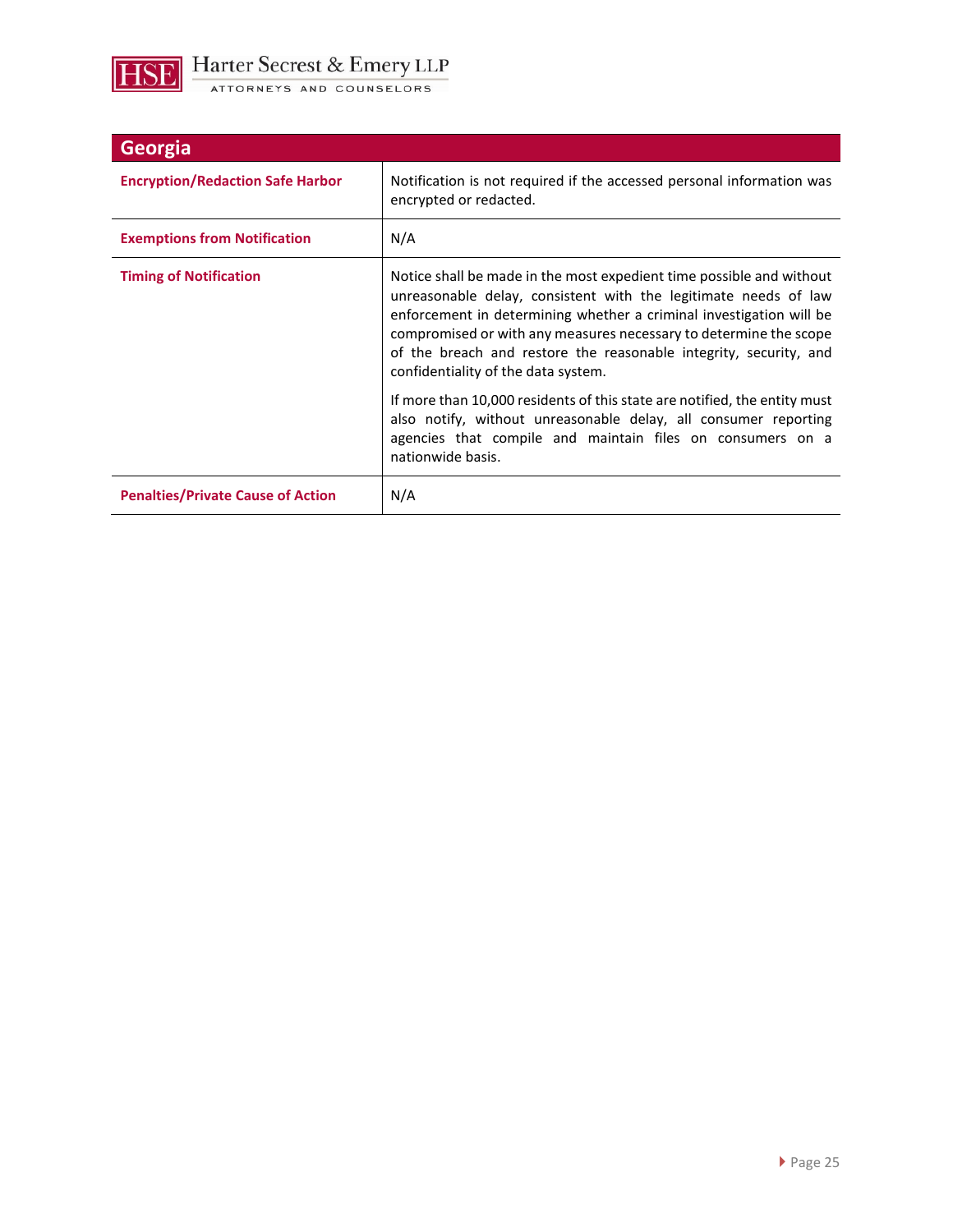| Georgia | |
|---|---|
| **Encryption/Redaction Safe Harbor** | Notification is not required if the accessed personal information was encrypted or redacted. |
| **Exemptions from Notification** | N/A |
| **Timing of Notification** | Notice shall be made in the most expedient time possible and without unreasonable delay, consistent with the legitimate needs of law enforcement in determining whether a criminal investigation will be compromised or with any measures necessary to determine the scope of the breach and restore the reasonable integrity, security, and confidentiality of the data system.<br><br>If more than 10,000 residents of this state are notified, the entity must also notify, without unreasonable delay, all consumer reporting agencies that compile and maintain files on consumers on a nationwide basis. |
| **Penalties/Private Cause of Action** | N/A |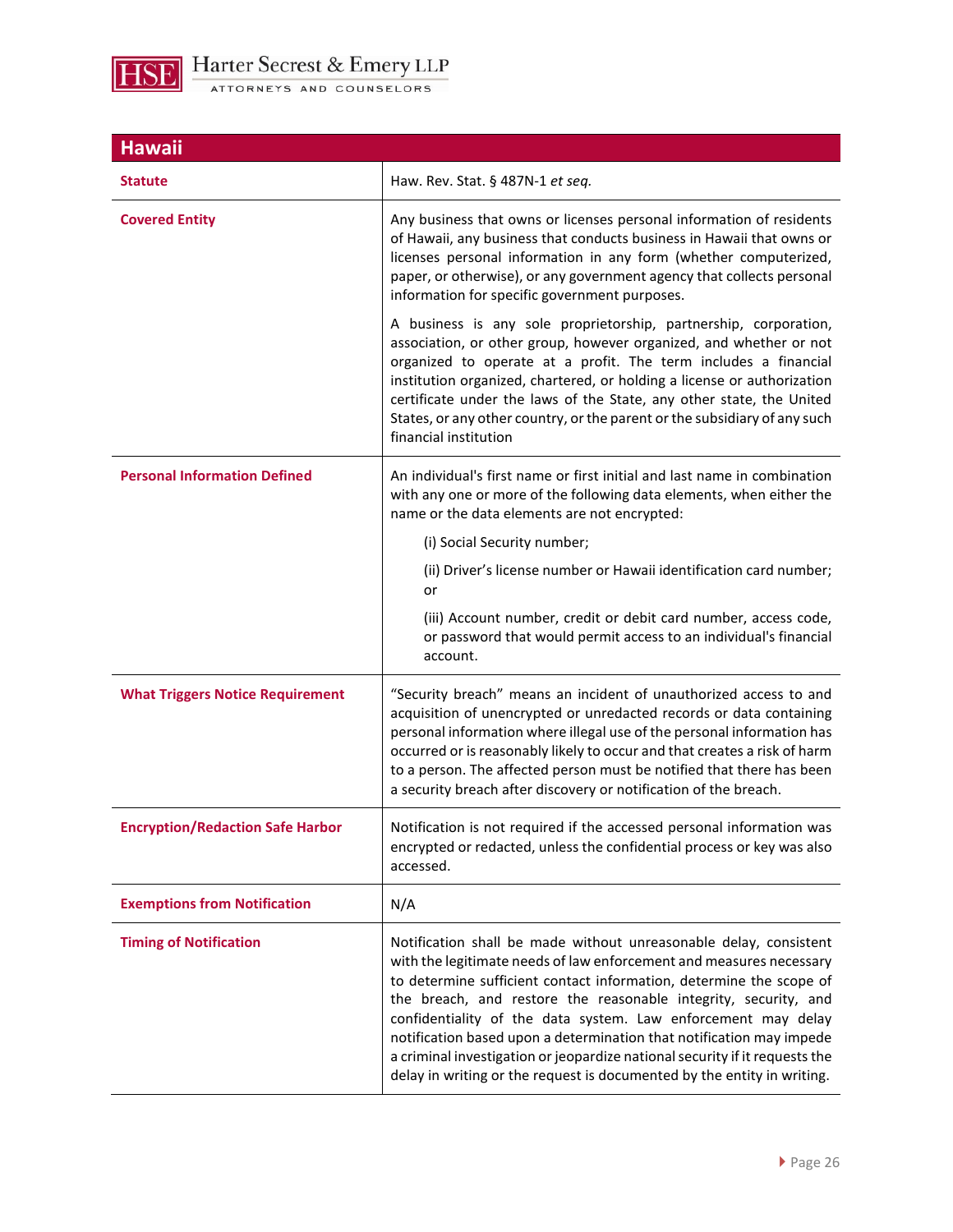## Hawaii

| | |
|---|---|
| **Statute** | Haw. Rev. Stat. § 487N-1 *et seq.* |
| **Covered Entity** | Any business that owns or licenses personal information of residents of Hawaii, any business that conducts business in Hawaii that owns or licenses personal information in any form (whether computerized, paper, or otherwise), or any government agency that collects personal information for specific government purposes.<br><br>A business is any sole proprietorship, partnership, corporation, association, or other group, however organized, and whether or not organized to operate at a profit. The term includes a financial institution organized, chartered, or holding a license or authorization certificate under the laws of the State, any other state, the United States, or any other country, or the parent or the subsidiary of any such financial institution |
| **Personal Information Defined** | An individual's first name or first initial and last name in combination with any one or more of the following data elements, when either the name or the data elements are not encrypted:<br><br>(i) Social Security number;<br><br>(ii) Driver's license number or Hawaii identification card number; or<br><br>(iii) Account number, credit or debit card number, access code, or password that would permit access to an individual's financial account. |
| **What Triggers Notice Requirement** | "Security breach" means an incident of unauthorized access to and acquisition of unencrypted or unredacted records or data containing personal information where illegal use of the personal information has occurred or is reasonably likely to occur and that creates a risk of harm to a person. The affected person must be notified that there has been a security breach after discovery or notification of the breach. |
| **Encryption/Redaction Safe Harbor** | Notification is not required if the accessed personal information was encrypted or redacted, unless the confidential process or key was also accessed. |
| **Exemptions from Notification** | N/A |
| **Timing of Notification** | Notification shall be made without unreasonable delay, consistent with the legitimate needs of law enforcement and measures necessary to determine sufficient contact information, determine the scope of the breach, and restore the reasonable integrity, security, and confidentiality of the data system. Law enforcement may delay notification based upon a determination that notification may impede a criminal investigation or jeopardize national security if it requests the delay in writing or the request is documented by the entity in writing. |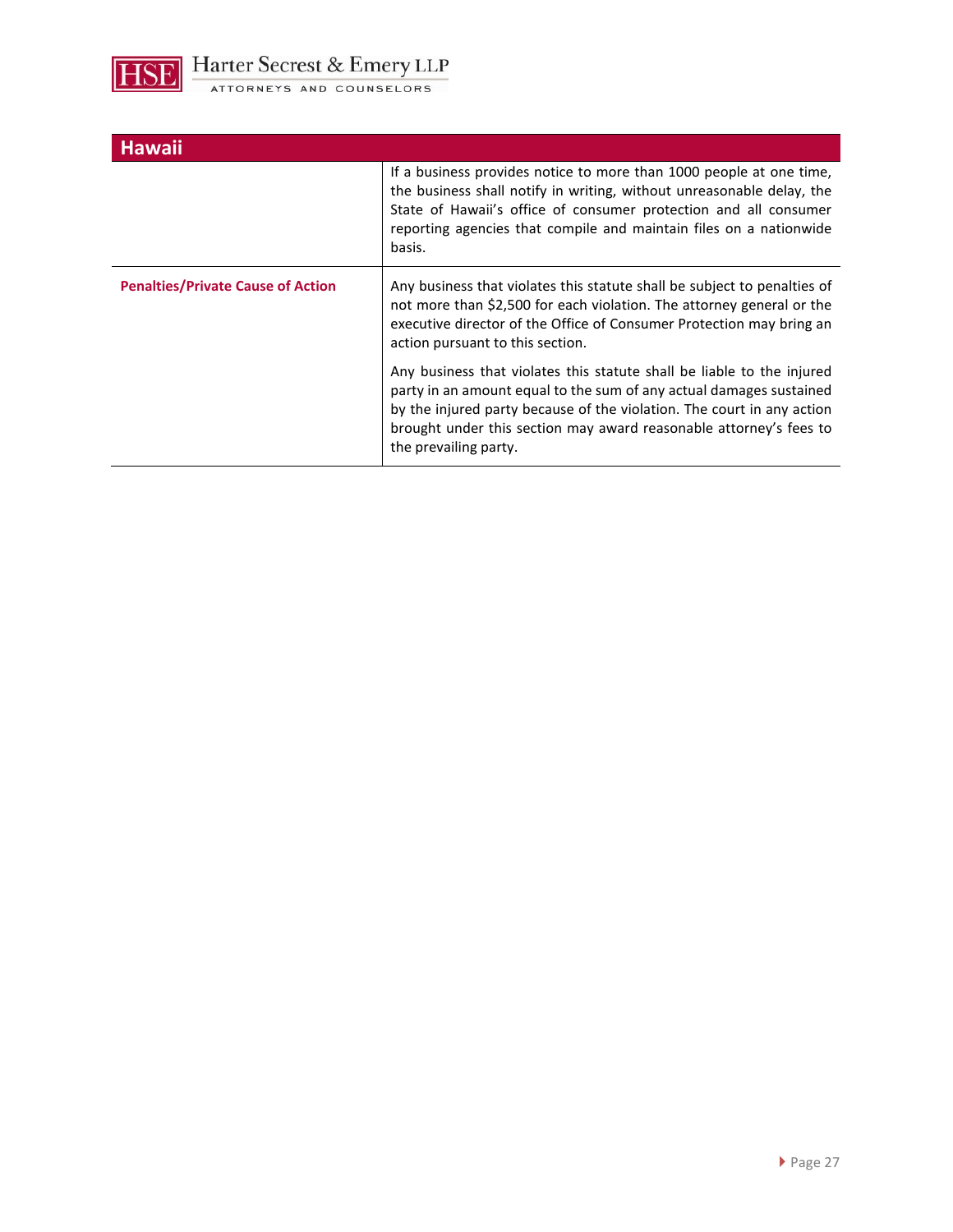| Hawaii | |
|---|---|
| | If a business provides notice to more than 1000 people at one time, the business shall notify in writing, without unreasonable delay, the State of Hawaii's office of consumer protection and all consumer reporting agencies that compile and maintain files on a nationwide basis. |
| **Penalties/Private Cause of Action** | Any business that violates this statute shall be subject to penalties of not more than $2,500 for each violation. The attorney general or the executive director of the Office of Consumer Protection may bring an action pursuant to this section.<br><br>Any business that violates this statute shall be liable to the injured party in an amount equal to the sum of any actual damages sustained by the injured party because of the violation. The court in any action brought under this section may award reasonable attorney's fees to the prevailing party. |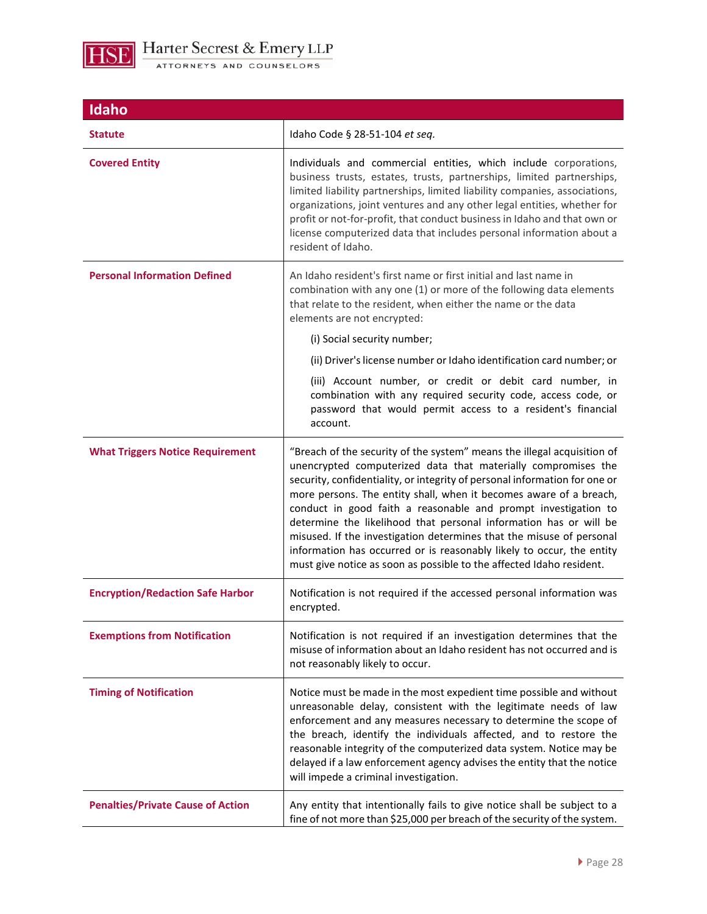## Idaho

| | |
|---|---|
| **Statute** | Idaho Code § 28-51-104 *et seq.* |
| **Covered Entity** | Individuals and commercial entities, which include corporations, business trusts, estates, trusts, partnerships, limited partnerships, limited liability partnerships, limited liability companies, associations, organizations, joint ventures and any other legal entities, whether for profit or not-for-profit, that conduct business in Idaho and that own or license computerized data that includes personal information about a resident of Idaho. |
| **Personal Information Defined** | An Idaho resident's first name or first initial and last name in combination with any one (1) or more of the following data elements that relate to the resident, when either the name or the data elements are not encrypted:<br><br>(i) Social security number;<br><br>(ii) Driver's license number or Idaho identification card number; or<br><br>(iii) Account number, or credit or debit card number, in combination with any required security code, access code, or password that would permit access to a resident's financial account. |
| **What Triggers Notice Requirement** | "Breach of the security of the system" means the illegal acquisition of unencrypted computerized data that materially compromises the security, confidentiality, or integrity of personal information for one or more persons. The entity shall, when it becomes aware of a breach, conduct in good faith a reasonable and prompt investigation to determine the likelihood that personal information has or will be misused. If the investigation determines that the misuse of personal information has occurred or is reasonably likely to occur, the entity must give notice as soon as possible to the affected Idaho resident. |
| **Encryption/Redaction Safe Harbor** | Notification is not required if the accessed personal information was encrypted. |
| **Exemptions from Notification** | Notification is not required if an investigation determines that the misuse of information about an Idaho resident has not occurred and is not reasonably likely to occur. |
| **Timing of Notification** | Notice must be made in the most expedient time possible and without unreasonable delay, consistent with the legitimate needs of law enforcement and any measures necessary to determine the scope of the breach, identify the individuals affected, and to restore the reasonable integrity of the computerized data system. Notice may be delayed if a law enforcement agency advises the entity that the notice will impede a criminal investigation. |
| **Penalties/Private Cause of Action** | Any entity that intentionally fails to give notice shall be subject to a fine of not more than $25,000 per breach of the security of the system. |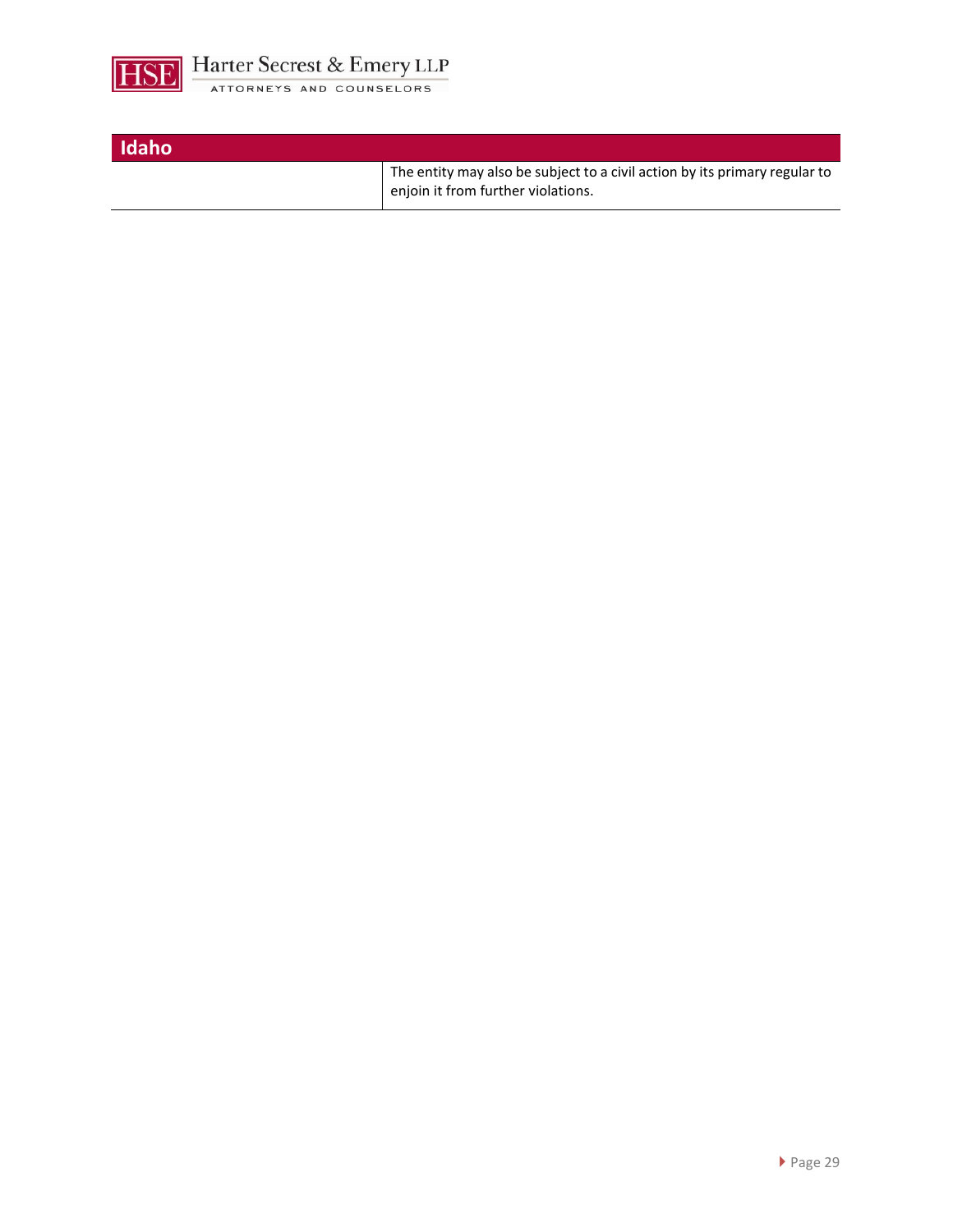| Idaho | |
|---|---|
| | The entity may also be subject to a civil action by its primary regular to enjoin it from further violations. |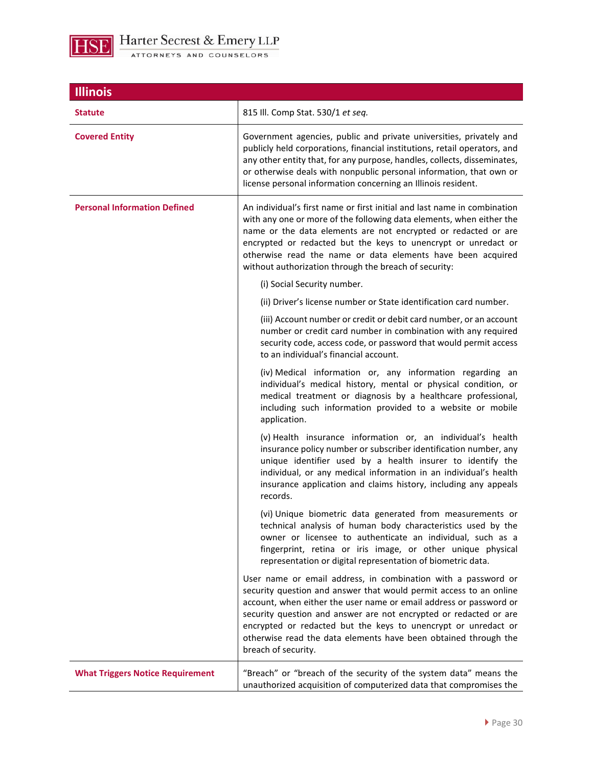## Illinois

| | |
|---|---|
| **Statute** | 815 Ill. Comp Stat. 530/1 *et seq.* |
| **Covered Entity** | Government agencies, public and private universities, privately and publicly held corporations, financial institutions, retail operators, and any other entity that, for any purpose, handles, collects, disseminates, or otherwise deals with nonpublic personal information, that own or license personal information concerning an Illinois resident. |
| **Personal Information Defined** | An individual's first name or first initial and last name in combination with any one or more of the following data elements, when either the name or the data elements are not encrypted or redacted or are encrypted or redacted but the keys to unencrypt or unredact or otherwise read the name or data elements have been acquired without authorization through the breach of security:<br><br>(i) Social Security number.<br><br>(ii) Driver's license number or State identification card number.<br><br>(iii) Account number or credit or debit card number, or an account number or credit card number in combination with any required security code, access code, or password that would permit access to an individual's financial account.<br><br>(iv) Medical information or, any information regarding an individual's medical history, mental or physical condition, or medical treatment or diagnosis by a healthcare professional, including such information provided to a website or mobile application.<br><br>(v) Health insurance information or, an individual's health insurance policy number or subscriber identification number, any unique identifier used by a health insurer to identify the individual, or any medical information in an individual's health insurance application and claims history, including any appeals records.<br><br>(vi) Unique biometric data generated from measurements or technical analysis of human body characteristics used by the owner or licensee to authenticate an individual, such as a fingerprint, retina or iris image, or other unique physical representation or digital representation of biometric data.<br><br>User name or email address, in combination with a password or security question and answer that would permit access to an online account, when either the user name or email address or password or security question and answer are not encrypted or redacted or are encrypted or redacted but the keys to unencrypt or unredact or otherwise read the data elements have been obtained through the breach of security. |
| **What Triggers Notice Requirement** | "Breach" or "breach of the security of the system data" means the unauthorized acquisition of computerized data that compromises the |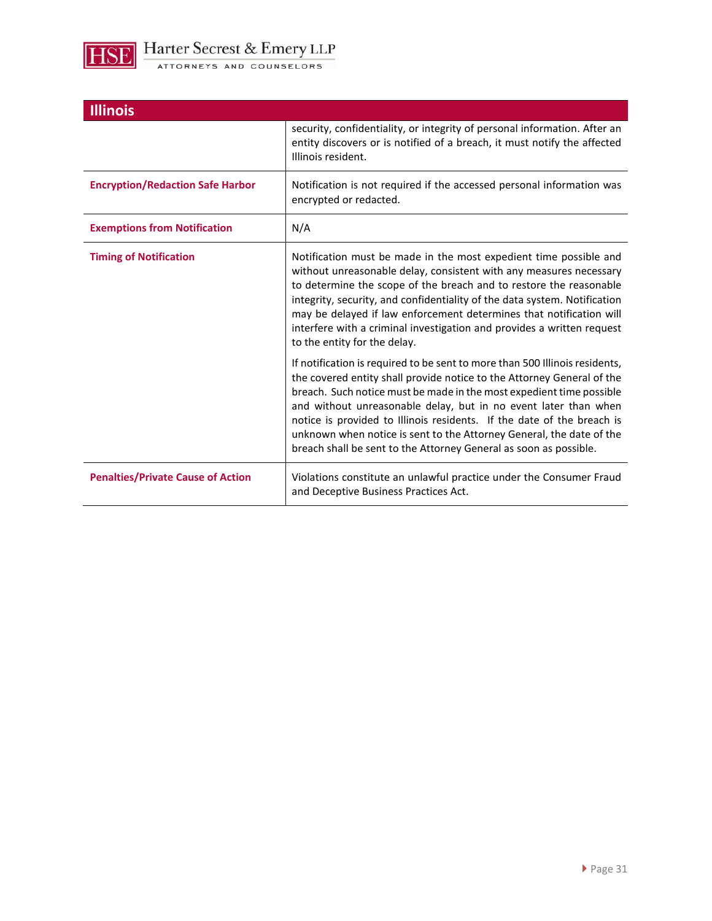| Illinois | |
|---|---|
| | security, confidentiality, or integrity of personal information. After an entity discovers or is notified of a breach, it must notify the affected Illinois resident. |
| **Encryption/Redaction Safe Harbor** | Notification is not required if the accessed personal information was encrypted or redacted. |
| **Exemptions from Notification** | N/A |
| **Timing of Notification** | Notification must be made in the most expedient time possible and without unreasonable delay, consistent with any measures necessary to determine the scope of the breach and to restore the reasonable integrity, security, and confidentiality of the data system. Notification may be delayed if law enforcement determines that notification will interfere with a criminal investigation and provides a written request to the entity for the delay.<br><br>If notification is required to be sent to more than 500 Illinois residents, the covered entity shall provide notice to the Attorney General of the breach. Such notice must be made in the most expedient time possible and without unreasonable delay, but in no event later than when notice is provided to Illinois residents. If the date of the breach is unknown when notice is sent to the Attorney General, the date of the breach shall be sent to the Attorney General as soon as possible. |
| **Penalties/Private Cause of Action** | Violations constitute an unlawful practice under the Consumer Fraud and Deceptive Business Practices Act. |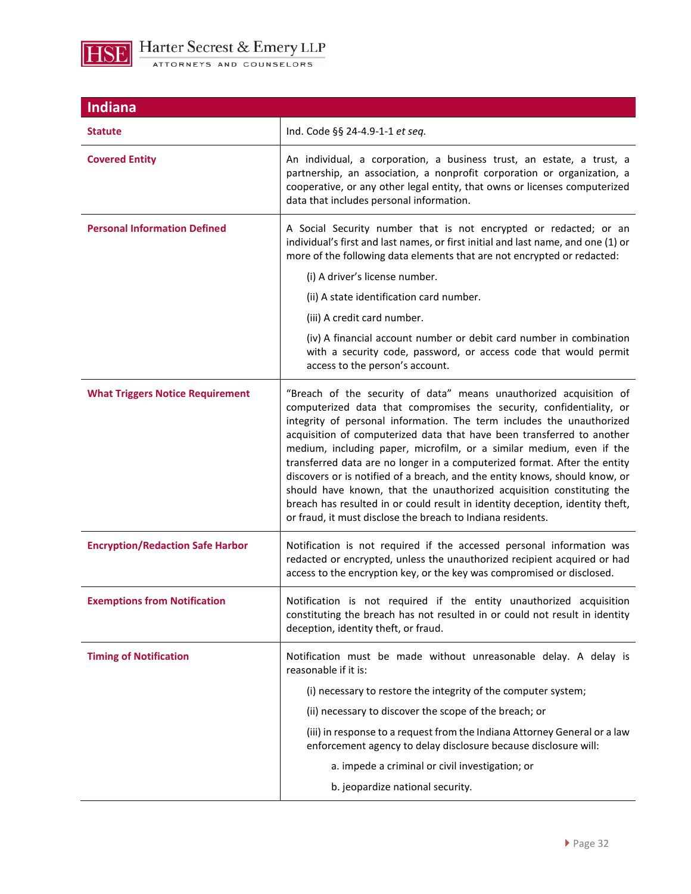## Indiana

| | |
|---|---|
| **Statute** | Ind. Code §§ 24-4.9-1-1 *et seq.* |
| **Covered Entity** | An individual, a corporation, a business trust, an estate, a trust, a partnership, an association, a nonprofit corporation or organization, a cooperative, or any other legal entity, that owns or licenses computerized data that includes personal information. |
| **Personal Information Defined** | A Social Security number that is not encrypted or redacted; or an individual's first and last names, or first initial and last name, and one (1) or more of the following data elements that are not encrypted or redacted:<br>(i) A driver's license number.<br>(ii) A state identification card number.<br>(iii) A credit card number.<br>(iv) A financial account number or debit card number in combination with a security code, password, or access code that would permit access to the person's account. |
| **What Triggers Notice Requirement** | "Breach of the security of data" means unauthorized acquisition of computerized data that compromises the security, confidentiality, or integrity of personal information. The term includes the unauthorized acquisition of computerized data that have been transferred to another medium, including paper, microfilm, or a similar medium, even if the transferred data are no longer in a computerized format. After the entity discovers or is notified of a breach, and the entity knows, should know, or should have known, that the unauthorized acquisition constituting the breach has resulted in or could result in identity deception, identity theft, or fraud, it must disclose the breach to Indiana residents. |
| **Encryption/Redaction Safe Harbor** | Notification is not required if the accessed personal information was redacted or encrypted, unless the unauthorized recipient acquired or had access to the encryption key, or the key was compromised or disclosed. |
| **Exemptions from Notification** | Notification is not required if the entity unauthorized acquisition constituting the breach has not resulted in or could not result in identity deception, identity theft, or fraud. |
| **Timing of Notification** | Notification must be made without unreasonable delay. A delay is reasonable if it is:<br>(i) necessary to restore the integrity of the computer system;<br>(ii) necessary to discover the scope of the breach; or<br>(iii) in response to a request from the Indiana Attorney General or a law enforcement agency to delay disclosure because disclosure will:<br>a. impede a criminal or civil investigation; or<br>b. jeopardize national security. |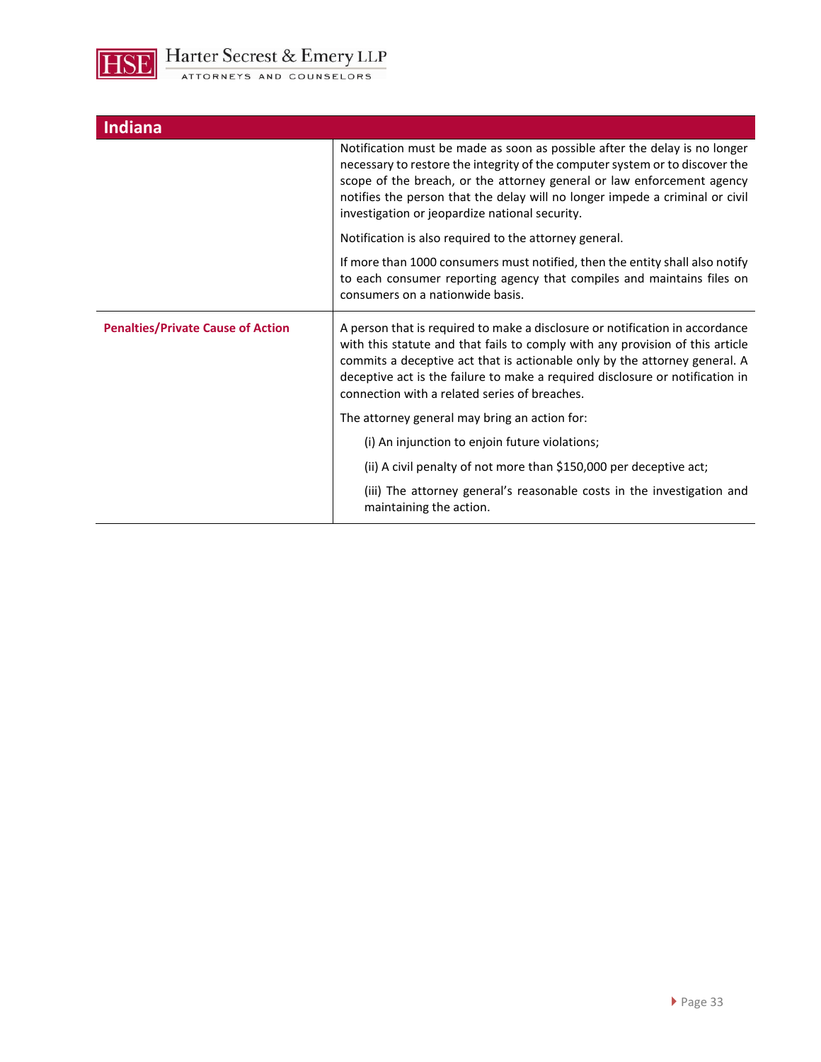## Indiana

| | |
|---|---|
| | Notification must be made as soon as possible after the delay is no longer necessary to restore the integrity of the computer system or to discover the scope of the breach, or the attorney general or law enforcement agency notifies the person that the delay will no longer impede a criminal or civil investigation or jeopardize national security.<br><br>Notification is also required to the attorney general.<br><br>If more than 1000 consumers must notified, then the entity shall also notify to each consumer reporting agency that compiles and maintains files on consumers on a nationwide basis. |
| **Penalties/Private Cause of Action** | A person that is required to make a disclosure or notification in accordance with this statute and that fails to comply with any provision of this article commits a deceptive act that is actionable only by the attorney general. A deceptive act is the failure to make a required disclosure or notification in connection with a related series of breaches.<br><br>The attorney general may bring an action for:<br><br>(i) An injunction to enjoin future violations;<br><br>(ii) A civil penalty of not more than $150,000 per deceptive act;<br><br>(iii) The attorney general's reasonable costs in the investigation and maintaining the action. |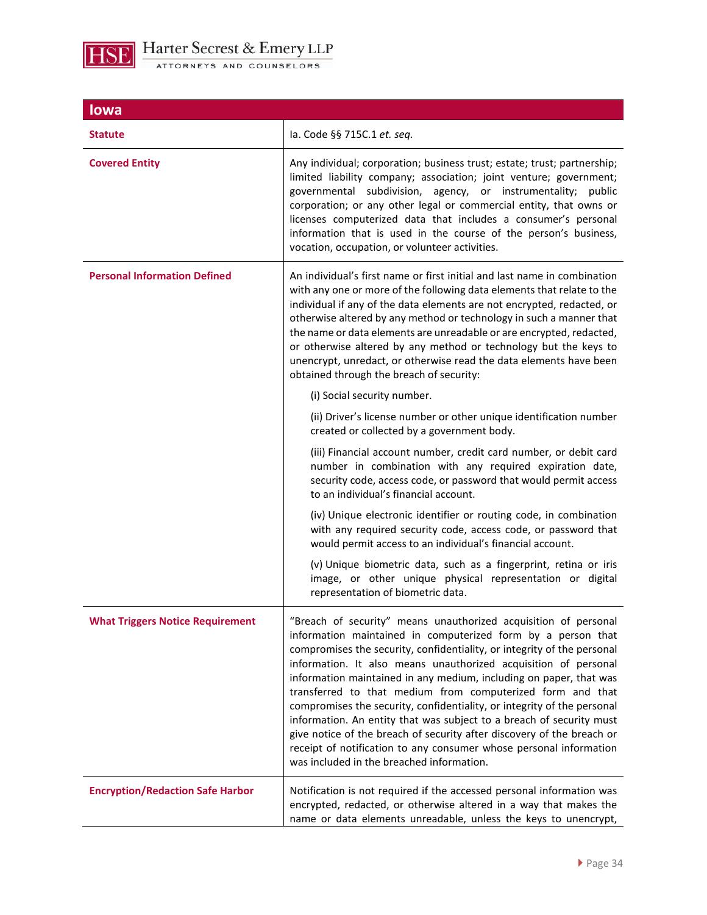## Iowa

| | |
|---|---|
| **Statute** | Ia. Code §§ 715C.1 *et. seq.* |
| **Covered Entity** | Any individual; corporation; business trust; estate; trust; partnership; limited liability company; association; joint venture; government; governmental subdivision, agency, or instrumentality; public corporation; or any other legal or commercial entity, that owns or licenses computerized data that includes a consumer's personal information that is used in the course of the person's business, vocation, occupation, or volunteer activities. |
| **Personal Information Defined** | An individual's first name or first initial and last name in combination with any one or more of the following data elements that relate to the individual if any of the data elements are not encrypted, redacted, or otherwise altered by any method or technology in such a manner that the name or data elements are unreadable or are encrypted, redacted, or otherwise altered by any method or technology but the keys to unencrypt, unredact, or otherwise read the data elements have been obtained through the breach of security:<br><br>(i) Social security number.<br><br>(ii) Driver's license number or other unique identification number created or collected by a government body.<br><br>(iii) Financial account number, credit card number, or debit card number in combination with any required expiration date, security code, access code, or password that would permit access to an individual's financial account.<br><br>(iv) Unique electronic identifier or routing code, in combination with any required security code, access code, or password that would permit access to an individual's financial account.<br><br>(v) Unique biometric data, such as a fingerprint, retina or iris image, or other unique physical representation or digital representation of biometric data. |
| **What Triggers Notice Requirement** | "Breach of security" means unauthorized acquisition of personal information maintained in computerized form by a person that compromises the security, confidentiality, or integrity of the personal information. It also means unauthorized acquisition of personal information maintained in any medium, including on paper, that was transferred to that medium from computerized form and that compromises the security, confidentiality, or integrity of the personal information. An entity that was subject to a breach of security must give notice of the breach of security after discovery of the breach or receipt of notification to any consumer whose personal information was included in the breached information. |
| **Encryption/Redaction Safe Harbor** | Notification is not required if the accessed personal information was encrypted, redacted, or otherwise altered in a way that makes the name or data elements unreadable, unless the keys to unencrypt, |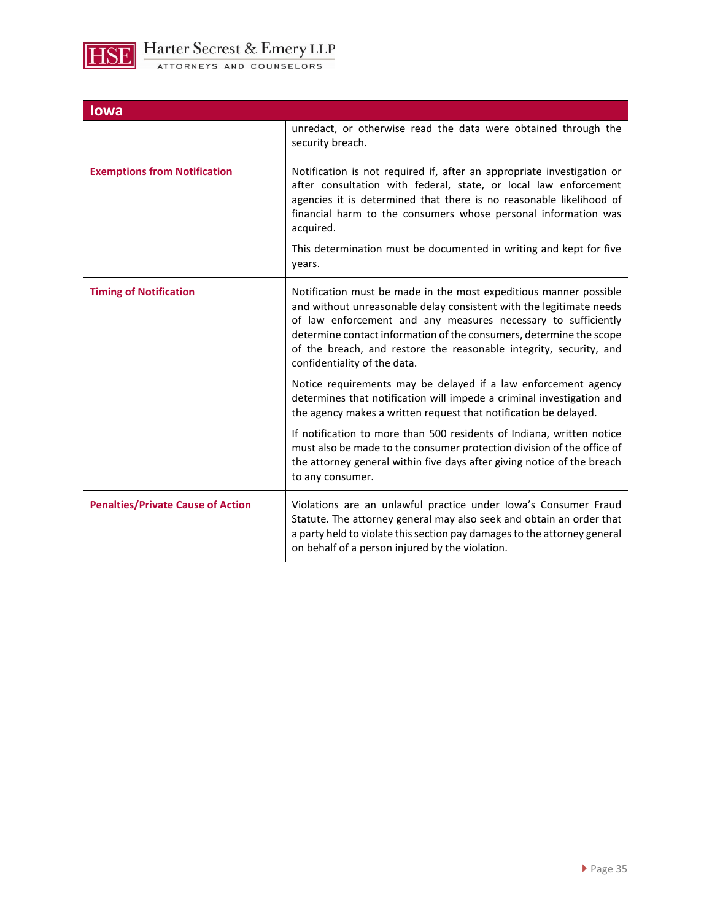| Iowa | |
|---|---|
| | unredact, or otherwise read the data were obtained through the security breach. |
| **Exemptions from Notification** | Notification is not required if, after an appropriate investigation or after consultation with federal, state, or local law enforcement agencies it is determined that there is no reasonable likelihood of financial harm to the consumers whose personal information was acquired.<br><br>This determination must be documented in writing and kept for five years. |
| **Timing of Notification** | Notification must be made in the most expeditious manner possible and without unreasonable delay consistent with the legitimate needs of law enforcement and any measures necessary to sufficiently determine contact information of the consumers, determine the scope of the breach, and restore the reasonable integrity, security, and confidentiality of the data.<br><br>Notice requirements may be delayed if a law enforcement agency determines that notification will impede a criminal investigation and the agency makes a written request that notification be delayed.<br><br>If notification to more than 500 residents of Indiana, written notice must also be made to the consumer protection division of the office of the attorney general within five days after giving notice of the breach to any consumer. |
| **Penalties/Private Cause of Action** | Violations are an unlawful practice under Iowa's Consumer Fraud Statute. The attorney general may also seek and obtain an order that a party held to violate this section pay damages to the attorney general on behalf of a person injured by the violation. |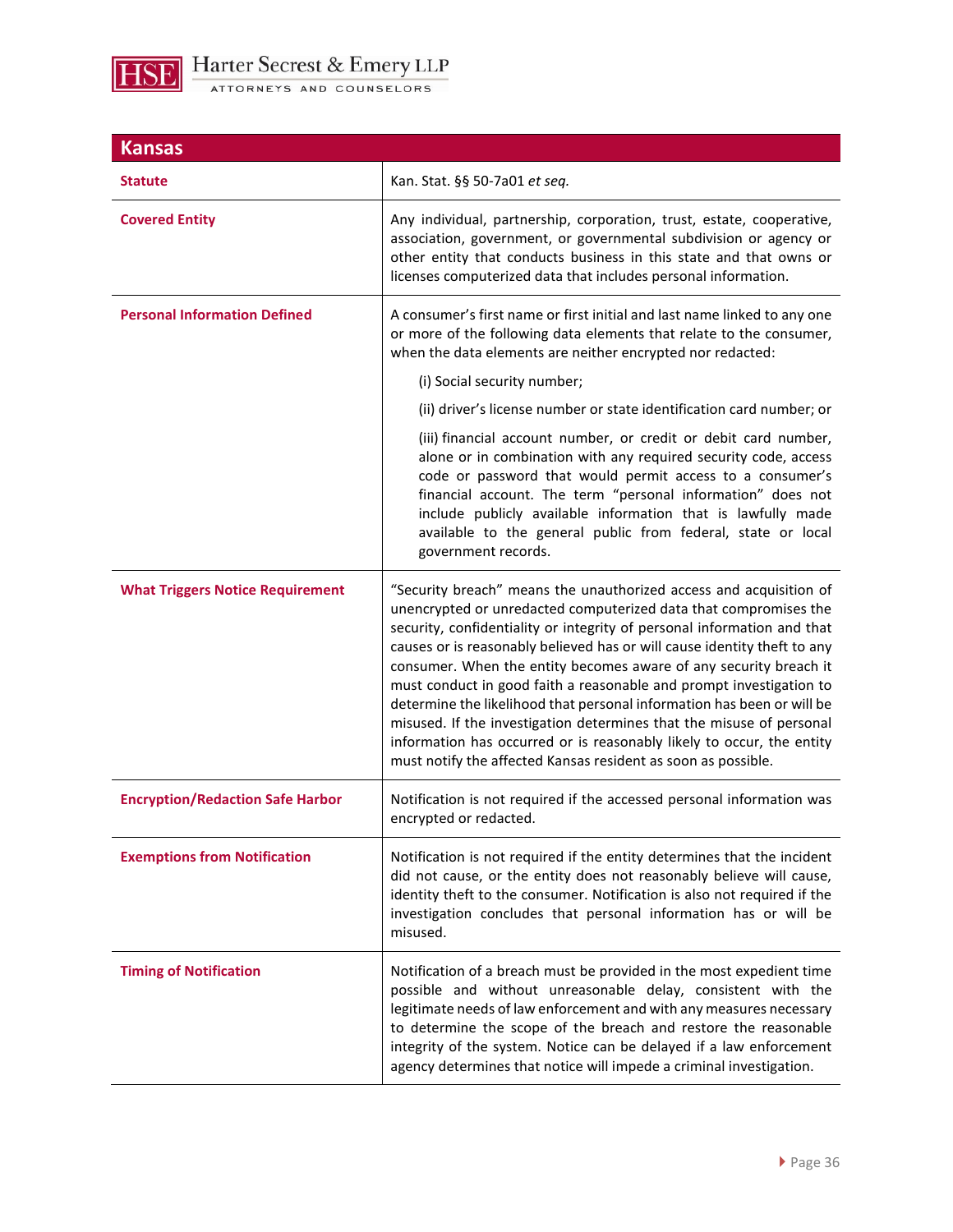| Kansas | |
|---|---|
| **Statute** | Kan. Stat. §§ 50-7a01 *et seq.* |
| **Covered Entity** | Any individual, partnership, corporation, trust, estate, cooperative, association, government, or governmental subdivision or agency or other entity that conducts business in this state and that owns or licenses computerized data that includes personal information. |
| **Personal Information Defined** | A consumer's first name or first initial and last name linked to any one or more of the following data elements that relate to the consumer, when the data elements are neither encrypted nor redacted:<br><br>(i) Social security number;<br><br>(ii) driver's license number or state identification card number; or<br><br>(iii) financial account number, or credit or debit card number, alone or in combination with any required security code, access code or password that would permit access to a consumer's financial account. The term "personal information" does not include publicly available information that is lawfully made available to the general public from federal, state or local government records. |
| **What Triggers Notice Requirement** | "Security breach" means the unauthorized access and acquisition of unencrypted or unredacted computerized data that compromises the security, confidentiality or integrity of personal information and that causes or is reasonably believed has or will cause identity theft to any consumer. When the entity becomes aware of any security breach it must conduct in good faith a reasonable and prompt investigation to determine the likelihood that personal information has been or will be misused. If the investigation determines that the misuse of personal information has occurred or is reasonably likely to occur, the entity must notify the affected Kansas resident as soon as possible. |
| **Encryption/Redaction Safe Harbor** | Notification is not required if the accessed personal information was encrypted or redacted. |
| **Exemptions from Notification** | Notification is not required if the entity determines that the incident did not cause, or the entity does not reasonably believe will cause, identity theft to the consumer. Notification is also not required if the investigation concludes that personal information has or will be misused. |
| **Timing of Notification** | Notification of a breach must be provided in the most expedient time possible and without unreasonable delay, consistent with the legitimate needs of law enforcement and with any measures necessary to determine the scope of the breach and restore the reasonable integrity of the system. Notice can be delayed if a law enforcement agency determines that notice will impede a criminal investigation. |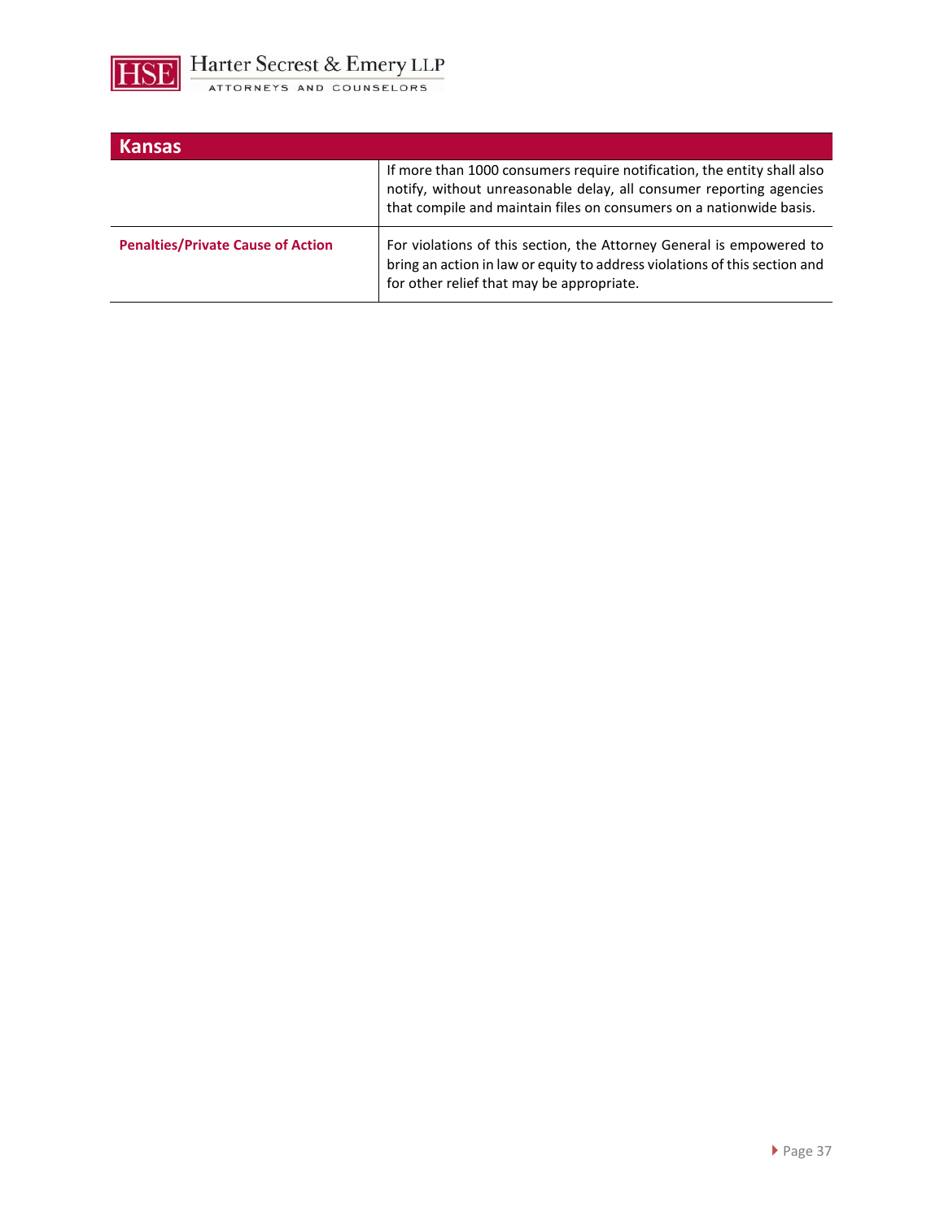| Kansas | |
|---|---|
| | If more than 1000 consumers require notification, the entity shall also notify, without unreasonable delay, all consumer reporting agencies that compile and maintain files on consumers on a nationwide basis. |
| **Penalties/Private Cause of Action** | For violations of this section, the Attorney General is empowered to bring an action in law or equity to address violations of this section and for other relief that may be appropriate. |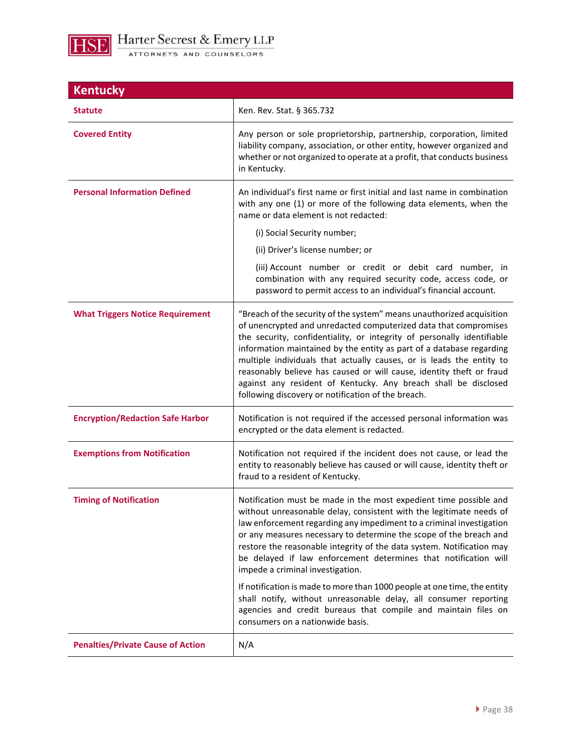## Kentucky

| | |
|---|---|
| **Statute** | Ken. Rev. Stat. § 365.732 |
| **Covered Entity** | Any person or sole proprietorship, partnership, corporation, limited liability company, association, or other entity, however organized and whether or not organized to operate at a profit, that conducts business in Kentucky. |
| **Personal Information Defined** | An individual's first name or first initial and last name in combination with any one (1) or more of the following data elements, when the name or data element is not redacted:<br><br>(i) Social Security number;<br><br>(ii) Driver's license number; or<br><br>(iii) Account number or credit or debit card number, in combination with any required security code, access code, or password to permit access to an individual's financial account. |
| **What Triggers Notice Requirement** | "Breach of the security of the system" means unauthorized acquisition of unencrypted and unredacted computerized data that compromises the security, confidentiality, or integrity of personally identifiable information maintained by the entity as part of a database regarding multiple individuals that actually causes, or is leads the entity to reasonably believe has caused or will cause, identity theft or fraud against any resident of Kentucky. Any breach shall be disclosed following discovery or notification of the breach. |
| **Encryption/Redaction Safe Harbor** | Notification is not required if the accessed personal information was encrypted or the data element is redacted. |
| **Exemptions from Notification** | Notification not required if the incident does not cause, or lead the entity to reasonably believe has caused or will cause, identity theft or fraud to a resident of Kentucky. |
| **Timing of Notification** | Notification must be made in the most expedient time possible and without unreasonable delay, consistent with the legitimate needs of law enforcement regarding any impediment to a criminal investigation or any measures necessary to determine the scope of the breach and restore the reasonable integrity of the data system. Notification may be delayed if law enforcement determines that notification will impede a criminal investigation.<br><br>If notification is made to more than 1000 people at one time, the entity shall notify, without unreasonable delay, all consumer reporting agencies and credit bureaus that compile and maintain files on consumers on a nationwide basis. |
| **Penalties/Private Cause of Action** | N/A |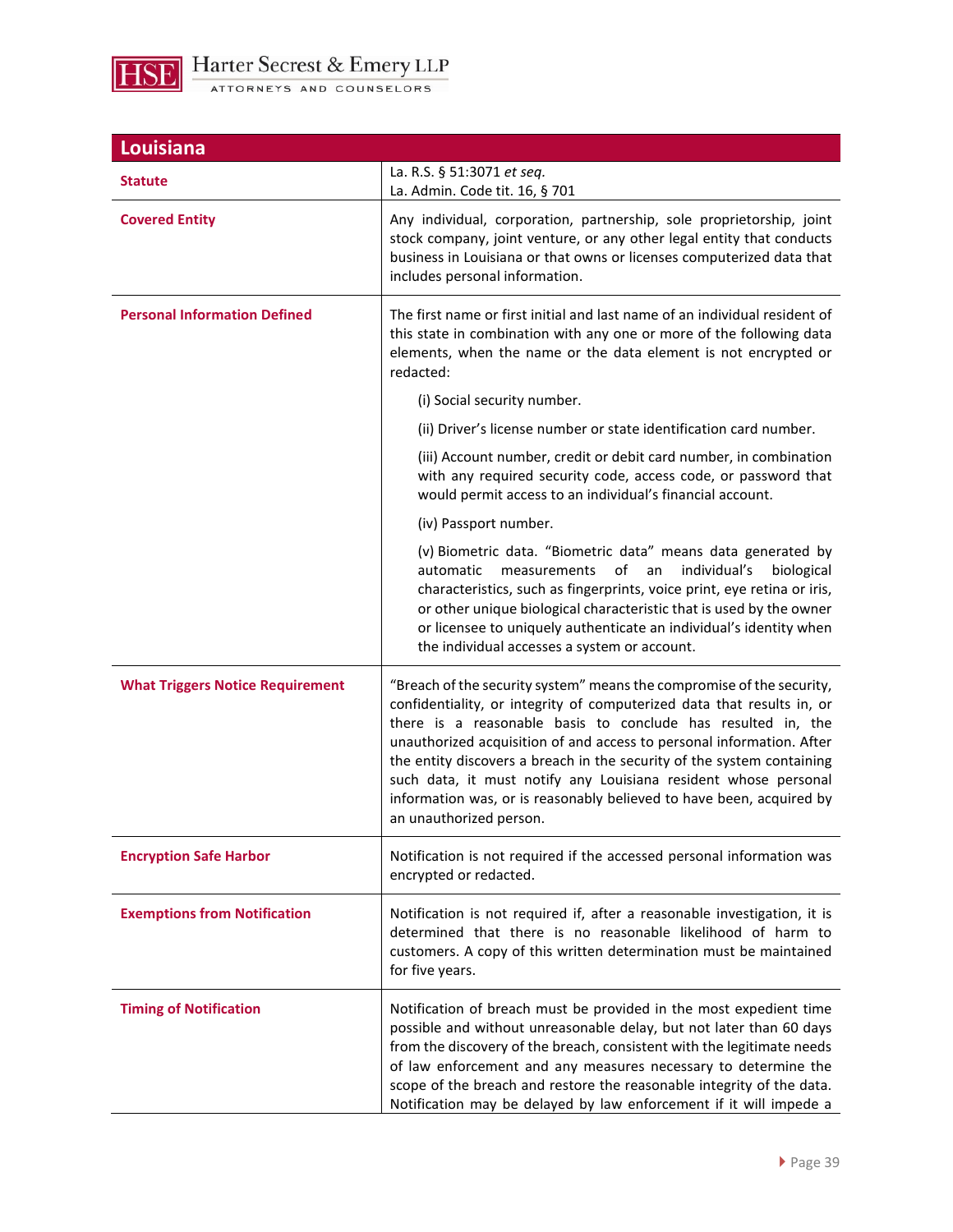## Louisiana

| | |
|---|---|
| **Statute** | La. R.S. § 51:3071 *et seq.*<br>La. Admin. Code tit. 16, § 701 |
| **Covered Entity** | Any individual, corporation, partnership, sole proprietorship, joint stock company, joint venture, or any other legal entity that conducts business in Louisiana or that owns or licenses computerized data that includes personal information. |
| **Personal Information Defined** | The first name or first initial and last name of an individual resident of this state in combination with any one or more of the following data elements, when the name or the data element is not encrypted or redacted:<br>(i) Social security number.<br>(ii) Driver's license number or state identification card number.<br>(iii) Account number, credit or debit card number, in combination with any required security code, access code, or password that would permit access to an individual's financial account.<br>(iv) Passport number.<br>(v) Biometric data. "Biometric data" means data generated by automatic measurements of an individual's biological characteristics, such as fingerprints, voice print, eye retina or iris, or other unique biological characteristic that is used by the owner or licensee to uniquely authenticate an individual's identity when the individual accesses a system or account. |
| **What Triggers Notice Requirement** | "Breach of the security system" means the compromise of the security, confidentiality, or integrity of computerized data that results in, or there is a reasonable basis to conclude has resulted in, the unauthorized acquisition of and access to personal information. After the entity discovers a breach in the security of the system containing such data, it must notify any Louisiana resident whose personal information was, or is reasonably believed to have been, acquired by an unauthorized person. |
| **Encryption Safe Harbor** | Notification is not required if the accessed personal information was encrypted or redacted. |
| **Exemptions from Notification** | Notification is not required if, after a reasonable investigation, it is determined that there is no reasonable likelihood of harm to customers. A copy of this written determination must be maintained for five years. |
| **Timing of Notification** | Notification of breach must be provided in the most expedient time possible and without unreasonable delay, but not later than 60 days from the discovery of the breach, consistent with the legitimate needs of law enforcement and any measures necessary to determine the scope of the breach and restore the reasonable integrity of the data. Notification may be delayed by law enforcement if it will impede a |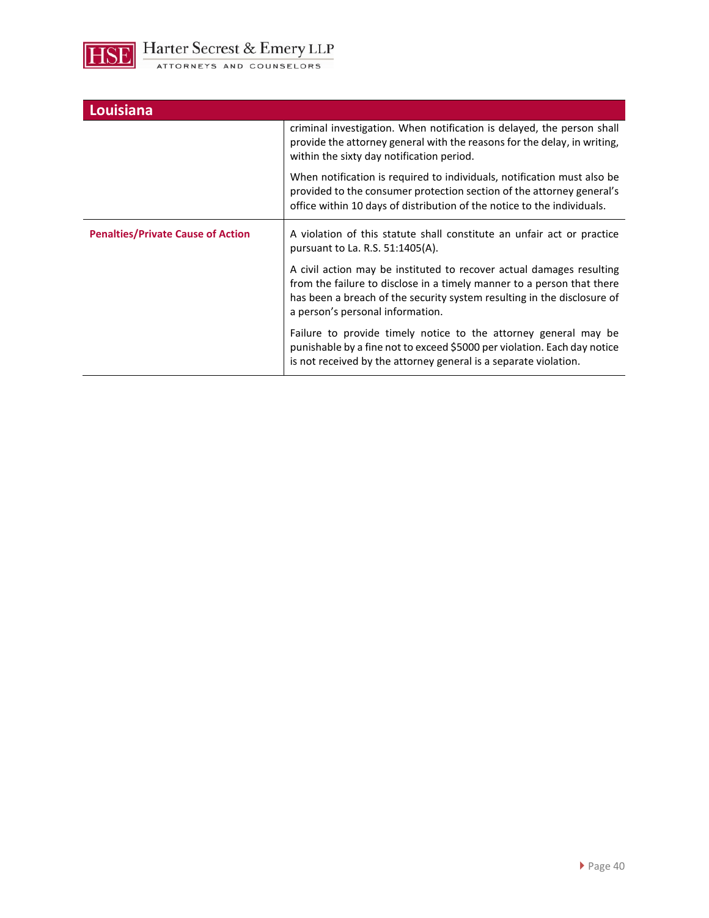| Louisiana | |
|---|---|
| | criminal investigation. When notification is delayed, the person shall provide the attorney general with the reasons for the delay, in writing, within the sixty day notification period.<br><br>When notification is required to individuals, notification must also be provided to the consumer protection section of the attorney general's office within 10 days of distribution of the notice to the individuals. |
| **Penalties/Private Cause of Action** | A violation of this statute shall constitute an unfair act or practice pursuant to La. R.S. 51:1405(A).<br><br>A civil action may be instituted to recover actual damages resulting from the failure to disclose in a timely manner to a person that there has been a breach of the security system resulting in the disclosure of a person's personal information.<br><br>Failure to provide timely notice to the attorney general may be punishable by a fine not to exceed $5000 per violation. Each day notice is not received by the attorney general is a separate violation. |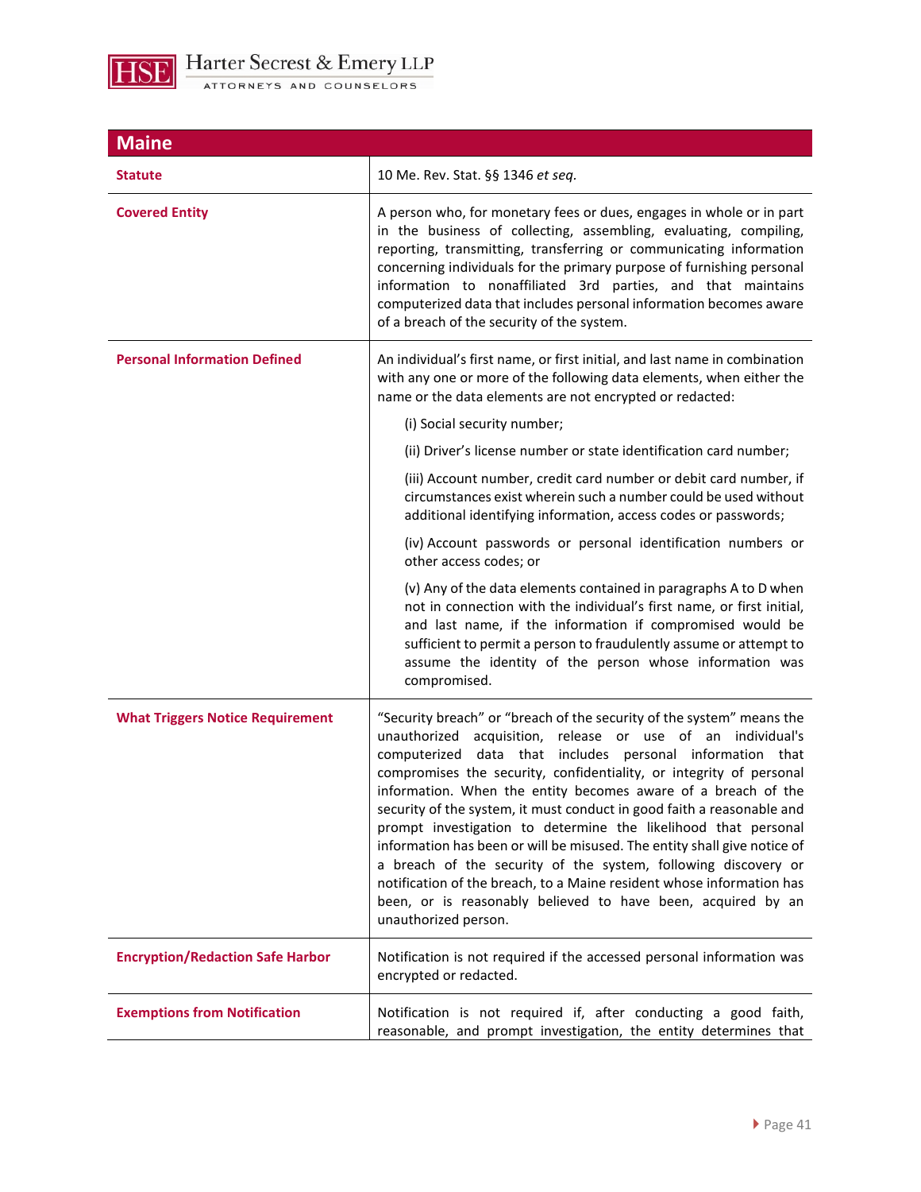| Maine | |
|---|---|
| **Statute** | 10 Me. Rev. Stat. §§ 1346 *et seq.* |
| **Covered Entity** | A person who, for monetary fees or dues, engages in whole or in part in the business of collecting, assembling, evaluating, compiling, reporting, transmitting, transferring or communicating information concerning individuals for the primary purpose of furnishing personal information to nonaffiliated 3rd parties, and that maintains computerized data that includes personal information becomes aware of a breach of the security of the system. |
| **Personal Information Defined** | An individual's first name, or first initial, and last name in combination with any one or more of the following data elements, when either the name or the data elements are not encrypted or redacted:<br><br>(i) Social security number;<br><br>(ii) Driver's license number or state identification card number;<br><br>(iii) Account number, credit card number or debit card number, if circumstances exist wherein such a number could be used without additional identifying information, access codes or passwords;<br><br>(iv) Account passwords or personal identification numbers or other access codes; or<br><br>(v) Any of the data elements contained in paragraphs A to D when not in connection with the individual's first name, or first initial, and last name, if the information if compromised would be sufficient to permit a person to fraudulently assume or attempt to assume the identity of the person whose information was compromised. |
| **What Triggers Notice Requirement** | "Security breach" or "breach of the security of the system" means the unauthorized acquisition, release or use of an individual's computerized data that includes personal information that compromises the security, confidentiality, or integrity of personal information. When the entity becomes aware of a breach of the security of the system, it must conduct in good faith a reasonable and prompt investigation to determine the likelihood that personal information has been or will be misused. The entity shall give notice of a breach of the security of the system, following discovery or notification of the breach, to a Maine resident whose information has been, or is reasonably believed to have been, acquired by an unauthorized person. |
| **Encryption/Redaction Safe Harbor** | Notification is not required if the accessed personal information was encrypted or redacted. |
| **Exemptions from Notification** | Notification is not required if, after conducting a good faith, reasonable, and prompt investigation, the entity determines that |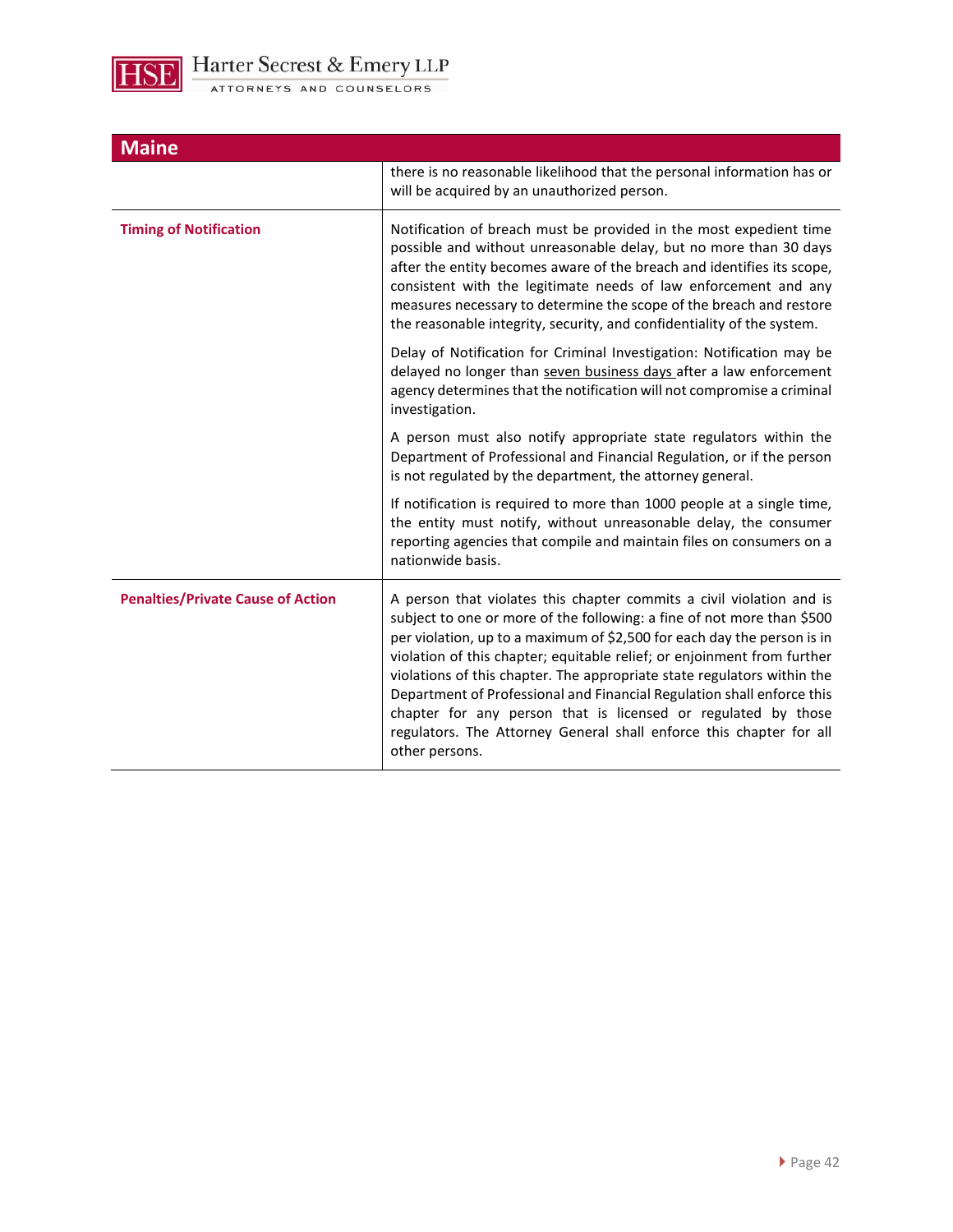| Maine | |
|---|---|
| | there is no reasonable likelihood that the personal information has or will be acquired by an unauthorized person. |
| **Timing of Notification** | Notification of breach must be provided in the most expedient time possible and without unreasonable delay, but no more than 30 days after the entity becomes aware of the breach and identifies its scope, consistent with the legitimate needs of law enforcement and any measures necessary to determine the scope of the breach and restore the reasonable integrity, security, and confidentiality of the system.<br><br>Delay of Notification for Criminal Investigation: Notification may be delayed no longer than seven business days after a law enforcement agency determines that the notification will not compromise a criminal investigation.<br><br>A person must also notify appropriate state regulators within the Department of Professional and Financial Regulation, or if the person is not regulated by the department, the attorney general.<br><br>If notification is required to more than 1000 people at a single time, the entity must notify, without unreasonable delay, the consumer reporting agencies that compile and maintain files on consumers on a nationwide basis. |
| **Penalties/Private Cause of Action** | A person that violates this chapter commits a civil violation and is subject to one or more of the following: a fine of not more than $500 per violation, up to a maximum of $2,500 for each day the person is in violation of this chapter; equitable relief; or enjoinment from further violations of this chapter. The appropriate state regulators within the Department of Professional and Financial Regulation shall enforce this chapter for any person that is licensed or regulated by those regulators. The Attorney General shall enforce this chapter for all other persons. |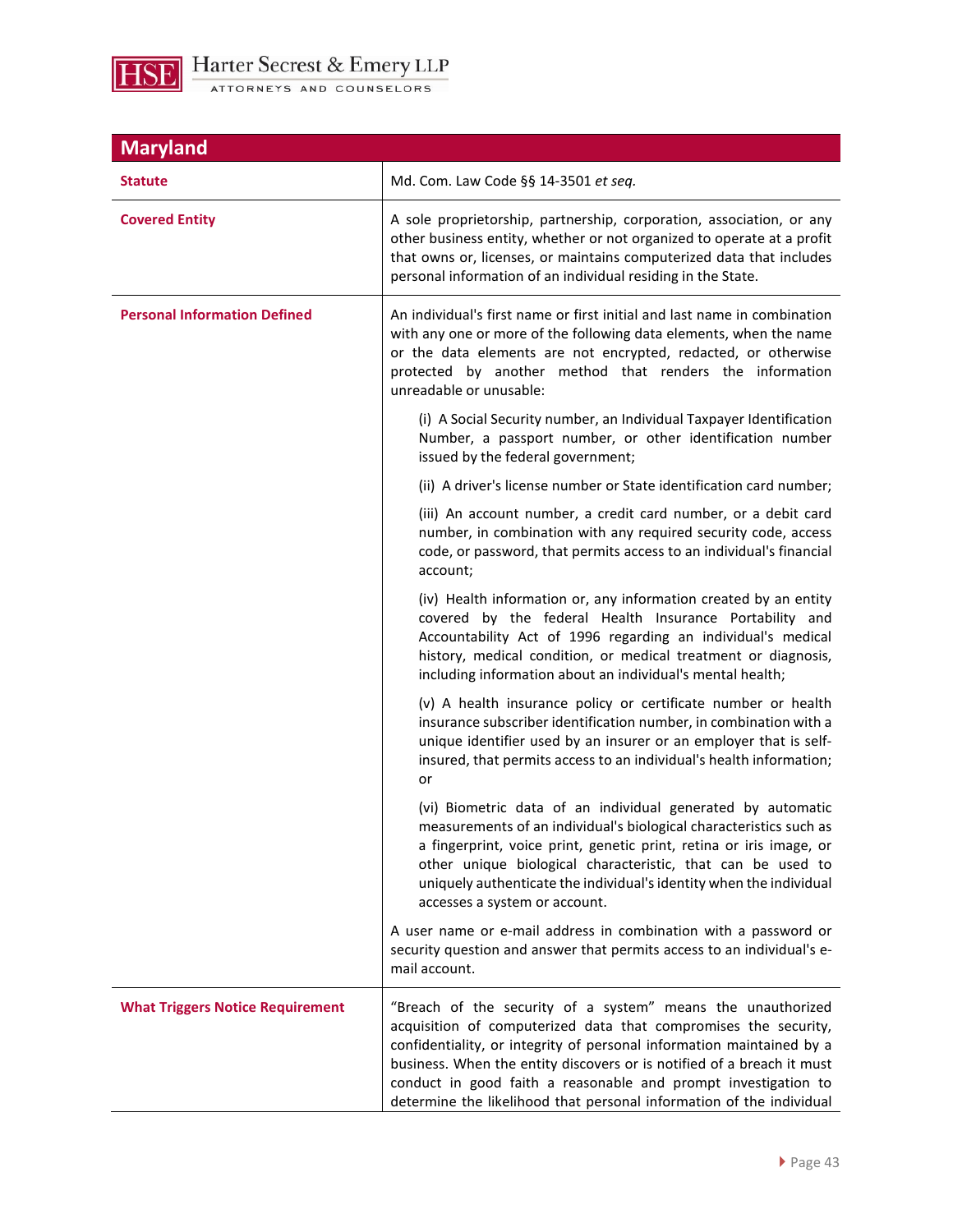## Maryland

| | |
|---|---|
| **Statute** | Md. Com. Law Code §§ 14-3501 *et seq.* |
| **Covered Entity** | A sole proprietorship, partnership, corporation, association, or any other business entity, whether or not organized to operate at a profit that owns or, licenses, or maintains computerized data that includes personal information of an individual residing in the State. |
| **Personal Information Defined** | An individual's first name or first initial and last name in combination with any one or more of the following data elements, when the name or the data elements are not encrypted, redacted, or otherwise protected by another method that renders the information unreadable or unusable:<br><br>(i) A Social Security number, an Individual Taxpayer Identification Number, a passport number, or other identification number issued by the federal government;<br><br>(ii) A driver's license number or State identification card number;<br><br>(iii) An account number, a credit card number, or a debit card number, in combination with any required security code, access code, or password, that permits access to an individual's financial account;<br><br>(iv) Health information or, any information created by an entity covered by the federal Health Insurance Portability and Accountability Act of 1996 regarding an individual's medical history, medical condition, or medical treatment or diagnosis, including information about an individual's mental health;<br><br>(v) A health insurance policy or certificate number or health insurance subscriber identification number, in combination with a unique identifier used by an insurer or an employer that is self-insured, that permits access to an individual's health information; or<br><br>(vi) Biometric data of an individual generated by automatic measurements of an individual's biological characteristics such as a fingerprint, voice print, genetic print, retina or iris image, or other unique biological characteristic, that can be used to uniquely authenticate the individual's identity when the individual accesses a system or account.<br><br>A user name or e-mail address in combination with a password or security question and answer that permits access to an individual's e-mail account. |
| **What Triggers Notice Requirement** | "Breach of the security of a system" means the unauthorized acquisition of computerized data that compromises the security, confidentiality, or integrity of personal information maintained by a business. When the entity discovers or is notified of a breach it must conduct in good faith a reasonable and prompt investigation to determine the likelihood that personal information of the individual |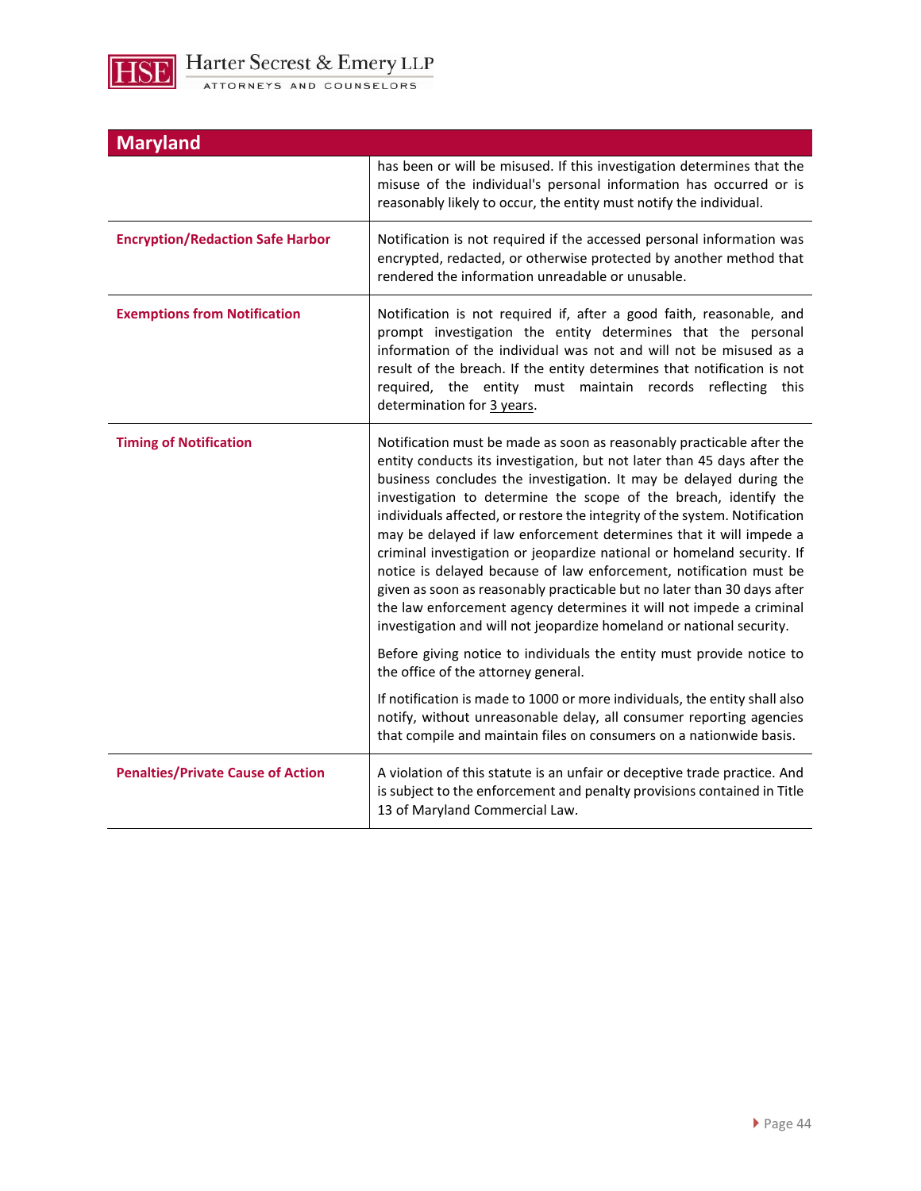| Maryland | |
|---|---|
| | has been or will be misused. If this investigation determines that the misuse of the individual's personal information has occurred or is reasonably likely to occur, the entity must notify the individual. |
| **Encryption/Redaction Safe Harbor** | Notification is not required if the accessed personal information was encrypted, redacted, or otherwise protected by another method that rendered the information unreadable or unusable. |
| **Exemptions from Notification** | Notification is not required if, after a good faith, reasonable, and prompt investigation the entity determines that the personal information of the individual was not and will not be misused as a result of the breach. If the entity determines that notification is not required, the entity must maintain records reflecting this determination for 3 years. |
| **Timing of Notification** | Notification must be made as soon as reasonably practicable after the entity conducts its investigation, but not later than 45 days after the business concludes the investigation. It may be delayed during the investigation to determine the scope of the breach, identify the individuals affected, or restore the integrity of the system. Notification may be delayed if law enforcement determines that it will impede a criminal investigation or jeopardize national or homeland security. If notice is delayed because of law enforcement, notification must be given as soon as reasonably practicable but no later than 30 days after the law enforcement agency determines it will not impede a criminal investigation and will not jeopardize homeland or national security.<br><br>Before giving notice to individuals the entity must provide notice to the office of the attorney general.<br><br>If notification is made to 1000 or more individuals, the entity shall also notify, without unreasonable delay, all consumer reporting agencies that compile and maintain files on consumers on a nationwide basis. |
| **Penalties/Private Cause of Action** | A violation of this statute is an unfair or deceptive trade practice. And is subject to the enforcement and penalty provisions contained in Title 13 of Maryland Commercial Law. |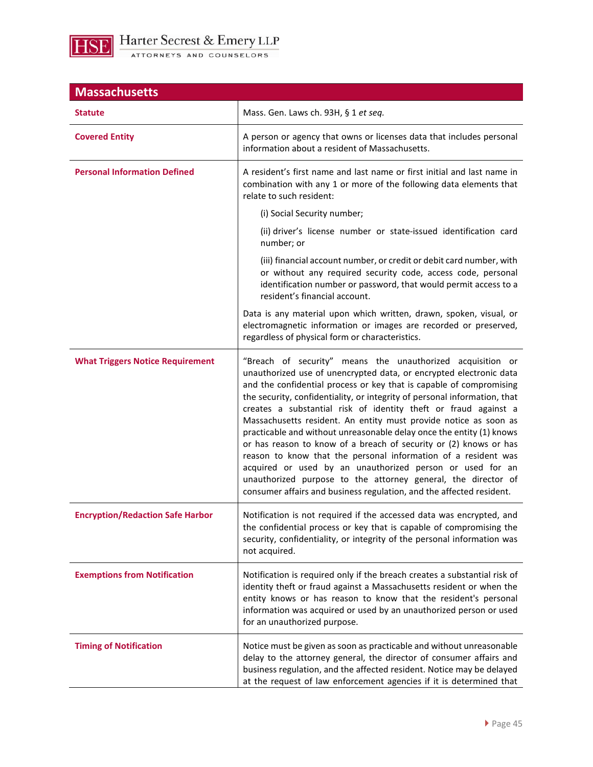| Massachusetts | |
|---|---|
| **Statute** | Mass. Gen. Laws ch. 93H, § 1 *et seq.* |
| **Covered Entity** | A person or agency that owns or licenses data that includes personal information about a resident of Massachusetts. |
| **Personal Information Defined** | A resident's first name and last name or first initial and last name in combination with any 1 or more of the following data elements that relate to such resident:<br><br>(i) Social Security number;<br><br>(ii) driver's license number or state-issued identification card number; or<br><br>(iii) financial account number, or credit or debit card number, with or without any required security code, access code, personal identification number or password, that would permit access to a resident's financial account.<br><br>Data is any material upon which written, drawn, spoken, visual, or electromagnetic information or images are recorded or preserved, regardless of physical form or characteristics. |
| **What Triggers Notice Requirement** | "Breach of security" means the unauthorized acquisition or unauthorized use of unencrypted data, or encrypted electronic data and the confidential process or key that is capable of compromising the security, confidentiality, or integrity of personal information, that creates a substantial risk of identity theft or fraud against a Massachusetts resident. An entity must provide notice as soon as practicable and without unreasonable delay once the entity (1) knows or has reason to know of a breach of security or (2) knows or has reason to know that the personal information of a resident was acquired or used by an unauthorized person or used for an unauthorized purpose to the attorney general, the director of consumer affairs and business regulation, and the affected resident. |
| **Encryption/Redaction Safe Harbor** | Notification is not required if the accessed data was encrypted, and the confidential process or key that is capable of compromising the security, confidentiality, or integrity of the personal information was not acquired. |
| **Exemptions from Notification** | Notification is required only if the breach creates a substantial risk of identity theft or fraud against a Massachusetts resident or when the entity knows or has reason to know that the resident's personal information was acquired or used by an unauthorized person or used for an unauthorized purpose. |
| **Timing of Notification** | Notice must be given as soon as practicable and without unreasonable delay to the attorney general, the director of consumer affairs and business regulation, and the affected resident. Notice may be delayed at the request of law enforcement agencies if it is determined that |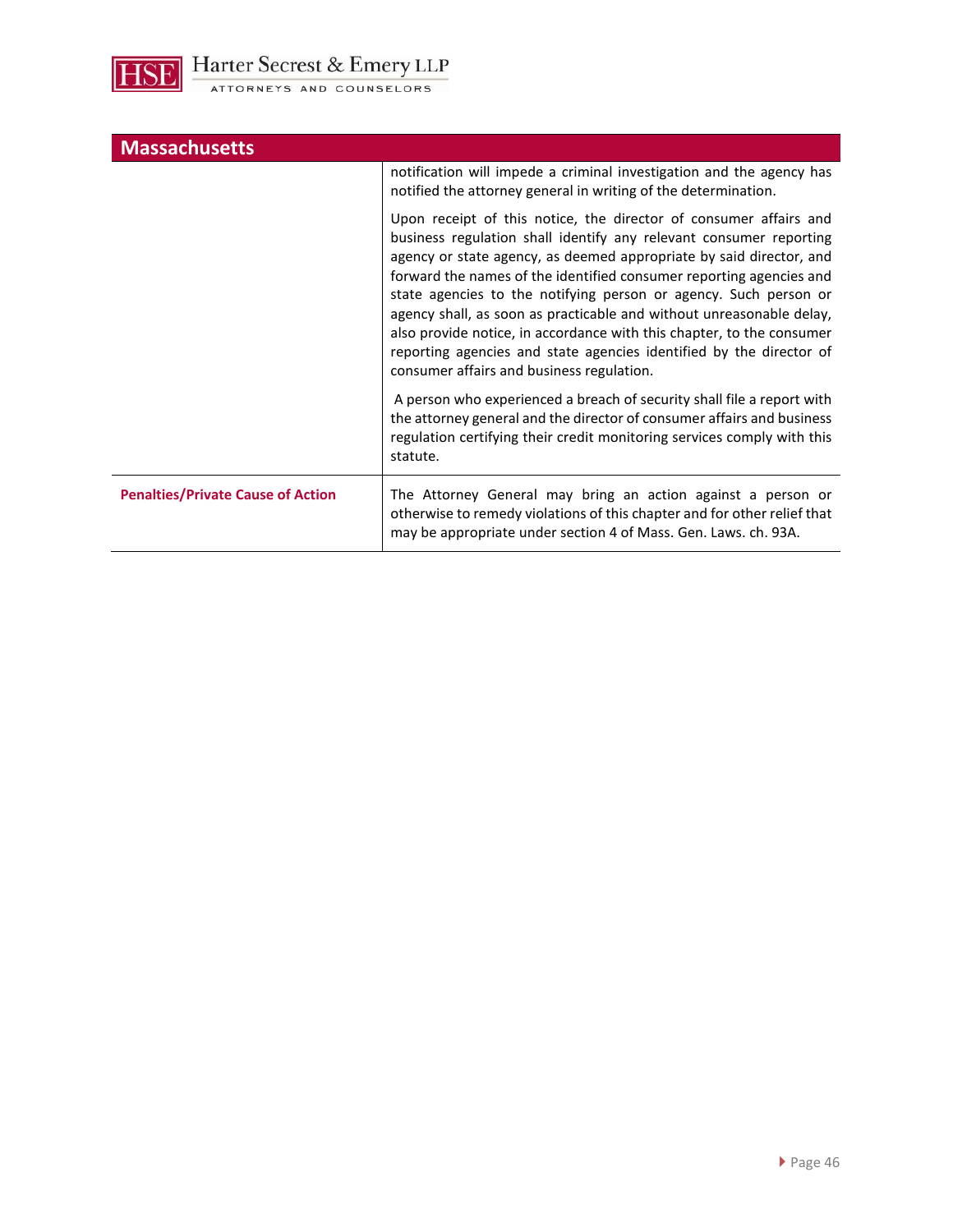## Massachusetts

| | |
|---|---|
| | notification will impede a criminal investigation and the agency has notified the attorney general in writing of the determination.<br><br>Upon receipt of this notice, the director of consumer affairs and business regulation shall identify any relevant consumer reporting agency or state agency, as deemed appropriate by said director, and forward the names of the identified consumer reporting agencies and state agencies to the notifying person or agency. Such person or agency shall, as soon as practicable and without unreasonable delay, also provide notice, in accordance with this chapter, to the consumer reporting agencies and state agencies identified by the director of consumer affairs and business regulation.<br><br>A person who experienced a breach of security shall file a report with the attorney general and the director of consumer affairs and business regulation certifying their credit monitoring services comply with this statute. |
| **Penalties/Private Cause of Action** | The Attorney General may bring an action against a person or otherwise to remedy violations of this chapter and for other relief that may be appropriate under section 4 of Mass. Gen. Laws. ch. 93A. |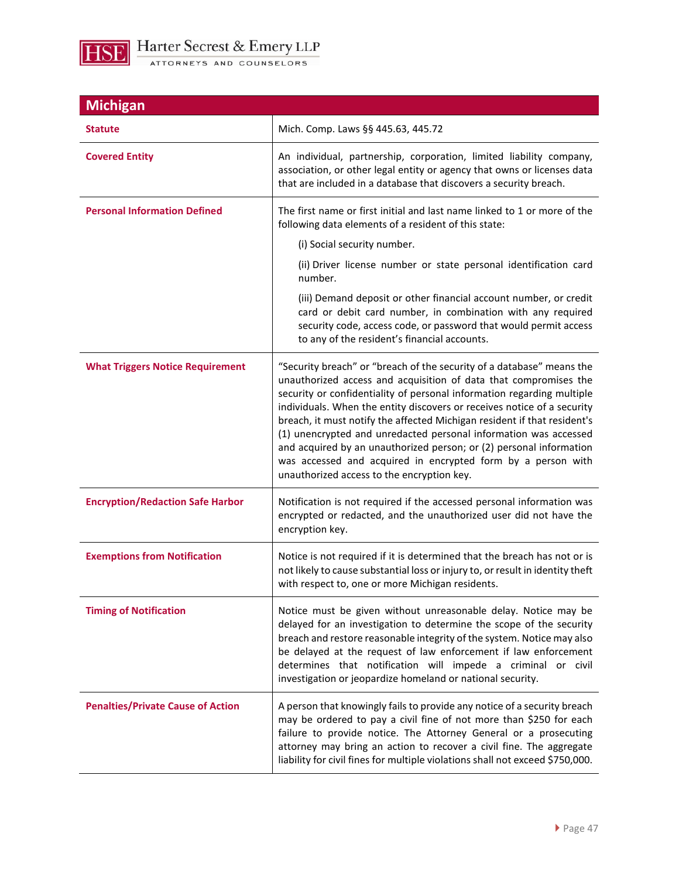## Michigan

| | |
|---|---|
| **Statute** | Mich. Comp. Laws §§ 445.63, 445.72 |
| **Covered Entity** | An individual, partnership, corporation, limited liability company, association, or other legal entity or agency that owns or licenses data that are included in a database that discovers a security breach. |
| **Personal Information Defined** | The first name or first initial and last name linked to 1 or more of the following data elements of a resident of this state:<br>(i) Social security number.<br>(ii) Driver license number or state personal identification card number.<br>(iii) Demand deposit or other financial account number, or credit card or debit card number, in combination with any required security code, access code, or password that would permit access to any of the resident's financial accounts. |
| **What Triggers Notice Requirement** | "Security breach" or "breach of the security of a database" means the unauthorized access and acquisition of data that compromises the security or confidentiality of personal information regarding multiple individuals. When the entity discovers or receives notice of a security breach, it must notify the affected Michigan resident if that resident's (1) unencrypted and unredacted personal information was accessed and acquired by an unauthorized person; or (2) personal information was accessed and acquired in encrypted form by a person with unauthorized access to the encryption key. |
| **Encryption/Redaction Safe Harbor** | Notification is not required if the accessed personal information was encrypted or redacted, and the unauthorized user did not have the encryption key. |
| **Exemptions from Notification** | Notice is not required if it is determined that the breach has not or is not likely to cause substantial loss or injury to, or result in identity theft with respect to, one or more Michigan residents. |
| **Timing of Notification** | Notice must be given without unreasonable delay. Notice may be delayed for an investigation to determine the scope of the security breach and restore reasonable integrity of the system. Notice may also be delayed at the request of law enforcement if law enforcement determines that notification will impede a criminal or civil investigation or jeopardize homeland or national security. |
| **Penalties/Private Cause of Action** | A person that knowingly fails to provide any notice of a security breach may be ordered to pay a civil fine of not more than $250 for each failure to provide notice. The Attorney General or a prosecuting attorney may bring an action to recover a civil fine. The aggregate liability for civil fines for multiple violations shall not exceed $750,000. |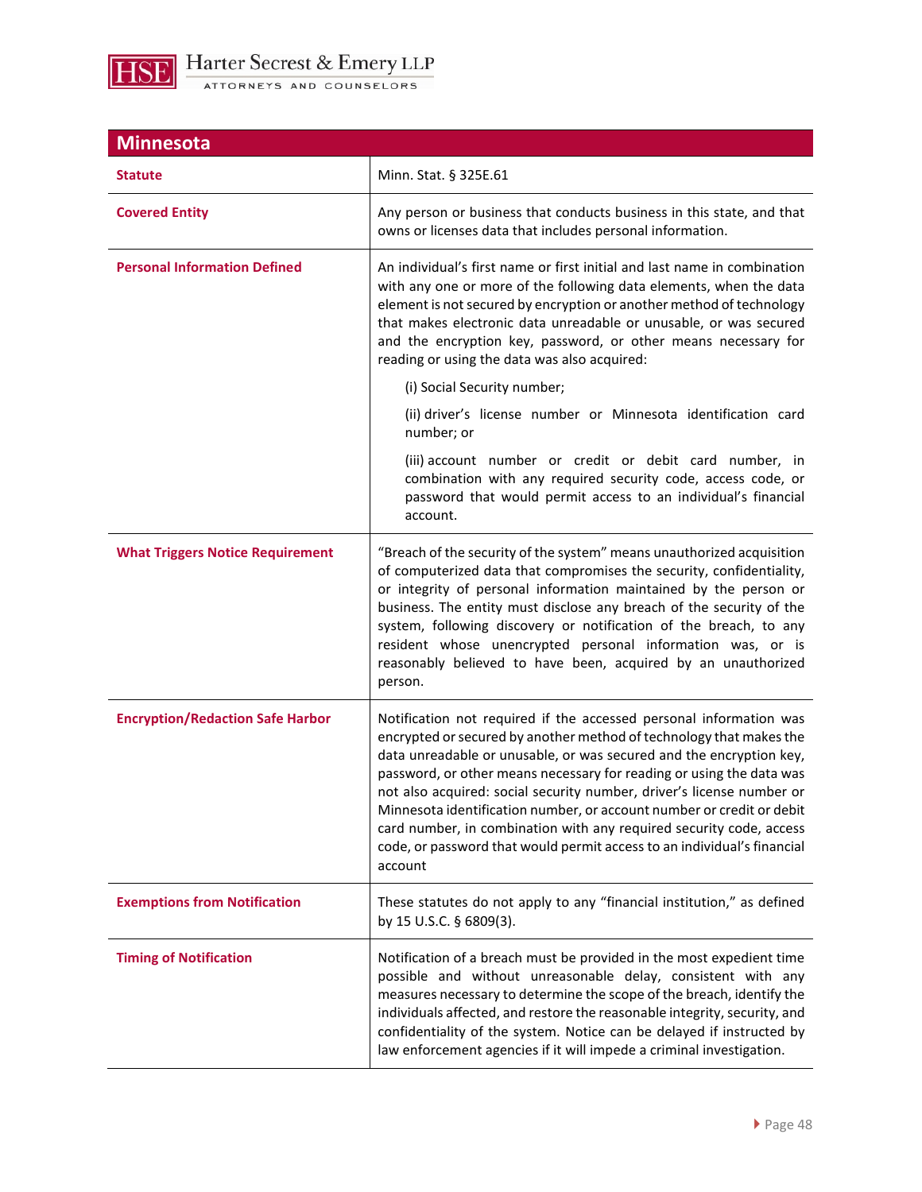| Minnesota | |
|---|---|
| **Statute** | Minn. Stat. § 325E.61 |
| **Covered Entity** | Any person or business that conducts business in this state, and that owns or licenses data that includes personal information. |
| **Personal Information Defined** | An individual's first name or first initial and last name in combination with any one or more of the following data elements, when the data element is not secured by encryption or another method of technology that makes electronic data unreadable or unusable, or was secured and the encryption key, password, or other means necessary for reading or using the data was also acquired:<br><br>(i) Social Security number;<br><br>(ii) driver's license number or Minnesota identification card number; or<br><br>(iii) account number or credit or debit card number, in combination with any required security code, access code, or password that would permit access to an individual's financial account. |
| **What Triggers Notice Requirement** | "Breach of the security of the system" means unauthorized acquisition of computerized data that compromises the security, confidentiality, or integrity of personal information maintained by the person or business. The entity must disclose any breach of the security of the system, following discovery or notification of the breach, to any resident whose unencrypted personal information was, or is reasonably believed to have been, acquired by an unauthorized person. |
| **Encryption/Redaction Safe Harbor** | Notification not required if the accessed personal information was encrypted or secured by another method of technology that makes the data unreadable or unusable, or was secured and the encryption key, password, or other means necessary for reading or using the data was not also acquired: social security number, driver's license number or Minnesota identification number, or account number or credit or debit card number, in combination with any required security code, access code, or password that would permit access to an individual's financial account |
| **Exemptions from Notification** | These statutes do not apply to any "financial institution," as defined by 15 U.S.C. § 6809(3). |
| **Timing of Notification** | Notification of a breach must be provided in the most expedient time possible and without unreasonable delay, consistent with any measures necessary to determine the scope of the breach, identify the individuals affected, and restore the reasonable integrity, security, and confidentiality of the system. Notice can be delayed if instructed by law enforcement agencies if it will impede a criminal investigation. |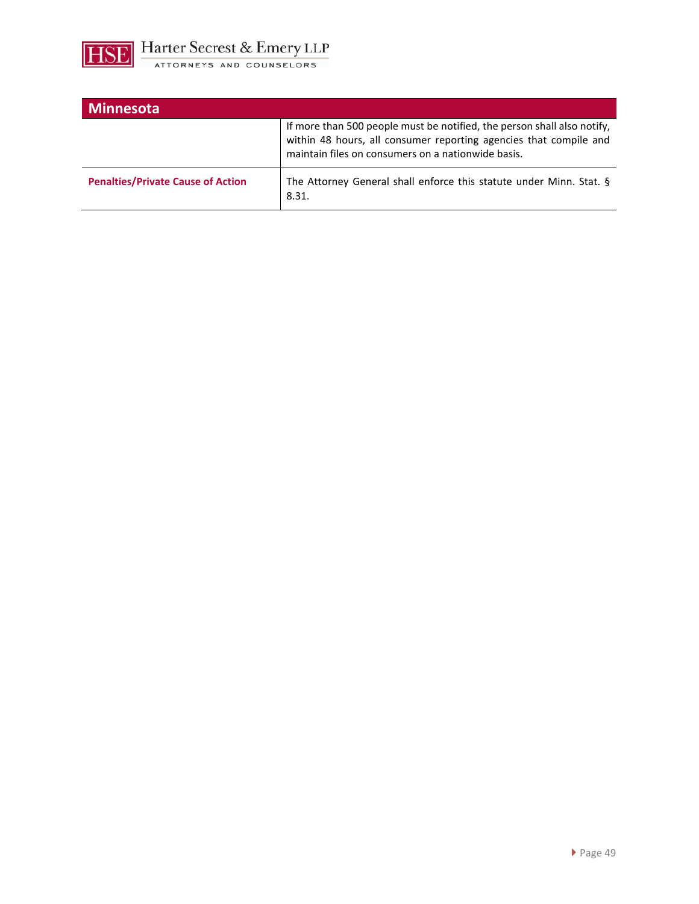| Minnesota | |
|---|---|
| | If more than 500 people must be notified, the person shall also notify, within 48 hours, all consumer reporting agencies that compile and maintain files on consumers on a nationwide basis. |
| **Penalties/Private Cause of Action** | The Attorney General shall enforce this statute under Minn. Stat. § 8.31. |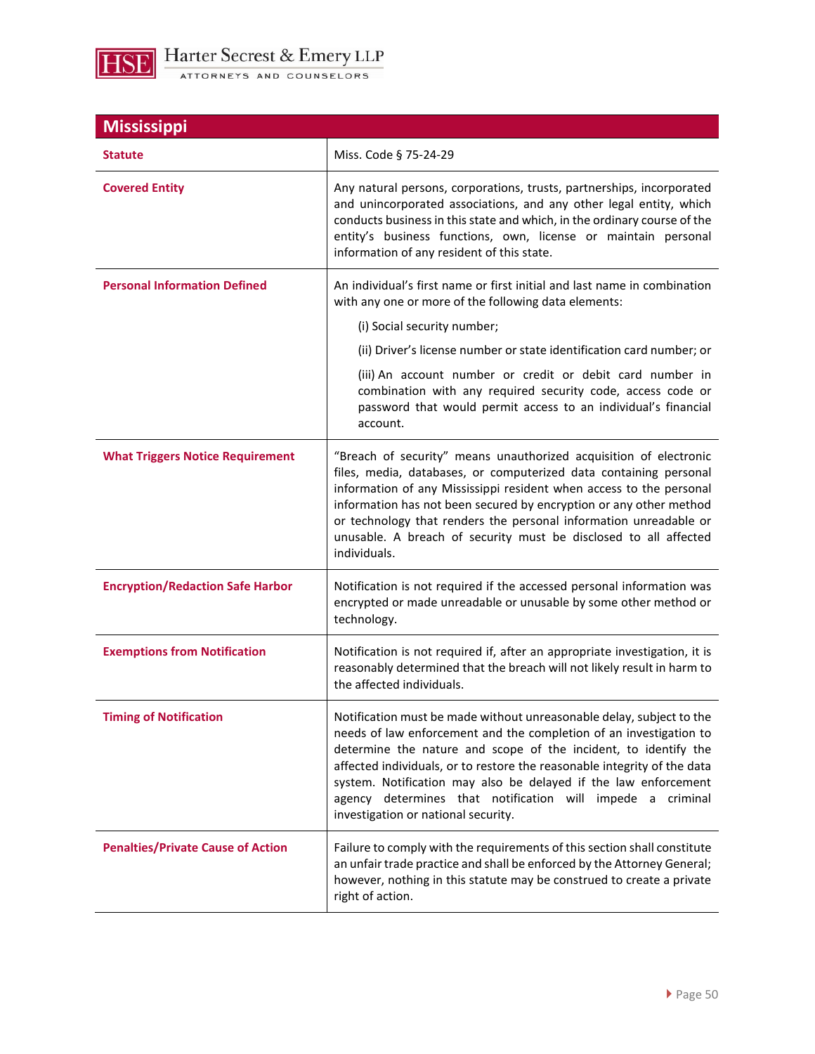## Mississippi

| | |
|---|---|
| **Statute** | Miss. Code § 75-24-29 |
| **Covered Entity** | Any natural persons, corporations, trusts, partnerships, incorporated and unincorporated associations, and any other legal entity, which conducts business in this state and which, in the ordinary course of the entity's business functions, own, license or maintain personal information of any resident of this state. |
| **Personal Information Defined** | An individual's first name or first initial and last name in combination with any one or more of the following data elements:<br>(i) Social security number;<br>(ii) Driver's license number or state identification card number; or<br>(iii) An account number or credit or debit card number in combination with any required security code, access code or password that would permit access to an individual's financial account. |
| **What Triggers Notice Requirement** | "Breach of security" means unauthorized acquisition of electronic files, media, databases, or computerized data containing personal information of any Mississippi resident when access to the personal information has not been secured by encryption or any other method or technology that renders the personal information unreadable or unusable. A breach of security must be disclosed to all affected individuals. |
| **Encryption/Redaction Safe Harbor** | Notification is not required if the accessed personal information was encrypted or made unreadable or unusable by some other method or technology. |
| **Exemptions from Notification** | Notification is not required if, after an appropriate investigation, it is reasonably determined that the breach will not likely result in harm to the affected individuals. |
| **Timing of Notification** | Notification must be made without unreasonable delay, subject to the needs of law enforcement and the completion of an investigation to determine the nature and scope of the incident, to identify the affected individuals, or to restore the reasonable integrity of the data system. Notification may also be delayed if the law enforcement agency determines that notification will impede a criminal investigation or national security. |
| **Penalties/Private Cause of Action** | Failure to comply with the requirements of this section shall constitute an unfair trade practice and shall be enforced by the Attorney General; however, nothing in this statute may be construed to create a private right of action. |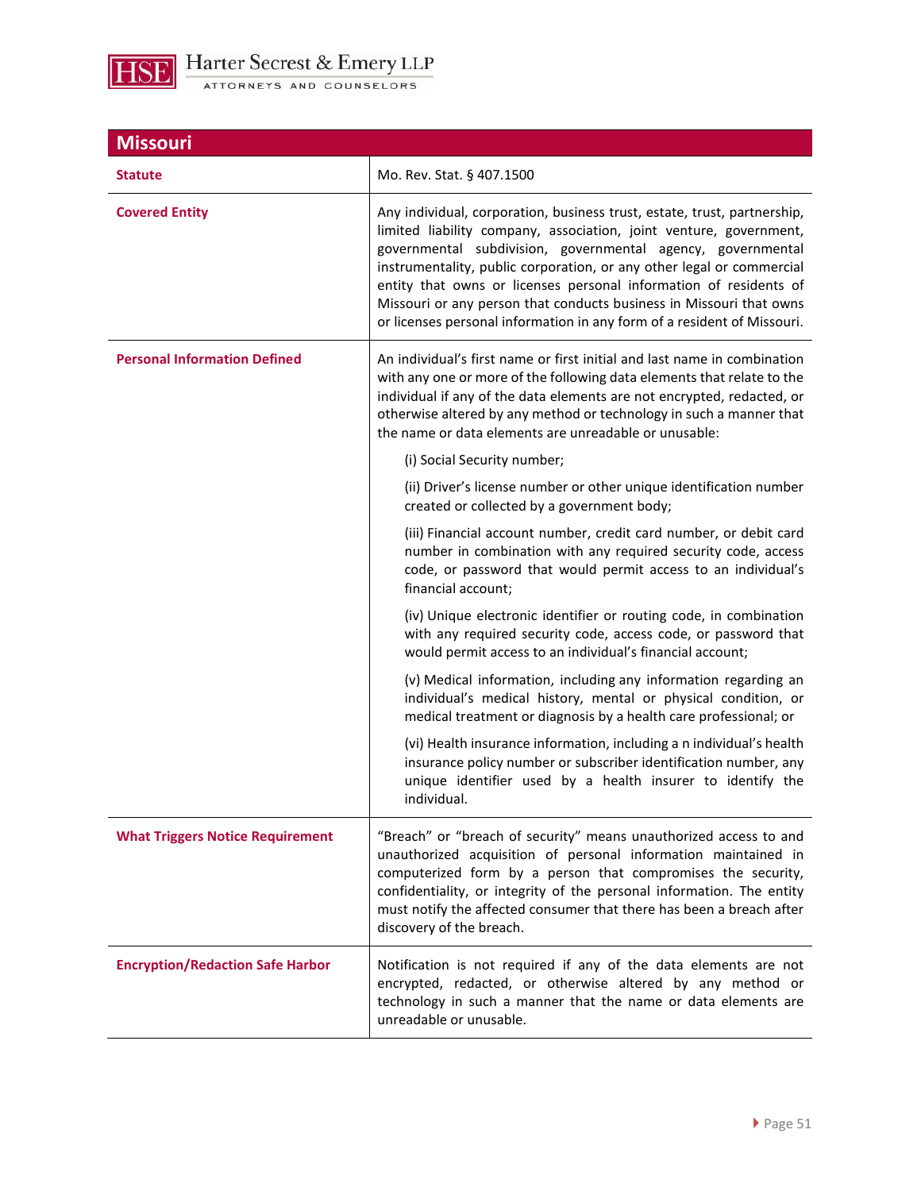## Missouri

| Missouri | |
|---|---|
| **Statute** | Mo. Rev. Stat. § 407.1500 |
| **Covered Entity** | Any individual, corporation, business trust, estate, trust, partnership, limited liability company, association, joint venture, government, governmental subdivision, governmental agency, governmental instrumentality, public corporation, or any other legal or commercial entity that owns or licenses personal information of residents of Missouri or any person that conducts business in Missouri that owns or licenses personal information in any form of a resident of Missouri. |
| **Personal Information Defined** | An individual's first name or first initial and last name in combination with any one or more of the following data elements that relate to the individual if any of the data elements are not encrypted, redacted, or otherwise altered by any method or technology in such a manner that the name or data elements are unreadable or unusable:<br><br>(i) Social Security number;<br><br>(ii) Driver's license number or other unique identification number created or collected by a government body;<br><br>(iii) Financial account number, credit card number, or debit card number in combination with any required security code, access code, or password that would permit access to an individual's financial account;<br><br>(iv) Unique electronic identifier or routing code, in combination with any required security code, access code, or password that would permit access to an individual's financial account;<br><br>(v) Medical information, including any information regarding an individual's medical history, mental or physical condition, or medical treatment or diagnosis by a health care professional; or<br><br>(vi) Health insurance information, including a n individual's health insurance policy number or subscriber identification number, any unique identifier used by a health insurer to identify the individual. |
| **What Triggers Notice Requirement** | "Breach" or "breach of security" means unauthorized access to and unauthorized acquisition of personal information maintained in computerized form by a person that compromises the security, confidentiality, or integrity of the personal information. The entity must notify the affected consumer that there has been a breach after discovery of the breach. |
| **Encryption/Redaction Safe Harbor** | Notification is not required if any of the data elements are not encrypted, redacted, or otherwise altered by any method or technology in such a manner that the name or data elements are unreadable or unusable. |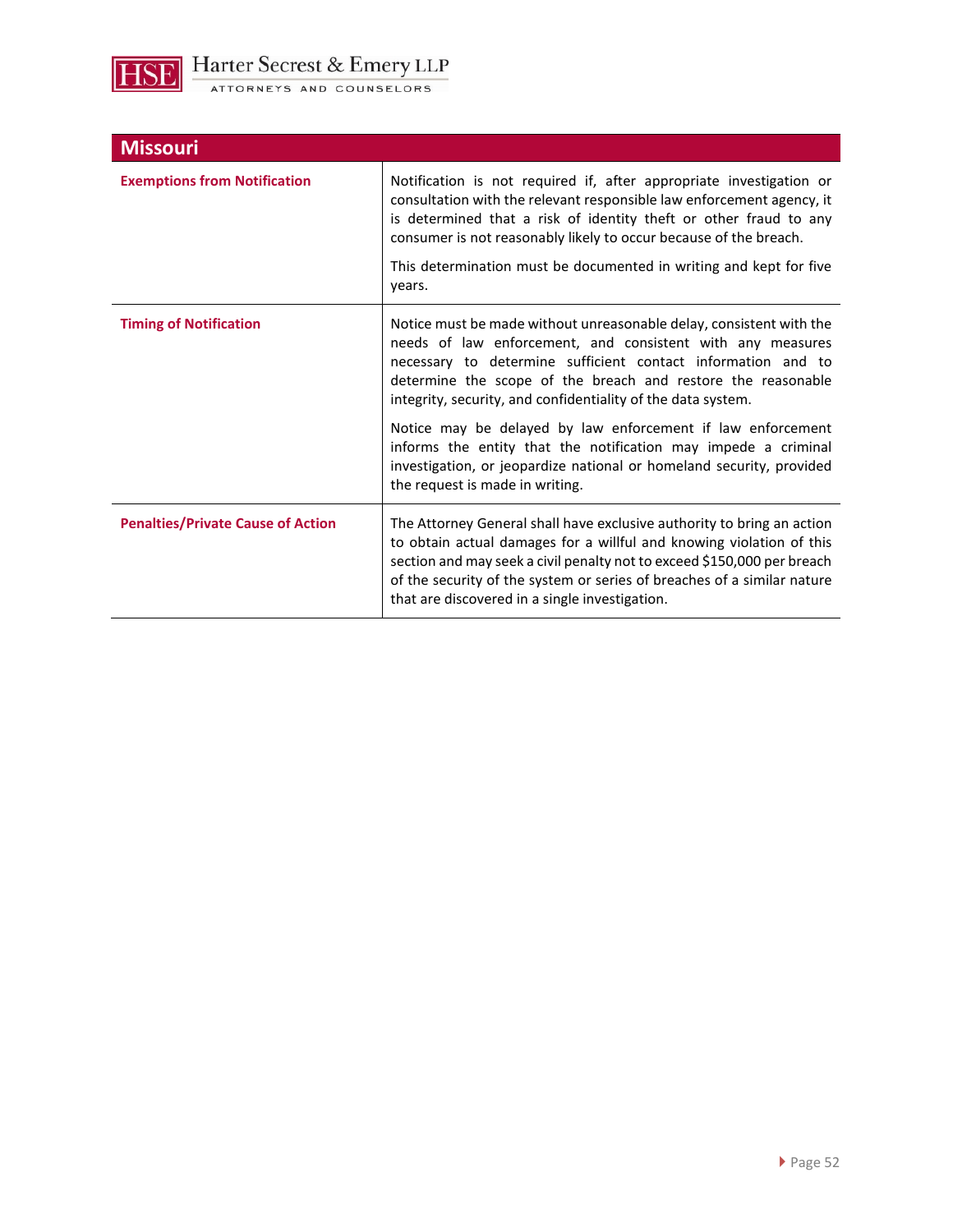| Missouri | |
|---|---|
| **Exemptions from Notification** | Notification is not required if, after appropriate investigation or consultation with the relevant responsible law enforcement agency, it is determined that a risk of identity theft or other fraud to any consumer is not reasonably likely to occur because of the breach.<br><br>This determination must be documented in writing and kept for five years. |
| **Timing of Notification** | Notice must be made without unreasonable delay, consistent with the needs of law enforcement, and consistent with any measures necessary to determine sufficient contact information and to determine the scope of the breach and restore the reasonable integrity, security, and confidentiality of the data system.<br><br>Notice may be delayed by law enforcement if law enforcement informs the entity that the notification may impede a criminal investigation, or jeopardize national or homeland security, provided the request is made in writing. |
| **Penalties/Private Cause of Action** | The Attorney General shall have exclusive authority to bring an action to obtain actual damages for a willful and knowing violation of this section and may seek a civil penalty not to exceed $150,000 per breach of the security of the system or series of breaches of a similar nature that are discovered in a single investigation. |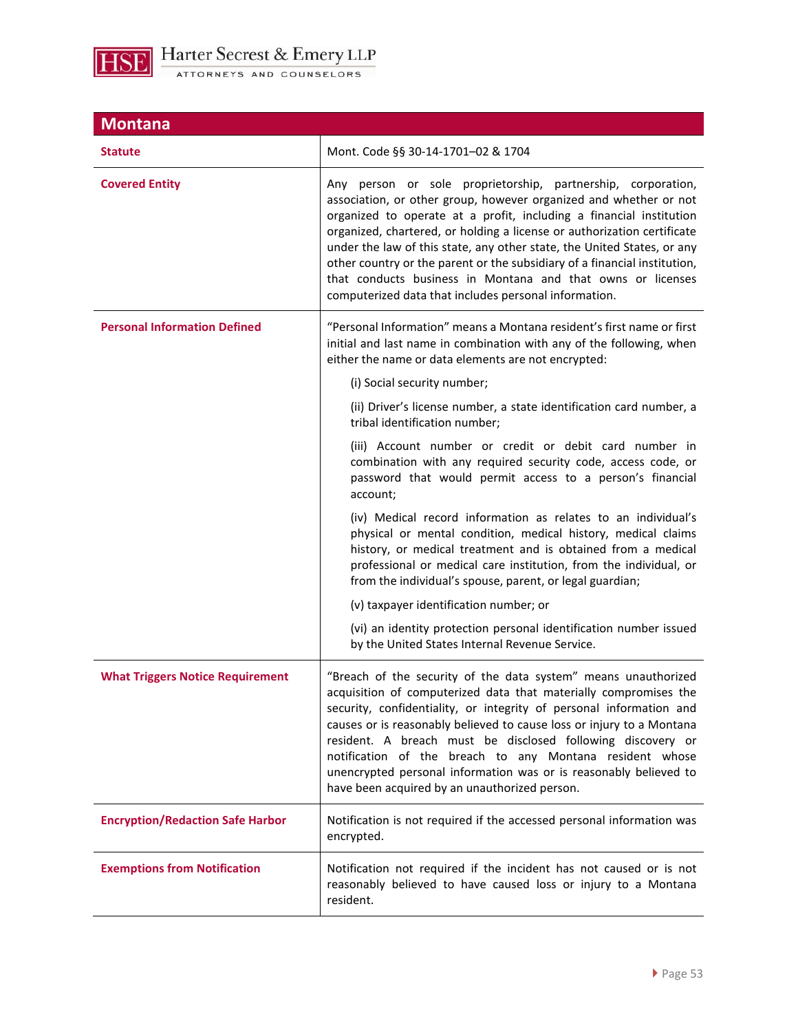## Montana

| | |
|---|---|
| **Statute** | Mont. Code §§ 30-14-1701–02 & 1704 |
| **Covered Entity** | Any person or sole proprietorship, partnership, corporation, association, or other group, however organized and whether or not organized to operate at a profit, including a financial institution organized, chartered, or holding a license or authorization certificate under the law of this state, any other state, the United States, or any other country or the parent or the subsidiary of a financial institution, that conducts business in Montana and that owns or licenses computerized data that includes personal information. |
| **Personal Information Defined** | "Personal Information" means a Montana resident's first name or first initial and last name in combination with any of the following, when either the name or data elements are not encrypted:<br><br>(i) Social security number;<br><br>(ii) Driver's license number, a state identification card number, a tribal identification number;<br><br>(iii) Account number or credit or debit card number in combination with any required security code, access code, or password that would permit access to a person's financial account;<br><br>(iv) Medical record information as relates to an individual's physical or mental condition, medical history, medical claims history, or medical treatment and is obtained from a medical professional or medical care institution, from the individual, or from the individual's spouse, parent, or legal guardian;<br><br>(v) taxpayer identification number; or<br><br>(vi) an identity protection personal identification number issued by the United States Internal Revenue Service. |
| **What Triggers Notice Requirement** | "Breach of the security of the data system" means unauthorized acquisition of computerized data that materially compromises the security, confidentiality, or integrity of personal information and causes or is reasonably believed to cause loss or injury to a Montana resident. A breach must be disclosed following discovery or notification of the breach to any Montana resident whose unencrypted personal information was or is reasonably believed to have been acquired by an unauthorized person. |
| **Encryption/Redaction Safe Harbor** | Notification is not required if the accessed personal information was encrypted. |
| **Exemptions from Notification** | Notification not required if the incident has not caused or is not reasonably believed to have caused loss or injury to a Montana resident. |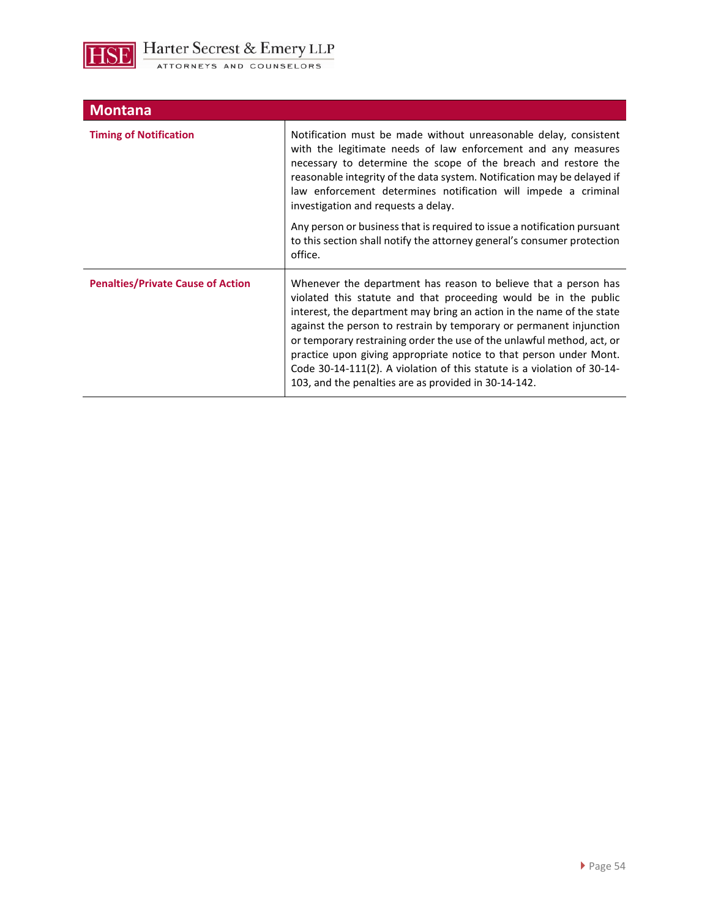## Montana

| | |
|---|---|
| **Timing of Notification** | Notification must be made without unreasonable delay, consistent with the legitimate needs of law enforcement and any measures necessary to determine the scope of the breach and restore the reasonable integrity of the data system. Notification may be delayed if law enforcement determines notification will impede a criminal investigation and requests a delay.<br><br>Any person or business that is required to issue a notification pursuant to this section shall notify the attorney general's consumer protection office. |
| **Penalties/Private Cause of Action** | Whenever the department has reason to believe that a person has violated this statute and that proceeding would be in the public interest, the department may bring an action in the name of the state against the person to restrain by temporary or permanent injunction or temporary restraining order the use of the unlawful method, act, or practice upon giving appropriate notice to that person under Mont. Code 30-14-111(2). A violation of this statute is a violation of 30-14-103, and the penalties are as provided in 30-14-142. |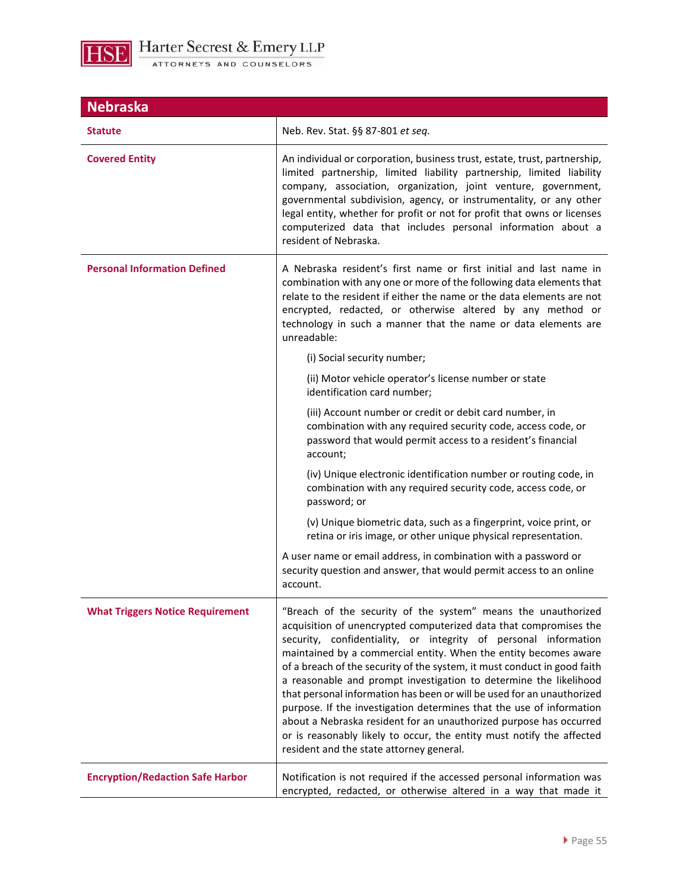| Nebraska | |
|---|---|
| **Statute** | Neb. Rev. Stat. §§ 87-801 *et seq.* |
| **Covered Entity** | An individual or corporation, business trust, estate, trust, partnership, limited partnership, limited liability partnership, limited liability company, association, organization, joint venture, government, governmental subdivision, agency, or instrumentality, or any other legal entity, whether for profit or not for profit that owns or licenses computerized data that includes personal information about a resident of Nebraska. |
| **Personal Information Defined** | A Nebraska resident's first name or first initial and last name in combination with any one or more of the following data elements that relate to the resident if either the name or the data elements are not encrypted, redacted, or otherwise altered by any method or technology in such a manner that the name or data elements are unreadable:<br><br>(i) Social security number;<br><br>(ii) Motor vehicle operator's license number or state identification card number;<br><br>(iii) Account number or credit or debit card number, in combination with any required security code, access code, or password that would permit access to a resident's financial account;<br><br>(iv) Unique electronic identification number or routing code, in combination with any required security code, access code, or password; or<br><br>(v) Unique biometric data, such as a fingerprint, voice print, or retina or iris image, or other unique physical representation.<br><br>A user name or email address, in combination with a password or security question and answer, that would permit access to an online account. |
| **What Triggers Notice Requirement** | "Breach of the security of the system" means the unauthorized acquisition of unencrypted computerized data that compromises the security, confidentiality, or integrity of personal information maintained by a commercial entity. When the entity becomes aware of a breach of the security of the system, it must conduct in good faith a reasonable and prompt investigation to determine the likelihood that personal information has been or will be used for an unauthorized purpose. If the investigation determines that the use of information about a Nebraska resident for an unauthorized purpose has occurred or is reasonably likely to occur, the entity must notify the affected resident and the state attorney general. |
| **Encryption/Redaction Safe Harbor** | Notification is not required if the accessed personal information was encrypted, redacted, or otherwise altered in a way that made it |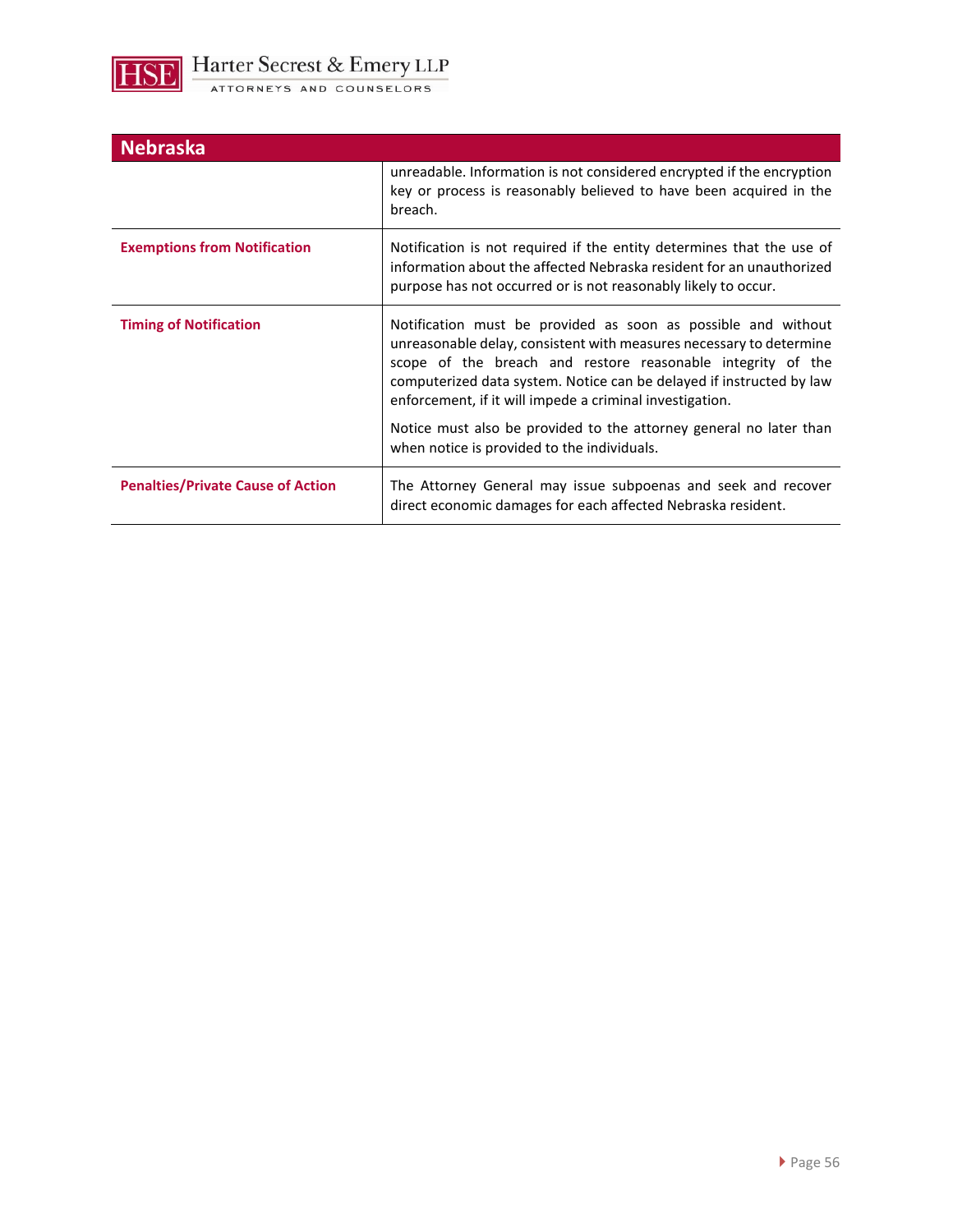| Nebraska | |
|---|---|
| | unreadable. Information is not considered encrypted if the encryption key or process is reasonably believed to have been acquired in the breach. |
| **Exemptions from Notification** | Notification is not required if the entity determines that the use of information about the affected Nebraska resident for an unauthorized purpose has not occurred or is not reasonably likely to occur. |
| **Timing of Notification** | Notification must be provided as soon as possible and without unreasonable delay, consistent with measures necessary to determine scope of the breach and restore reasonable integrity of the computerized data system. Notice can be delayed if instructed by law enforcement, if it will impede a criminal investigation.<br><br>Notice must also be provided to the attorney general no later than when notice is provided to the individuals. |
| **Penalties/Private Cause of Action** | The Attorney General may issue subpoenas and seek and recover direct economic damages for each affected Nebraska resident. |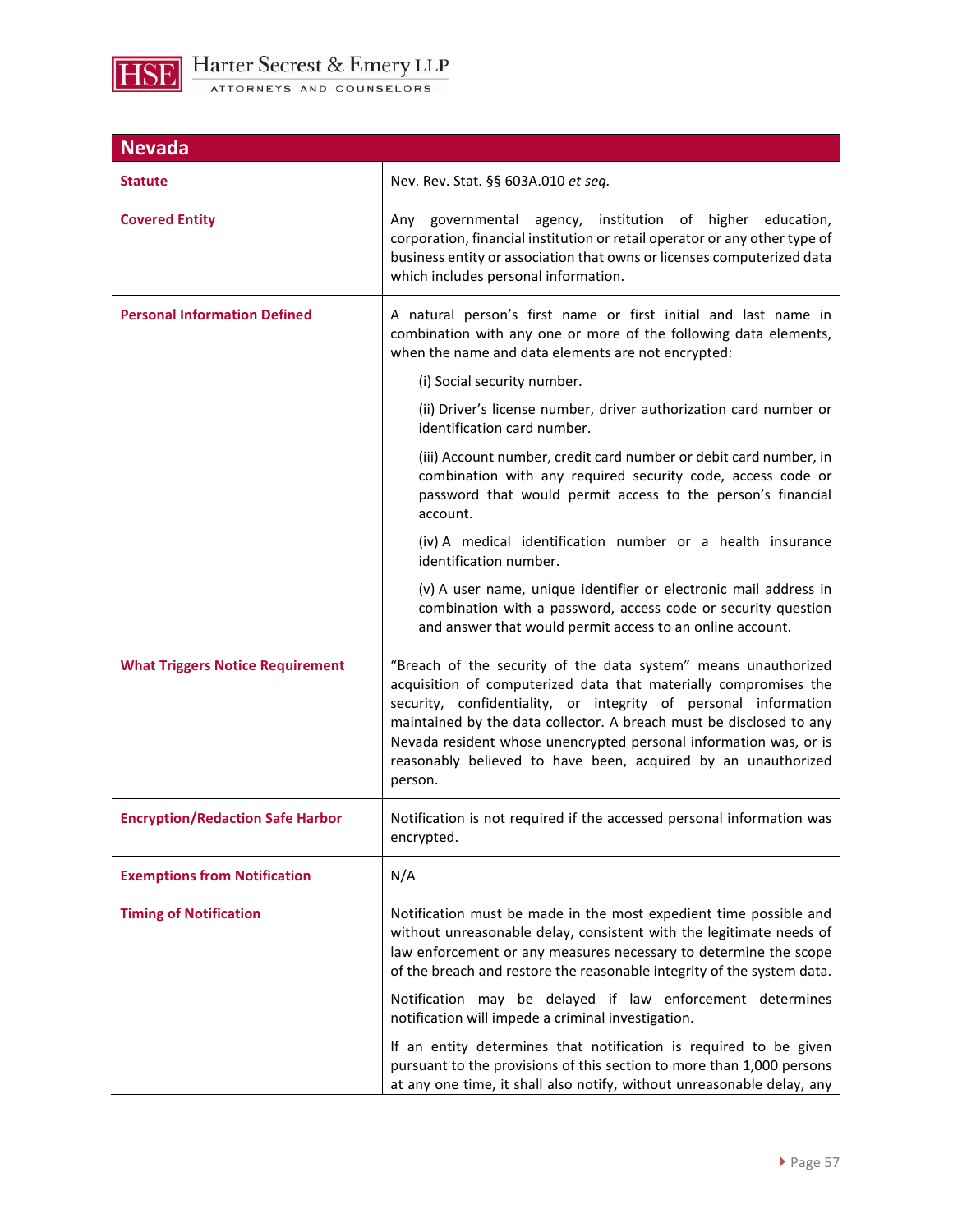| Nevada | |
|---|---|
| **Statute** | Nev. Rev. Stat. §§ 603A.010 *et seq.* |
| **Covered Entity** | Any governmental agency, institution of higher education, corporation, financial institution or retail operator or any other type of business entity or association that owns or licenses computerized data which includes personal information. |
| **Personal Information Defined** | A natural person's first name or first initial and last name in combination with any one or more of the following data elements, when the name and data elements are not encrypted:<br><br>(i) Social security number.<br><br>(ii) Driver's license number, driver authorization card number or identification card number.<br><br>(iii) Account number, credit card number or debit card number, in combination with any required security code, access code or password that would permit access to the person's financial account.<br><br>(iv) A medical identification number or a health insurance identification number.<br><br>(v) A user name, unique identifier or electronic mail address in combination with a password, access code or security question and answer that would permit access to an online account. |
| **What Triggers Notice Requirement** | "Breach of the security of the data system" means unauthorized acquisition of computerized data that materially compromises the security, confidentiality, or integrity of personal information maintained by the data collector. A breach must be disclosed to any Nevada resident whose unencrypted personal information was, or is reasonably believed to have been, acquired by an unauthorized person. |
| **Encryption/Redaction Safe Harbor** | Notification is not required if the accessed personal information was encrypted. |
| **Exemptions from Notification** | N/A |
| **Timing of Notification** | Notification must be made in the most expedient time possible and without unreasonable delay, consistent with the legitimate needs of law enforcement or any measures necessary to determine the scope of the breach and restore the reasonable integrity of the system data.<br><br>Notification may be delayed if law enforcement determines notification will impede a criminal investigation.<br><br>If an entity determines that notification is required to be given pursuant to the provisions of this section to more than 1,000 persons at any one time, it shall also notify, without unreasonable delay, any |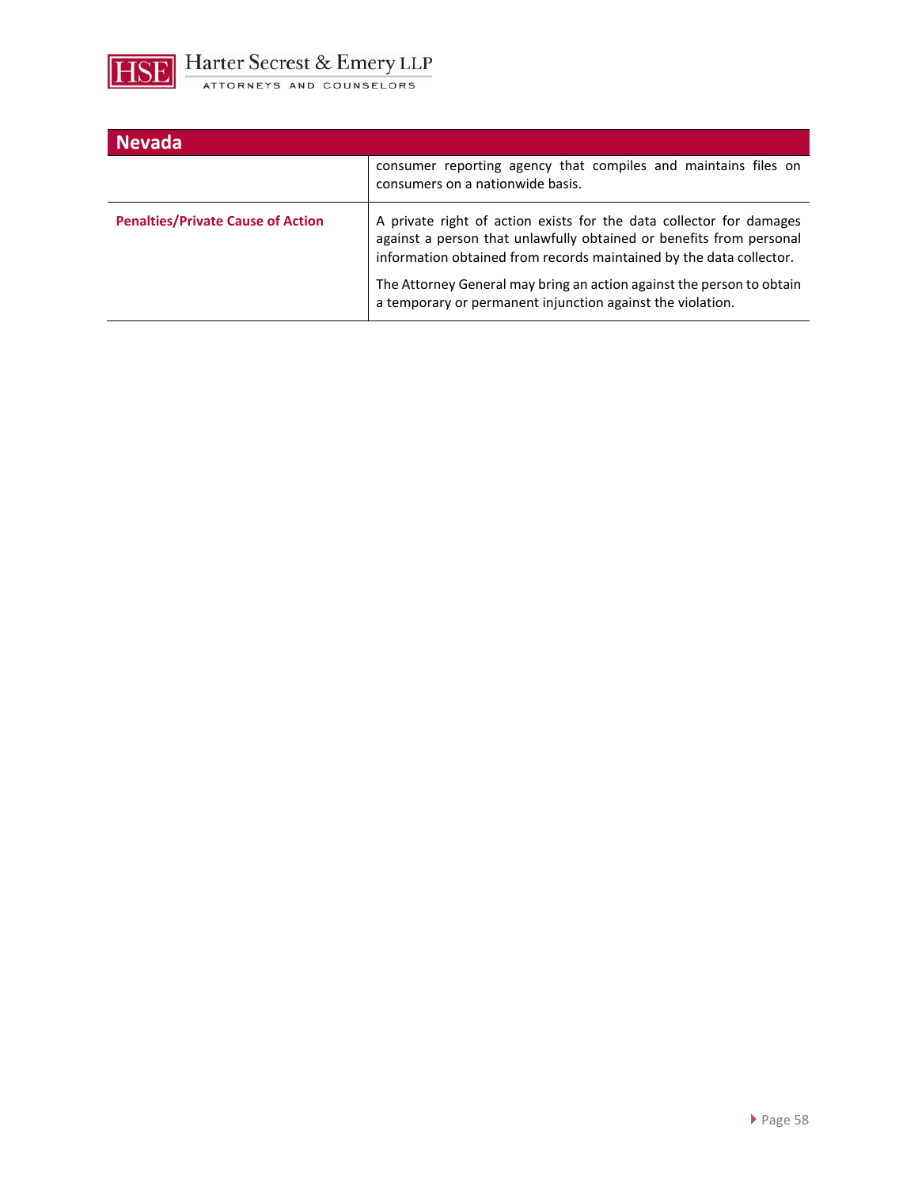| Nevada | |
|---|---|
| | consumer reporting agency that compiles and maintains files on consumers on a nationwide basis. |
| **Penalties/Private Cause of Action** | A private right of action exists for the data collector for damages against a person that unlawfully obtained or benefits from personal information obtained from records maintained by the data collector.<br><br>The Attorney General may bring an action against the person to obtain a temporary or permanent injunction against the violation. |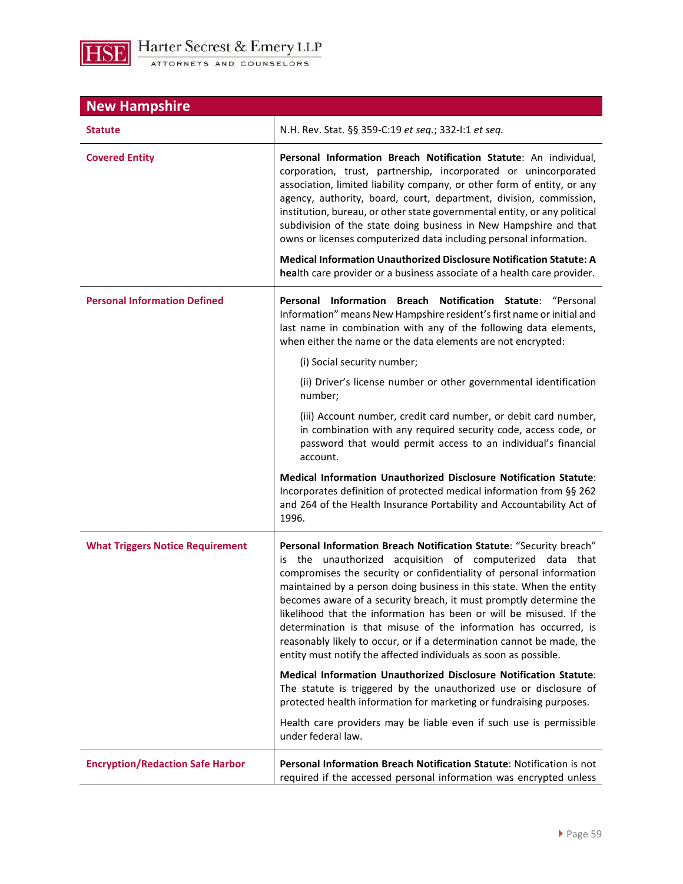## New Hampshire

| | |
|---|---|
| **Statute** | N.H. Rev. Stat. §§ 359-C:19 *et seq.*; 332-I:1 *et seq.* |
| **Covered Entity** | **Personal Information Breach Notification Statute**: An individual, corporation, trust, partnership, incorporated or unincorporated association, limited liability company, or other form of entity, or any agency, authority, board, court, department, division, commission, institution, bureau, or other state governmental entity, or any political subdivision of the state doing business in New Hampshire and that owns or licenses computerized data including personal information.<br><br>**Medical Information Unauthorized Disclosure Notification Statute: A hea**lth care provider or a business associate of a health care provider. |
| **Personal Information Defined** | **Personal Information Breach Notification Statute**: "Personal Information" means New Hampshire resident's first name or initial and last name in combination with any of the following data elements, when either the name or the data elements are not encrypted:<br><br>(i) Social security number;<br><br>(ii) Driver's license number or other governmental identification number;<br><br>(iii) Account number, credit card number, or debit card number, in combination with any required security code, access code, or password that would permit access to an individual's financial account.<br><br>**Medical Information Unauthorized Disclosure Notification Statute**: Incorporates definition of protected medical information from §§ 262 and 264 of the Health Insurance Portability and Accountability Act of 1996. |
| **What Triggers Notice Requirement** | **Personal Information Breach Notification Statute**: "Security breach" is the unauthorized acquisition of computerized data that compromises the security or confidentiality of personal information maintained by a person doing business in this state. When the entity becomes aware of a security breach, it must promptly determine the likelihood that the information has been or will be misused. If the determination is that misuse of the information has occurred, is reasonably likely to occur, or if a determination cannot be made, the entity must notify the affected individuals as soon as possible.<br><br>**Medical Information Unauthorized Disclosure Notification Statute**: The statute is triggered by the unauthorized use or disclosure of protected health information for marketing or fundraising purposes.<br><br>Health care providers may be liable even if such use is permissible under federal law. |
| **Encryption/Redaction Safe Harbor** | **Personal Information Breach Notification Statute**: Notification is not required if the accessed personal information was encrypted unless |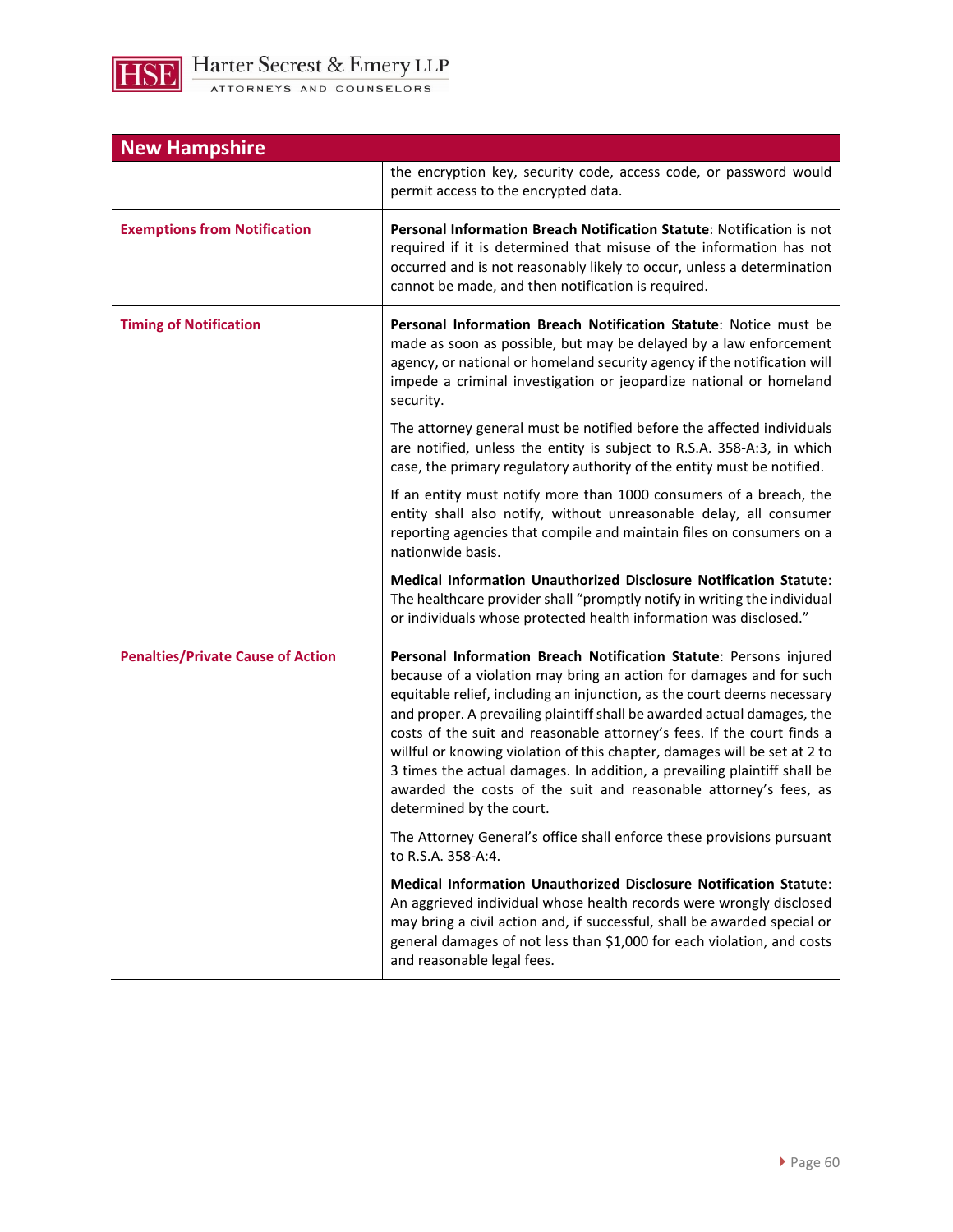## New Hampshire

| | |
|---|---|
| | the encryption key, security code, access code, or password would permit access to the encrypted data. |
| **Exemptions from Notification** | **Personal Information Breach Notification Statute**: Notification is not required if it is determined that misuse of the information has not occurred and is not reasonably likely to occur, unless a determination cannot be made, and then notification is required. |
| **Timing of Notification** | **Personal Information Breach Notification Statute**: Notice must be made as soon as possible, but may be delayed by a law enforcement agency, or national or homeland security agency if the notification will impede a criminal investigation or jeopardize national or homeland security.<br><br>The attorney general must be notified before the affected individuals are notified, unless the entity is subject to R.S.A. 358-A:3, in which case, the primary regulatory authority of the entity must be notified.<br><br>If an entity must notify more than 1000 consumers of a breach, the entity shall also notify, without unreasonable delay, all consumer reporting agencies that compile and maintain files on consumers on a nationwide basis.<br><br>**Medical Information Unauthorized Disclosure Notification Statute**: The healthcare provider shall "promptly notify in writing the individual or individuals whose protected health information was disclosed." |
| **Penalties/Private Cause of Action** | **Personal Information Breach Notification Statute**: Persons injured because of a violation may bring an action for damages and for such equitable relief, including an injunction, as the court deems necessary and proper. A prevailing plaintiff shall be awarded actual damages, the costs of the suit and reasonable attorney's fees. If the court finds a willful or knowing violation of this chapter, damages will be set at 2 to 3 times the actual damages. In addition, a prevailing plaintiff shall be awarded the costs of the suit and reasonable attorney's fees, as determined by the court.<br><br>The Attorney General's office shall enforce these provisions pursuant to R.S.A. 358-A:4.<br><br>**Medical Information Unauthorized Disclosure Notification Statute**: An aggrieved individual whose health records were wrongly disclosed may bring a civil action and, if successful, shall be awarded special or general damages of not less than $1,000 for each violation, and costs and reasonable legal fees. |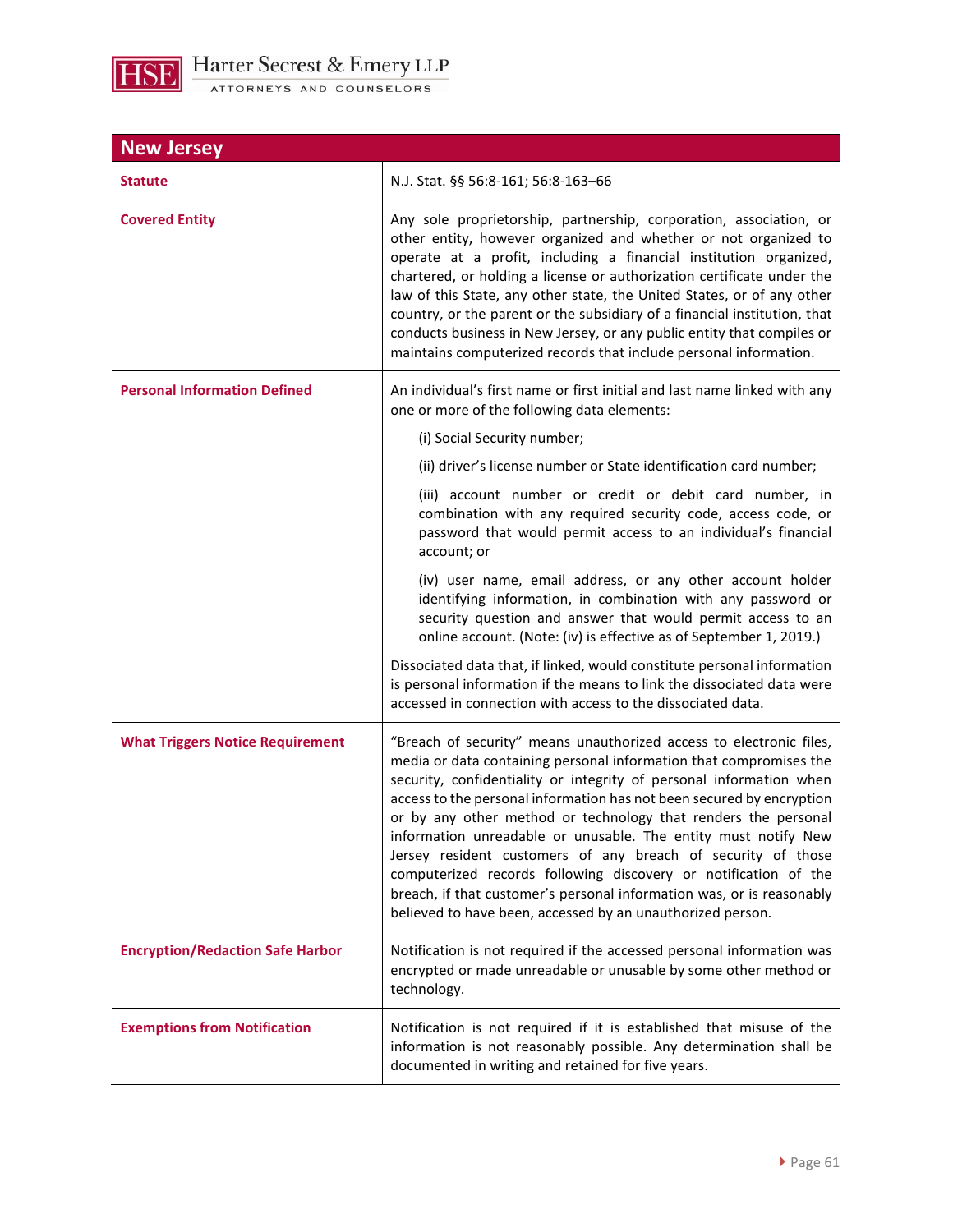## New Jersey

| | |
|---|---|
| **Statute** | N.J. Stat. §§ 56:8-161; 56:8-163–66 |
| **Covered Entity** | Any sole proprietorship, partnership, corporation, association, or other entity, however organized and whether or not organized to operate at a profit, including a financial institution organized, chartered, or holding a license or authorization certificate under the law of this State, any other state, the United States, or of any other country, or the parent or the subsidiary of a financial institution, that conducts business in New Jersey, or any public entity that compiles or maintains computerized records that include personal information. |
| **Personal Information Defined** | An individual's first name or first initial and last name linked with any one or more of the following data elements:<br><br>(i) Social Security number;<br><br>(ii) driver's license number or State identification card number;<br><br>(iii) account number or credit or debit card number, in combination with any required security code, access code, or password that would permit access to an individual's financial account; or<br><br>(iv) user name, email address, or any other account holder identifying information, in combination with any password or security question and answer that would permit access to an online account. (Note: (iv) is effective as of September 1, 2019.)<br><br>Dissociated data that, if linked, would constitute personal information is personal information if the means to link the dissociated data were accessed in connection with access to the dissociated data. |
| **What Triggers Notice Requirement** | "Breach of security" means unauthorized access to electronic files, media or data containing personal information that compromises the security, confidentiality or integrity of personal information when access to the personal information has not been secured by encryption or by any other method or technology that renders the personal information unreadable or unusable. The entity must notify New Jersey resident customers of any breach of security of those computerized records following discovery or notification of the breach, if that customer's personal information was, or is reasonably believed to have been, accessed by an unauthorized person. |
| **Encryption/Redaction Safe Harbor** | Notification is not required if the accessed personal information was encrypted or made unreadable or unusable by some other method or technology. |
| **Exemptions from Notification** | Notification is not required if it is established that misuse of the information is not reasonably possible. Any determination shall be documented in writing and retained for five years. |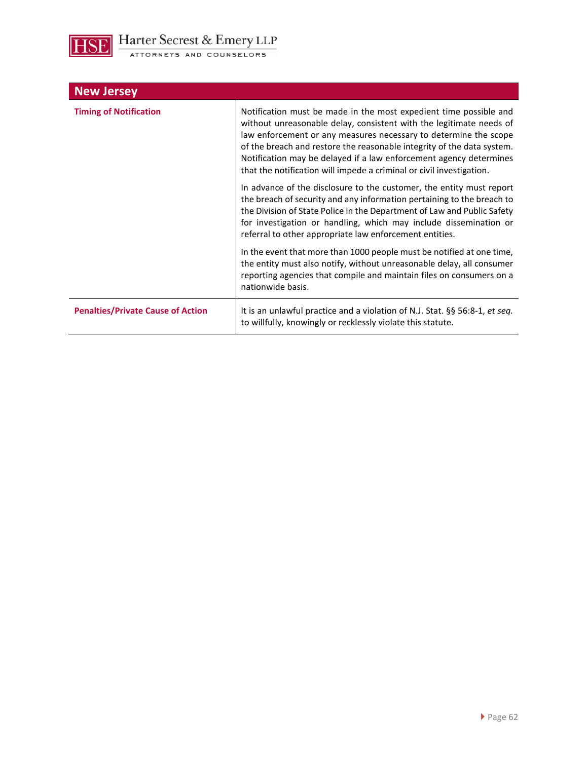| New Jersey | |
|---|---|
| **Timing of Notification** | Notification must be made in the most expedient time possible and without unreasonable delay, consistent with the legitimate needs of law enforcement or any measures necessary to determine the scope of the breach and restore the reasonable integrity of the data system. Notification may be delayed if a law enforcement agency determines that the notification will impede a criminal or civil investigation.<br><br>In advance of the disclosure to the customer, the entity must report the breach of security and any information pertaining to the breach to the Division of State Police in the Department of Law and Public Safety for investigation or handling, which may include dissemination or referral to other appropriate law enforcement entities.<br><br>In the event that more than 1000 people must be notified at one time, the entity must also notify, without unreasonable delay, all consumer reporting agencies that compile and maintain files on consumers on a nationwide basis. |
| **Penalties/Private Cause of Action** | It is an unlawful practice and a violation of N.J. Stat. §§ 56:8-1, *et seq.* to willfully, knowingly or recklessly violate this statute. |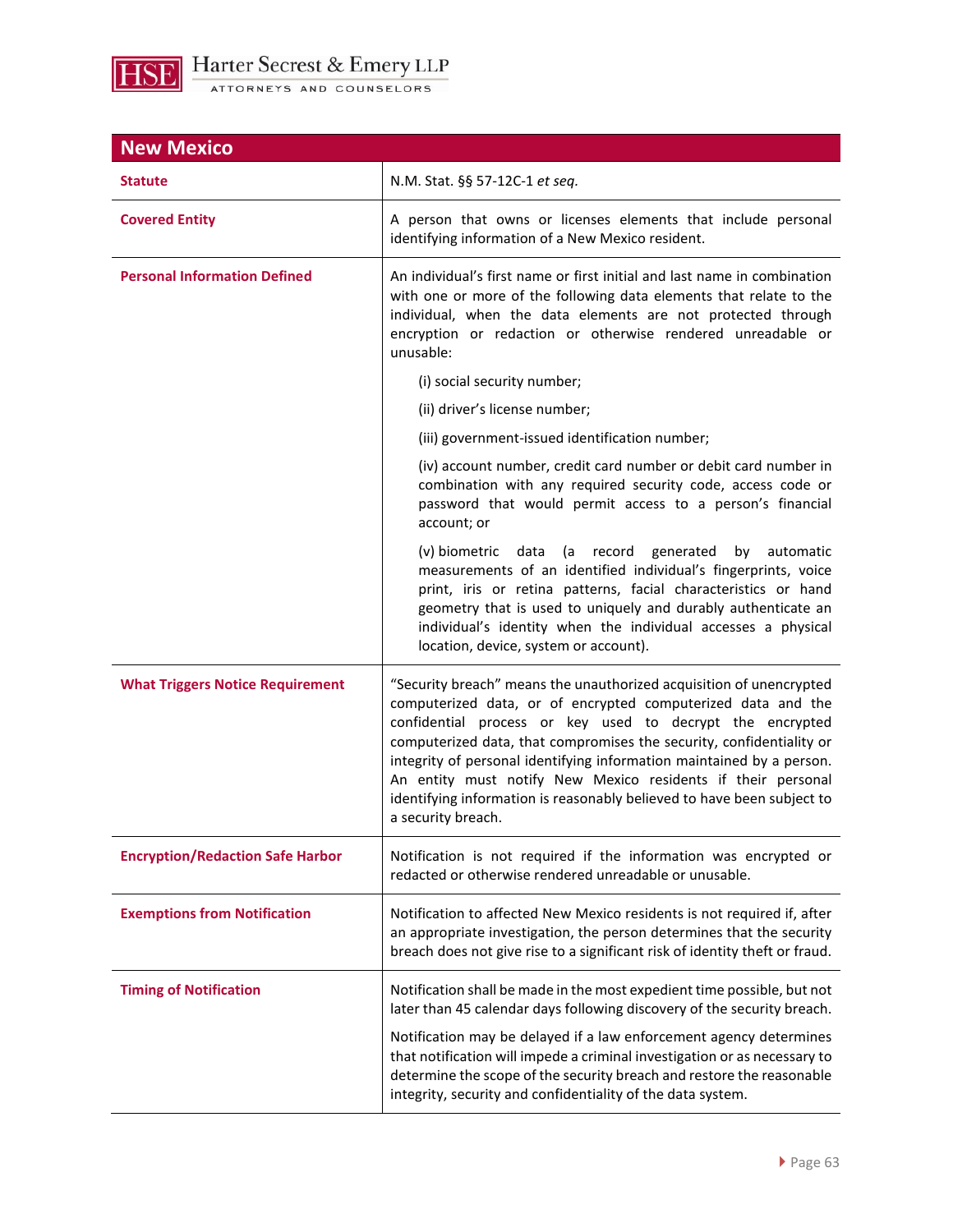## New Mexico

| | |
|---|---|
| **Statute** | N.M. Stat. §§ 57-12C-1 *et seq.* |
| **Covered Entity** | A person that owns or licenses elements that include personal identifying information of a New Mexico resident. |
| **Personal Information Defined** | An individual's first name or first initial and last name in combination with one or more of the following data elements that relate to the individual, when the data elements are not protected through encryption or redaction or otherwise rendered unreadable or unusable:<br><br>(i) social security number;<br><br>(ii) driver's license number;<br><br>(iii) government-issued identification number;<br><br>(iv) account number, credit card number or debit card number in combination with any required security code, access code or password that would permit access to a person's financial account; or<br><br>(v) biometric data (a record generated by automatic measurements of an identified individual's fingerprints, voice print, iris or retina patterns, facial characteristics or hand geometry that is used to uniquely and durably authenticate an individual's identity when the individual accesses a physical location, device, system or account). |
| **What Triggers Notice Requirement** | "Security breach" means the unauthorized acquisition of unencrypted computerized data, or of encrypted computerized data and the confidential process or key used to decrypt the encrypted computerized data, that compromises the security, confidentiality or integrity of personal identifying information maintained by a person. An entity must notify New Mexico residents if their personal identifying information is reasonably believed to have been subject to a security breach. |
| **Encryption/Redaction Safe Harbor** | Notification is not required if the information was encrypted or redacted or otherwise rendered unreadable or unusable. |
| **Exemptions from Notification** | Notification to affected New Mexico residents is not required if, after an appropriate investigation, the person determines that the security breach does not give rise to a significant risk of identity theft or fraud. |
| **Timing of Notification** | Notification shall be made in the most expedient time possible, but not later than 45 calendar days following discovery of the security breach.<br><br>Notification may be delayed if a law enforcement agency determines that notification will impede a criminal investigation or as necessary to determine the scope of the security breach and restore the reasonable integrity, security and confidentiality of the data system. |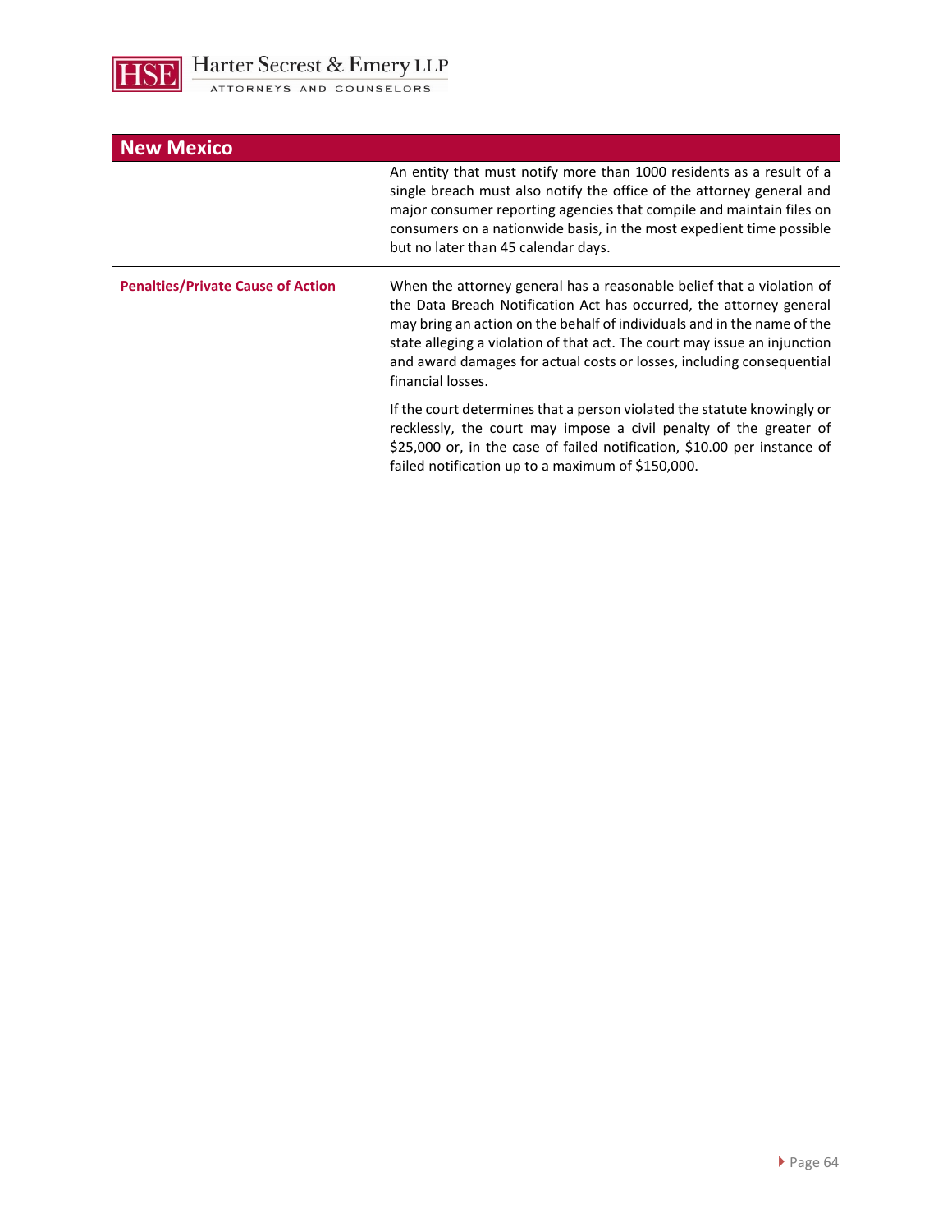| New Mexico | |
|---|---|
| | An entity that must notify more than 1000 residents as a result of a single breach must also notify the office of the attorney general and major consumer reporting agencies that compile and maintain files on consumers on a nationwide basis, in the most expedient time possible but no later than 45 calendar days. |
| **Penalties/Private Cause of Action** | When the attorney general has a reasonable belief that a violation of the Data Breach Notification Act has occurred, the attorney general may bring an action on the behalf of individuals and in the name of the state alleging a violation of that act. The court may issue an injunction and award damages for actual costs or losses, including consequential financial losses.<br><br>If the court determines that a person violated the statute knowingly or recklessly, the court may impose a civil penalty of the greater of $25,000 or, in the case of failed notification, $10.00 per instance of failed notification up to a maximum of $150,000. |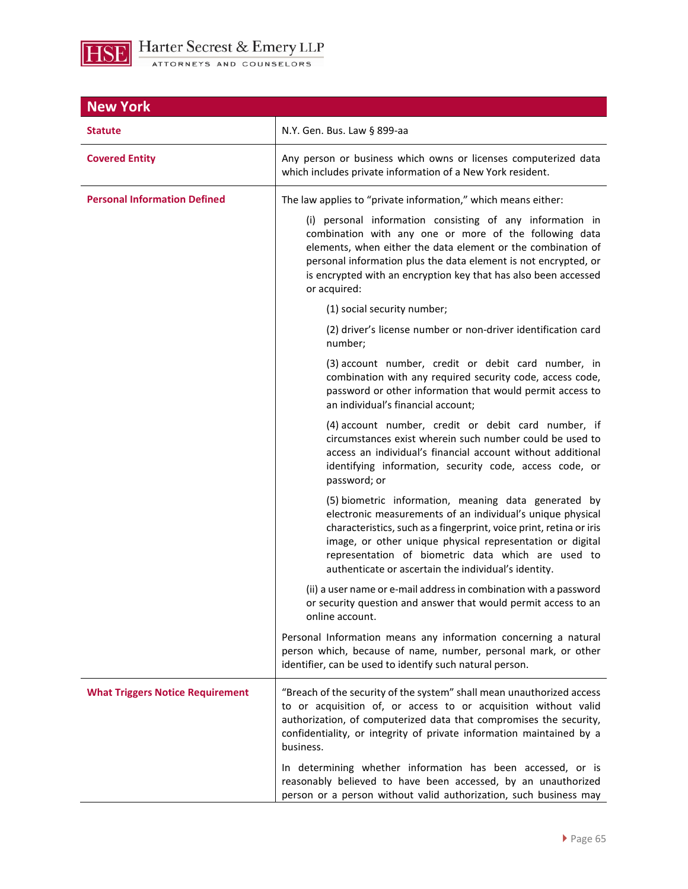## New York

| | |
|---|---|
| **Statute** | N.Y. Gen. Bus. Law § 899-aa |
| **Covered Entity** | Any person or business which owns or licenses computerized data which includes private information of a New York resident. |
| **Personal Information Defined** | The law applies to "private information," which means either:<br><br>(i) personal information consisting of any information in combination with any one or more of the following data elements, when either the data element or the combination of personal information plus the data element is not encrypted, or is encrypted with an encryption key that has also been accessed or acquired:<br><br>(1) social security number;<br><br>(2) driver's license number or non-driver identification card number;<br><br>(3) account number, credit or debit card number, in combination with any required security code, access code, password or other information that would permit access to an individual's financial account;<br><br>(4) account number, credit or debit card number, if circumstances exist wherein such number could be used to access an individual's financial account without additional identifying information, security code, access code, or password; or<br><br>(5) biometric information, meaning data generated by electronic measurements of an individual's unique physical characteristics, such as a fingerprint, voice print, retina or iris image, or other unique physical representation or digital representation of biometric data which are used to authenticate or ascertain the individual's identity.<br><br>(ii) a user name or e-mail address in combination with a password or security question and answer that would permit access to an online account.<br><br>Personal Information means any information concerning a natural person which, because of name, number, personal mark, or other identifier, can be used to identify such natural person. |
| **What Triggers Notice Requirement** | "Breach of the security of the system" shall mean unauthorized access to or acquisition of, or access to or acquisition without valid authorization, of computerized data that compromises the security, confidentiality, or integrity of private information maintained by a business.<br><br>In determining whether information has been accessed, or is reasonably believed to have been accessed, by an unauthorized person or a person without valid authorization, such business may |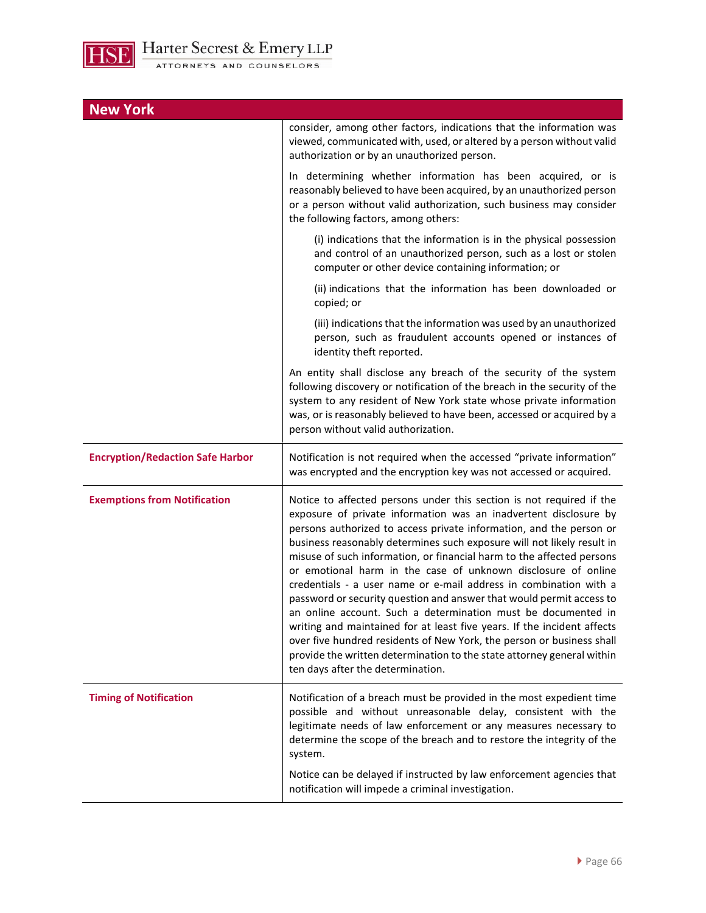## New York

| | |
|---|---|
| | consider, among other factors, indications that the information was viewed, communicated with, used, or altered by a person without valid authorization or by an unauthorized person.<br><br>In determining whether information has been acquired, or is reasonably believed to have been acquired, by an unauthorized person or a person without valid authorization, such business may consider the following factors, among others:<br><br>(i) indications that the information is in the physical possession and control of an unauthorized person, such as a lost or stolen computer or other device containing information; or<br><br>(ii) indications that the information has been downloaded or copied; or<br><br>(iii) indications that the information was used by an unauthorized person, such as fraudulent accounts opened or instances of identity theft reported.<br><br>An entity shall disclose any breach of the security of the system following discovery or notification of the breach in the security of the system to any resident of New York state whose private information was, or is reasonably believed to have been, accessed or acquired by a person without valid authorization. |
| **Encryption/Redaction Safe Harbor** | Notification is not required when the accessed "private information" was encrypted and the encryption key was not accessed or acquired. |
| **Exemptions from Notification** | Notice to affected persons under this section is not required if the exposure of private information was an inadvertent disclosure by persons authorized to access private information, and the person or business reasonably determines such exposure will not likely result in misuse of such information, or financial harm to the affected persons or emotional harm in the case of unknown disclosure of online credentials - a user name or e-mail address in combination with a password or security question and answer that would permit access to an online account. Such a determination must be documented in writing and maintained for at least five years. If the incident affects over five hundred residents of New York, the person or business shall provide the written determination to the state attorney general within ten days after the determination. |
| **Timing of Notification** | Notification of a breach must be provided in the most expedient time possible and without unreasonable delay, consistent with the legitimate needs of law enforcement or any measures necessary to determine the scope of the breach and to restore the integrity of the system.<br><br>Notice can be delayed if instructed by law enforcement agencies that notification will impede a criminal investigation. |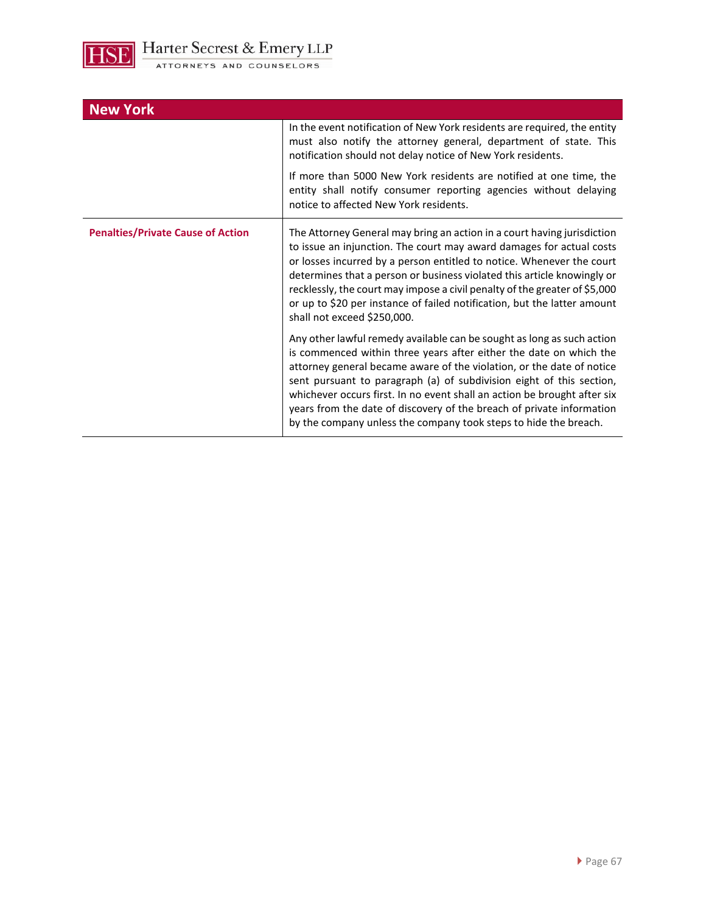| New York | |
|---|---|
| | In the event notification of New York residents are required, the entity must also notify the attorney general, department of state. This notification should not delay notice of New York residents.<br><br>If more than 5000 New York residents are notified at one time, the entity shall notify consumer reporting agencies without delaying notice to affected New York residents. |
| **Penalties/Private Cause of Action** | The Attorney General may bring an action in a court having jurisdiction to issue an injunction. The court may award damages for actual costs or losses incurred by a person entitled to notice. Whenever the court determines that a person or business violated this article knowingly or recklessly, the court may impose a civil penalty of the greater of $5,000 or up to $20 per instance of failed notification, but the latter amount shall not exceed $250,000.<br><br>Any other lawful remedy available can be sought as long as such action is commenced within three years after either the date on which the attorney general became aware of the violation, or the date of notice sent pursuant to paragraph (a) of subdivision eight of this section, whichever occurs first. In no event shall an action be brought after six years from the date of discovery of the breach of private information by the company unless the company took steps to hide the breach. |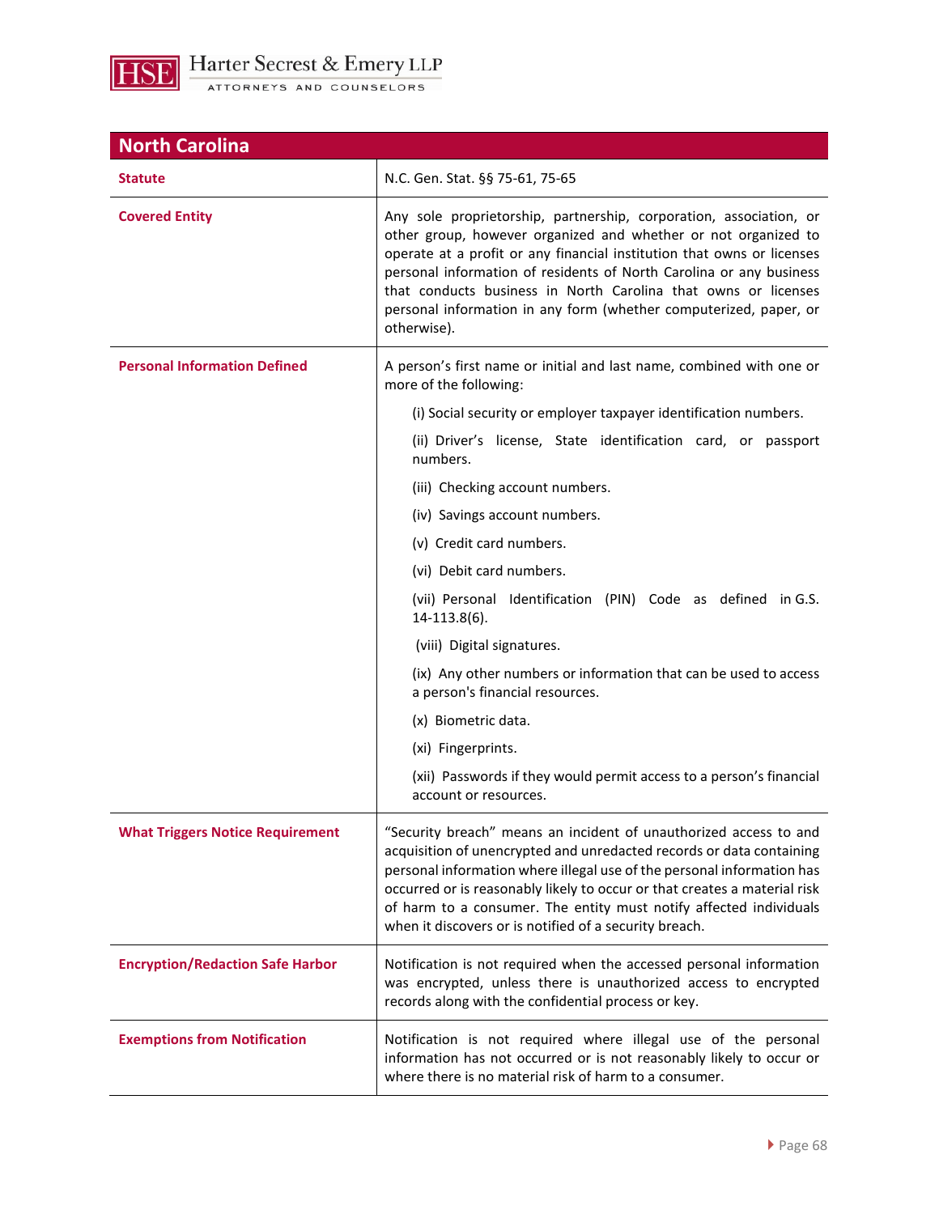## North Carolina

| | |
|---|---|
| **Statute** | N.C. Gen. Stat. §§ 75-61, 75-65 |
| **Covered Entity** | Any sole proprietorship, partnership, corporation, association, or other group, however organized and whether or not organized to operate at a profit or any financial institution that owns or licenses personal information of residents of North Carolina or any business that conducts business in North Carolina that owns or licenses personal information in any form (whether computerized, paper, or otherwise). |
| **Personal Information Defined** | A person's first name or initial and last name, combined with one or more of the following:<br>(i) Social security or employer taxpayer identification numbers.<br>(ii) Driver's license, State identification card, or passport numbers.<br>(iii) Checking account numbers.<br>(iv) Savings account numbers.<br>(v) Credit card numbers.<br>(vi) Debit card numbers.<br>(vii) Personal Identification (PIN) Code as defined in G.S. 14-113.8(6).<br>(viii) Digital signatures.<br>(ix) Any other numbers or information that can be used to access a person's financial resources.<br>(x) Biometric data.<br>(xi) Fingerprints.<br>(xii) Passwords if they would permit access to a person's financial account or resources. |
| **What Triggers Notice Requirement** | "Security breach" means an incident of unauthorized access to and acquisition of unencrypted and unredacted records or data containing personal information where illegal use of the personal information has occurred or is reasonably likely to occur or that creates a material risk of harm to a consumer. The entity must notify affected individuals when it discovers or is notified of a security breach. |
| **Encryption/Redaction Safe Harbor** | Notification is not required when the accessed personal information was encrypted, unless there is unauthorized access to encrypted records along with the confidential process or key. |
| **Exemptions from Notification** | Notification is not required where illegal use of the personal information has not occurred or is not reasonably likely to occur or where there is no material risk of harm to a consumer. |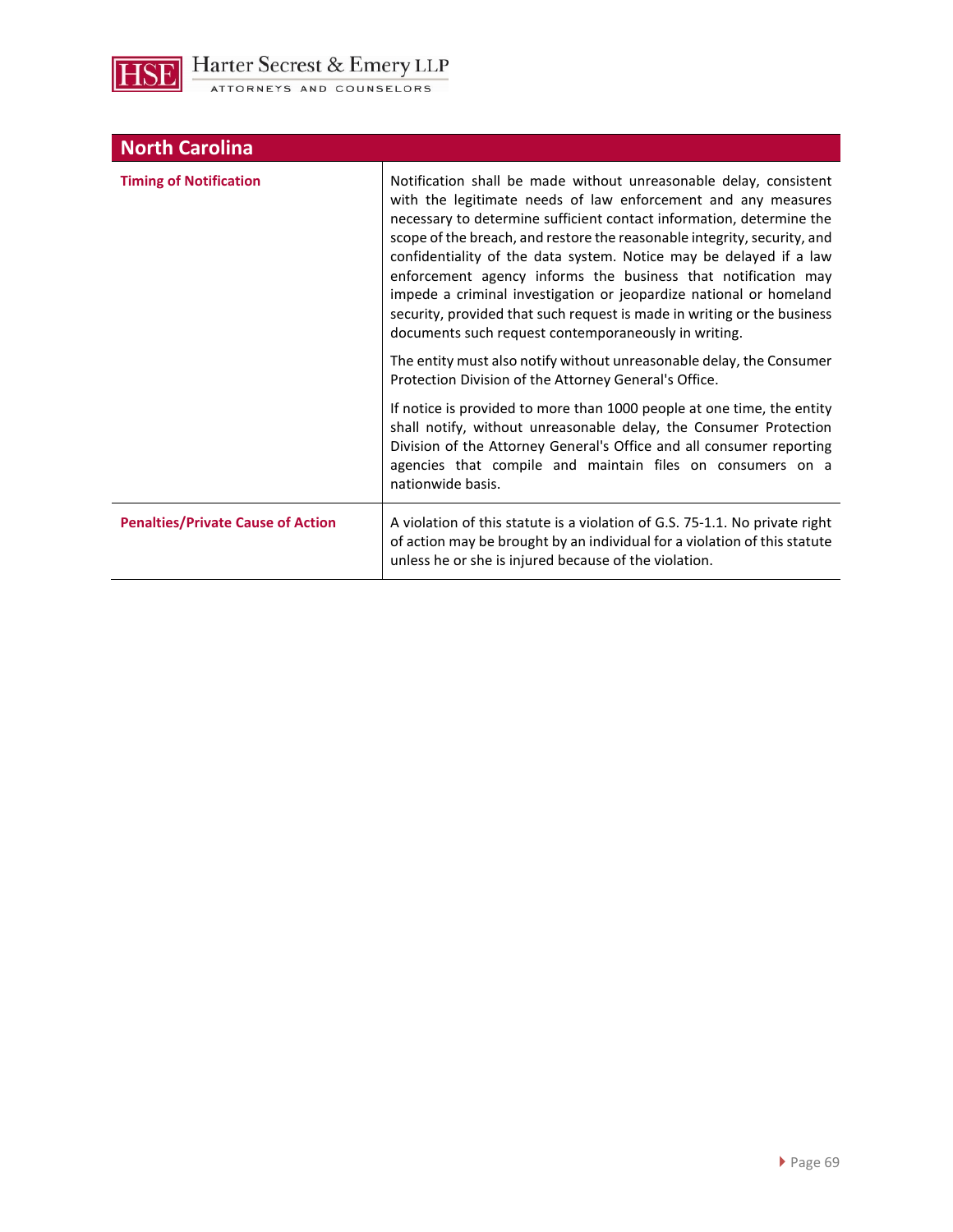| North Carolina | |
|---|---|
| **Timing of Notification** | Notification shall be made without unreasonable delay, consistent with the legitimate needs of law enforcement and any measures necessary to determine sufficient contact information, determine the scope of the breach, and restore the reasonable integrity, security, and confidentiality of the data system. Notice may be delayed if a law enforcement agency informs the business that notification may impede a criminal investigation or jeopardize national or homeland security, provided that such request is made in writing or the business documents such request contemporaneously in writing.<br><br>The entity must also notify without unreasonable delay, the Consumer Protection Division of the Attorney General's Office.<br><br>If notice is provided to more than 1000 people at one time, the entity shall notify, without unreasonable delay, the Consumer Protection Division of the Attorney General's Office and all consumer reporting agencies that compile and maintain files on consumers on a nationwide basis. |
| **Penalties/Private Cause of Action** | A violation of this statute is a violation of G.S. 75-1.1. No private right of action may be brought by an individual for a violation of this statute unless he or she is injured because of the violation. |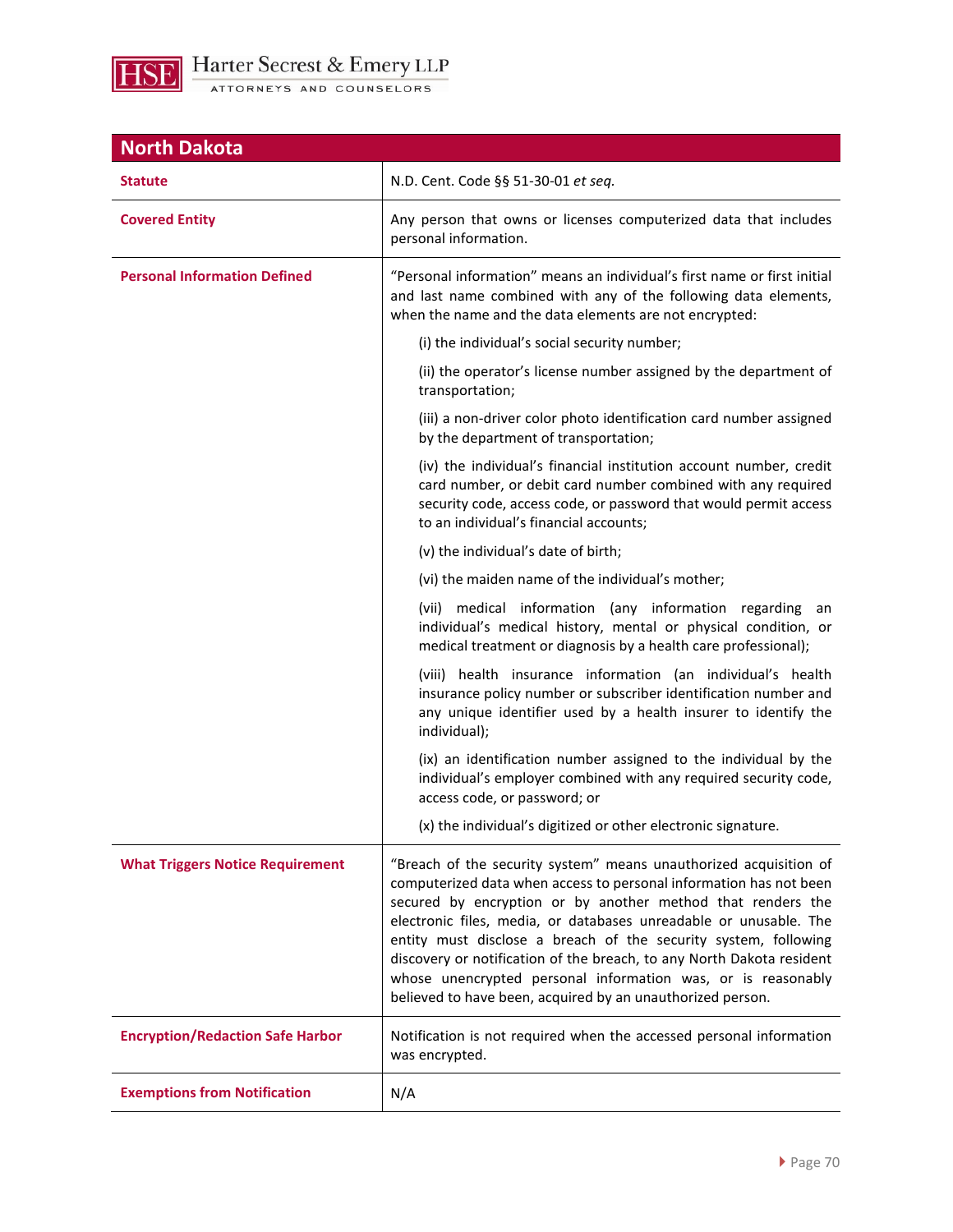## North Dakota

| | |
|---|---|
| **Statute** | N.D. Cent. Code §§ 51-30-01 *et seq.* |
| **Covered Entity** | Any person that owns or licenses computerized data that includes personal information. |
| **Personal Information Defined** | “Personal information” means an individual’s first name or first initial and last name combined with any of the following data elements, when the name and the data elements are not encrypted:<br><br>(i) the individual’s social security number;<br><br>(ii) the operator’s license number assigned by the department of transportation;<br><br>(iii) a non-driver color photo identification card number assigned by the department of transportation;<br><br>(iv) the individual’s financial institution account number, credit card number, or debit card number combined with any required security code, access code, or password that would permit access to an individual’s financial accounts;<br><br>(v) the individual’s date of birth;<br><br>(vi) the maiden name of the individual’s mother;<br><br>(vii) medical information (any information regarding an individual’s medical history, mental or physical condition, or medical treatment or diagnosis by a health care professional);<br><br>(viii) health insurance information (an individual’s health insurance policy number or subscriber identification number and any unique identifier used by a health insurer to identify the individual);<br><br>(ix) an identification number assigned to the individual by the individual’s employer combined with any required security code, access code, or password; or<br><br>(x) the individual’s digitized or other electronic signature. |
| **What Triggers Notice Requirement** | “Breach of the security system” means unauthorized acquisition of computerized data when access to personal information has not been secured by encryption or by another method that renders the electronic files, media, or databases unreadable or unusable. The entity must disclose a breach of the security system, following discovery or notification of the breach, to any North Dakota resident whose unencrypted personal information was, or is reasonably believed to have been, acquired by an unauthorized person. |
| **Encryption/Redaction Safe Harbor** | Notification is not required when the accessed personal information was encrypted. |
| **Exemptions from Notification** | N/A |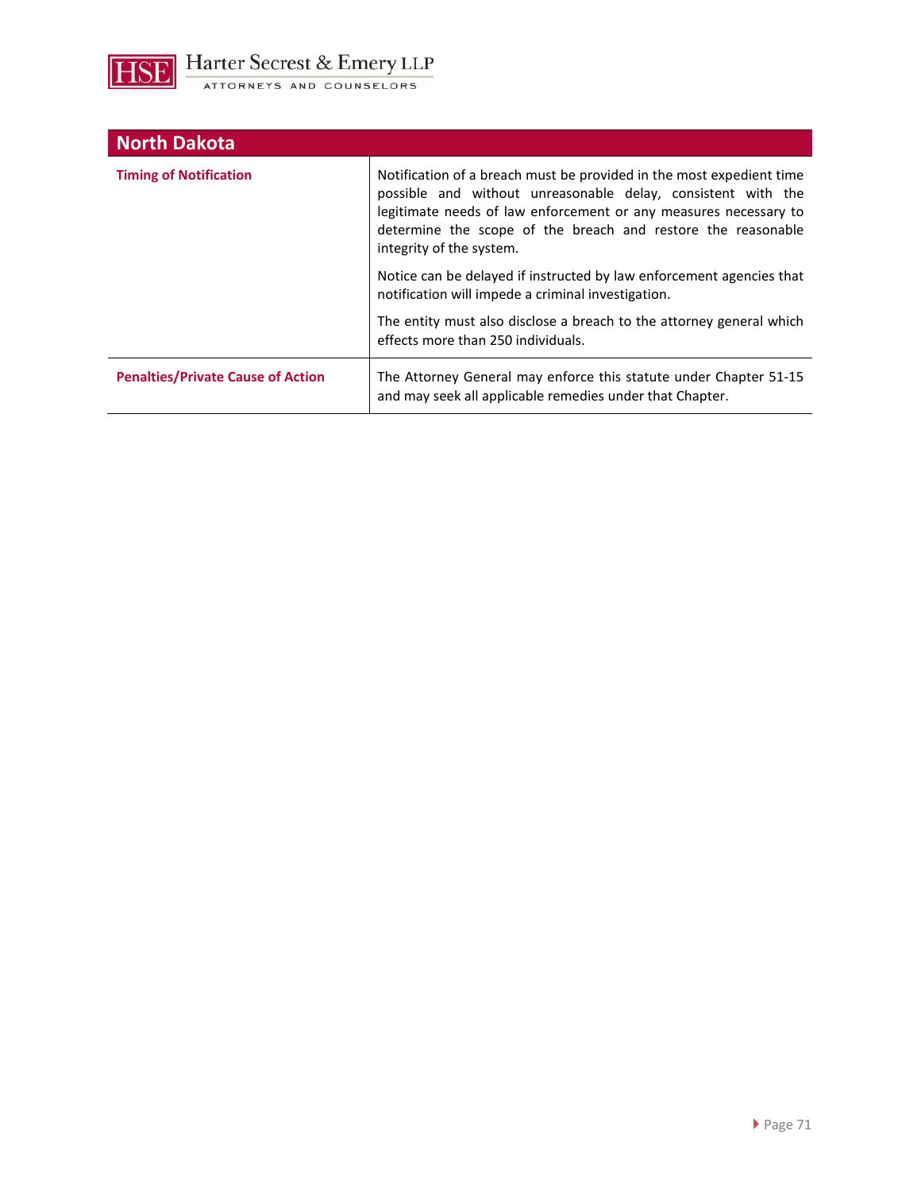## North Dakota

| | |
|---|---|
| **Timing of Notification** | Notification of a breach must be provided in the most expedient time possible and without unreasonable delay, consistent with the legitimate needs of law enforcement or any measures necessary to determine the scope of the breach and restore the reasonable integrity of the system.<br><br>Notice can be delayed if instructed by law enforcement agencies that notification will impede a criminal investigation.<br><br>The entity must also disclose a breach to the attorney general which effects more than 250 individuals. |
| **Penalties/Private Cause of Action** | The Attorney General may enforce this statute under Chapter 51-15 and may seek all applicable remedies under that Chapter. |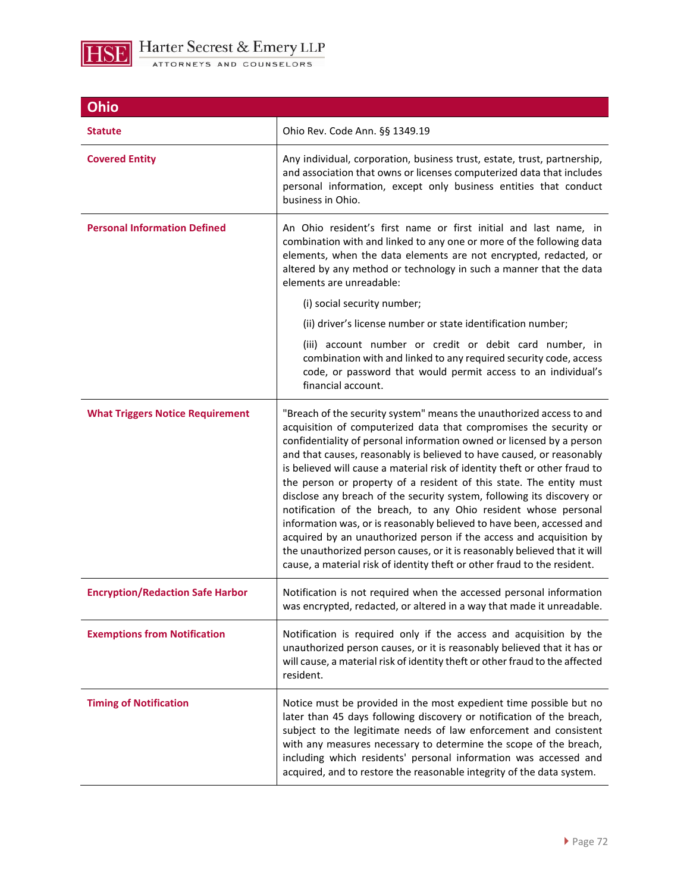## Ohio

| | |
|---|---|
| **Statute** | Ohio Rev. Code Ann. §§ 1349.19 |
| **Covered Entity** | Any individual, corporation, business trust, estate, trust, partnership, and association that owns or licenses computerized data that includes personal information, except only business entities that conduct business in Ohio. |
| **Personal Information Defined** | An Ohio resident's first name or first initial and last name, in combination with and linked to any one or more of the following data elements, when the data elements are not encrypted, redacted, or altered by any method or technology in such a manner that the data elements are unreadable:<br><br>(i) social security number;<br><br>(ii) driver's license number or state identification number;<br><br>(iii) account number or credit or debit card number, in combination with and linked to any required security code, access code, or password that would permit access to an individual's financial account. |
| **What Triggers Notice Requirement** | "Breach of the security system" means the unauthorized access to and acquisition of computerized data that compromises the security or confidentiality of personal information owned or licensed by a person and that causes, reasonably is believed to have caused, or reasonably is believed will cause a material risk of identity theft or other fraud to the person or property of a resident of this state. The entity must disclose any breach of the security system, following its discovery or notification of the breach, to any Ohio resident whose personal information was, or is reasonably believed to have been, accessed and acquired by an unauthorized person if the access and acquisition by the unauthorized person causes, or it is reasonably believed that it will cause, a material risk of identity theft or other fraud to the resident. |
| **Encryption/Redaction Safe Harbor** | Notification is not required when the accessed personal information was encrypted, redacted, or altered in a way that made it unreadable. |
| **Exemptions from Notification** | Notification is required only if the access and acquisition by the unauthorized person causes, or it is reasonably believed that it has or will cause, a material risk of identity theft or other fraud to the affected resident. |
| **Timing of Notification** | Notice must be provided in the most expedient time possible but no later than 45 days following discovery or notification of the breach, subject to the legitimate needs of law enforcement and consistent with any measures necessary to determine the scope of the breach, including which residents' personal information was accessed and acquired, and to restore the reasonable integrity of the data system. |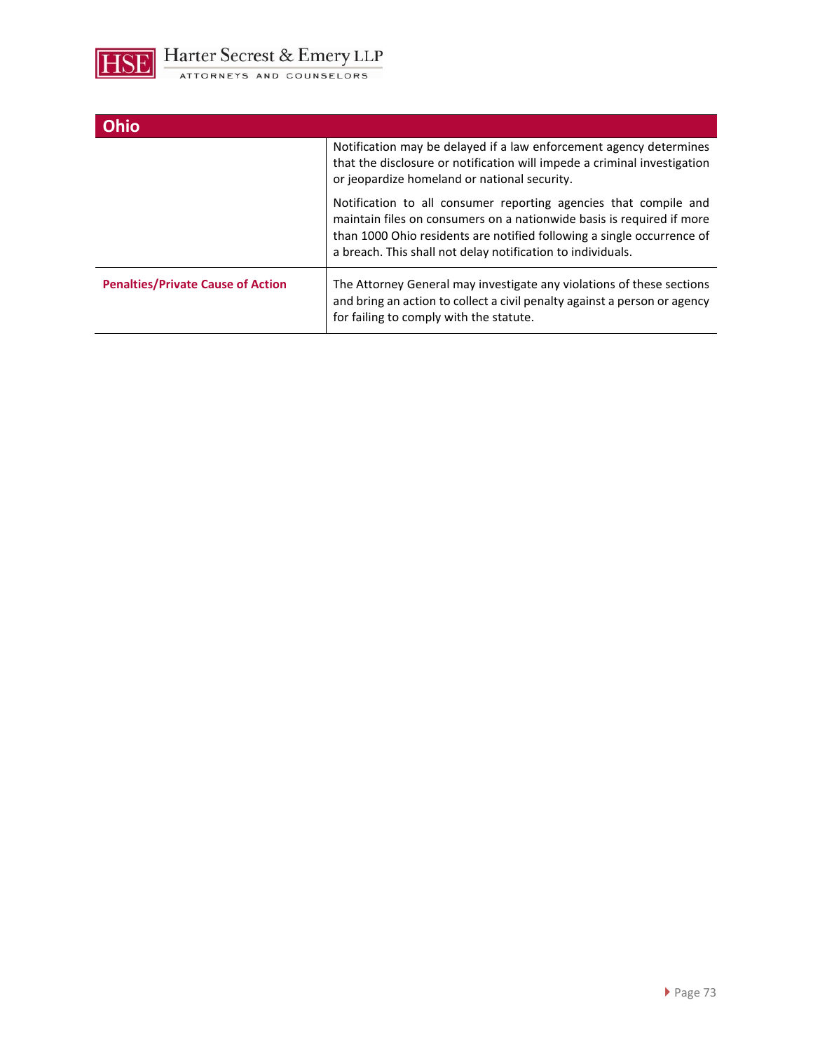| Ohio | |
|---|---|
| | Notification may be delayed if a law enforcement agency determines that the disclosure or notification will impede a criminal investigation or jeopardize homeland or national security.<br><br>Notification to all consumer reporting agencies that compile and maintain files on consumers on a nationwide basis is required if more than 1000 Ohio residents are notified following a single occurrence of a breach. This shall not delay notification to individuals. |
| **Penalties/Private Cause of Action** | The Attorney General may investigate any violations of these sections and bring an action to collect a civil penalty against a person or agency for failing to comply with the statute. |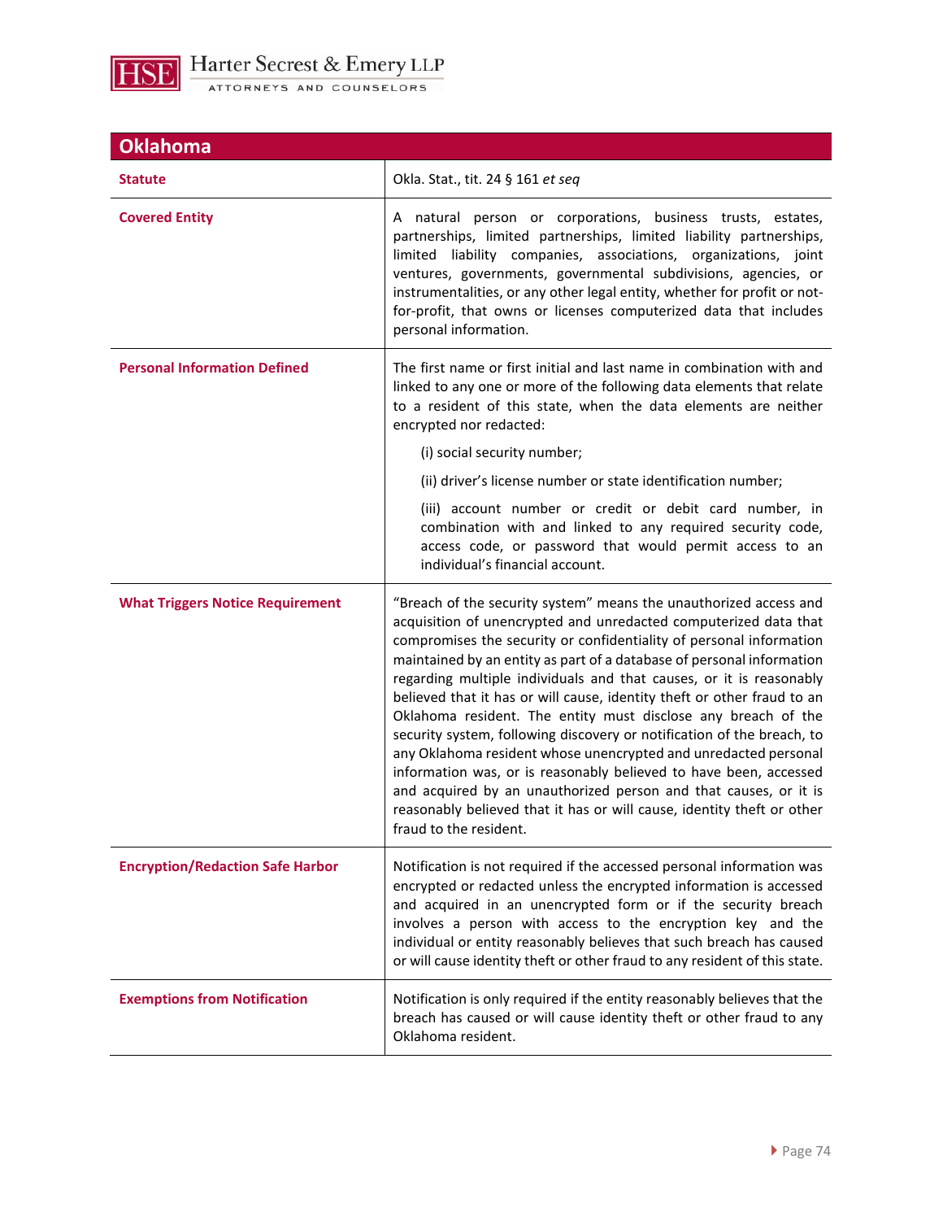## Oklahoma

| | |
|---|---|
| **Statute** | Okla. Stat., tit. 24 § 161 *et seq* |
| **Covered Entity** | A natural person or corporations, business trusts, estates, partnerships, limited partnerships, limited liability partnerships, limited liability companies, associations, organizations, joint ventures, governments, governmental subdivisions, agencies, or instrumentalities, or any other legal entity, whether for profit or not-for-profit, that owns or licenses computerized data that includes personal information. |
| **Personal Information Defined** | The first name or first initial and last name in combination with and linked to any one or more of the following data elements that relate to a resident of this state, when the data elements are neither encrypted nor redacted:<br><br>(i) social security number;<br><br>(ii) driver's license number or state identification number;<br><br>(iii) account number or credit or debit card number, in combination with and linked to any required security code, access code, or password that would permit access to an individual's financial account. |
| **What Triggers Notice Requirement** | "Breach of the security system" means the unauthorized access and acquisition of unencrypted and unredacted computerized data that compromises the security or confidentiality of personal information maintained by an entity as part of a database of personal information regarding multiple individuals and that causes, or it is reasonably believed that it has or will cause, identity theft or other fraud to an Oklahoma resident. The entity must disclose any breach of the security system, following discovery or notification of the breach, to any Oklahoma resident whose unencrypted and unredacted personal information was, or is reasonably believed to have been, accessed and acquired by an unauthorized person and that causes, or it is reasonably believed that it has or will cause, identity theft or other fraud to the resident. |
| **Encryption/Redaction Safe Harbor** | Notification is not required if the accessed personal information was encrypted or redacted unless the encrypted information is accessed and acquired in an unencrypted form or if the security breach involves a person with access to the encryption key and the individual or entity reasonably believes that such breach has caused or will cause identity theft or other fraud to any resident of this state. |
| **Exemptions from Notification** | Notification is only required if the entity reasonably believes that the breach has caused or will cause identity theft or other fraud to any Oklahoma resident. |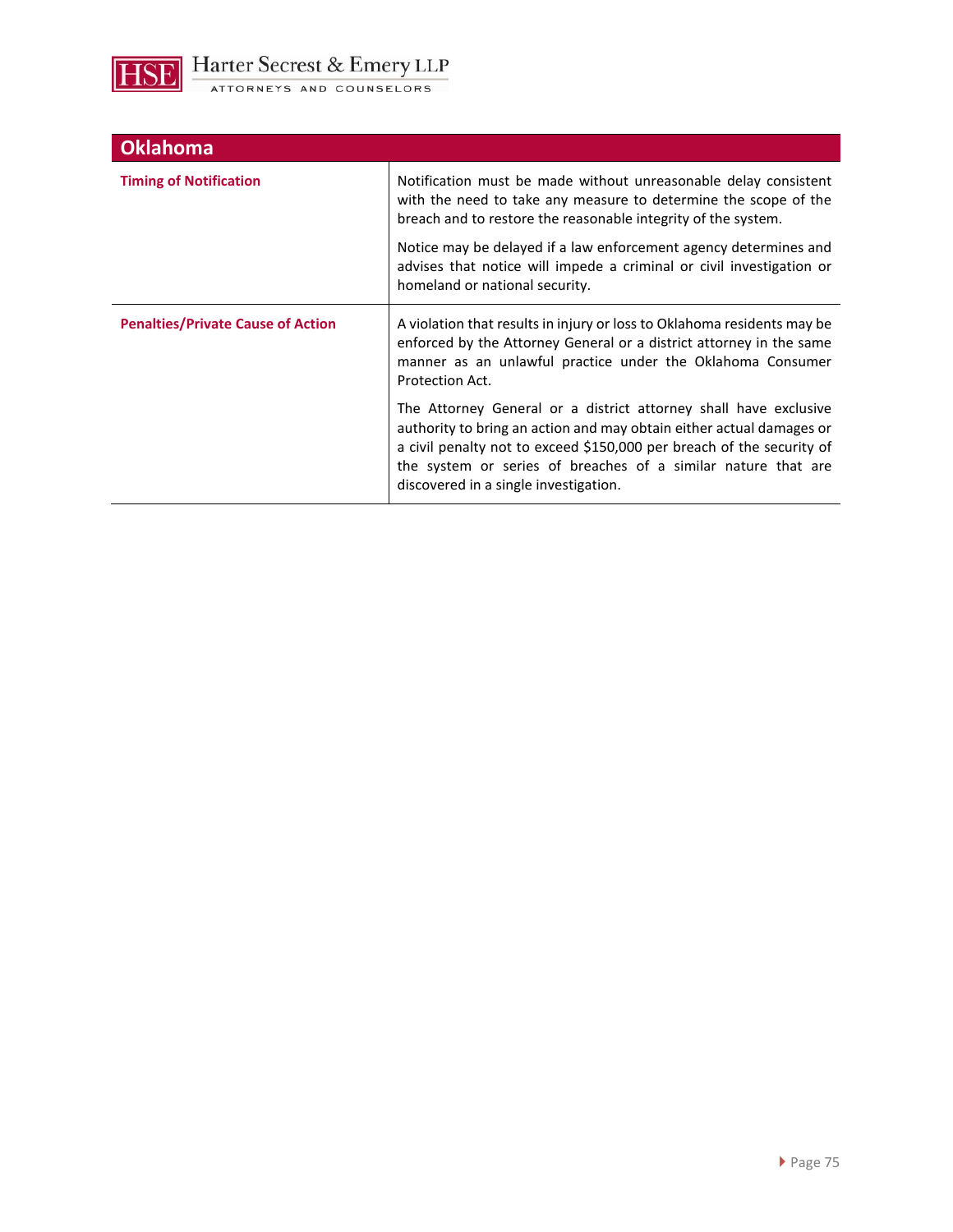| Oklahoma | |
|---|---|
| **Timing of Notification** | Notification must be made without unreasonable delay consistent with the need to take any measure to determine the scope of the breach and to restore the reasonable integrity of the system.<br><br>Notice may be delayed if a law enforcement agency determines and advises that notice will impede a criminal or civil investigation or homeland or national security. |
| **Penalties/Private Cause of Action** | A violation that results in injury or loss to Oklahoma residents may be enforced by the Attorney General or a district attorney in the same manner as an unlawful practice under the Oklahoma Consumer Protection Act.<br><br>The Attorney General or a district attorney shall have exclusive authority to bring an action and may obtain either actual damages or a civil penalty not to exceed $150,000 per breach of the security of the system or series of breaches of a similar nature that are discovered in a single investigation. |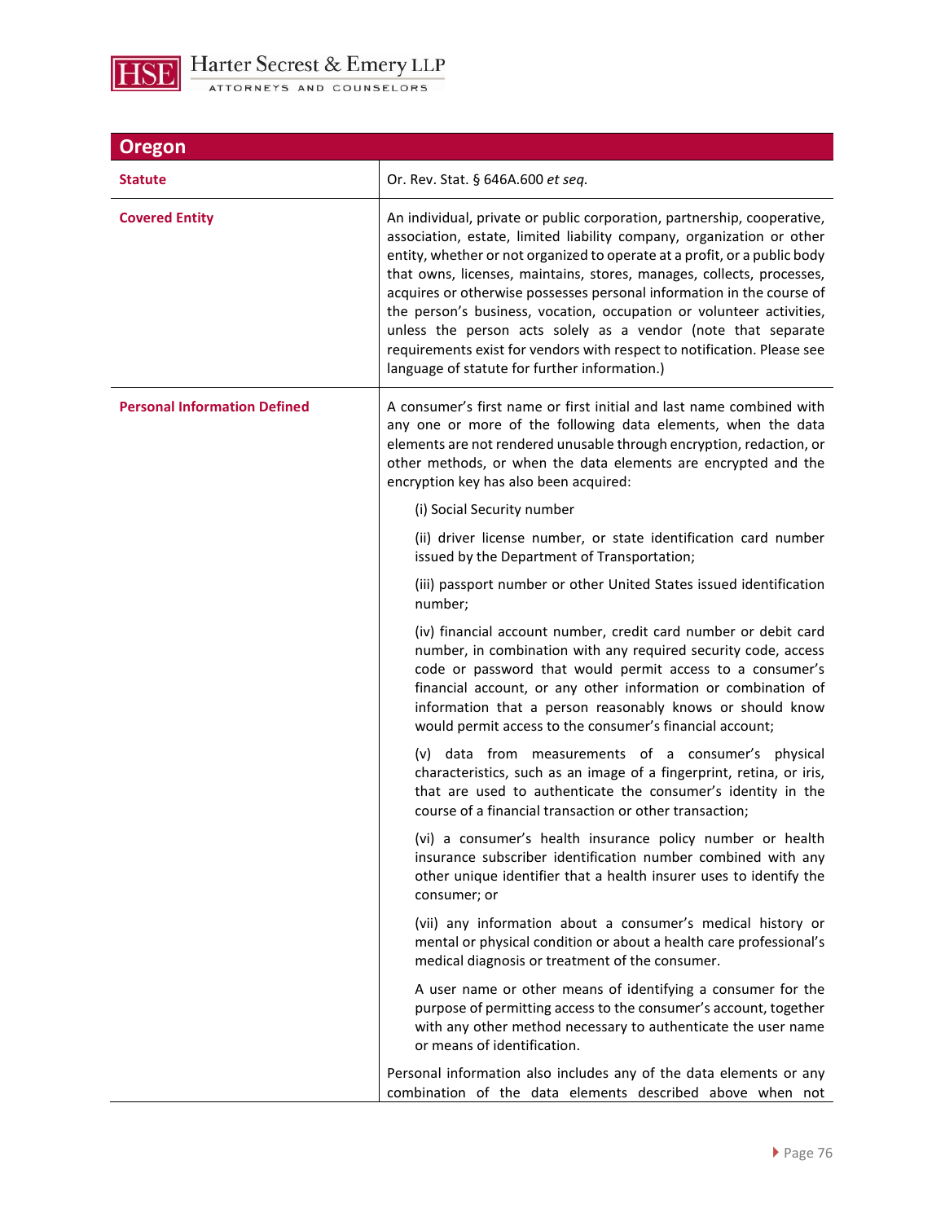| Oregon | |
|---|---|
| **Statute** | Or. Rev. Stat. § 646A.600 *et seq.* |
| **Covered Entity** | An individual, private or public corporation, partnership, cooperative, association, estate, limited liability company, organization or other entity, whether or not organized to operate at a profit, or a public body that owns, licenses, maintains, stores, manages, collects, processes, acquires or otherwise possesses personal information in the course of the person's business, vocation, occupation or volunteer activities, unless the person acts solely as a vendor (note that separate requirements exist for vendors with respect to notification. Please see language of statute for further information.) |
| **Personal Information Defined** | A consumer's first name or first initial and last name combined with any one or more of the following data elements, when the data elements are not rendered unusable through encryption, redaction, or other methods, or when the data elements are encrypted and the encryption key has also been acquired:<br><br>(i) Social Security number<br><br>(ii) driver license number, or state identification card number issued by the Department of Transportation;<br><br>(iii) passport number or other United States issued identification number;<br><br>(iv) financial account number, credit card number or debit card number, in combination with any required security code, access code or password that would permit access to a consumer's financial account, or any other information or combination of information that a person reasonably knows or should know would permit access to the consumer's financial account;<br><br>(v) data from measurements of a consumer's physical characteristics, such as an image of a fingerprint, retina, or iris, that are used to authenticate the consumer's identity in the course of a financial transaction or other transaction;<br><br>(vi) a consumer's health insurance policy number or health insurance subscriber identification number combined with any other unique identifier that a health insurer uses to identify the consumer; or<br><br>(vii) any information about a consumer's medical history or mental or physical condition or about a health care professional's medical diagnosis or treatment of the consumer.<br><br>A user name or other means of identifying a consumer for the purpose of permitting access to the consumer's account, together with any other method necessary to authenticate the user name or means of identification.<br><br>Personal information also includes any of the data elements or any combination of the data elements described above when not |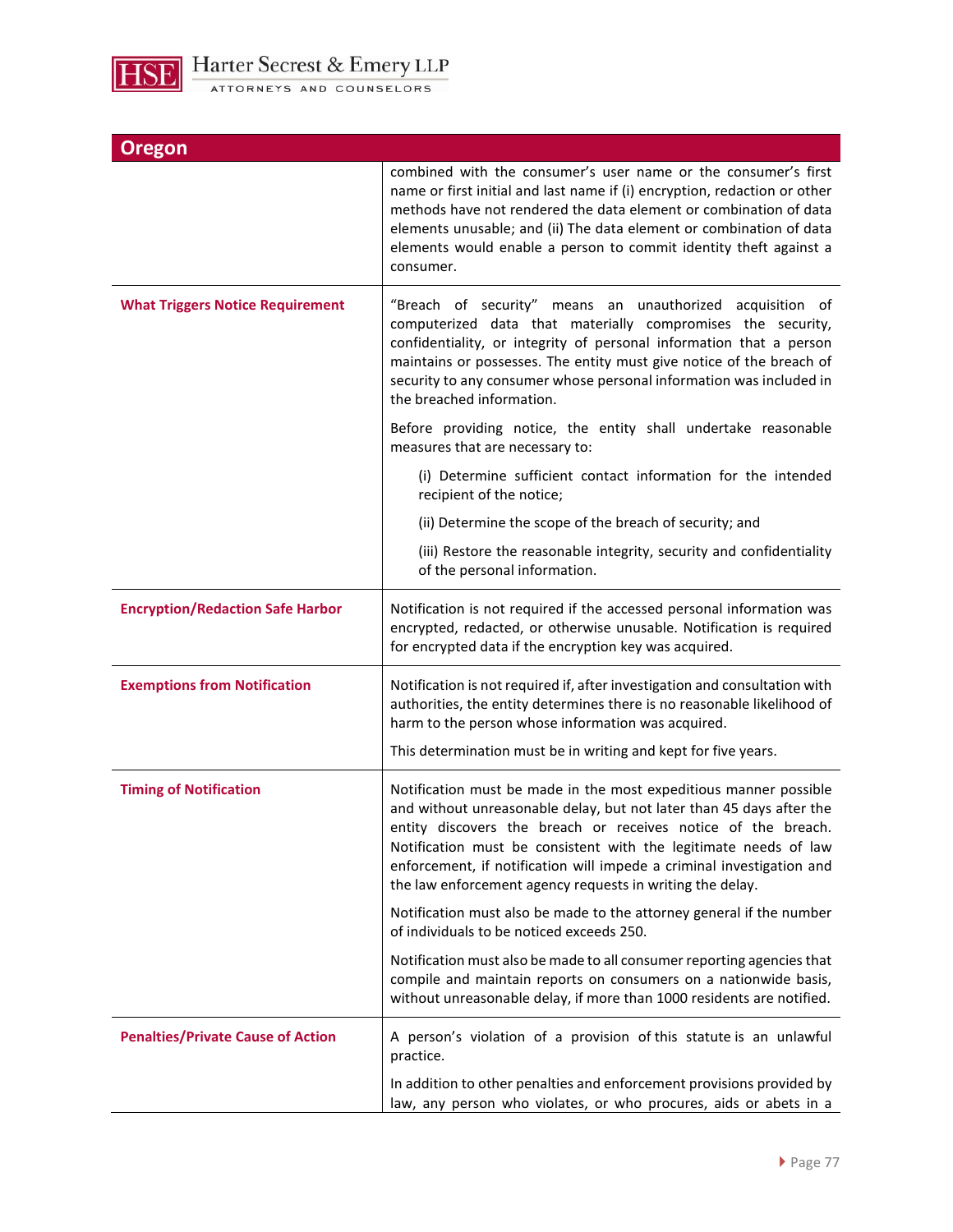## Oregon

| | |
|---|---|
| | combined with the consumer's user name or the consumer's first name or first initial and last name if (i) encryption, redaction or other methods have not rendered the data element or combination of data elements unusable; and (ii) The data element or combination of data elements would enable a person to commit identity theft against a consumer. |
| **What Triggers Notice Requirement** | "Breach of security" means an unauthorized acquisition of computerized data that materially compromises the security, confidentiality, or integrity of personal information that a person maintains or possesses. The entity must give notice of the breach of security to any consumer whose personal information was included in the breached information.<br><br>Before providing notice, the entity shall undertake reasonable measures that are necessary to:<br><br>(i) Determine sufficient contact information for the intended recipient of the notice;<br><br>(ii) Determine the scope of the breach of security; and<br><br>(iii) Restore the reasonable integrity, security and confidentiality of the personal information. |
| **Encryption/Redaction Safe Harbor** | Notification is not required if the accessed personal information was encrypted, redacted, or otherwise unusable. Notification is required for encrypted data if the encryption key was acquired. |
| **Exemptions from Notification** | Notification is not required if, after investigation and consultation with authorities, the entity determines there is no reasonable likelihood of harm to the person whose information was acquired.<br><br>This determination must be in writing and kept for five years. |
| **Timing of Notification** | Notification must be made in the most expeditious manner possible and without unreasonable delay, but not later than 45 days after the entity discovers the breach or receives notice of the breach. Notification must be consistent with the legitimate needs of law enforcement, if notification will impede a criminal investigation and the law enforcement agency requests in writing the delay.<br><br>Notification must also be made to the attorney general if the number of individuals to be noticed exceeds 250.<br><br>Notification must also be made to all consumer reporting agencies that compile and maintain reports on consumers on a nationwide basis, without unreasonable delay, if more than 1000 residents are notified. |
| **Penalties/Private Cause of Action** | A person's violation of a provision of this statute is an unlawful practice.<br><br>In addition to other penalties and enforcement provisions provided by law, any person who violates, or who procures, aids or abets in a |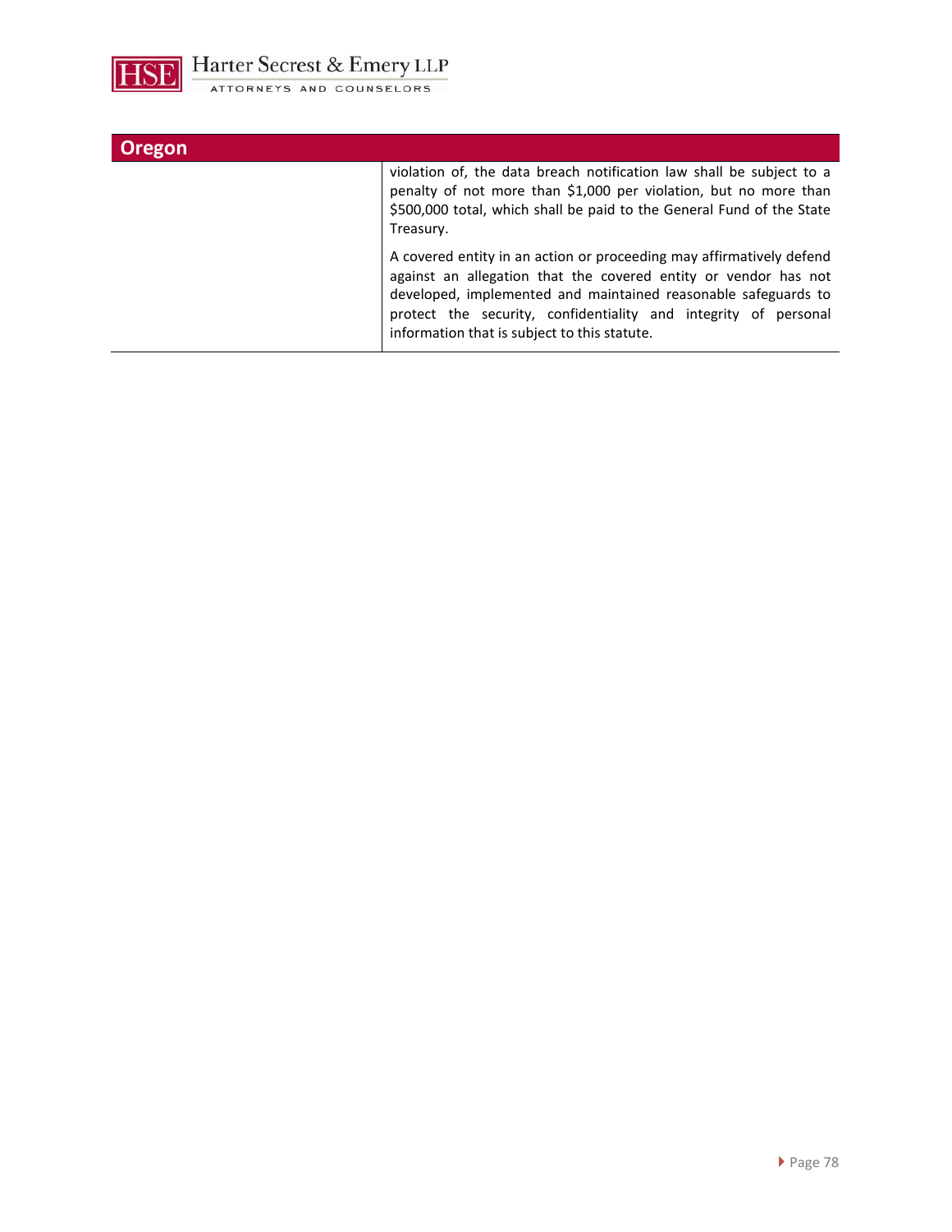## Oregon

| | |
|---|---|
| | violation of, the data breach notification law shall be subject to a penalty of not more than $1,000 per violation, but no more than $500,000 total, which shall be paid to the General Fund of the State Treasury.<br><br>A covered entity in an action or proceeding may affirmatively defend against an allegation that the covered entity or vendor has not developed, implemented and maintained reasonable safeguards to protect the security, confidentiality and integrity of personal information that is subject to this statute. |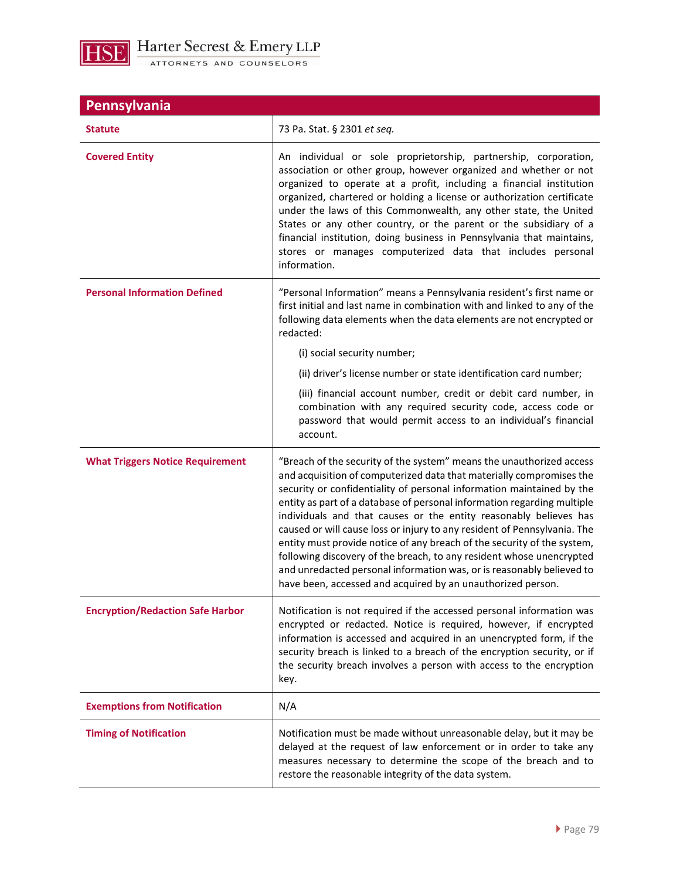## Pennsylvania

| | |
|---|---|
| **Statute** | 73 Pa. Stat. § 2301 *et seq.* |
| **Covered Entity** | An individual or sole proprietorship, partnership, corporation, association or other group, however organized and whether or not organized to operate at a profit, including a financial institution organized, chartered or holding a license or authorization certificate under the laws of this Commonwealth, any other state, the United States or any other country, or the parent or the subsidiary of a financial institution, doing business in Pennsylvania that maintains, stores or manages computerized data that includes personal information. |
| **Personal Information Defined** | "Personal Information" means a Pennsylvania resident's first name or first initial and last name in combination with and linked to any of the following data elements when the data elements are not encrypted or redacted:<br><br>(i) social security number;<br><br>(ii) driver's license number or state identification card number;<br><br>(iii) financial account number, credit or debit card number, in combination with any required security code, access code or password that would permit access to an individual's financial account. |
| **What Triggers Notice Requirement** | "Breach of the security of the system" means the unauthorized access and acquisition of computerized data that materially compromises the security or confidentiality of personal information maintained by the entity as part of a database of personal information regarding multiple individuals and that causes or the entity reasonably believes has caused or will cause loss or injury to any resident of Pennsylvania. The entity must provide notice of any breach of the security of the system, following discovery of the breach, to any resident whose unencrypted and unredacted personal information was, or is reasonably believed to have been, accessed and acquired by an unauthorized person. |
| **Encryption/Redaction Safe Harbor** | Notification is not required if the accessed personal information was encrypted or redacted. Notice is required, however, if encrypted information is accessed and acquired in an unencrypted form, if the security breach is linked to a breach of the encryption security, or if the security breach involves a person with access to the encryption key. |
| **Exemptions from Notification** | N/A |
| **Timing of Notification** | Notification must be made without unreasonable delay, but it may be delayed at the request of law enforcement or in order to take any measures necessary to determine the scope of the breach and to restore the reasonable integrity of the data system. |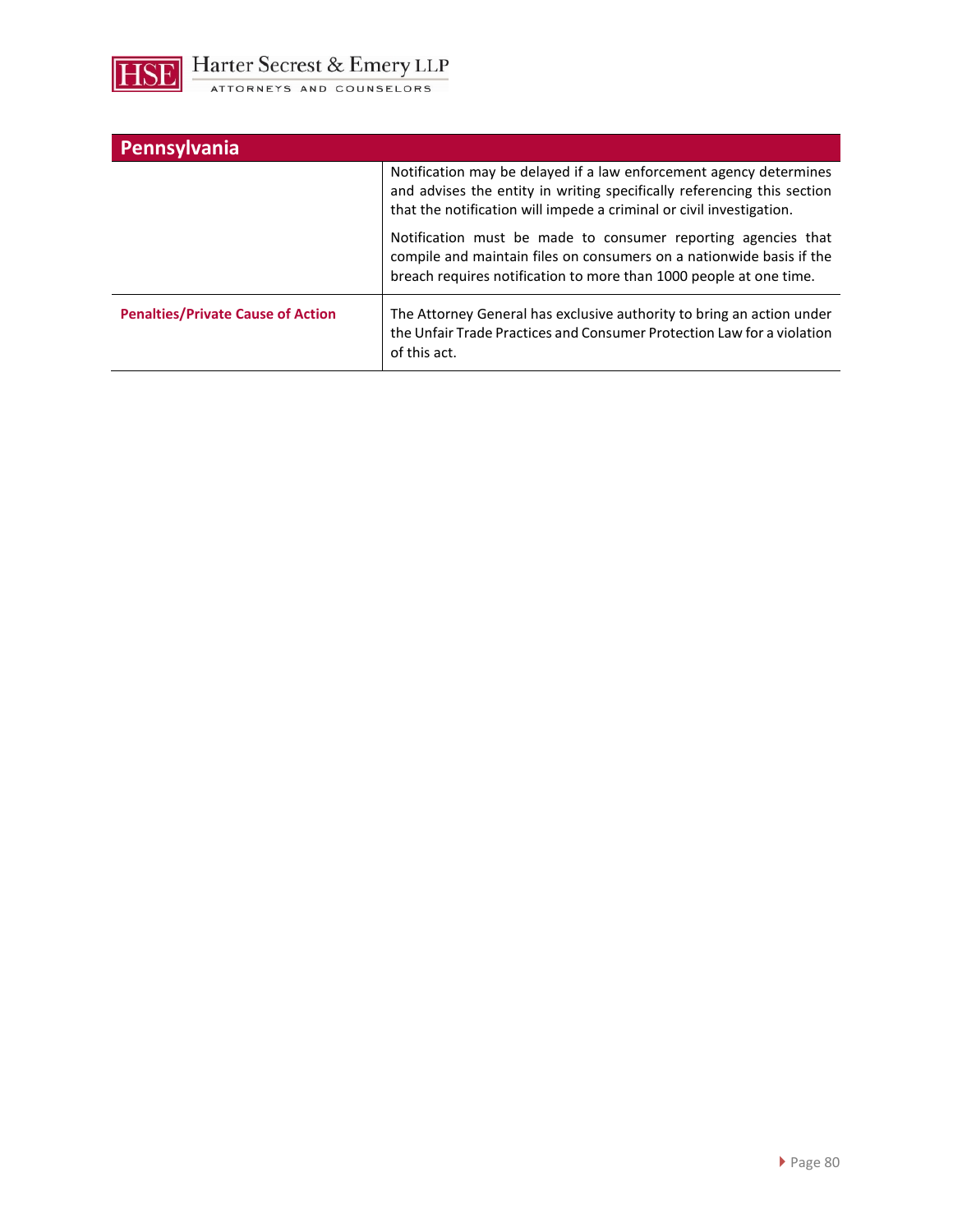| Pennsylvania | |
|---|---|
| | Notification may be delayed if a law enforcement agency determines and advises the entity in writing specifically referencing this section that the notification will impede a criminal or civil investigation.<br><br>Notification must be made to consumer reporting agencies that compile and maintain files on consumers on a nationwide basis if the breach requires notification to more than 1000 people at one time. |
| **Penalties/Private Cause of Action** | The Attorney General has exclusive authority to bring an action under the Unfair Trade Practices and Consumer Protection Law for a violation of this act. |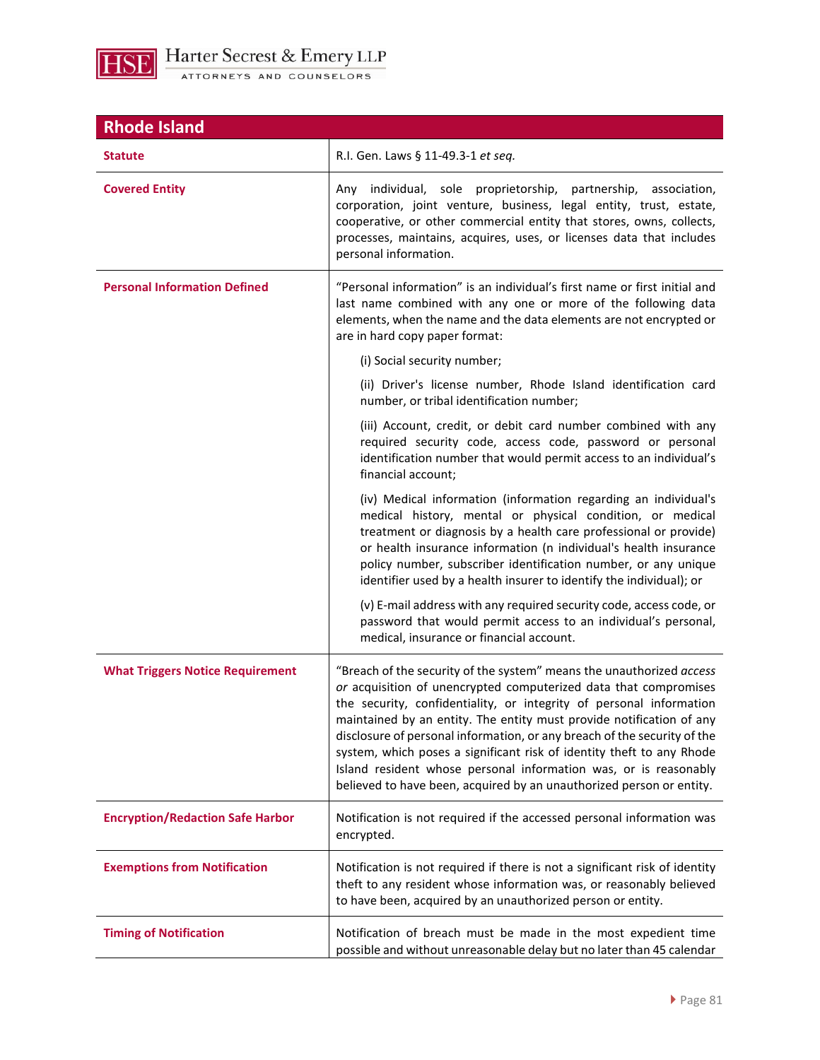| Rhode Island | |
|---|---|
| **Statute** | R.I. Gen. Laws § 11-49.3-1 *et seq.* |
| **Covered Entity** | Any individual, sole proprietorship, partnership, association, corporation, joint venture, business, legal entity, trust, estate, cooperative, or other commercial entity that stores, owns, collects, processes, maintains, acquires, uses, or licenses data that includes personal information. |
| **Personal Information Defined** | "Personal information" is an individual's first name or first initial and last name combined with any one or more of the following data elements, when the name and the data elements are not encrypted or are in hard copy paper format:<br><br>(i) Social security number;<br><br>(ii) Driver's license number, Rhode Island identification card number, or tribal identification number;<br><br>(iii) Account, credit, or debit card number combined with any required security code, access code, password or personal identification number that would permit access to an individual's financial account;<br><br>(iv) Medical information (information regarding an individual's medical history, mental or physical condition, or medical treatment or diagnosis by a health care professional or provide) or health insurance information (n individual's health insurance policy number, subscriber identification number, or any unique identifier used by a health insurer to identify the individual); or<br><br>(v) E-mail address with any required security code, access code, or password that would permit access to an individual's personal, medical, insurance or financial account. |
| **What Triggers Notice Requirement** | "Breach of the security of the system" means the unauthorized *access or* acquisition of unencrypted computerized data that compromises the security, confidentiality, or integrity of personal information maintained by an entity. The entity must provide notification of any disclosure of personal information, or any breach of the security of the system, which poses a significant risk of identity theft to any Rhode Island resident whose personal information was, or is reasonably believed to have been, acquired by an unauthorized person or entity. |
| **Encryption/Redaction Safe Harbor** | Notification is not required if the accessed personal information was encrypted. |
| **Exemptions from Notification** | Notification is not required if there is not a significant risk of identity theft to any resident whose information was, or reasonably believed to have been, acquired by an unauthorized person or entity. |
| **Timing of Notification** | Notification of breach must be made in the most expedient time possible and without unreasonable delay but no later than 45 calendar |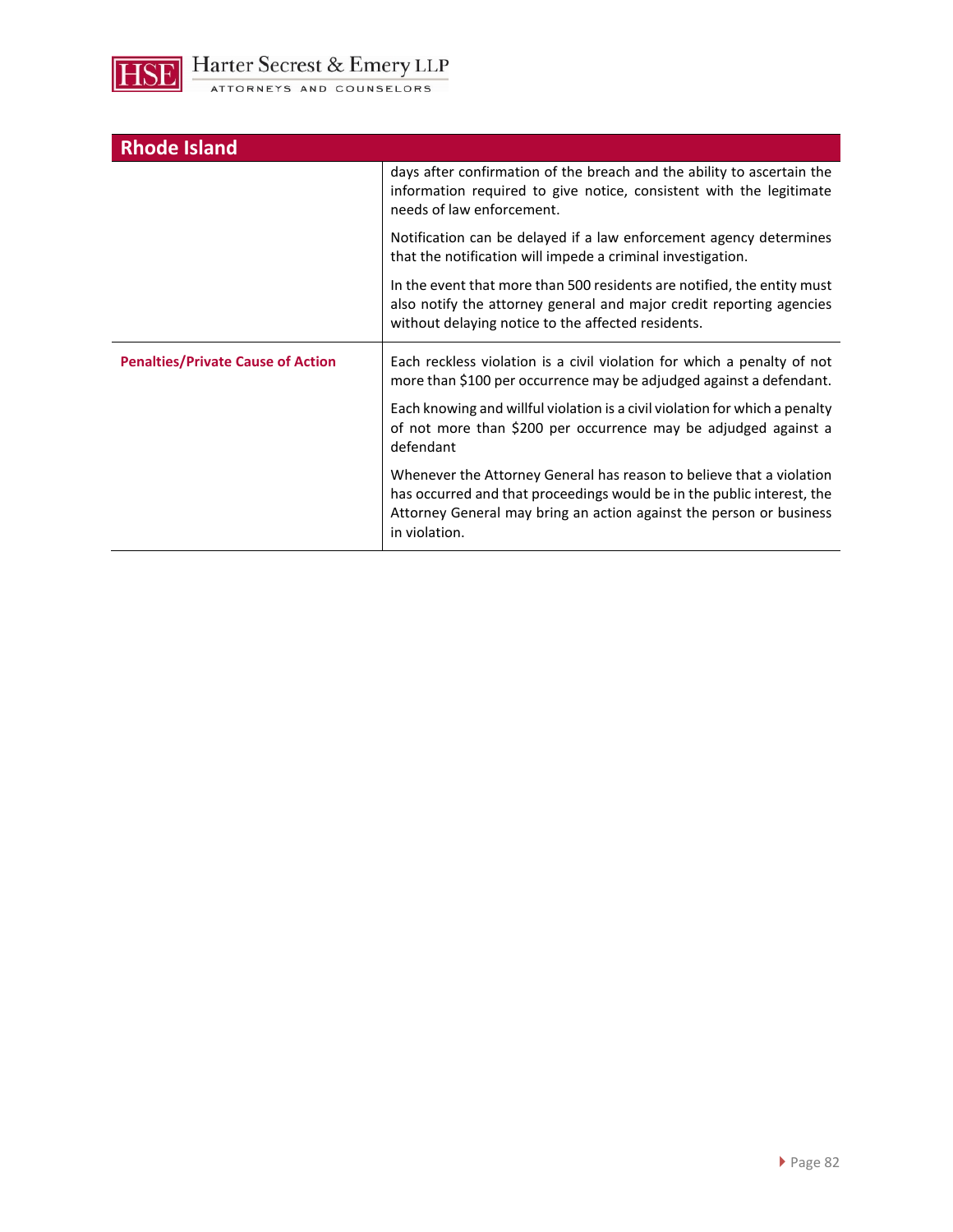## Rhode Island

| | |
|---|---|
| | days after confirmation of the breach and the ability to ascertain the information required to give notice, consistent with the legitimate needs of law enforcement.<br><br>Notification can be delayed if a law enforcement agency determines that the notification will impede a criminal investigation.<br><br>In the event that more than 500 residents are notified, the entity must also notify the attorney general and major credit reporting agencies without delaying notice to the affected residents. |
| **Penalties/Private Cause of Action** | Each reckless violation is a civil violation for which a penalty of not more than $100 per occurrence may be adjudged against a defendant.<br><br>Each knowing and willful violation is a civil violation for which a penalty of not more than $200 per occurrence may be adjudged against a defendant<br><br>Whenever the Attorney General has reason to believe that a violation has occurred and that proceedings would be in the public interest, the Attorney General may bring an action against the person or business in violation. |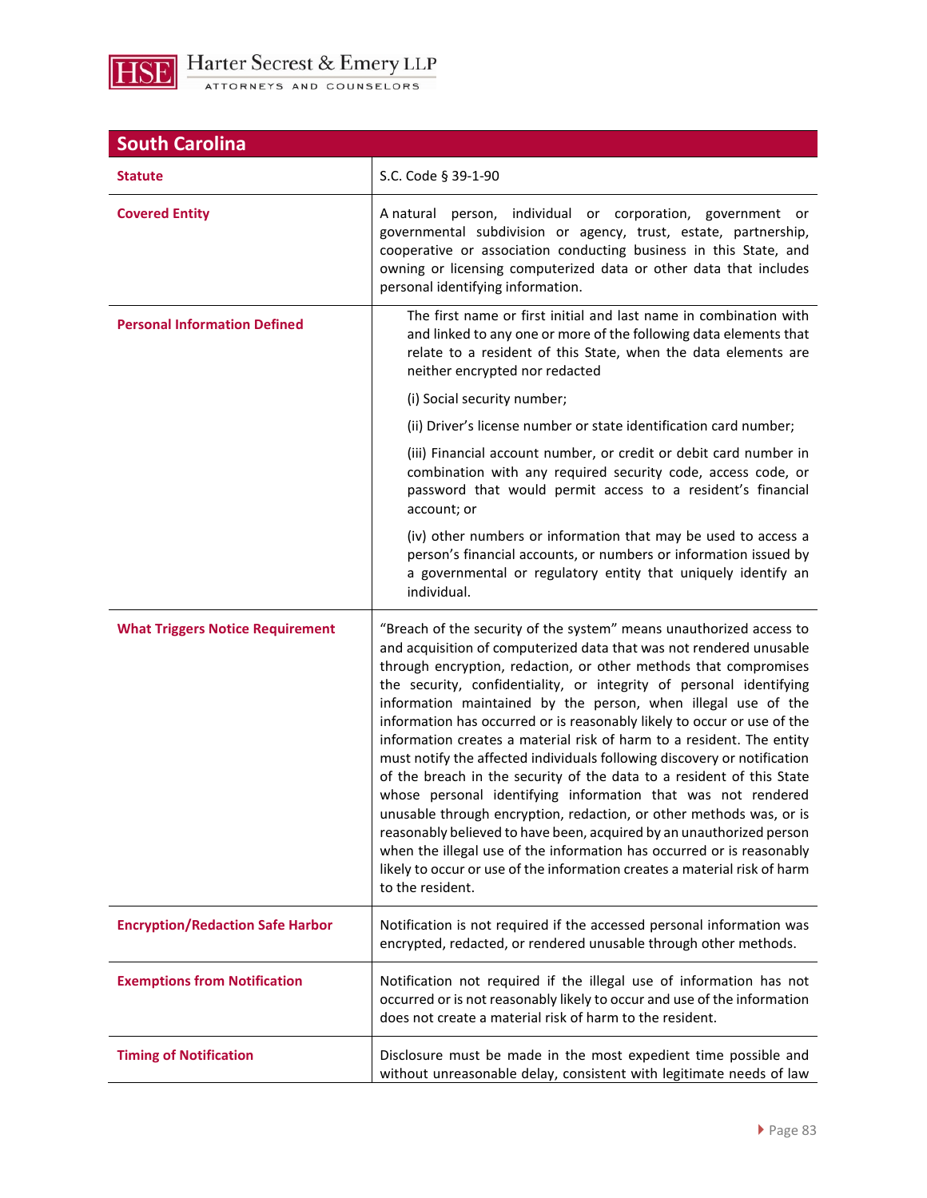## South Carolina

| | |
|---|---|
| **Statute** | S.C. Code § 39-1-90 |
| **Covered Entity** | A natural person, individual or corporation, government or governmental subdivision or agency, trust, estate, partnership, cooperative or association conducting business in this State, and owning or licensing computerized data or other data that includes personal identifying information. |
| **Personal Information Defined** | The first name or first initial and last name in combination with and linked to any one or more of the following data elements that relate to a resident of this State, when the data elements are neither encrypted nor redacted<br><br>(i) Social security number;<br><br>(ii) Driver's license number or state identification card number;<br><br>(iii) Financial account number, or credit or debit card number in combination with any required security code, access code, or password that would permit access to a resident's financial account; or<br><br>(iv) other numbers or information that may be used to access a person's financial accounts, or numbers or information issued by a governmental or regulatory entity that uniquely identify an individual. |
| **What Triggers Notice Requirement** | "Breach of the security of the system" means unauthorized access to and acquisition of computerized data that was not rendered unusable through encryption, redaction, or other methods that compromises the security, confidentiality, or integrity of personal identifying information maintained by the person, when illegal use of the information has occurred or is reasonably likely to occur or use of the information creates a material risk of harm to a resident. The entity must notify the affected individuals following discovery or notification of the breach in the security of the data to a resident of this State whose personal identifying information that was not rendered unusable through encryption, redaction, or other methods was, or is reasonably believed to have been, acquired by an unauthorized person when the illegal use of the information has occurred or is reasonably likely to occur or use of the information creates a material risk of harm to the resident. |
| **Encryption/Redaction Safe Harbor** | Notification is not required if the accessed personal information was encrypted, redacted, or rendered unusable through other methods. |
| **Exemptions from Notification** | Notification not required if the illegal use of information has not occurred or is not reasonably likely to occur and use of the information does not create a material risk of harm to the resident. |
| **Timing of Notification** | Disclosure must be made in the most expedient time possible and without unreasonable delay, consistent with legitimate needs of law |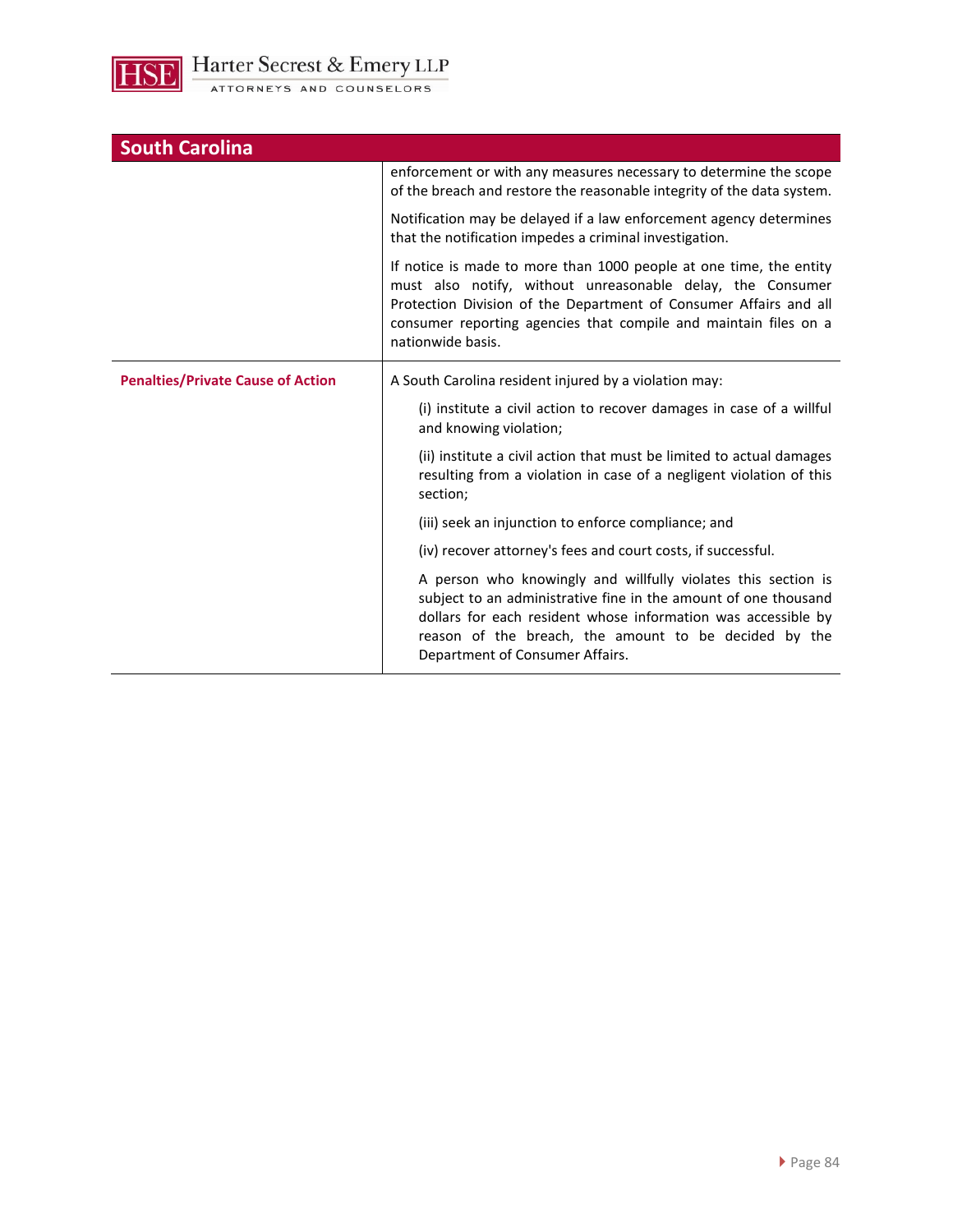| South Carolina | |
|---|---|
| | enforcement or with any measures necessary to determine the scope of the breach and restore the reasonable integrity of the data system.<br><br>Notification may be delayed if a law enforcement agency determines that the notification impedes a criminal investigation.<br><br>If notice is made to more than 1000 people at one time, the entity must also notify, without unreasonable delay, the Consumer Protection Division of the Department of Consumer Affairs and all consumer reporting agencies that compile and maintain files on a nationwide basis. |
| **Penalties/Private Cause of Action** | A South Carolina resident injured by a violation may:<br><br>(i) institute a civil action to recover damages in case of a willful and knowing violation;<br><br>(ii) institute a civil action that must be limited to actual damages resulting from a violation in case of a negligent violation of this section;<br><br>(iii) seek an injunction to enforce compliance; and<br><br>(iv) recover attorney's fees and court costs, if successful.<br><br>A person who knowingly and willfully violates this section is subject to an administrative fine in the amount of one thousand dollars for each resident whose information was accessible by reason of the breach, the amount to be decided by the Department of Consumer Affairs. |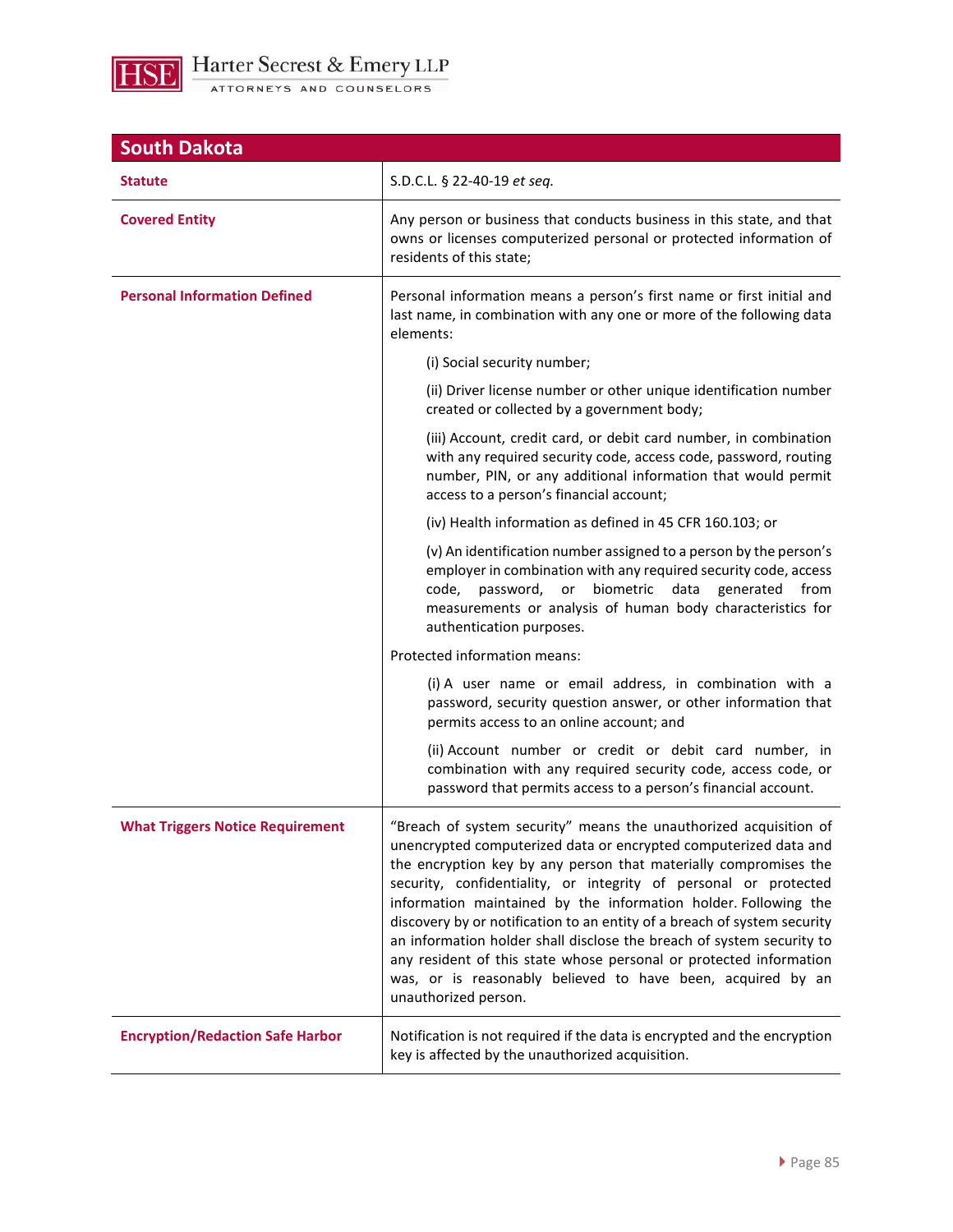## South Dakota

| | |
|---|---|
| **Statute** | S.D.C.L. § 22-40-19 *et seq.* |
| **Covered Entity** | Any person or business that conducts business in this state, and that owns or licenses computerized personal or protected information of residents of this state; |
| **Personal Information Defined** | Personal information means a person's first name or first initial and last name, in combination with any one or more of the following data elements:<br><br>(i) Social security number;<br><br>(ii) Driver license number or other unique identification number created or collected by a government body;<br><br>(iii) Account, credit card, or debit card number, in combination with any required security code, access code, password, routing number, PIN, or any additional information that would permit access to a person's financial account;<br><br>(iv) Health information as defined in 45 CFR 160.103; or<br><br>(v) An identification number assigned to a person by the person's employer in combination with any required security code, access code, password, or biometric data generated from measurements or analysis of human body characteristics for authentication purposes.<br><br>Protected information means:<br><br>(i) A user name or email address, in combination with a password, security question answer, or other information that permits access to an online account; and<br><br>(ii) Account number or credit or debit card number, in combination with any required security code, access code, or password that permits access to a person's financial account. |
| **What Triggers Notice Requirement** | "Breach of system security" means the unauthorized acquisition of unencrypted computerized data or encrypted computerized data and the encryption key by any person that materially compromises the security, confidentiality, or integrity of personal or protected information maintained by the information holder. Following the discovery by or notification to an entity of a breach of system security an information holder shall disclose the breach of system security to any resident of this state whose personal or protected information was, or is reasonably believed to have been, acquired by an unauthorized person. |
| **Encryption/Redaction Safe Harbor** | Notification is not required if the data is encrypted and the encryption key is affected by the unauthorized acquisition. |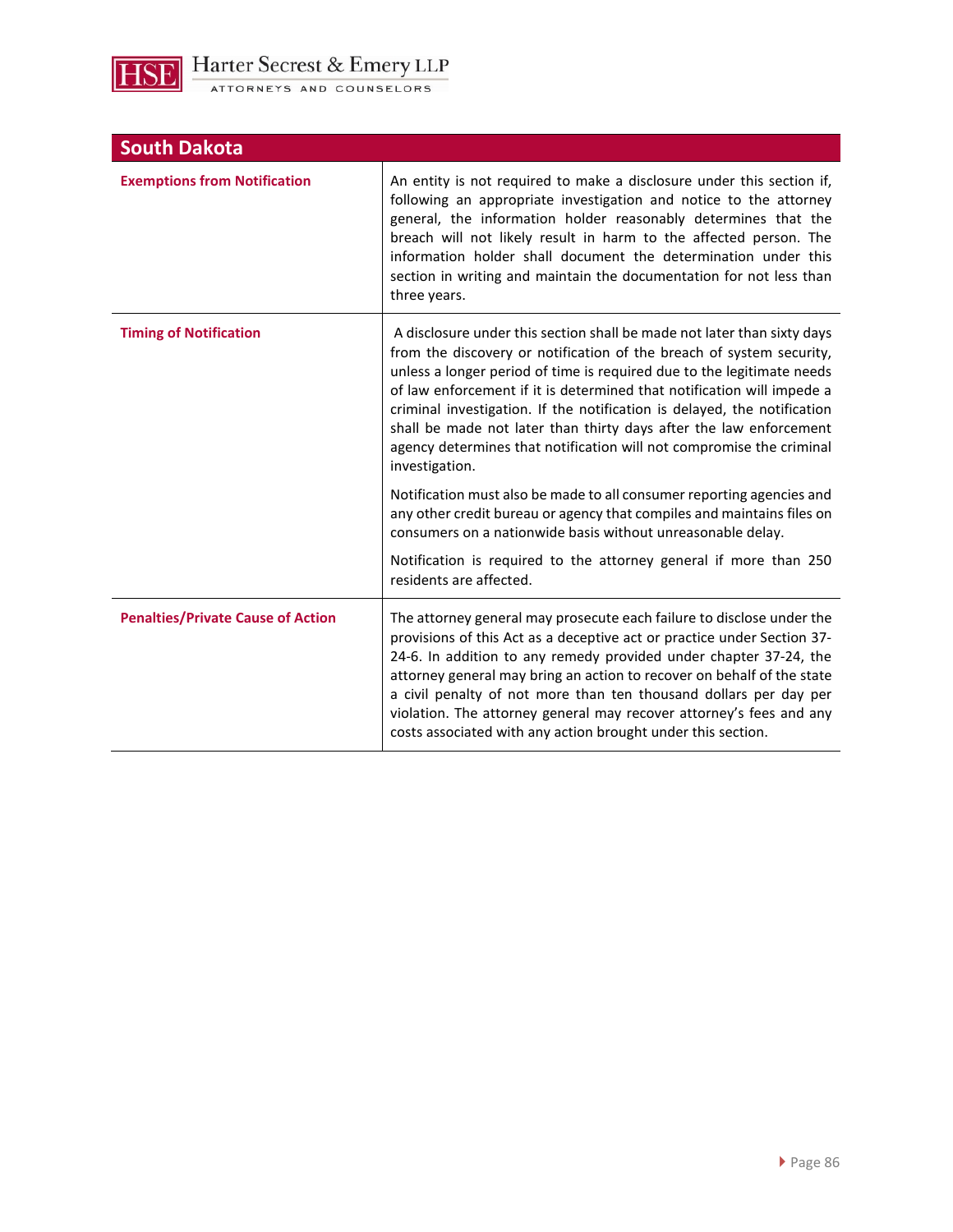| South Dakota | |
|---|---|
| **Exemptions from Notification** | An entity is not required to make a disclosure under this section if, following an appropriate investigation and notice to the attorney general, the information holder reasonably determines that the breach will not likely result in harm to the affected person. The information holder shall document the determination under this section in writing and maintain the documentation for not less than three years. |
| **Timing of Notification** | A disclosure under this section shall be made not later than sixty days from the discovery or notification of the breach of system security, unless a longer period of time is required due to the legitimate needs of law enforcement if it is determined that notification will impede a criminal investigation. If the notification is delayed, the notification shall be made not later than thirty days after the law enforcement agency determines that notification will not compromise the criminal investigation.<br><br>Notification must also be made to all consumer reporting agencies and any other credit bureau or agency that compiles and maintains files on consumers on a nationwide basis without unreasonable delay.<br><br>Notification is required to the attorney general if more than 250 residents are affected. |
| **Penalties/Private Cause of Action** | The attorney general may prosecute each failure to disclose under the provisions of this Act as a deceptive act or practice under Section 37-24-6. In addition to any remedy provided under chapter 37-24, the attorney general may bring an action to recover on behalf of the state a civil penalty of not more than ten thousand dollars per day per violation. The attorney general may recover attorney's fees and any costs associated with any action brought under this section. |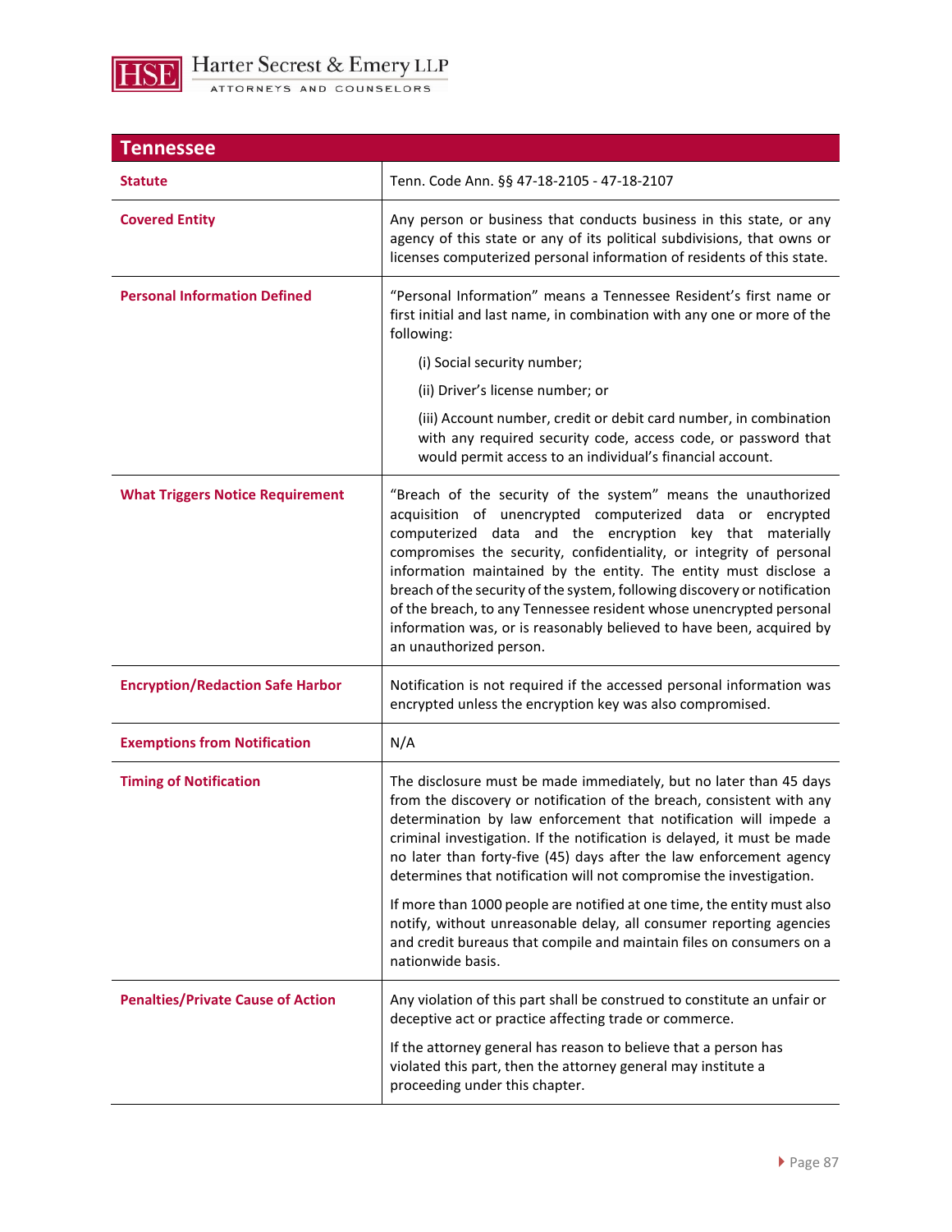| Tennessee | |
|---|---|
| **Statute** | Tenn. Code Ann. §§ 47-18-2105 - 47-18-2107 |
| **Covered Entity** | Any person or business that conducts business in this state, or any agency of this state or any of its political subdivisions, that owns or licenses computerized personal information of residents of this state. |
| **Personal Information Defined** | "Personal Information" means a Tennessee Resident's first name or first initial and last name, in combination with any one or more of the following:<br><br>(i) Social security number;<br><br>(ii) Driver's license number; or<br><br>(iii) Account number, credit or debit card number, in combination with any required security code, access code, or password that would permit access to an individual's financial account. |
| **What Triggers Notice Requirement** | "Breach of the security of the system" means the unauthorized acquisition of unencrypted computerized data or encrypted computerized data and the encryption key that materially compromises the security, confidentiality, or integrity of personal information maintained by the entity. The entity must disclose a breach of the security of the system, following discovery or notification of the breach, to any Tennessee resident whose unencrypted personal information was, or is reasonably believed to have been, acquired by an unauthorized person. |
| **Encryption/Redaction Safe Harbor** | Notification is not required if the accessed personal information was encrypted unless the encryption key was also compromised. |
| **Exemptions from Notification** | N/A |
| **Timing of Notification** | The disclosure must be made immediately, but no later than 45 days from the discovery or notification of the breach, consistent with any determination by law enforcement that notification will impede a criminal investigation. If the notification is delayed, it must be made no later than forty-five (45) days after the law enforcement agency determines that notification will not compromise the investigation.<br><br>If more than 1000 people are notified at one time, the entity must also notify, without unreasonable delay, all consumer reporting agencies and credit bureaus that compile and maintain files on consumers on a nationwide basis. |
| **Penalties/Private Cause of Action** | Any violation of this part shall be construed to constitute an unfair or deceptive act or practice affecting trade or commerce.<br><br>If the attorney general has reason to believe that a person has violated this part, then the attorney general may institute a proceeding under this chapter. |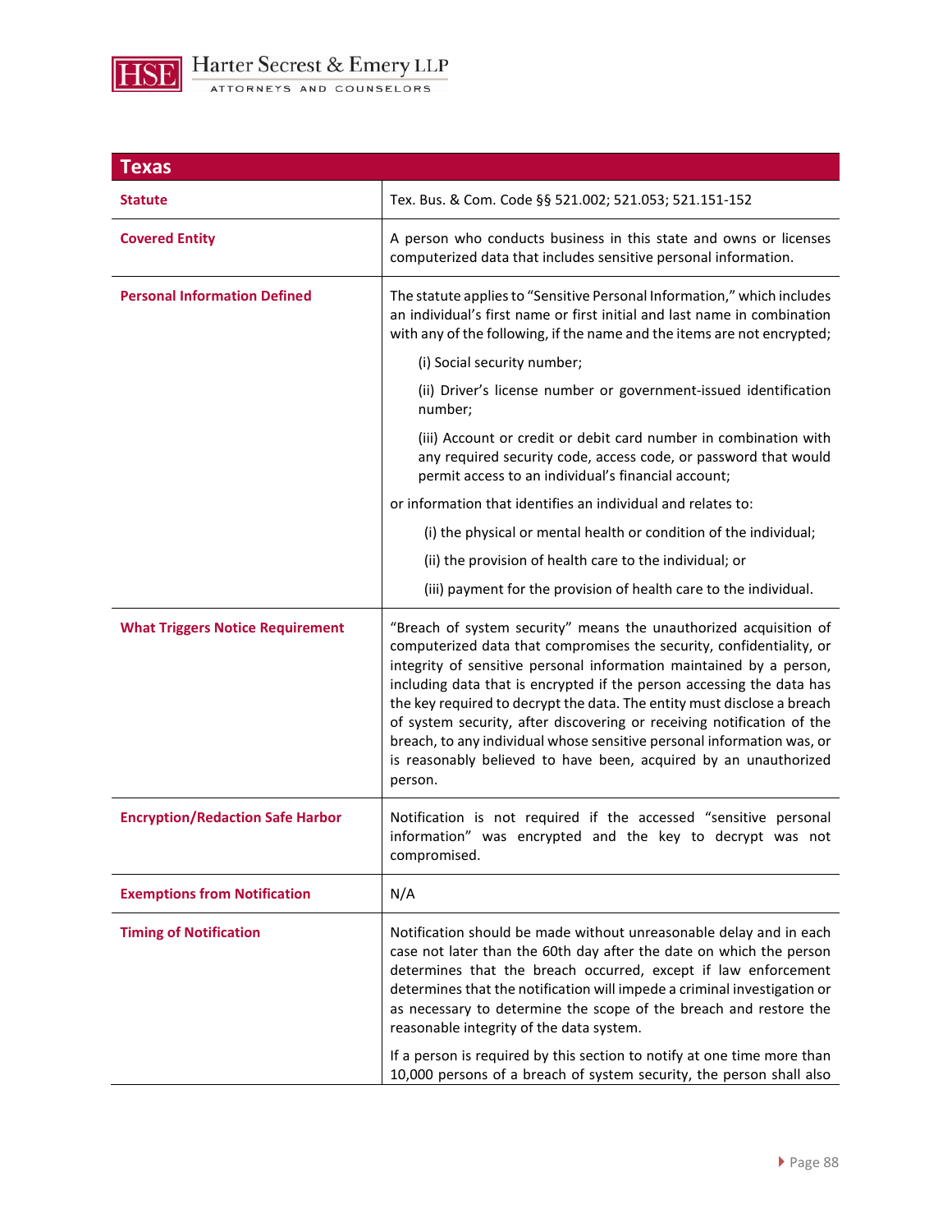| Texas | |
|---|---|
| **Statute** | Tex. Bus. & Com. Code §§ 521.002; 521.053; 521.151-152 |
| **Covered Entity** | A person who conducts business in this state and owns or licenses computerized data that includes sensitive personal information. |
| **Personal Information Defined** | The statute applies to "Sensitive Personal Information," which includes an individual's first name or first initial and last name in combination with any of the following, if the name and the items are not encrypted;<br><br>(i) Social security number;<br><br>(ii) Driver's license number or government-issued identification number;<br><br>(iii) Account or credit or debit card number in combination with any required security code, access code, or password that would permit access to an individual's financial account;<br><br>or information that identifies an individual and relates to:<br><br>(i) the physical or mental health or condition of the individual;<br><br>(ii) the provision of health care to the individual; or<br><br>(iii) payment for the provision of health care to the individual. |
| **What Triggers Notice Requirement** | "Breach of system security" means the unauthorized acquisition of computerized data that compromises the security, confidentiality, or integrity of sensitive personal information maintained by a person, including data that is encrypted if the person accessing the data has the key required to decrypt the data. The entity must disclose a breach of system security, after discovering or receiving notification of the breach, to any individual whose sensitive personal information was, or is reasonably believed to have been, acquired by an unauthorized person. |
| **Encryption/Redaction Safe Harbor** | Notification is not required if the accessed "sensitive personal information" was encrypted and the key to decrypt was not compromised. |
| **Exemptions from Notification** | N/A |
| **Timing of Notification** | Notification should be made without unreasonable delay and in each case not later than the 60th day after the date on which the person determines that the breach occurred, except if law enforcement determines that the notification will impede a criminal investigation or as necessary to determine the scope of the breach and restore the reasonable integrity of the data system.<br><br>If a person is required by this section to notify at one time more than 10,000 persons of a breach of system security, the person shall also |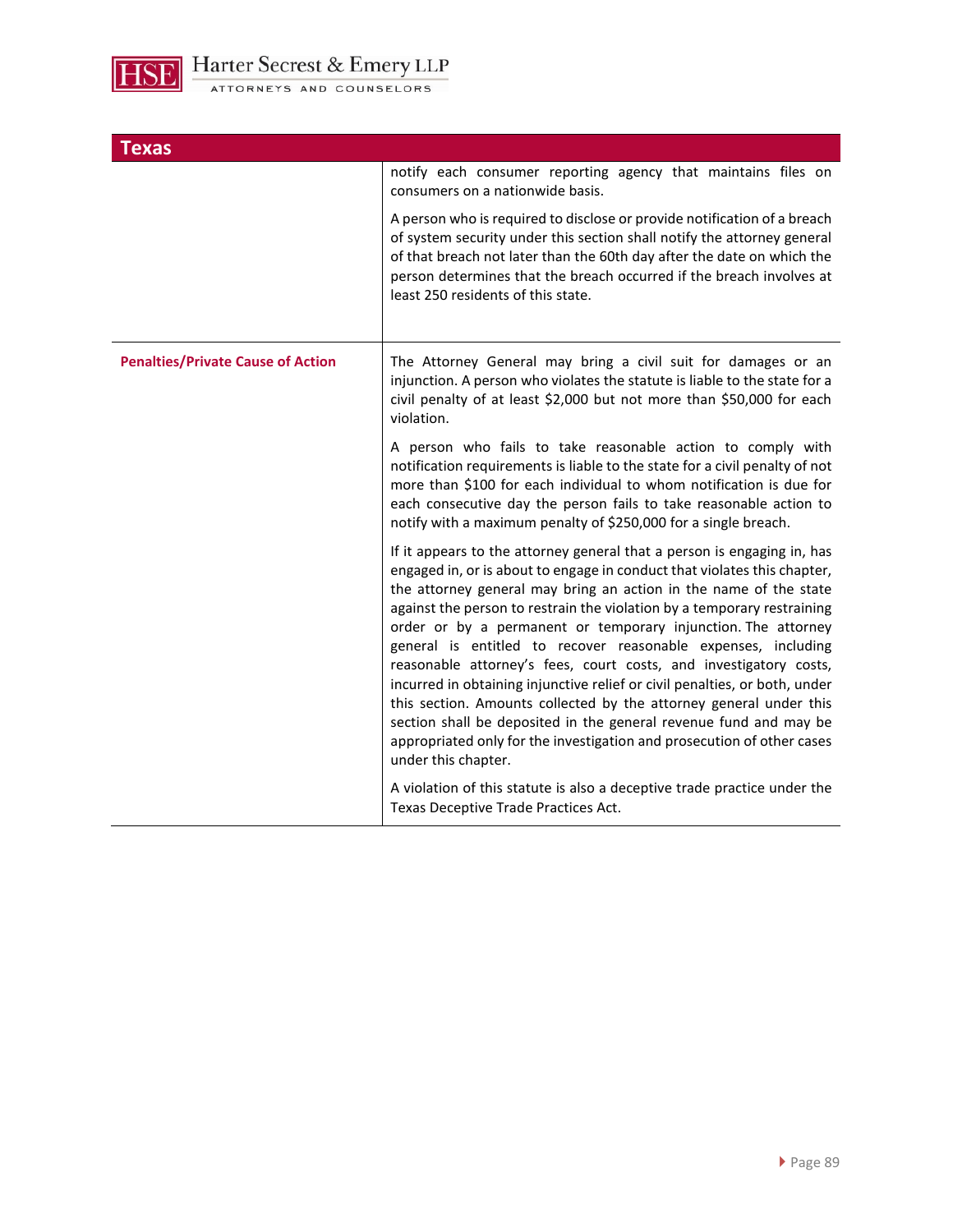| Texas | |
|---|---|
| | notify each consumer reporting agency that maintains files on consumers on a nationwide basis.<br><br>A person who is required to disclose or provide notification of a breach of system security under this section shall notify the attorney general of that breach not later than the 60th day after the date on which the person determines that the breach occurred if the breach involves at least 250 residents of this state. |
| **Penalties/Private Cause of Action** | The Attorney General may bring a civil suit for damages or an injunction. A person who violates the statute is liable to the state for a civil penalty of at least $2,000 but not more than $50,000 for each violation.<br><br>A person who fails to take reasonable action to comply with notification requirements is liable to the state for a civil penalty of not more than $100 for each individual to whom notification is due for each consecutive day the person fails to take reasonable action to notify with a maximum penalty of $250,000 for a single breach.<br><br>If it appears to the attorney general that a person is engaging in, has engaged in, or is about to engage in conduct that violates this chapter, the attorney general may bring an action in the name of the state against the person to restrain the violation by a temporary restraining order or by a permanent or temporary injunction. The attorney general is entitled to recover reasonable expenses, including reasonable attorney's fees, court costs, and investigatory costs, incurred in obtaining injunctive relief or civil penalties, or both, under this section. Amounts collected by the attorney general under this section shall be deposited in the general revenue fund and may be appropriated only for the investigation and prosecution of other cases under this chapter.<br><br>A violation of this statute is also a deceptive trade practice under the Texas Deceptive Trade Practices Act. |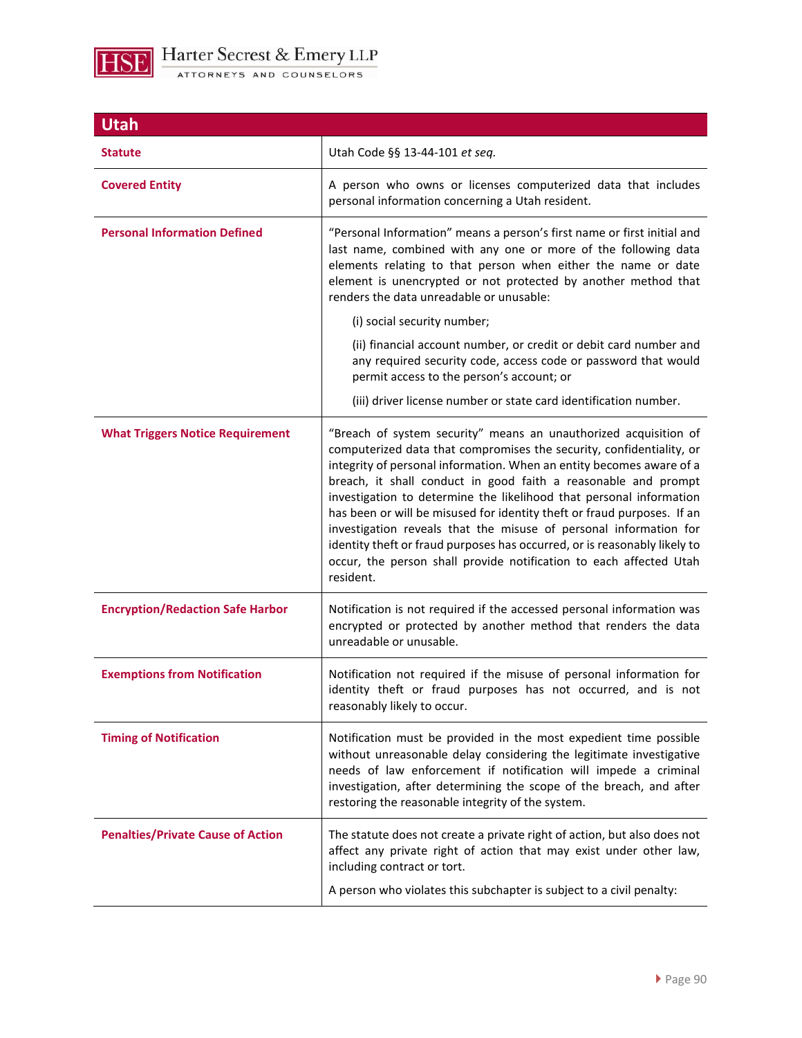| Utah | |
|---|---|
| **Statute** | Utah Code §§ 13-44-101 *et seq.* |
| **Covered Entity** | A person who owns or licenses computerized data that includes personal information concerning a Utah resident. |
| **Personal Information Defined** | "Personal Information" means a person's first name or first initial and last name, combined with any one or more of the following data elements relating to that person when either the name or date element is unencrypted or not protected by another method that renders the data unreadable or unusable:<br><br>(i) social security number;<br><br>(ii) financial account number, or credit or debit card number and any required security code, access code or password that would permit access to the person's account; or<br><br>(iii) driver license number or state card identification number. |
| **What Triggers Notice Requirement** | "Breach of system security" means an unauthorized acquisition of computerized data that compromises the security, confidentiality, or integrity of personal information. When an entity becomes aware of a breach, it shall conduct in good faith a reasonable and prompt investigation to determine the likelihood that personal information has been or will be misused for identity theft or fraud purposes. If an investigation reveals that the misuse of personal information for identity theft or fraud purposes has occurred, or is reasonably likely to occur, the person shall provide notification to each affected Utah resident. |
| **Encryption/Redaction Safe Harbor** | Notification is not required if the accessed personal information was encrypted or protected by another method that renders the data unreadable or unusable. |
| **Exemptions from Notification** | Notification not required if the misuse of personal information for identity theft or fraud purposes has not occurred, and is not reasonably likely to occur. |
| **Timing of Notification** | Notification must be provided in the most expedient time possible without unreasonable delay considering the legitimate investigative needs of law enforcement if notification will impede a criminal investigation, after determining the scope of the breach, and after restoring the reasonable integrity of the system. |
| **Penalties/Private Cause of Action** | The statute does not create a private right of action, but also does not affect any private right of action that may exist under other law, including contract or tort.<br><br>A person who violates this subchapter is subject to a civil penalty: |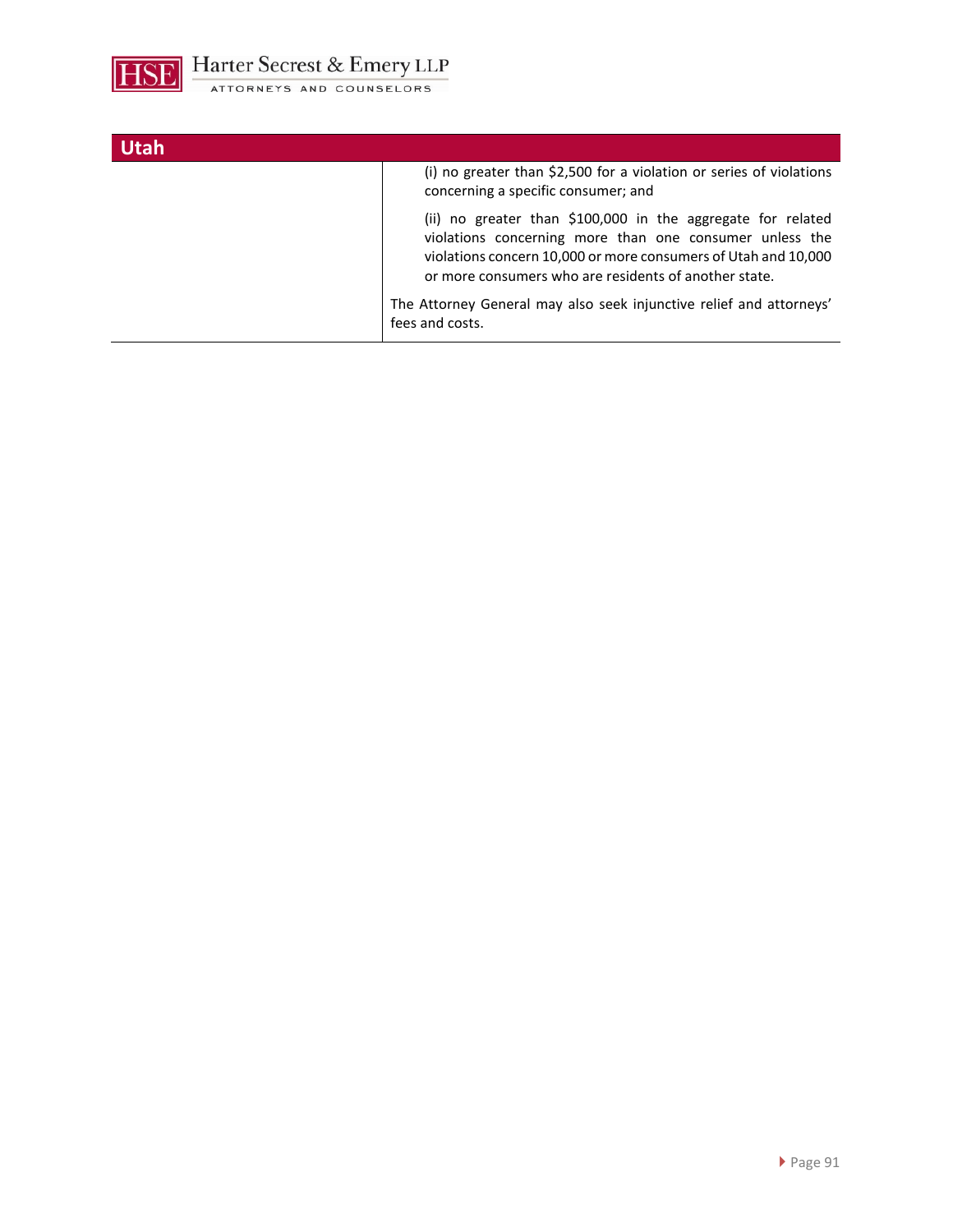| Utah | |
|---|---|
| | (i) no greater than $2,500 for a violation or series of violations concerning a specific consumer; and<br><br>(ii) no greater than $100,000 in the aggregate for related violations concerning more than one consumer unless the violations concern 10,000 or more consumers of Utah and 10,000 or more consumers who are residents of another state.<br><br>The Attorney General may also seek injunctive relief and attorneys' fees and costs. |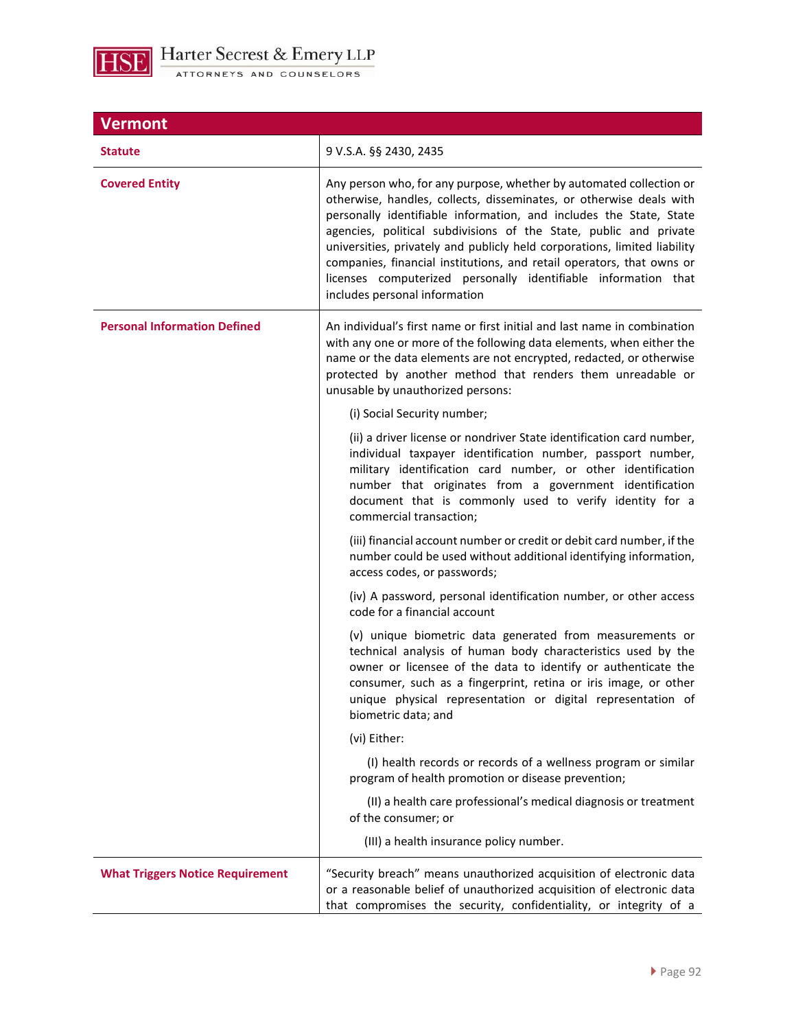| Vermont | |
|---|---|
| **Statute** | 9 V.S.A. §§ 2430, 2435 |
| **Covered Entity** | Any person who, for any purpose, whether by automated collection or otherwise, handles, collects, disseminates, or otherwise deals with personally identifiable information, and includes the State, State agencies, political subdivisions of the State, public and private universities, privately and publicly held corporations, limited liability companies, financial institutions, and retail operators, that owns or licenses computerized personally identifiable information that includes personal information |
| **Personal Information Defined** | An individual's first name or first initial and last name in combination with any one or more of the following data elements, when either the name or the data elements are not encrypted, redacted, or otherwise protected by another method that renders them unreadable or unusable by unauthorized persons:<br><br>(i) Social Security number;<br><br>(ii) a driver license or nondriver State identification card number, individual taxpayer identification number, passport number, military identification card number, or other identification number that originates from a government identification document that is commonly used to verify identity for a commercial transaction;<br><br>(iii) financial account number or credit or debit card number, if the number could be used without additional identifying information, access codes, or passwords;<br><br>(iv) A password, personal identification number, or other access code for a financial account<br><br>(v) unique biometric data generated from measurements or technical analysis of human body characteristics used by the owner or licensee of the data to identify or authenticate the consumer, such as a fingerprint, retina or iris image, or other unique physical representation or digital representation of biometric data; and<br><br>(vi) Either:<br><br>(I) health records or records of a wellness program or similar program of health promotion or disease prevention;<br><br>(II) a health care professional's medical diagnosis or treatment of the consumer; or<br><br>(III) a health insurance policy number. |
| **What Triggers Notice Requirement** | "Security breach" means unauthorized acquisition of electronic data or a reasonable belief of unauthorized acquisition of electronic data that compromises the security, confidentiality, or integrity of a |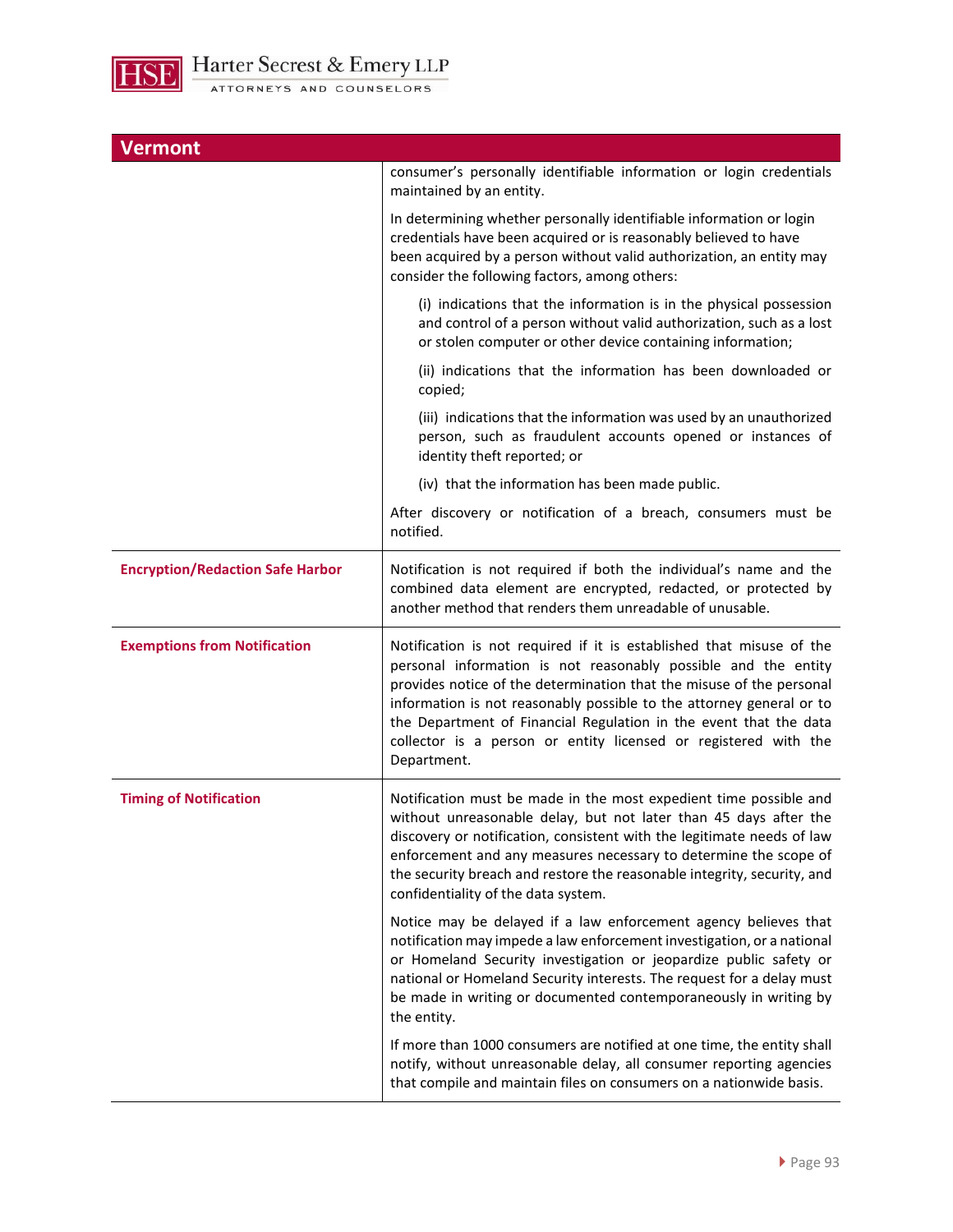## Vermont

| | |
|---|---|
| | consumer's personally identifiable information or login credentials maintained by an entity.<br><br>In determining whether personally identifiable information or login credentials have been acquired or is reasonably believed to have been acquired by a person without valid authorization, an entity may consider the following factors, among others:<br><br>(i) indications that the information is in the physical possession and control of a person without valid authorization, such as a lost or stolen computer or other device containing information;<br><br>(ii) indications that the information has been downloaded or copied;<br><br>(iii) indications that the information was used by an unauthorized person, such as fraudulent accounts opened or instances of identity theft reported; or<br><br>(iv) that the information has been made public.<br><br>After discovery or notification of a breach, consumers must be notified. |
| **Encryption/Redaction Safe Harbor** | Notification is not required if both the individual's name and the combined data element are encrypted, redacted, or protected by another method that renders them unreadable of unusable. |
| **Exemptions from Notification** | Notification is not required if it is established that misuse of the personal information is not reasonably possible and the entity provides notice of the determination that the misuse of the personal information is not reasonably possible to the attorney general or to the Department of Financial Regulation in the event that the data collector is a person or entity licensed or registered with the Department. |
| **Timing of Notification** | Notification must be made in the most expedient time possible and without unreasonable delay, but not later than 45 days after the discovery or notification, consistent with the legitimate needs of law enforcement and any measures necessary to determine the scope of the security breach and restore the reasonable integrity, security, and confidentiality of the data system.<br><br>Notice may be delayed if a law enforcement agency believes that notification may impede a law enforcement investigation, or a national or Homeland Security investigation or jeopardize public safety or national or Homeland Security interests. The request for a delay must be made in writing or documented contemporaneously in writing by the entity.<br><br>If more than 1000 consumers are notified at one time, the entity shall notify, without unreasonable delay, all consumer reporting agencies that compile and maintain files on consumers on a nationwide basis. |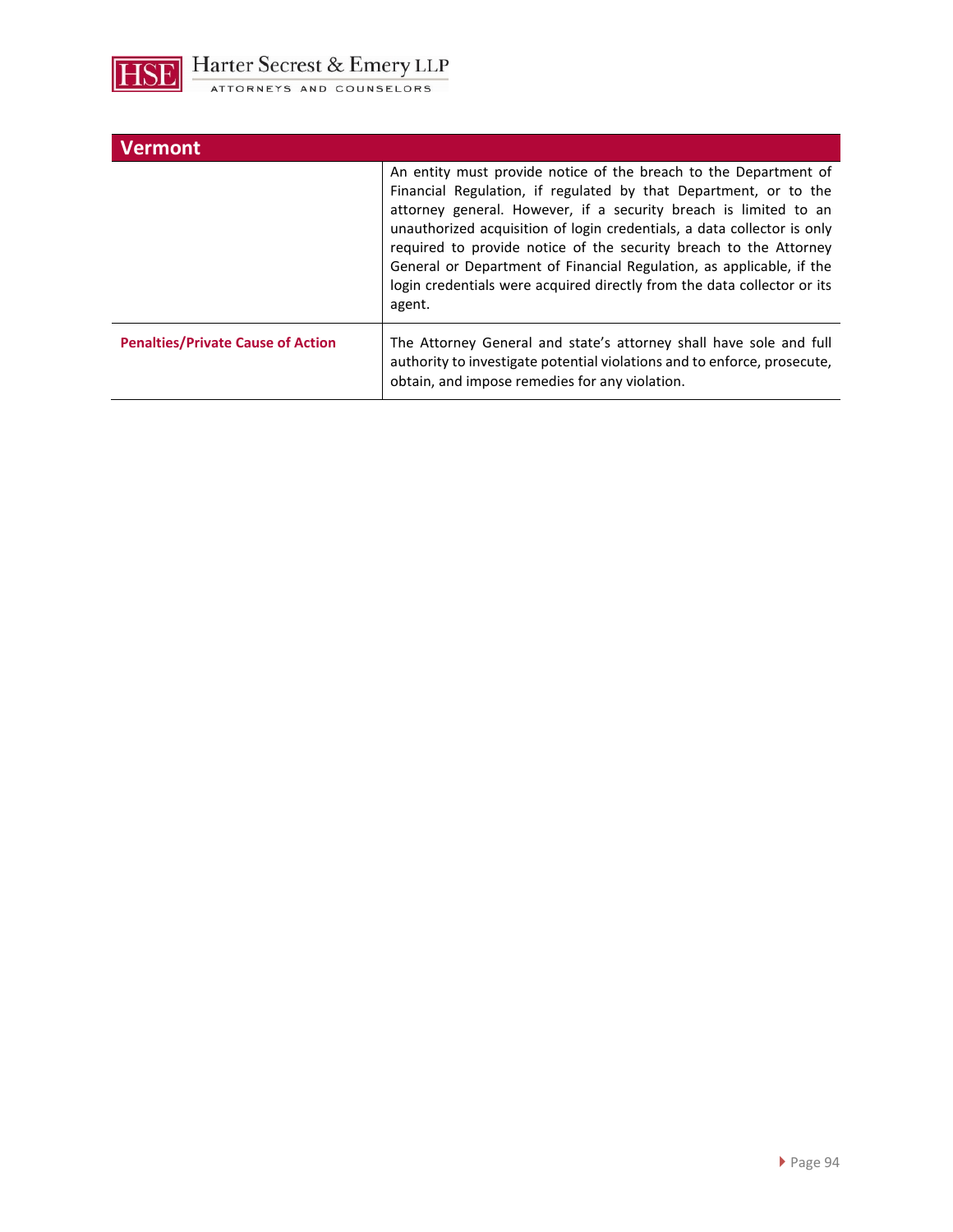| Vermont | |
|---|---|
| | An entity must provide notice of the breach to the Department of Financial Regulation, if regulated by that Department, or to the attorney general. However, if a security breach is limited to an unauthorized acquisition of login credentials, a data collector is only required to provide notice of the security breach to the Attorney General or Department of Financial Regulation, as applicable, if the login credentials were acquired directly from the data collector or its agent. |
| **Penalties/Private Cause of Action** | The Attorney General and state's attorney shall have sole and full authority to investigate potential violations and to enforce, prosecute, obtain, and impose remedies for any violation. |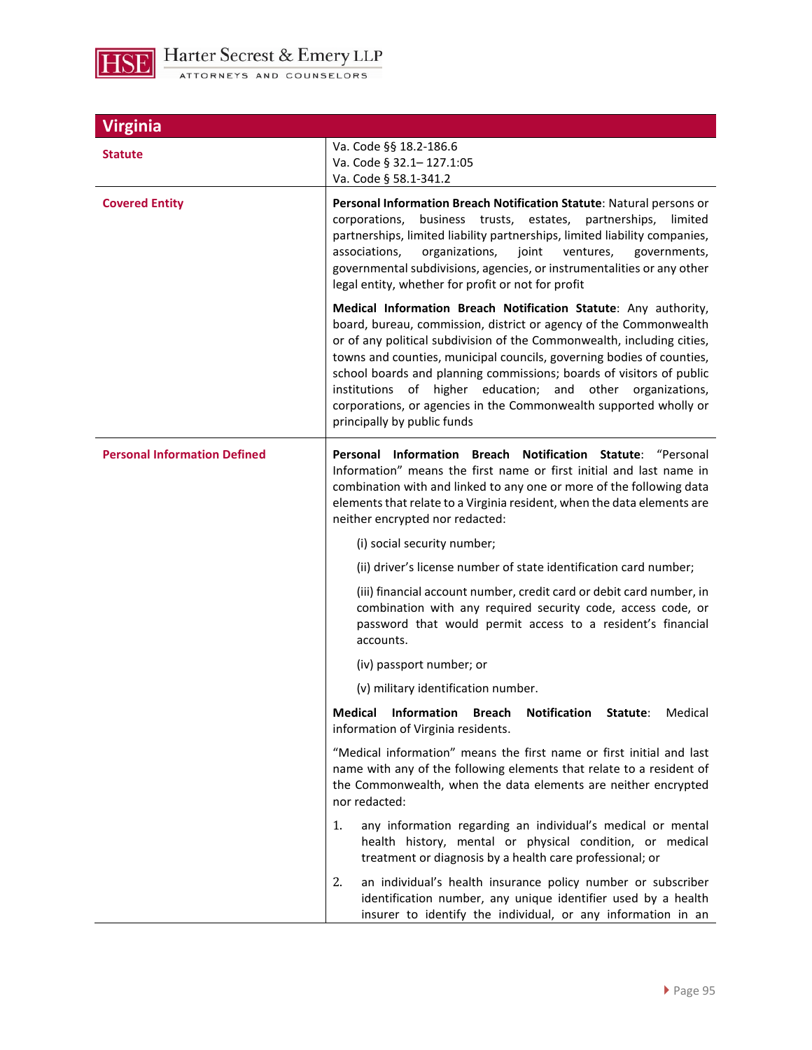| Virginia | |
|---|---|
| **Statute** | Va. Code §§ 18.2-186.6<br>Va. Code § 32.1– 127.1:05<br>Va. Code § 58.1-341.2 |
| **Covered Entity** | **Personal Information Breach Notification Statute**: Natural persons or corporations, business trusts, estates, partnerships, limited partnerships, limited liability partnerships, limited liability companies, associations, organizations, joint ventures, governments, governmental subdivisions, agencies, or instrumentalities or any other legal entity, whether for profit or not for profit<br><br>**Medical Information Breach Notification Statute**: Any authority, board, bureau, commission, district or agency of the Commonwealth or of any political subdivision of the Commonwealth, including cities, towns and counties, municipal councils, governing bodies of counties, school boards and planning commissions; boards of visitors of public institutions of higher education; and other organizations, corporations, or agencies in the Commonwealth supported wholly or principally by public funds |
| **Personal Information Defined** | **Personal Information Breach Notification Statute**: "Personal Information" means the first name or first initial and last name in combination with and linked to any one or more of the following data elements that relate to a Virginia resident, when the data elements are neither encrypted nor redacted:<br><br>(i) social security number;<br><br>(ii) driver's license number of state identification card number;<br><br>(iii) financial account number, credit card or debit card number, in combination with any required security code, access code, or password that would permit access to a resident's financial accounts.<br><br>(iv) passport number; or<br><br>(v) military identification number.<br><br>**Medical Information Breach Notification Statute**: Medical information of Virginia residents.<br><br>"Medical information" means the first name or first initial and last name with any of the following elements that relate to a resident of the Commonwealth, when the data elements are neither encrypted nor redacted:<br><br>1. any information regarding an individual's medical or mental health history, mental or physical condition, or medical treatment or diagnosis by a health care professional; or<br><br>2. an individual's health insurance policy number or subscriber identification number, any unique identifier used by a health insurer to identify the individual, or any information in an |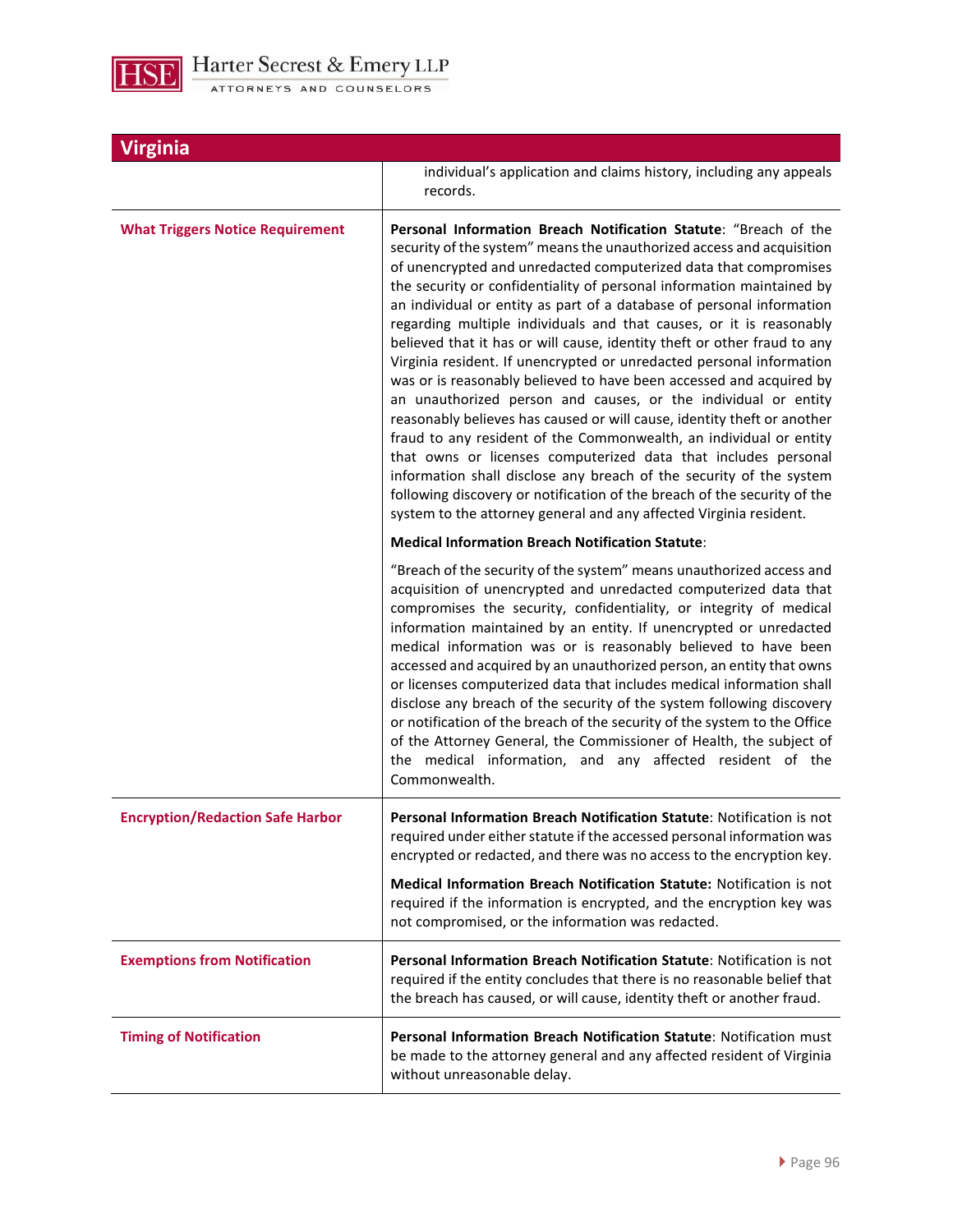## Virginia

| | |
|---|---|
| | individual's application and claims history, including any appeals records. |
| **What Triggers Notice Requirement** | **Personal Information Breach Notification Statute**: "Breach of the security of the system" means the unauthorized access and acquisition of unencrypted and unredacted computerized data that compromises the security or confidentiality of personal information maintained by an individual or entity as part of a database of personal information regarding multiple individuals and that causes, or it is reasonably believed that it has or will cause, identity theft or other fraud to any Virginia resident. If unencrypted or unredacted personal information was or is reasonably believed to have been accessed and acquired by an unauthorized person and causes, or the individual or entity reasonably believes has caused or will cause, identity theft or another fraud to any resident of the Commonwealth, an individual or entity that owns or licenses computerized data that includes personal information shall disclose any breach of the security of the system following discovery or notification of the breach of the security of the system to the attorney general and any affected Virginia resident.<br><br>**Medical Information Breach Notification Statute**:<br><br>"Breach of the security of the system" means unauthorized access and acquisition of unencrypted and unredacted computerized data that compromises the security, confidentiality, or integrity of medical information maintained by an entity. If unencrypted or unredacted medical information was or is reasonably believed to have been accessed and acquired by an unauthorized person, an entity that owns or licenses computerized data that includes medical information shall disclose any breach of the security of the system following discovery or notification of the breach of the security of the system to the Office of the Attorney General, the Commissioner of Health, the subject of the medical information, and any affected resident of the Commonwealth. |
| **Encryption/Redaction Safe Harbor** | **Personal Information Breach Notification Statute**: Notification is not required under either statute if the accessed personal information was encrypted or redacted, and there was no access to the encryption key.<br><br>**Medical Information Breach Notification Statute:** Notification is not required if the information is encrypted, and the encryption key was not compromised, or the information was redacted. |
| **Exemptions from Notification** | **Personal Information Breach Notification Statute**: Notification is not required if the entity concludes that there is no reasonable belief that the breach has caused, or will cause, identity theft or another fraud. |
| **Timing of Notification** | **Personal Information Breach Notification Statute**: Notification must be made to the attorney general and any affected resident of Virginia without unreasonable delay. |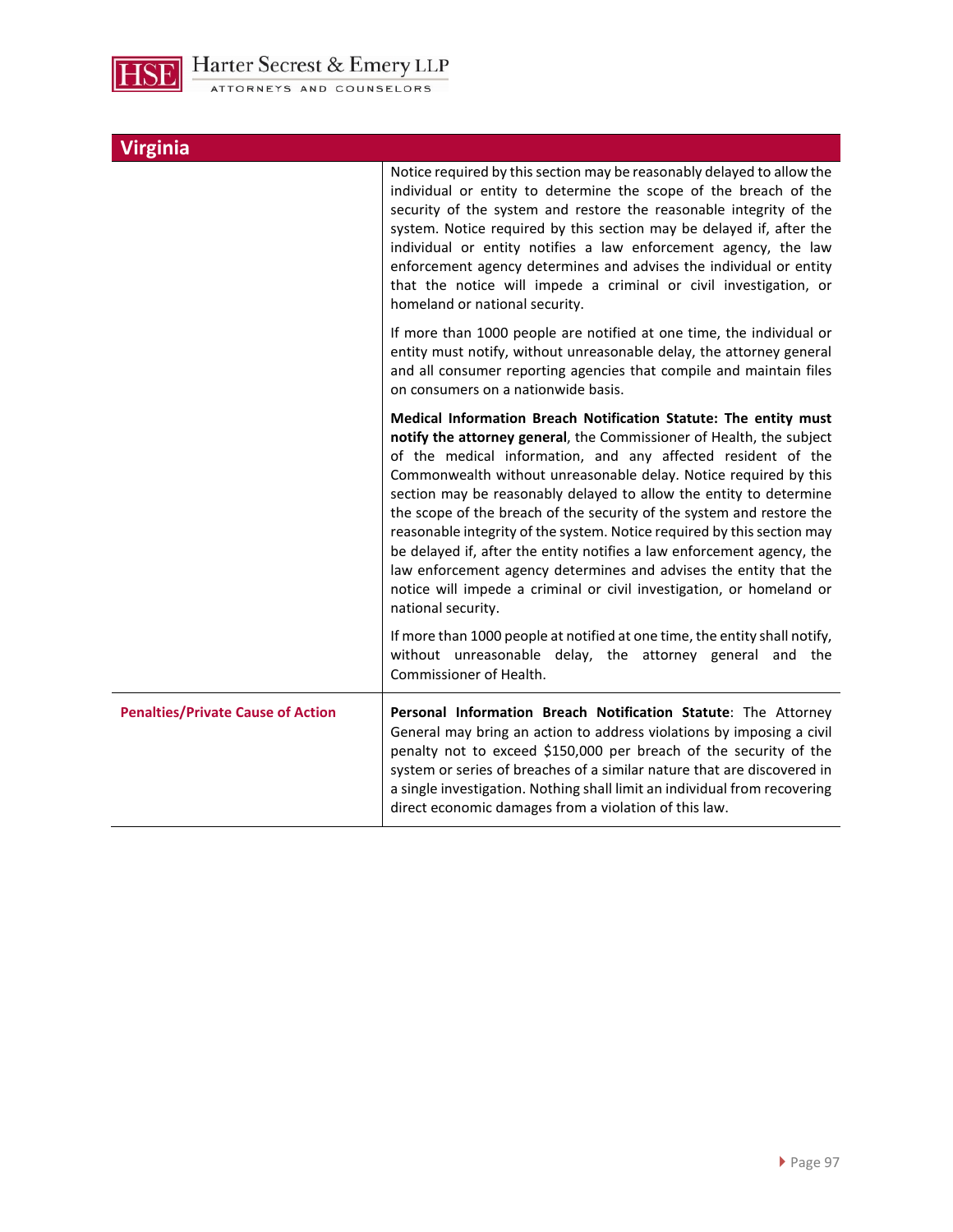| Virginia | |
|---|---|
| | Notice required by this section may be reasonably delayed to allow the individual or entity to determine the scope of the breach of the security of the system and restore the reasonable integrity of the system. Notice required by this section may be delayed if, after the individual or entity notifies a law enforcement agency, the law enforcement agency determines and advises the individual or entity that the notice will impede a criminal or civil investigation, or homeland or national security.<br><br>If more than 1000 people are notified at one time, the individual or entity must notify, without unreasonable delay, the attorney general and all consumer reporting agencies that compile and maintain files on consumers on a nationwide basis.<br><br>**Medical Information Breach Notification Statute: The entity must notify the attorney general**, the Commissioner of Health, the subject of the medical information, and any affected resident of the Commonwealth without unreasonable delay. Notice required by this section may be reasonably delayed to allow the entity to determine the scope of the breach of the security of the system and restore the reasonable integrity of the system. Notice required by this section may be delayed if, after the entity notifies a law enforcement agency, the law enforcement agency determines and advises the entity that the notice will impede a criminal or civil investigation, or homeland or national security.<br><br>If more than 1000 people at notified at one time, the entity shall notify, without unreasonable delay, the attorney general and the Commissioner of Health. |
| **Penalties/Private Cause of Action** | **Personal Information Breach Notification Statute**: The Attorney General may bring an action to address violations by imposing a civil penalty not to exceed $150,000 per breach of the security of the system or series of breaches of a similar nature that are discovered in a single investigation. Nothing shall limit an individual from recovering direct economic damages from a violation of this law. |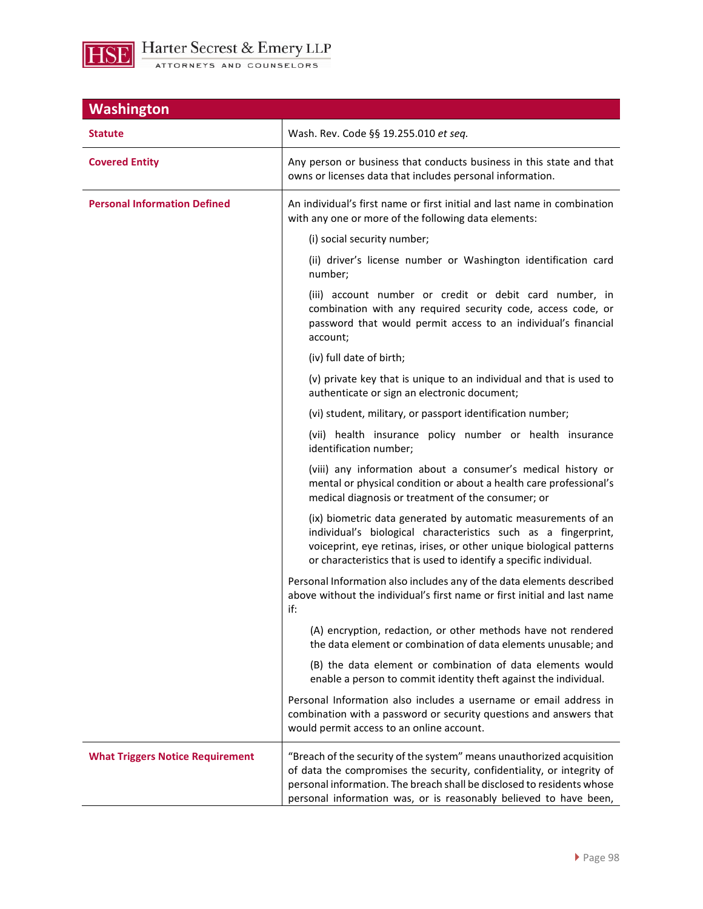| Washington | |
|---|---|
| **Statute** | Wash. Rev. Code §§ 19.255.010 *et seq.* |
| **Covered Entity** | Any person or business that conducts business in this state and that owns or licenses data that includes personal information. |
| **Personal Information Defined** | An individual's first name or first initial and last name in combination with any one or more of the following data elements:<br>(i) social security number;<br>(ii) driver's license number or Washington identification card number;<br>(iii) account number or credit or debit card number, in combination with any required security code, access code, or password that would permit access to an individual's financial account;<br>(iv) full date of birth;<br>(v) private key that is unique to an individual and that is used to authenticate or sign an electronic document;<br>(vi) student, military, or passport identification number;<br>(vii) health insurance policy number or health insurance identification number;<br>(viii) any information about a consumer's medical history or mental or physical condition or about a health care professional's medical diagnosis or treatment of the consumer; or<br>(ix) biometric data generated by automatic measurements of an individual's biological characteristics such as a fingerprint, voiceprint, eye retinas, irises, or other unique biological patterns or characteristics that is used to identify a specific individual.<br>Personal Information also includes any of the data elements described above without the individual's first name or first initial and last name if:<br>(A) encryption, redaction, or other methods have not rendered the data element or combination of data elements unusable; and<br>(B) the data element or combination of data elements would enable a person to commit identity theft against the individual.<br>Personal Information also includes a username or email address in combination with a password or security questions and answers that would permit access to an online account. |
| **What Triggers Notice Requirement** | "Breach of the security of the system" means unauthorized acquisition of data the compromises the security, confidentiality, or integrity of personal information. The breach shall be disclosed to residents whose personal information was, or is reasonably believed to have been, |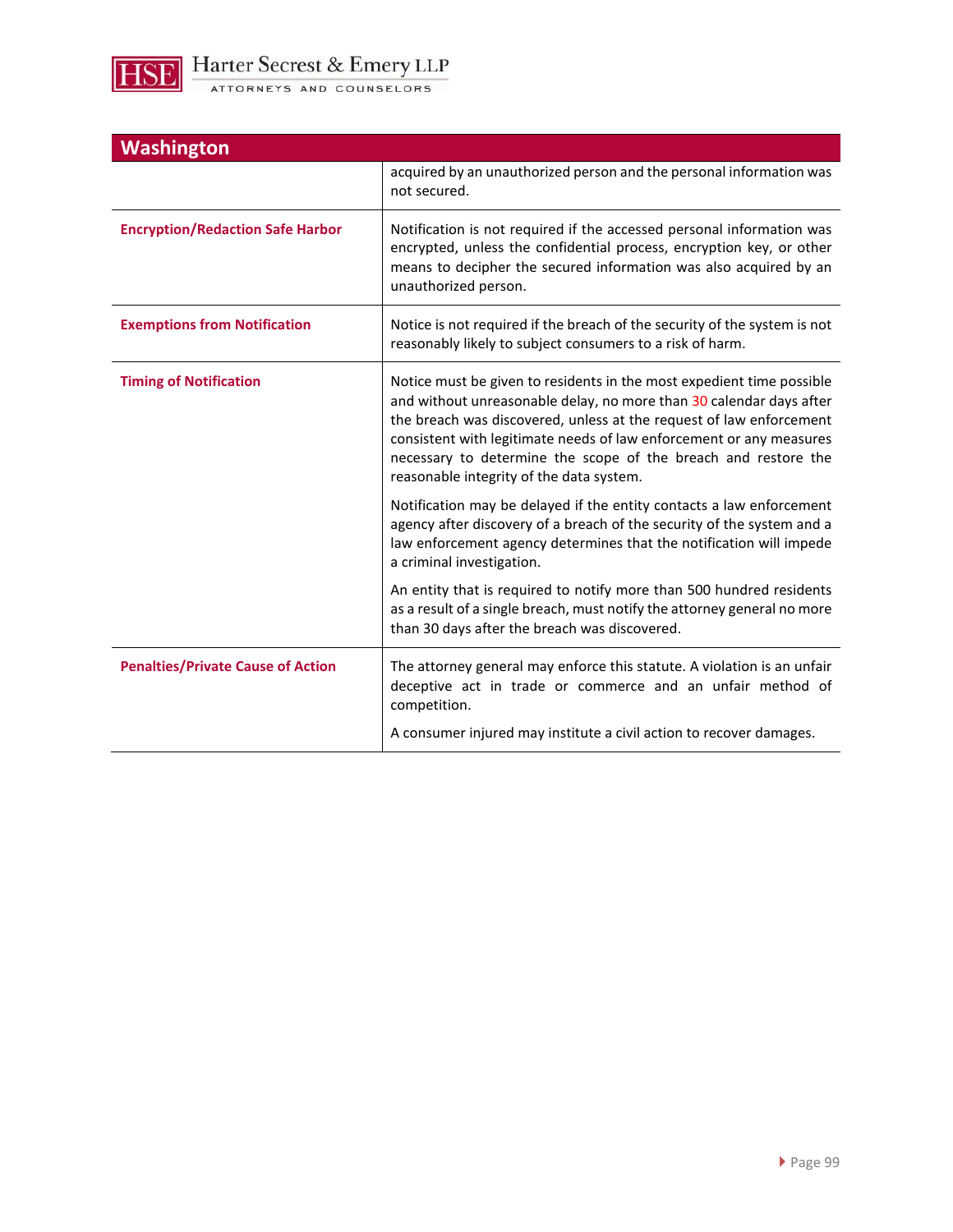## Washington

| | |
|---|---|
| | acquired by an unauthorized person and the personal information was not secured. |
| **Encryption/Redaction Safe Harbor** | Notification is not required if the accessed personal information was encrypted, unless the confidential process, encryption key, or other means to decipher the secured information was also acquired by an unauthorized person. |
| **Exemptions from Notification** | Notice is not required if the breach of the security of the system is not reasonably likely to subject consumers to a risk of harm. |
| **Timing of Notification** | Notice must be given to residents in the most expedient time possible and without unreasonable delay, no more than 30 calendar days after the breach was discovered, unless at the request of law enforcement consistent with legitimate needs of law enforcement or any measures necessary to determine the scope of the breach and restore the reasonable integrity of the data system.<br><br>Notification may be delayed if the entity contacts a law enforcement agency after discovery of a breach of the security of the system and a law enforcement agency determines that the notification will impede a criminal investigation.<br><br>An entity that is required to notify more than 500 hundred residents as a result of a single breach, must notify the attorney general no more than 30 days after the breach was discovered. |
| **Penalties/Private Cause of Action** | The attorney general may enforce this statute. A violation is an unfair deceptive act in trade or commerce and an unfair method of competition.<br><br>A consumer injured may institute a civil action to recover damages. |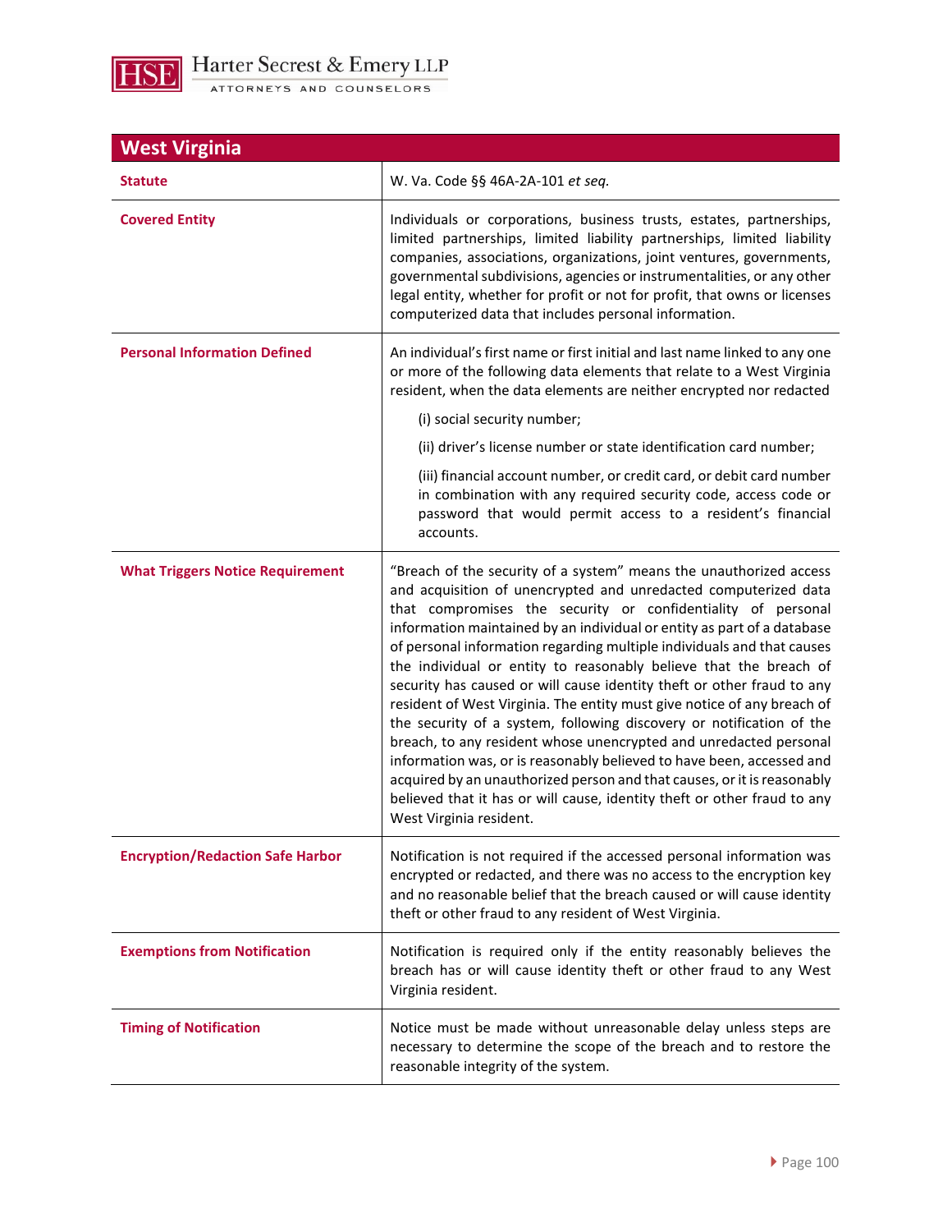## West Virginia

| | |
|---|---|
| **Statute** | W. Va. Code §§ 46A-2A-101 *et seq.* |
| **Covered Entity** | Individuals or corporations, business trusts, estates, partnerships, limited partnerships, limited liability partnerships, limited liability companies, associations, organizations, joint ventures, governments, governmental subdivisions, agencies or instrumentalities, or any other legal entity, whether for profit or not for profit, that owns or licenses computerized data that includes personal information. |
| **Personal Information Defined** | An individual's first name or first initial and last name linked to any one or more of the following data elements that relate to a West Virginia resident, when the data elements are neither encrypted nor redacted<br><br>(i) social security number;<br><br>(ii) driver's license number or state identification card number;<br><br>(iii) financial account number, or credit card, or debit card number in combination with any required security code, access code or password that would permit access to a resident's financial accounts. |
| **What Triggers Notice Requirement** | "Breach of the security of a system" means the unauthorized access and acquisition of unencrypted and unredacted computerized data that compromises the security or confidentiality of personal information maintained by an individual or entity as part of a database of personal information regarding multiple individuals and that causes the individual or entity to reasonably believe that the breach of security has caused or will cause identity theft or other fraud to any resident of West Virginia. The entity must give notice of any breach of the security of a system, following discovery or notification of the breach, to any resident whose unencrypted and unredacted personal information was, or is reasonably believed to have been, accessed and acquired by an unauthorized person and that causes, or it is reasonably believed that it has or will cause, identity theft or other fraud to any West Virginia resident. |
| **Encryption/Redaction Safe Harbor** | Notification is not required if the accessed personal information was encrypted or redacted, and there was no access to the encryption key and no reasonable belief that the breach caused or will cause identity theft or other fraud to any resident of West Virginia. |
| **Exemptions from Notification** | Notification is required only if the entity reasonably believes the breach has or will cause identity theft or other fraud to any West Virginia resident. |
| **Timing of Notification** | Notice must be made without unreasonable delay unless steps are necessary to determine the scope of the breach and to restore the reasonable integrity of the system. |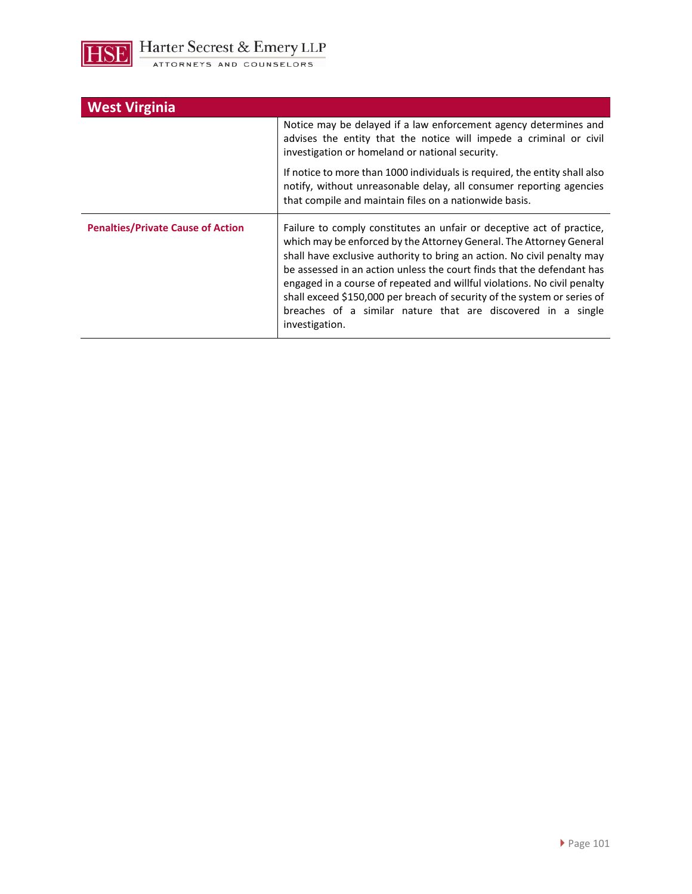## West Virginia

| | |
|---|---|
| | Notice may be delayed if a law enforcement agency determines and advises the entity that the notice will impede a criminal or civil investigation or homeland or national security.<br><br>If notice to more than 1000 individuals is required, the entity shall also notify, without unreasonable delay, all consumer reporting agencies that compile and maintain files on a nationwide basis. |
| **Penalties/Private Cause of Action** | Failure to comply constitutes an unfair or deceptive act of practice, which may be enforced by the Attorney General. The Attorney General shall have exclusive authority to bring an action. No civil penalty may be assessed in an action unless the court finds that the defendant has engaged in a course of repeated and willful violations. No civil penalty shall exceed $150,000 per breach of security of the system or series of breaches of a similar nature that are discovered in a single investigation. |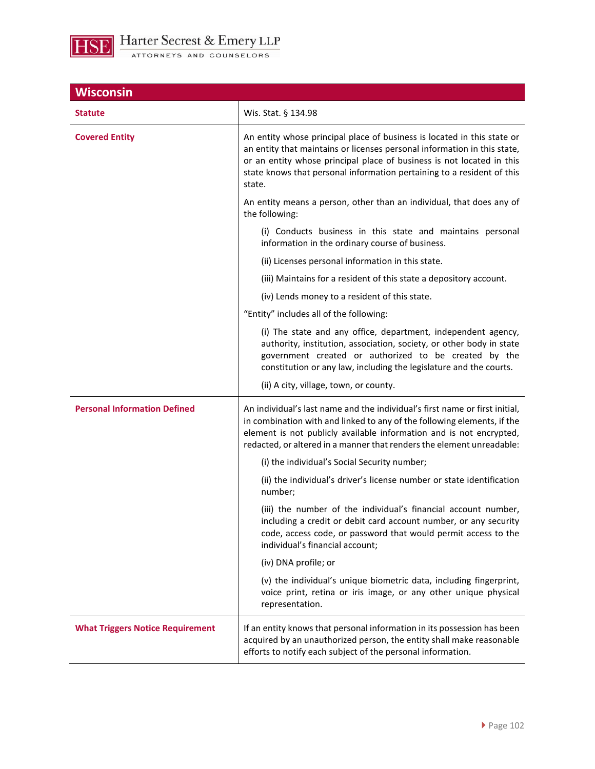## Wisconsin

| | |
|---|---|
| **Statute** | Wis. Stat. § 134.98 |
| **Covered Entity** | An entity whose principal place of business is located in this state or an entity that maintains or licenses personal information in this state, or an entity whose principal place of business is not located in this state knows that personal information pertaining to a resident of this state.<br><br>An entity means a person, other than an individual, that does any of the following:<br><br>(i) Conducts business in this state and maintains personal information in the ordinary course of business.<br><br>(ii) Licenses personal information in this state.<br><br>(iii) Maintains for a resident of this state a depository account.<br><br>(iv) Lends money to a resident of this state.<br><br>"Entity" includes all of the following:<br><br>(i) The state and any office, department, independent agency, authority, institution, association, society, or other body in state government created or authorized to be created by the constitution or any law, including the legislature and the courts.<br><br>(ii) A city, village, town, or county. |
| **Personal Information Defined** | An individual's last name and the individual's first name or first initial, in combination with and linked to any of the following elements, if the element is not publicly available information and is not encrypted, redacted, or altered in a manner that renders the element unreadable:<br><br>(i) the individual's Social Security number;<br><br>(ii) the individual's driver's license number or state identification number;<br><br>(iii) the number of the individual's financial account number, including a credit or debit card account number, or any security code, access code, or password that would permit access to the individual's financial account;<br><br>(iv) DNA profile; or<br><br>(v) the individual's unique biometric data, including fingerprint, voice print, retina or iris image, or any other unique physical representation. |
| **What Triggers Notice Requirement** | If an entity knows that personal information in its possession has been acquired by an unauthorized person, the entity shall make reasonable efforts to notify each subject of the personal information. |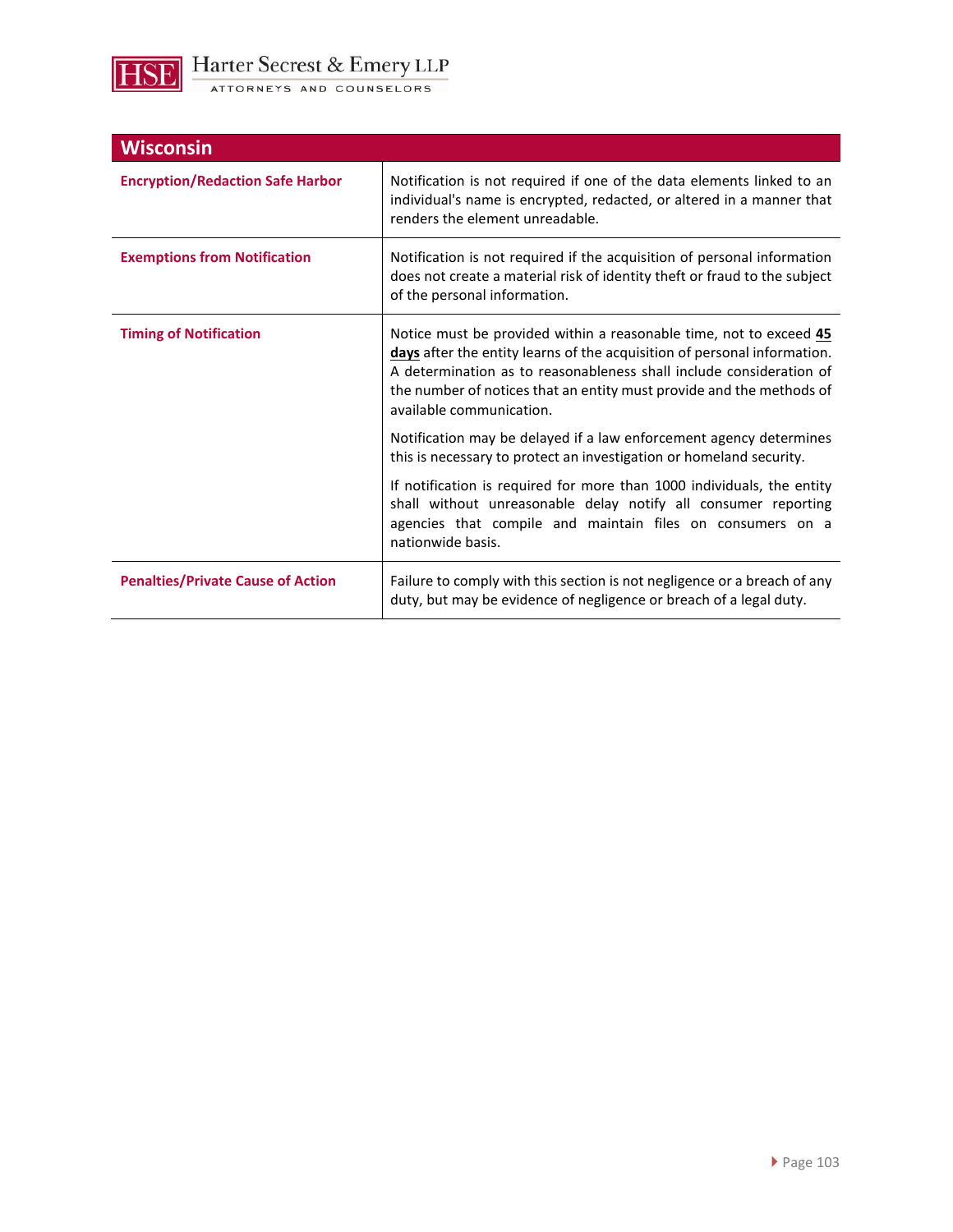| Wisconsin | |
|---|---|
| **Encryption/Redaction Safe Harbor** | Notification is not required if one of the data elements linked to an individual's name is encrypted, redacted, or altered in a manner that renders the element unreadable. |
| **Exemptions from Notification** | Notification is not required if the acquisition of personal information does not create a material risk of identity theft or fraud to the subject of the personal information. |
| **Timing of Notification** | Notice must be provided within a reasonable time, not to exceed **45 days** after the entity learns of the acquisition of personal information. A determination as to reasonableness shall include consideration of the number of notices that an entity must provide and the methods of available communication.<br><br>Notification may be delayed if a law enforcement agency determines this is necessary to protect an investigation or homeland security.<br><br>If notification is required for more than 1000 individuals, the entity shall without unreasonable delay notify all consumer reporting agencies that compile and maintain files on consumers on a nationwide basis. |
| **Penalties/Private Cause of Action** | Failure to comply with this section is not negligence or a breach of any duty, but may be evidence of negligence or breach of a legal duty. |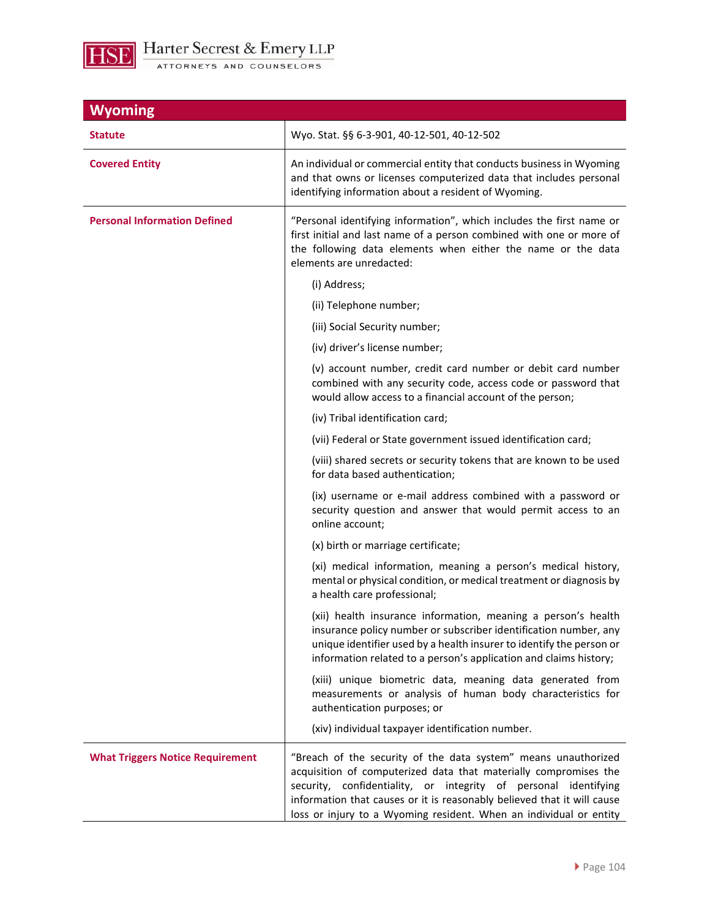## Wyoming

| Wyoming | |
|---|---|
| **Statute** | Wyo. Stat. §§ 6-3-901, 40-12-501, 40-12-502 |
| **Covered Entity** | An individual or commercial entity that conducts business in Wyoming and that owns or licenses computerized data that includes personal identifying information about a resident of Wyoming. |
| **Personal Information Defined** | "Personal identifying information", which includes the first name or first initial and last name of a person combined with one or more of the following data elements when either the name or the data elements are unredacted:<br><br>(i) Address;<br><br>(ii) Telephone number;<br><br>(iii) Social Security number;<br><br>(iv) driver's license number;<br><br>(v) account number, credit card number or debit card number combined with any security code, access code or password that would allow access to a financial account of the person;<br><br>(iv) Tribal identification card;<br><br>(vii) Federal or State government issued identification card;<br><br>(viii) shared secrets or security tokens that are known to be used for data based authentication;<br><br>(ix) username or e-mail address combined with a password or security question and answer that would permit access to an online account;<br><br>(x) birth or marriage certificate;<br><br>(xi) medical information, meaning a person's medical history, mental or physical condition, or medical treatment or diagnosis by a health care professional;<br><br>(xii) health insurance information, meaning a person's health insurance policy number or subscriber identification number, any unique identifier used by a health insurer to identify the person or information related to a person's application and claims history;<br><br>(xiii) unique biometric data, meaning data generated from measurements or analysis of human body characteristics for authentication purposes; or<br><br>(xiv) individual taxpayer identification number. |
| **What Triggers Notice Requirement** | "Breach of the security of the data system" means unauthorized acquisition of computerized data that materially compromises the security, confidentiality, or integrity of personal identifying information that causes or it is reasonably believed that it will cause loss or injury to a Wyoming resident. When an individual or entity |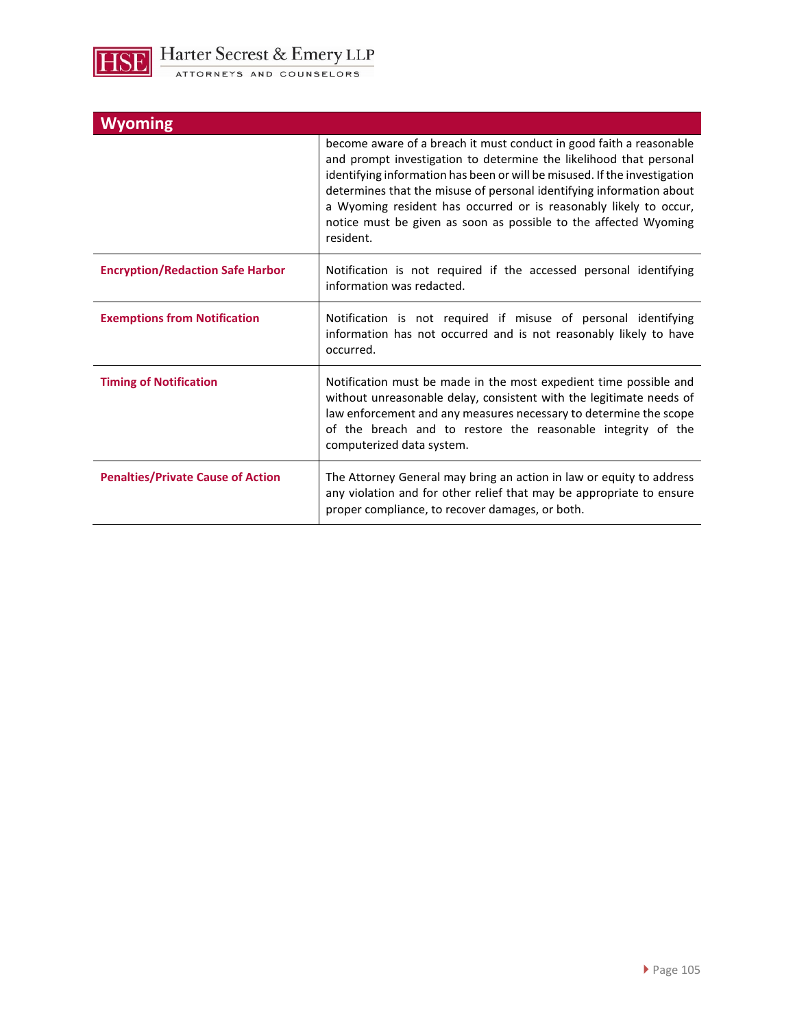## Wyoming

| | |
|---|---|
| | become aware of a breach it must conduct in good faith a reasonable and prompt investigation to determine the likelihood that personal identifying information has been or will be misused. If the investigation determines that the misuse of personal identifying information about a Wyoming resident has occurred or is reasonably likely to occur, notice must be given as soon as possible to the affected Wyoming resident. |
| **Encryption/Redaction Safe Harbor** | Notification is not required if the accessed personal identifying information was redacted. |
| **Exemptions from Notification** | Notification is not required if misuse of personal identifying information has not occurred and is not reasonably likely to have occurred. |
| **Timing of Notification** | Notification must be made in the most expedient time possible and without unreasonable delay, consistent with the legitimate needs of law enforcement and any measures necessary to determine the scope of the breach and to restore the reasonable integrity of the computerized data system. |
| **Penalties/Private Cause of Action** | The Attorney General may bring an action in law or equity to address any violation and for other relief that may be appropriate to ensure proper compliance, to recover damages, or both. |